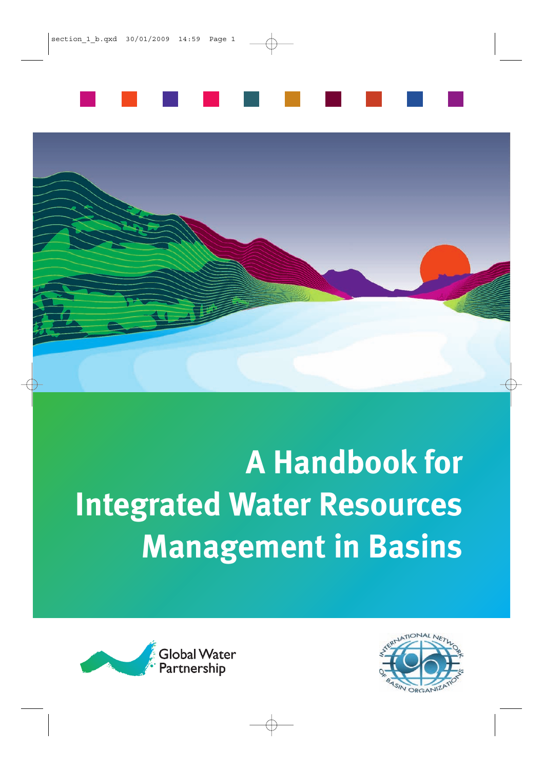# A Handbook for Integrated Water Resources Management in Basins

Global Water Partnership

International Network of Basin Organizations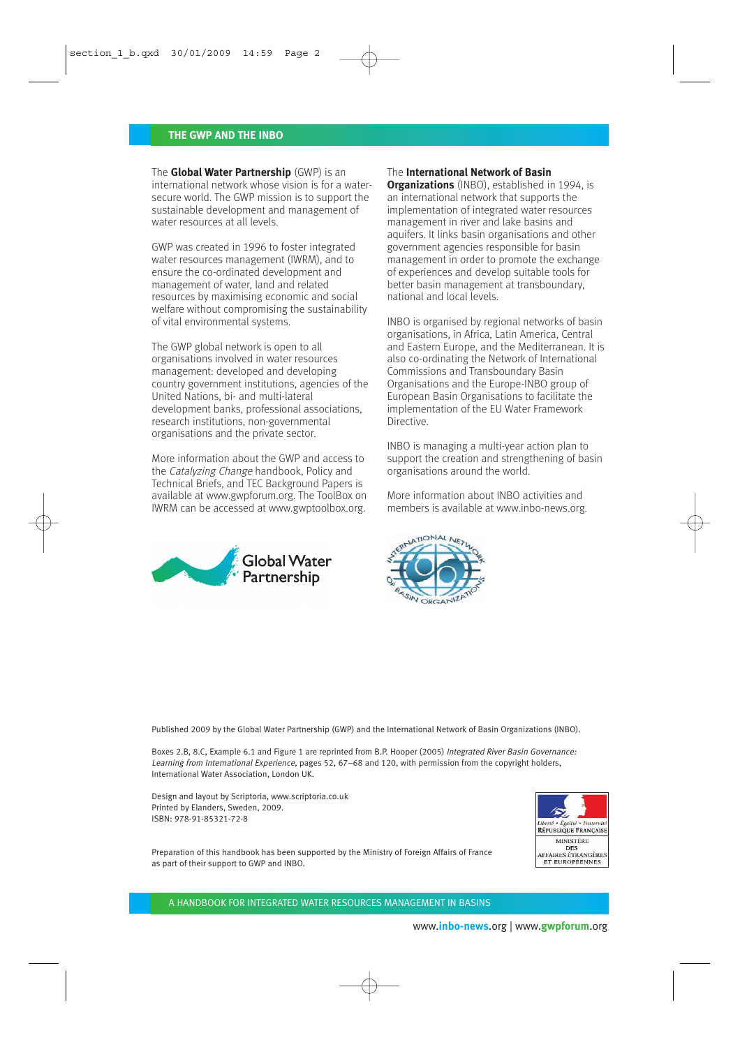## THE GWP AND THE INBO

The **Global Water Partnership** (GWP) is an international network whose vision is for a water-secure world. The GWP mission is to support the sustainable development and management of water resources at all levels.

GWP was created in 1996 to foster integrated water resources management (IWRM), and to ensure the co-ordinated development and management of water, land and related resources by maximising economic and social welfare without compromising the sustainability of vital environmental systems.

The GWP global network is open to all organisations involved in water resources management: developed and developing country government institutions, agencies of the United Nations, bi- and multi-lateral development banks, professional associations, research institutions, non-governmental organisations and the private sector.

More information about the GWP and access to the *Catalyzing Change* handbook, Policy and Technical Briefs, and TEC Background Papers is available at www.gwpforum.org. The ToolBox on IWRM can be accessed at www.gwptoolbox.org.

The **International Network of Basin Organizations** (INBO), established in 1994, is an international network that supports the implementation of integrated water resources management in river and lake basins and aquifers. It links basin organisations and other government agencies responsible for basin management in order to promote the exchange of experiences and develop suitable tools for better basin management at transboundary, national and local levels.

INBO is organised by regional networks of basin organisations, in Africa, Latin America, Central and Eastern Europe, and the Mediterranean. It is also co-ordinating the Network of International Commissions and Transboundary Basin Organisations and the Europe-INBO group of European Basin Organisations to facilitate the implementation of the EU Water Framework Directive.

INBO is managing a multi-year action plan to support the creation and strengthening of basin organisations around the world.

More information about INBO activities and members is available at www.inbo-news.org.

Global Water Partnership

International Network of Basin Organizations

Published 2009 by the Global Water Partnership (GWP) and the International Network of Basin Organizations (INBO).

Boxes 2.B, 8.C, Example 6.1 and Figure 1 are reprinted from B.P. Hooper (2005) *Integrated River Basin Governance: Learning from International Experience*, pages 52, 67–68 and 120, with permission from the copyright holders, International Water Association, London UK.

Design and layout by Scriptoria, www.scriptoria.co.uk
Printed by Elanders, Sweden, 2009.
ISBN: 978-91-85321-72-8

Preparation of this handbook has been supported by the Ministry of Foreign Affairs of France as part of their support to GWP and INBO.

Liberté • Égalité • Fraternité
RÉPUBLIQUE FRANÇAISE
MINISTÈRE DES AFFAIRES ÉTRANGÈRES ET EUROPÉENNES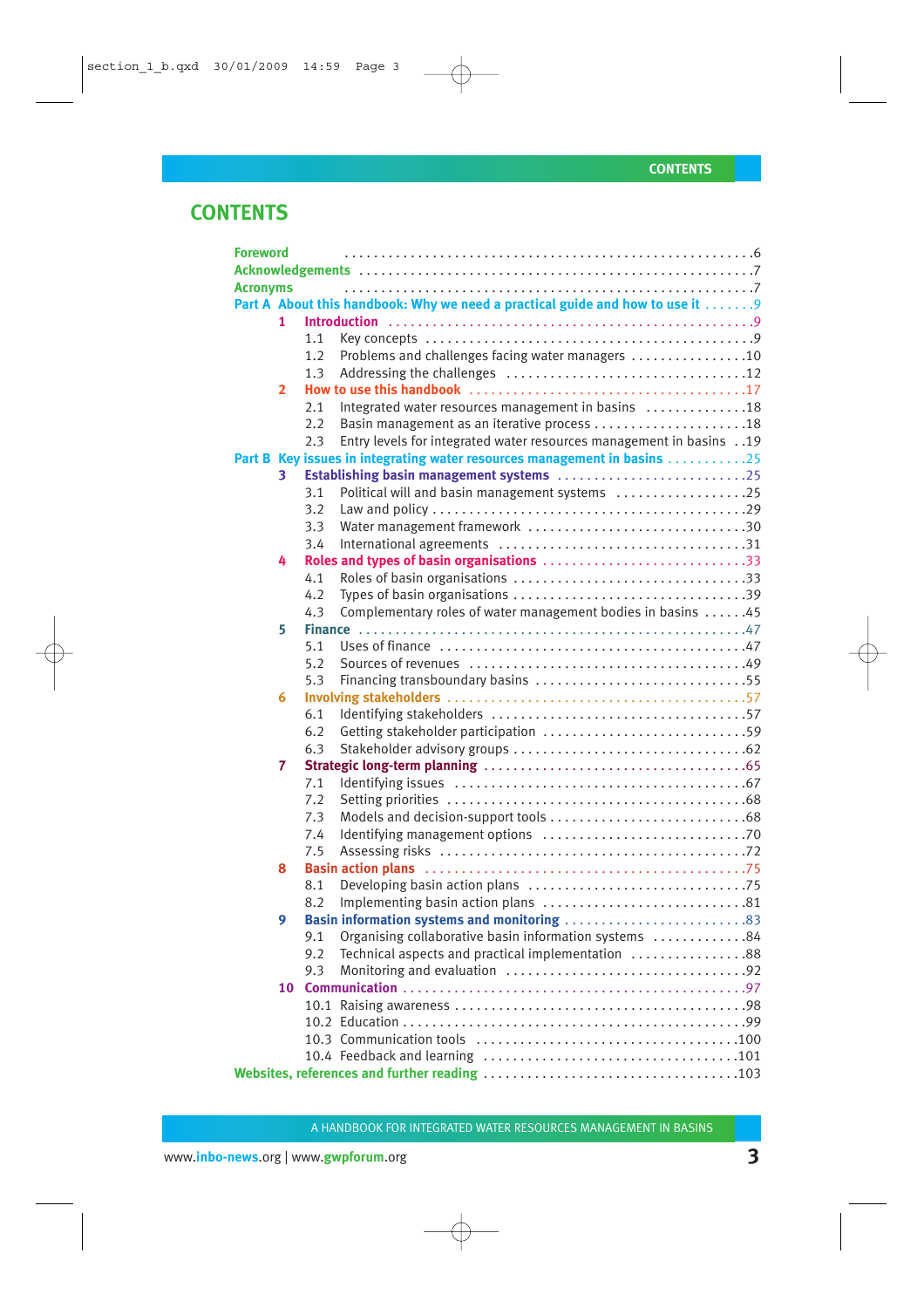# CONTENTS

- **Foreword** .......... 6
- **Acknowledgements** .......... 7
- **Acronyms** .......... 7
- **Part A About this handbook: Why we need a practical guide and how to use it** .......... 9
  - **1 Introduction** .......... 9
    - 1.1 Key concepts .......... 9
    - 1.2 Problems and challenges facing water managers .......... 10
    - 1.3 Addressing the challenges .......... 12
  - **2 How to use this handbook** .......... 17
    - 2.1 Integrated water resources management in basins .......... 18
    - 2.2 Basin management as an iterative process .......... 18
    - 2.3 Entry levels for integrated water resources management in basins .......... 19
- **Part B Key issues in integrating water resources management in basins** .......... 25
  - **3 Establishing basin management systems** .......... 25
    - 3.1 Political will and basin management systems .......... 25
    - 3.2 Law and policy .......... 29
    - 3.3 Water management framework .......... 30
    - 3.4 International agreements .......... 31
  - **4 Roles and types of basin organisations** .......... 33
    - 4.1 Roles of basin organisations .......... 33
    - 4.2 Types of basin organisations .......... 39
    - 4.3 Complementary roles of water management bodies in basins .......... 45
  - **5 Finance** .......... 47
    - 5.1 Uses of finance .......... 47
    - 5.2 Sources of revenues .......... 49
    - 5.3 Financing transboundary basins .......... 55
  - **6 Involving stakeholders** .......... 57
    - 6.1 Identifying stakeholders .......... 57
    - 6.2 Getting stakeholder participation .......... 59
    - 6.3 Stakeholder advisory groups .......... 62
  - **7 Strategic long-term planning** .......... 65
    - 7.1 Identifying issues .......... 67
    - 7.2 Setting priorities .......... 68
    - 7.3 Models and decision-support tools .......... 68
    - 7.4 Identifying management options .......... 70
    - 7.5 Assessing risks .......... 72
  - **8 Basin action plans** .......... 75
    - 8.1 Developing basin action plans .......... 75
    - 8.2 Implementing basin action plans .......... 81
  - **9 Basin information systems and monitoring** .......... 83
    - 9.1 Organising collaborative basin information systems .......... 84
    - 9.2 Technical aspects and practical implementation .......... 88
    - 9.3 Monitoring and evaluation .......... 92
  - **10 Communication** .......... 97
    - 10.1 Raising awareness .......... 98
    - 10.2 Education .......... 99
    - 10.3 Communication tools .......... 100
    - 10.4 Feedback and learning .......... 101
- **Websites, references and further reading** .......... 103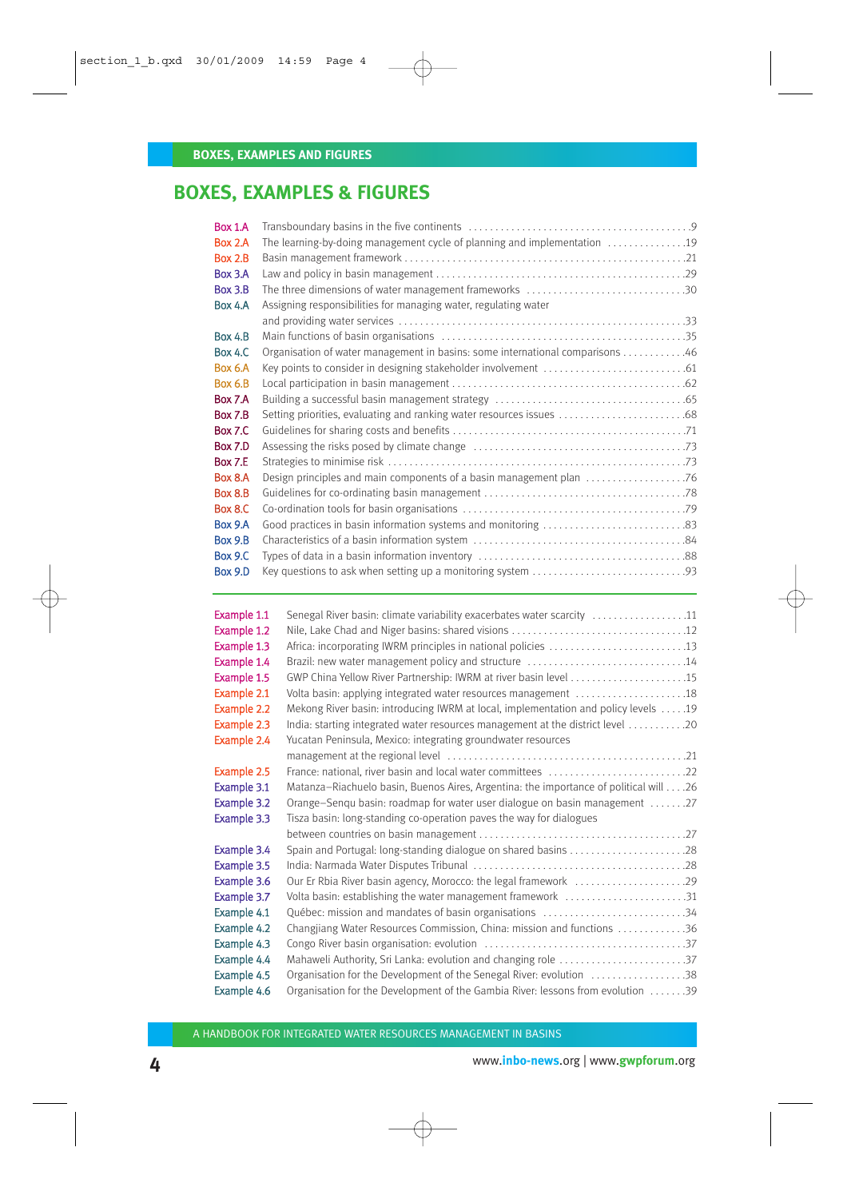# BOXES, EXAMPLES & FIGURES

| | | |
|---|---|---|
| Box 1.A | Transboundary basins in the five continents | 9 |
| Box 2.A | The learning-by-doing management cycle of planning and implementation | 19 |
| Box 2.B | Basin management framework | 21 |
| Box 3.A | Law and policy in basin management | 29 |
| Box 3.B | The three dimensions of water management frameworks | 30 |
| Box 4.A | Assigning responsibilities for managing water, regulating water and providing water services | 33 |
| Box 4.B | Main functions of basin organisations | 35 |
| Box 4.C | Organisation of water management in basins: some international comparisons | 46 |
| Box 6.A | Key points to consider in designing stakeholder involvement | 61 |
| Box 6.B | Local participation in basin management | 62 |
| Box 7.A | Building a successful basin management strategy | 65 |
| Box 7.B | Setting priorities, evaluating and ranking water resources issues | 68 |
| Box 7.C | Guidelines for sharing costs and benefits | 71 |
| Box 7.D | Assessing the risks posed by climate change | 73 |
| Box 7.E | Strategies to minimise risk | 73 |
| Box 8.A | Design principles and main components of a basin management plan | 76 |
| Box 8.B | Guidelines for co-ordinating basin management | 78 |
| Box 8.C | Co-ordination tools for basin organisations | 79 |
| Box 9.A | Good practices in basin information systems and monitoring | 83 |
| Box 9.B | Characteristics of a basin information system | 84 |
| Box 9.C | Types of data in a basin information inventory | 88 |
| Box 9.D | Key questions to ask when setting up a monitoring system | 93 |

| | | |
|---|---|---|
| Example 1.1 | Senegal River basin: climate variability exacerbates water scarcity | 11 |
| Example 1.2 | Nile, Lake Chad and Niger basins: shared visions | 12 |
| Example 1.3 | Africa: incorporating IWRM principles in national policies | 13 |
| Example 1.4 | Brazil: new water management policy and structure | 14 |
| Example 1.5 | GWP China Yellow River Partnership: IWRM at river basin level | 15 |
| Example 2.1 | Volta basin: applying integrated water resources management | 18 |
| Example 2.2 | Mekong River basin: introducing IWRM at local, implementation and policy levels | 19 |
| Example 2.3 | India: starting integrated water resources management at the district level | 20 |
| Example 2.4 | Yucatan Peninsula, Mexico: integrating groundwater resources management at the regional level | 21 |
| Example 2.5 | France: national, river basin and local water committees | 22 |
| Example 3.1 | Matanza–Riachuelo basin, Buenos Aires, Argentina: the importance of political will | 26 |
| Example 3.2 | Orange–Senqu basin: roadmap for water user dialogue on basin management | 27 |
| Example 3.3 | Tisza basin: long-standing co-operation paves the way for dialogues between countries on basin management | 27 |
| Example 3.4 | Spain and Portugal: long-standing dialogue on shared basins | 28 |
| Example 3.5 | India: Narmada Water Disputes Tribunal | 28 |
| Example 3.6 | Our Er Rbia River basin agency, Morocco: the legal framework | 29 |
| Example 3.7 | Volta basin: establishing the water management framework | 31 |
| Example 4.1 | Québec: mission and mandates of basin organisations | 34 |
| Example 4.2 | Changjiang Water Resources Commission, China: mission and functions | 36 |
| Example 4.3 | Congo River basin organisation: evolution | 37 |
| Example 4.4 | Mahaweli Authority, Sri Lanka: evolution and changing role | 37 |
| Example 4.5 | Organisation for the Development of the Senegal River: evolution | 38 |
| Example 4.6 | Organisation for the Development of the Gambia River: lessons from evolution | 39 |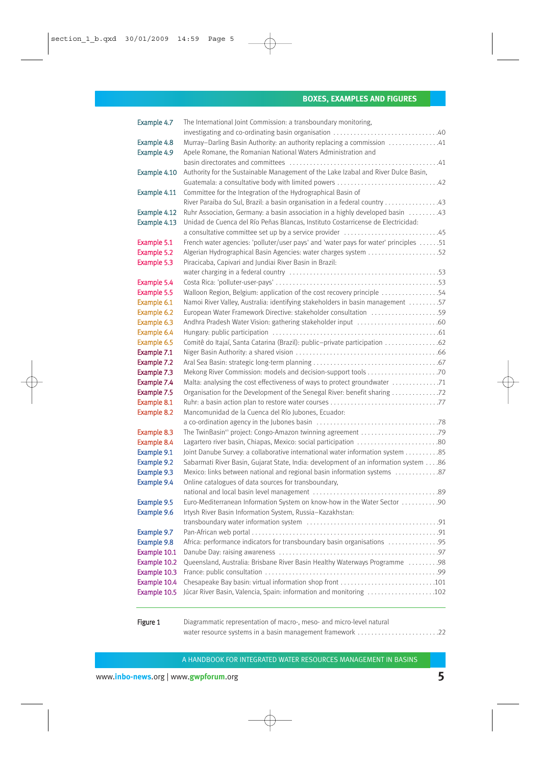## BOXES, EXAMPLES AND FIGURES

| | | |
|---|---|---|
| Example 4.7 | The International Joint Commission: a transboundary monitoring, investigating and co-ordinating basin organisation | 40 |
| Example 4.8 | Murray–Darling Basin Authority: an authority replacing a commission | 41 |
| Example 4.9 | Apele Romane, the Romanian National Waters Administration and basin directorates and committees | 41 |
| Example 4.10 | Authority for the Sustainable Management of the Lake Izabal and River Dulce Basin, Guatemala: a consultative body with limited powers | 42 |
| Example 4.11 | Committee for the Integration of the Hydrographical Basin of River Paraiba do Sul, Brazil: a basin organisation in a federal country | 43 |
| Example 4.12 | Ruhr Association, Germany: a basin association in a highly developed basin | 43 |
| Example 4.13 | Unidad de Cuenca del Río Peñas Blancas, Instituto Costarricense de Electricidad: a consultative committee set up by a service provider | 45 |
| Example 5.1 | French water agencies: 'polluter/user pays' and 'water pays for water' principles | 51 |
| Example 5.2 | Algerian Hydrographical Basin Agencies: water charges system | 52 |
| Example 5.3 | Piracicaba, Capivari and Jundiai River Basin in Brazil: water charging in a federal country | 53 |
| Example 5.4 | Costa Rica: 'polluter-user-pays' | 53 |
| Example 5.5 | Walloon Region, Belgium: application of the cost recovery principle | 54 |
| Example 6.1 | Namoi River Valley, Australia: identifying stakeholders in basin management | 57 |
| Example 6.2 | European Water Framework Directive: stakeholder consultation | 59 |
| Example 6.3 | Andhra Pradesh Water Vision: gathering stakeholder input | 60 |
| Example 6.4 | Hungary: public participation | 61 |
| Example 6.5 | Comitê do Itajaí, Santa Catarina (Brazil): public–private participation | 62 |
| Example 7.1 | Niger Basin Authority: a shared vision | 66 |
| Example 7.2 | Aral Sea Basin: strategic long-term planning | 67 |
| Example 7.3 | Mekong River Commission: models and decision-support tools | 70 |
| Example 7.4 | Malta: analysing the cost effectiveness of ways to protect groundwater | 71 |
| Example 7.5 | Organisation for the Development of the Senegal River: benefit sharing | 72 |
| Example 8.1 | Ruhr: a basin action plan to restore water courses | 77 |
| Example 8.2 | Mancomunidad de la Cuenca del Río Jubones, Ecuador: a co-ordination agency in the Jubones basin | 78 |
| Example 8.3 | The TwinBasin[xn] project: Congo-Amazon twinning agreement | 79 |
| Example 8.4 | Lagartero river basin, Chiapas, Mexico: social participation | 80 |
| Example 9.1 | Joint Danube Survey: a collaborative international water information system | 85 |
| Example 9.2 | Sabarmati River Basin, Gujarat State, India: development of an information system | 86 |
| Example 9.3 | Mexico: links between national and regional basin information systems | 87 |
| Example 9.4 | Online catalogues of data sources for transboundary, national and local basin level management | 89 |
| Example 9.5 | Euro-Mediterranean Information System on know-how in the Water Sector | 90 |
| Example 9.6 | Irtysh River Basin Information System, Russia–Kazakhstan: transboundary water information system | 91 |
| Example 9.7 | Pan-African web portal | 91 |
| Example 9.8 | Africa: performance indicators for transboundary basin organisations | 95 |
| Example 10.1 | Danube Day: raising awareness | 97 |
| Example 10.2 | Queensland, Australia: Brisbane River Basin Healthy Waterways Programme | 98 |
| Example 10.3 | France: public consultation | 99 |
| Example 10.4 | Chesapeake Bay basin: virtual information shop front | 101 |
| Example 10.5 | Júcar River Basin, Valencia, Spain: information and monitoring | 102 |

| | | |
|---|---|---|
| Figure 1 | Diagrammatic representation of macro-, meso- and micro-level natural water resource systems in a basin management framework | 22 |

A HANDBOOK FOR INTEGRATED WATER RESOURCES MANAGEMENT IN BASINS

www.inbo-news.org | www.gwpforum.org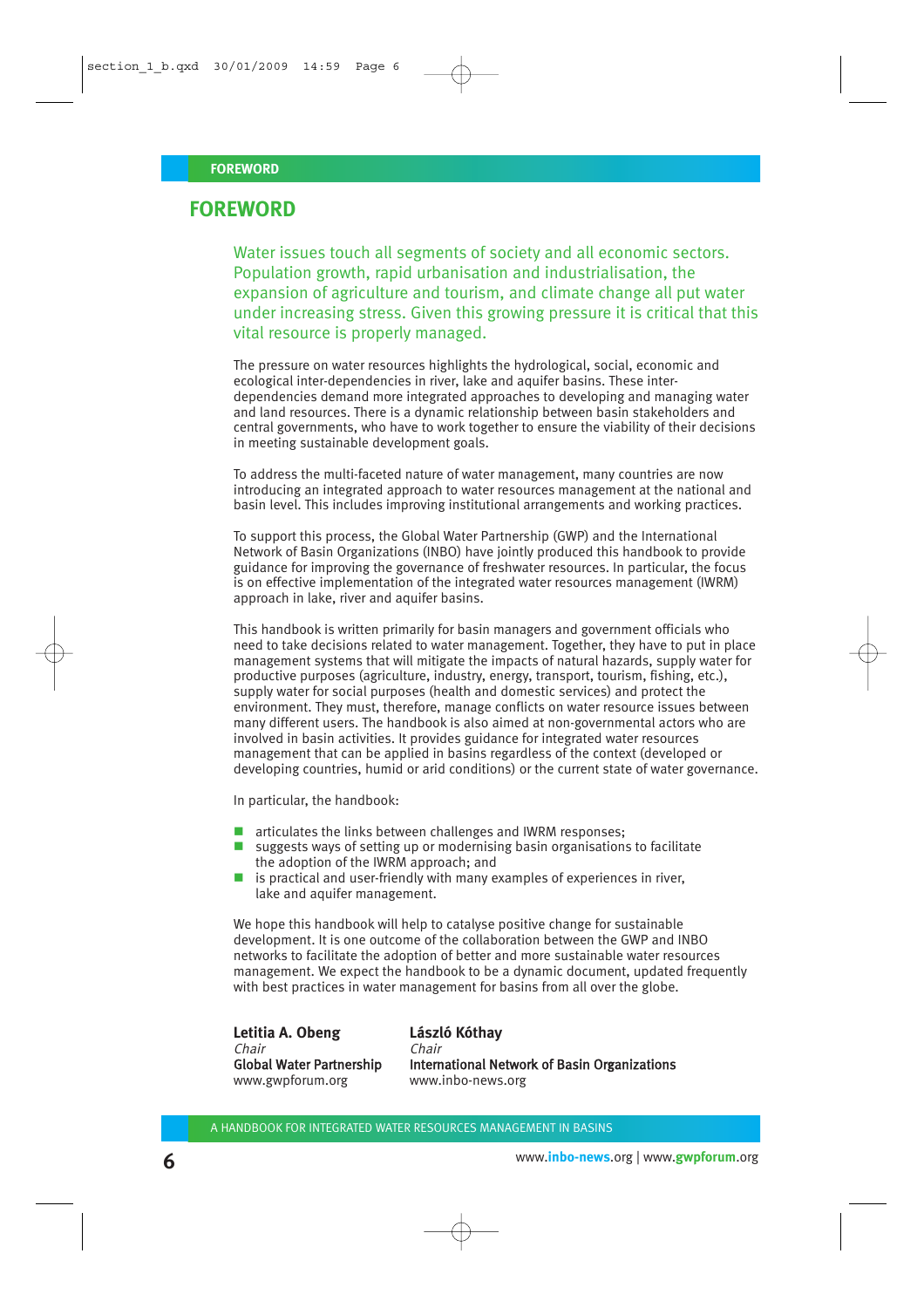# FOREWORD

Water issues touch all segments of society and all economic sectors. Population growth, rapid urbanisation and industrialisation, the expansion of agriculture and tourism, and climate change all put water under increasing stress. Given this growing pressure it is critical that this vital resource is properly managed.

The pressure on water resources highlights the hydrological, social, economic and ecological inter-dependencies in river, lake and aquifer basins. These inter-dependencies demand more integrated approaches to developing and managing water and land resources. There is a dynamic relationship between basin stakeholders and central governments, who have to work together to ensure the viability of their decisions in meeting sustainable development goals.

To address the multi-faceted nature of water management, many countries are now introducing an integrated approach to water resources management at the national and basin level. This includes improving institutional arrangements and working practices.

To support this process, the Global Water Partnership (GWP) and the International Network of Basin Organizations (INBO) have jointly produced this handbook to provide guidance for improving the governance of freshwater resources. In particular, the focus is on effective implementation of the integrated water resources management (IWRM) approach in lake, river and aquifer basins.

This handbook is written primarily for basin managers and government officials who need to take decisions related to water management. Together, they have to put in place management systems that will mitigate the impacts of natural hazards, supply water for productive purposes (agriculture, industry, energy, transport, tourism, fishing, etc.), supply water for social purposes (health and domestic services) and protect the environment. They must, therefore, manage conflicts on water resource issues between many different users. The handbook is also aimed at non-governmental actors who are involved in basin activities. It provides guidance for integrated water resources management that can be applied in basins regardless of the context (developed or developing countries, humid or arid conditions) or the current state of water governance.

In particular, the handbook:

- articulates the links between challenges and IWRM responses;
- suggests ways of setting up or modernising basin organisations to facilitate the adoption of the IWRM approach; and
- is practical and user-friendly with many examples of experiences in river, lake and aquifer management.

We hope this handbook will help to catalyse positive change for sustainable development. It is one outcome of the collaboration between the GWP and INBO networks to facilitate the adoption of better and more sustainable water resources management. We expect the handbook to be a dynamic document, updated frequently with best practices in water management for basins from all over the globe.

**Letitia A. Obeng**
*Chair*
**Global Water Partnership**
www.gwpforum.org

**László Kóthay**
*Chair*
**International Network of Basin Organizations**
www.inbo-news.org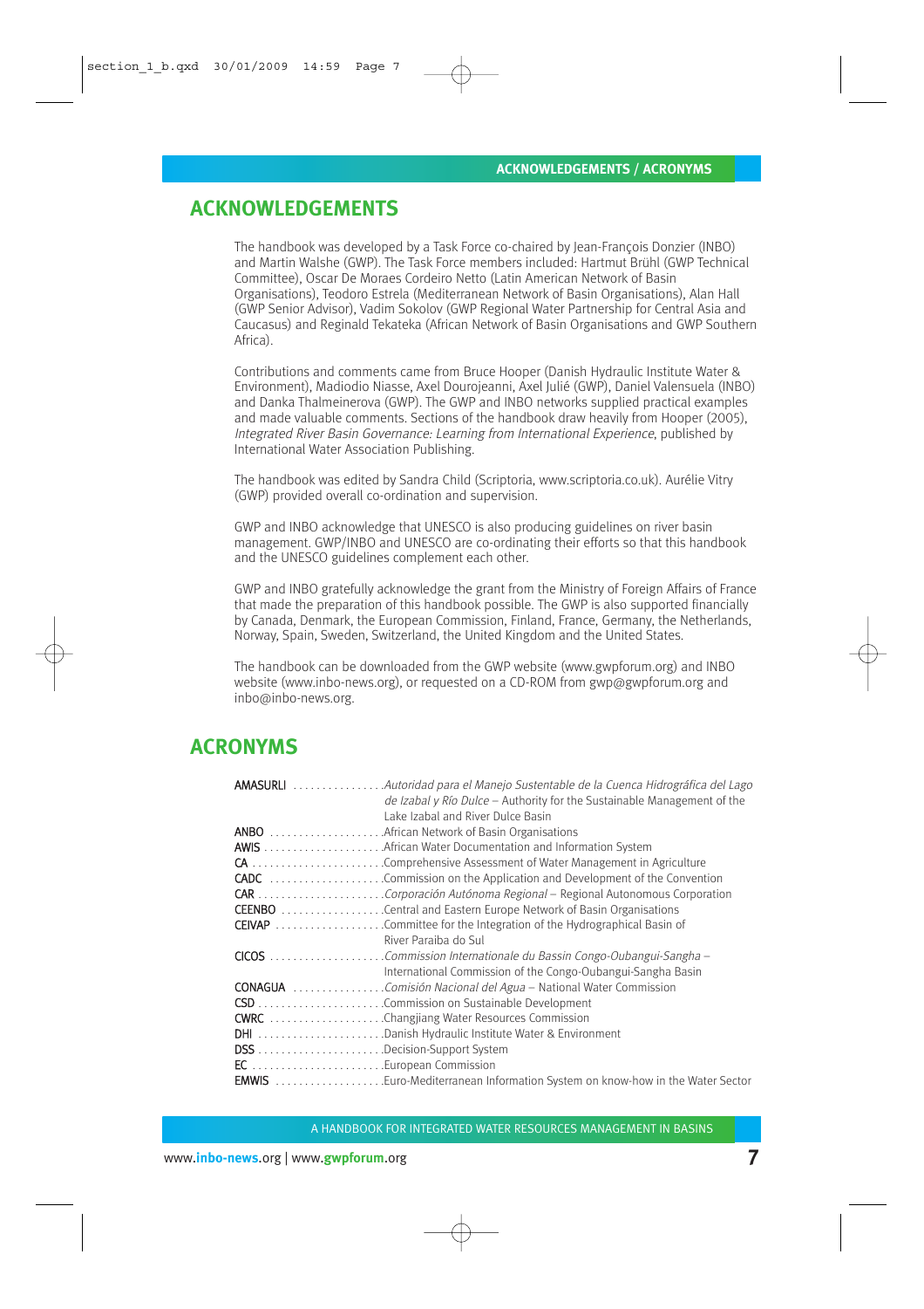# ACKNOWLEDGEMENTS

The handbook was developed by a Task Force co-chaired by Jean-François Donzier (INBO) and Martin Walshe (GWP). The Task Force members included: Hartmut Brühl (GWP Technical Committee), Oscar De Moraes Cordeiro Netto (Latin American Network of Basin Organisations), Teodoro Estrela (Mediterranean Network of Basin Organisations), Alan Hall (GWP Senior Advisor), Vadim Sokolov (GWP Regional Water Partnership for Central Asia and Caucasus) and Reginald Tekateka (African Network of Basin Organisations and GWP Southern Africa).

Contributions and comments came from Bruce Hooper (Danish Hydraulic Institute Water & Environment), Madiodio Niasse, Axel Dourojeanni, Axel Julié (GWP), Daniel Valensuela (INBO) and Danka Thalmeinerova (GWP). The GWP and INBO networks supplied practical examples and made valuable comments. Sections of the handbook draw heavily from Hooper (2005), *Integrated River Basin Governance: Learning from International Experience*, published by International Water Association Publishing.

The handbook was edited by Sandra Child (Scriptoria, www.scriptoria.co.uk). Aurélie Vitry (GWP) provided overall co-ordination and supervision.

GWP and INBO acknowledge that UNESCO is also producing guidelines on river basin management. GWP/INBO and UNESCO are co-ordinating their efforts so that this handbook and the UNESCO guidelines complement each other.

GWP and INBO gratefully acknowledge the grant from the Ministry of Foreign Affairs of France that made the preparation of this handbook possible. The GWP is also supported financially by Canada, Denmark, the European Commission, Finland, France, Germany, the Netherlands, Norway, Spain, Sweden, Switzerland, the United Kingdom and the United States.

The handbook can be downloaded from the GWP website (www.gwpforum.org) and INBO website (www.inbo-news.org), or requested on a CD-ROM from gwp@gwpforum.org and inbo@inbo-news.org.

# ACRONYMS

- **AMASURLI** – *Autoridad para el Manejo Sustentable de la Cuenca Hidrográfica del Lago de Izabal y Río Dulce* – Authority for the Sustainable Management of the Lake Izabal and River Dulce Basin
- **ANBO** – African Network of Basin Organisations
- **AWIS** – African Water Documentation and Information System
- **CA** – Comprehensive Assessment of Water Management in Agriculture
- **CADC** – Commission on the Application and Development of the Convention
- **CAR** – *Corporación Autónoma Regional* – Regional Autonomous Corporation
- **CEENBO** – Central and Eastern Europe Network of Basin Organisations
- **CEIVAP** – Committee for the Integration of the Hydrographical Basin of River Paraiba do Sul
- **CICOS** – *Commission Internationale du Bassin Congo-Oubangui-Sangha* – International Commission of the Congo-Oubangui-Sangha Basin
- **CONAGUA** – *Comisión Nacional del Agua* – National Water Commission
- **CSD** – Commission on Sustainable Development
- **CWRC** – Changjiang Water Resources Commission
- **DHI** – Danish Hydraulic Institute Water & Environment
- **DSS** – Decision-Support System
- **EC** – European Commission
- **EMWIS** – Euro-Mediterranean Information System on know-how in the Water Sector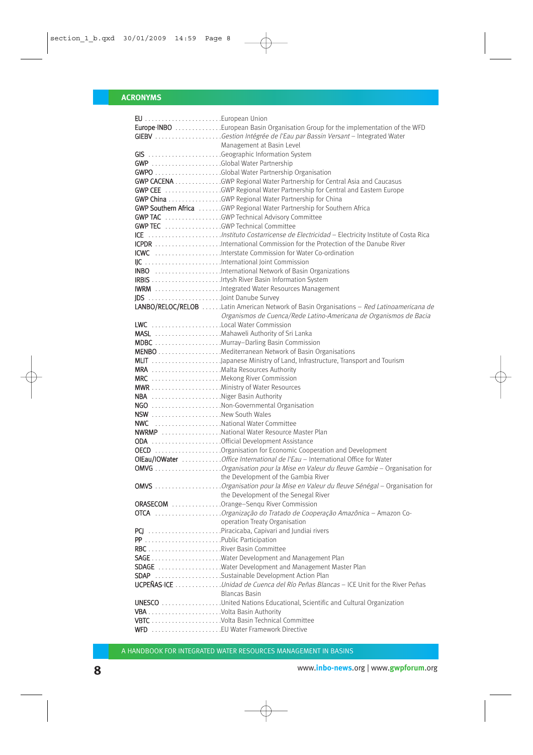## ACRONYMS

| | |
|---|---|
| **EU** | European Union |
| **Europe-INBO** | European Basin Organisation Group for the implementation of the WFD |
| **GIEBV** | *Gestion Intégrée de l'Eau par Bassin Versant* – Integrated Water Management at Basin Level |
| **GIS** | Geographic Information System |
| **GWP** | Global Water Partnership |
| **GWPO** | Global Water Partnership Organisation |
| **GWP CACENA** | GWP Regional Water Partnership for Central Asia and Caucasus |
| **GWP CEE** | GWP Regional Water Partnership for Central and Eastern Europe |
| **GWP China** | GWP Regional Water Partnership for China |
| **GWP Southern Africa** | GWP Regional Water Partnership for Southern Africa |
| **GWP TAC** | GWP Technical Advisory Committee |
| **GWP TEC** | GWP Technical Committee |
| **ICE** | *Instituto Costarricense de Electricidad* – Electricity Institute of Costa Rica |
| **ICPDR** | International Commission for the Protection of the Danube River |
| **ICWC** | Interstate Commission for Water Co-ordination |
| **IJC** | International Joint Commission |
| **INBO** | International Network of Basin Organizations |
| **IRBIS** | Irtysh River Basin Information System |
| **IWRM** | Integrated Water Resources Management |
| **JDS** | Joint Danube Survey |
| **LANBO/RELOC/RELOB** | Latin American Network of Basin Organisations – *Red Latinoamericana de Organismos de Cuenca/Rede Latino-Americana de Organismos de Bacia* |
| **LWC** | Local Water Commission |
| **MASL** | Mahaweli Authority of Sri Lanka |
| **MDBC** | Murray–Darling Basin Commission |
| **MENBO** | Mediterranean Network of Basin Organisations |
| **MLIT** | Japanese Ministry of Land, Infrastructure, Transport and Tourism |
| **MRA** | Malta Resources Authority |
| **MRC** | Mekong River Commission |
| **MWR** | Ministry of Water Resources |
| **NBA** | Niger Basin Authority |
| **NGO** | Non-Governmental Organisation |
| **NSW** | New South Wales |
| **NWC** | National Water Committee |
| **NWRMP** | National Water Resource Master Plan |
| **ODA** | Official Development Assistance |
| **OECD** | Organisation for Economic Cooperation and Development |
| **OIEau/IOWater** | *Office International de l'Eau* – International Office for Water |
| **OMVG** | *Organisation pour la Mise en Valeur du fleuve Gambie* – Organisation for the Development of the Gambia River |
| **OMVS** | *Organisation pour la Mise en Valeur du fleuve Sénégal* – Organisation for the Development of the Senegal River |
| **ORASECOM** | Orange–Senqu River Commission |
| **OTCA** | *Organização do Tratado de Cooperação Amazônica* – Amazon Co-operation Treaty Organisation |
| **PCJ** | Piracicaba, Capivari and Jundiai rivers |
| **PP** | Public Participation |
| **RBC** | River Basin Committee |
| **SAGE** | Water Development and Management Plan |
| **SDAGE** | Water Development and Management Master Plan |
| **SDAP** | Sustainable Development Action Plan |
| **UCPEÑAS-ICE** | *Unidad de Cuenca del Río Peñas Blancas* – ICE Unit for the River Peñas Blancas Basin |
| **UNESCO** | United Nations Educational, Scientific and Cultural Organization |
| **VBA** | Volta Basin Authority |
| **VBTC** | Volta Basin Technical Committee |
| **WFD** | EU Water Framework Directive |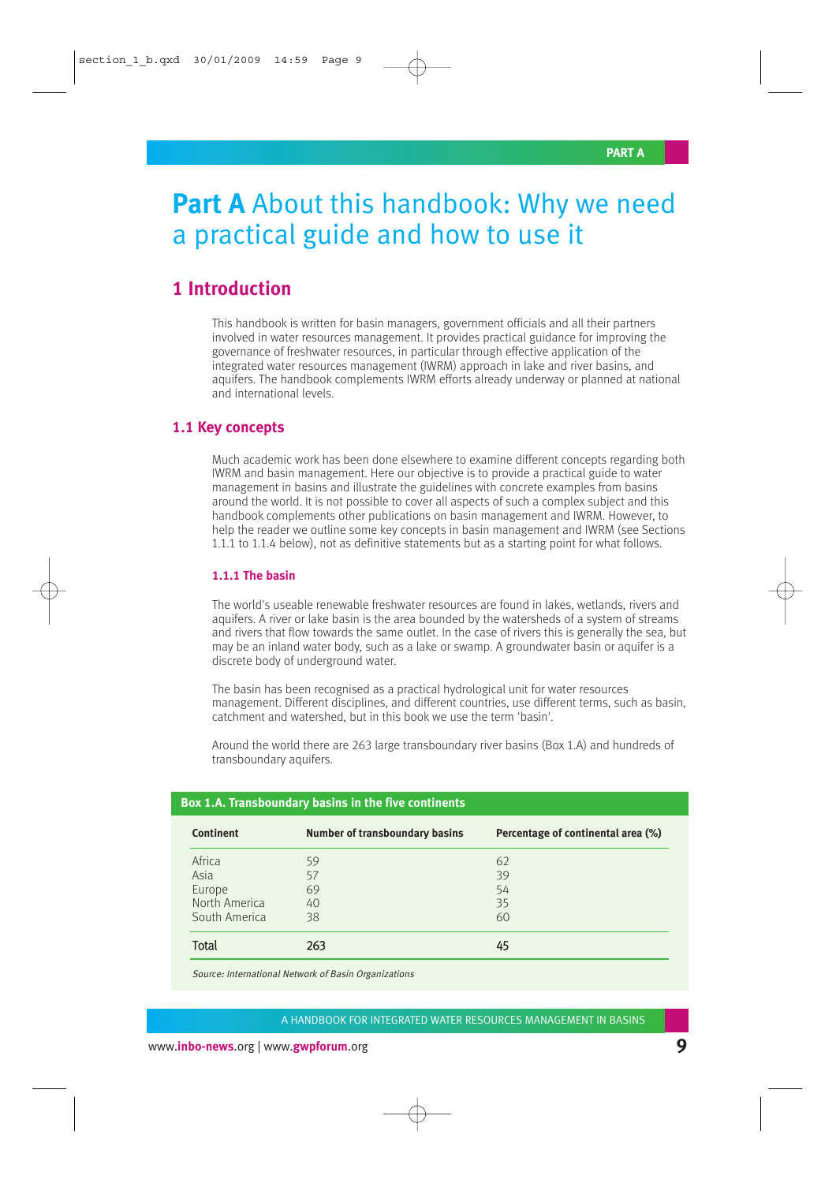# Part A About this handbook: Why we need a practical guide and how to use it

## 1 Introduction

This handbook is written for basin managers, government officials and all their partners involved in water resources management. It provides practical guidance for improving the governance of freshwater resources, in particular through effective application of the integrated water resources management (IWRM) approach in lake and river basins, and aquifers. The handbook complements IWRM efforts already underway or planned at national and international levels.

### 1.1 Key concepts

Much academic work has been done elsewhere to examine different concepts regarding both IWRM and basin management. Here our objective is to provide a practical guide to water management in basins and illustrate the guidelines with concrete examples from basins around the world. It is not possible to cover all aspects of such a complex subject and this handbook complements other publications on basin management and IWRM. However, to help the reader we outline some key concepts in basin management and IWRM (see Sections 1.1.1 to 1.1.4 below), not as definitive statements but as a starting point for what follows.

#### 1.1.1 The basin

The world's useable renewable freshwater resources are found in lakes, wetlands, rivers and aquifers. A river or lake basin is the area bounded by the watersheds of a system of streams and rivers that flow towards the same outlet. In the case of rivers this is generally the sea, but may be an inland water body, such as a lake or swamp. A groundwater basin or aquifer is a discrete body of underground water.

The basin has been recognised as a practical hydrological unit for water resources management. Different disciplines, and different countries, use different terms, such as basin, catchment and watershed, but in this book we use the term 'basin'.

Around the world there are 263 large transboundary river basins (Box 1.A) and hundreds of transboundary aquifers.

**Box 1.A. Transboundary basins in the five continents**

| Continent | Number of transboundary basins | Percentage of continental area (%) |
|---|---|---|
| Africa | 59 | 62 |
| Asia | 57 | 39 |
| Europe | 69 | 54 |
| North America | 40 | 35 |
| South America | 38 | 60 |
| Total | 263 | 45 |

*Source: International Network of Basin Organizations*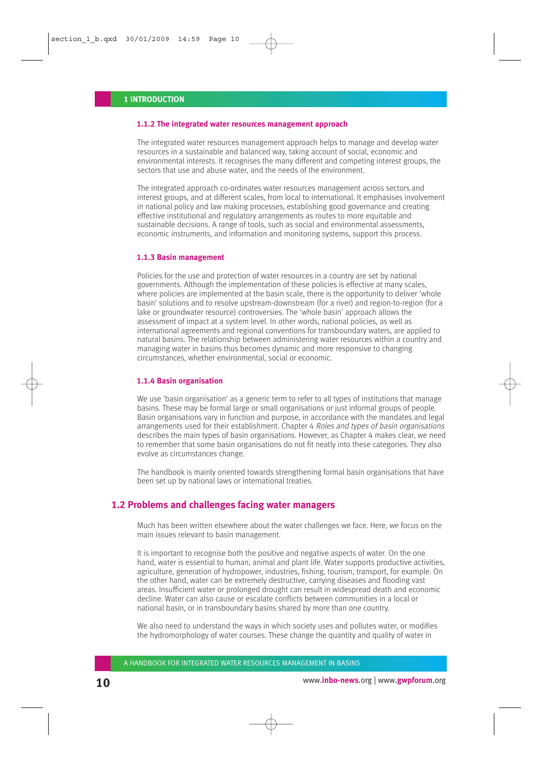### 1.1.2 The integrated water resources management approach

The integrated water resources management approach helps to manage and develop water resources in a sustainable and balanced way, taking account of social, economic and environmental interests. It recognises the many different and competing interest groups, the sectors that use and abuse water, and the needs of the environment.

The integrated approach co-ordinates water resources management across sectors and interest groups, and at different scales, from local to international. It emphasises involvement in national policy and law making processes, establishing good governance and creating effective institutional and regulatory arrangements as routes to more equitable and sustainable decisions. A range of tools, such as social and environmental assessments, economic instruments, and information and monitoring systems, support this process.

### 1.1.3 Basin management

Policies for the use and protection of water resources in a country are set by national governments. Although the implementation of these policies is effective at many scales, where policies are implemented at the basin scale, there is the opportunity to deliver 'whole basin' solutions and to resolve upstream-downstream (for a river) and region-to-region (for a lake or groundwater resource) controversies. The 'whole basin' approach allows the assessment of impact at a system level. In other words, national policies, as well as international agreements and regional conventions for transboundary waters, are applied to natural basins. The relationship between administering water resources within a country and managing water in basins thus becomes dynamic and more responsive to changing circumstances, whether environmental, social or economic.

### 1.1.4 Basin organisation

We use 'basin organisation' as a generic term to refer to all types of institutions that manage basins. These may be formal large or small organisations or just informal groups of people. Basin organisations vary in function and purpose, in accordance with the mandates and legal arrangements used for their establishment. Chapter 4 *Roles and types of basin organisations* describes the main types of basin organisations. However, as Chapter 4 makes clear, we need to remember that some basin organisations do not fit neatly into these categories. They also evolve as circumstances change.

The handbook is mainly oriented towards strengthening formal basin organisations that have been set up by national laws or international treaties.

## 1.2 Problems and challenges facing water managers

Much has been written elsewhere about the water challenges we face. Here, we focus on the main issues relevant to basin management.

It is important to recognise both the positive and negative aspects of water. On the one hand, water is essential to human, animal and plant life. Water supports productive activities, agriculture, generation of hydropower, industries, fishing, tourism, transport, for example. On the other hand, water can be extremely destructive, carrying diseases and flooding vast areas. Insufficient water or prolonged drought can result in widespread death and economic decline. Water can also cause or escalate conflicts between communities in a local or national basin, or in transboundary basins shared by more than one country.

We also need to understand the ways in which society uses and pollutes water, or modifies the hydromorphology of water courses. These change the quantity and quality of water in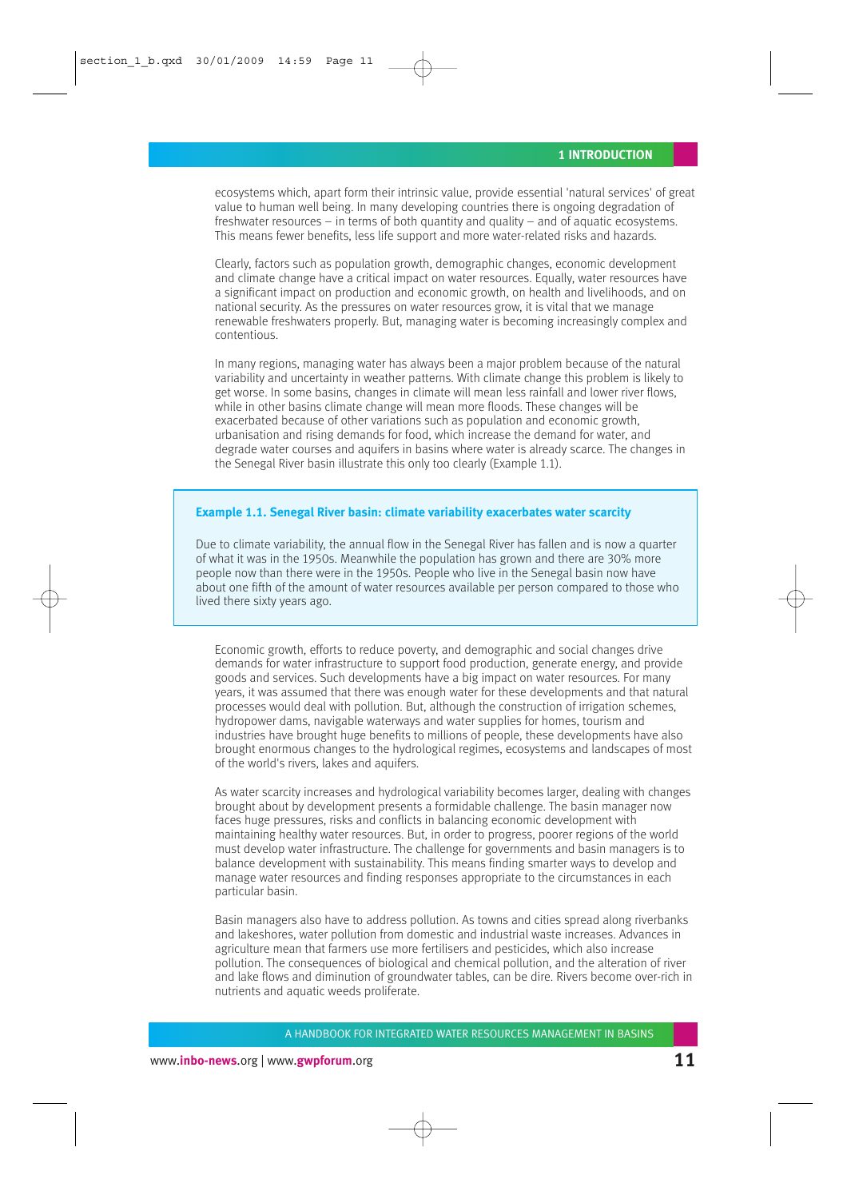ecosystems which, apart form their intrinsic value, provide essential 'natural services' of great value to human well being. In many developing countries there is ongoing degradation of freshwater resources – in terms of both quantity and quality – and of aquatic ecosystems. This means fewer benefits, less life support and more water-related risks and hazards.

Clearly, factors such as population growth, demographic changes, economic development and climate change have a critical impact on water resources. Equally, water resources have a significant impact on production and economic growth, on health and livelihoods, and on national security. As the pressures on water resources grow, it is vital that we manage renewable freshwaters properly. But, managing water is becoming increasingly complex and contentious.

In many regions, managing water has always been a major problem because of the natural variability and uncertainty in weather patterns. With climate change this problem is likely to get worse. In some basins, changes in climate will mean less rainfall and lower river flows, while in other basins climate change will mean more floods. These changes will be exacerbated because of other variations such as population and economic growth, urbanisation and rising demands for food, which increase the demand for water, and degrade water courses and aquifers in basins where water is already scarce. The changes in the Senegal River basin illustrate this only too clearly (Example 1.1).

**Example 1.1. Senegal River basin: climate variability exacerbates water scarcity**

Due to climate variability, the annual flow in the Senegal River has fallen and is now a quarter of what it was in the 1950s. Meanwhile the population has grown and there are 30% more people now than there were in the 1950s. People who live in the Senegal basin now have about one fifth of the amount of water resources available per person compared to those who lived there sixty years ago.

Economic growth, efforts to reduce poverty, and demographic and social changes drive demands for water infrastructure to support food production, generate energy, and provide goods and services. Such developments have a big impact on water resources. For many years, it was assumed that there was enough water for these developments and that natural processes would deal with pollution. But, although the construction of irrigation schemes, hydropower dams, navigable waterways and water supplies for homes, tourism and industries have brought huge benefits to millions of people, these developments have also brought enormous changes to the hydrological regimes, ecosystems and landscapes of most of the world's rivers, lakes and aquifers.

As water scarcity increases and hydrological variability becomes larger, dealing with changes brought about by development presents a formidable challenge. The basin manager now faces huge pressures, risks and conflicts in balancing economic development with maintaining healthy water resources. But, in order to progress, poorer regions of the world must develop water infrastructure. The challenge for governments and basin managers is to balance development with sustainability. This means finding smarter ways to develop and manage water resources and finding responses appropriate to the circumstances in each particular basin.

Basin managers also have to address pollution. As towns and cities spread along riverbanks and lakeshores, water pollution from domestic and industrial waste increases. Advances in agriculture mean that farmers use more fertilisers and pesticides, which also increase pollution. The consequences of biological and chemical pollution, and the alteration of river and lake flows and diminution of groundwater tables, can be dire. Rivers become over-rich in nutrients and aquatic weeds proliferate.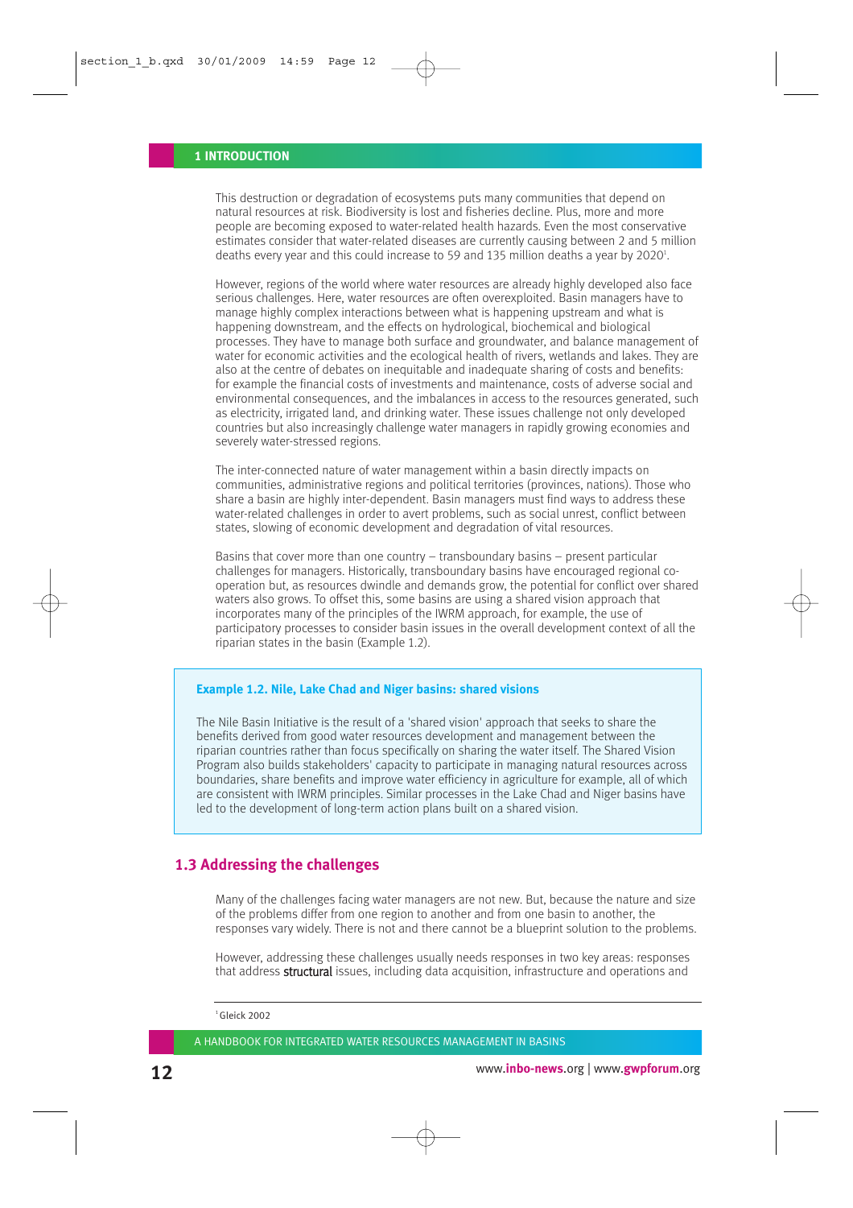This destruction or degradation of ecosystems puts many communities that depend on natural resources at risk. Biodiversity is lost and fisheries decline. Plus, more and more people are becoming exposed to water-related health hazards. Even the most conservative estimates consider that water-related diseases are currently causing between 2 and 5 million deaths every year and this could increase to 59 and 135 million deaths a year by 2020[1].

However, regions of the world where water resources are already highly developed also face serious challenges. Here, water resources are often overexploited. Basin managers have to manage highly complex interactions between what is happening upstream and what is happening downstream, and the effects on hydrological, biochemical and biological processes. They have to manage both surface and groundwater, and balance management of water for economic activities and the ecological health of rivers, wetlands and lakes. They are also at the centre of debates on inequitable and inadequate sharing of costs and benefits: for example the financial costs of investments and maintenance, costs of adverse social and environmental consequences, and the imbalances in access to the resources generated, such as electricity, irrigated land, and drinking water. These issues challenge not only developed countries but also increasingly challenge water managers in rapidly growing economies and severely water-stressed regions.

The inter-connected nature of water management within a basin directly impacts on communities, administrative regions and political territories (provinces, nations). Those who share a basin are highly inter-dependent. Basin managers must find ways to address these water-related challenges in order to avert problems, such as social unrest, conflict between states, slowing of economic development and degradation of vital resources.

Basins that cover more than one country – transboundary basins – present particular challenges for managers. Historically, transboundary basins have encouraged regional co-operation but, as resources dwindle and demands grow, the potential for conflict over shared waters also grows. To offset this, some basins are using a shared vision approach that incorporates many of the principles of the IWRM approach, for example, the use of participatory processes to consider basin issues in the overall development context of all the riparian states in the basin (Example 1.2).

**Example 1.2. Nile, Lake Chad and Niger basins: shared visions**

The Nile Basin Initiative is the result of a 'shared vision' approach that seeks to share the benefits derived from good water resources development and management between the riparian countries rather than focus specifically on sharing the water itself. The Shared Vision Program also builds stakeholders' capacity to participate in managing natural resources across boundaries, share benefits and improve water efficiency in agriculture for example, all of which are consistent with IWRM principles. Similar processes in the Lake Chad and Niger basins have led to the development of long-term action plans built on a shared vision.

## 1.3 Addressing the challenges

Many of the challenges facing water managers are not new. But, because the nature and size of the problems differ from one region to another and from one basin to another, the responses vary widely. There is not and there cannot be a blueprint solution to the problems.

However, addressing these challenges usually needs responses in two key areas: responses that address **structural** issues, including data acquisition, infrastructure and operations and

[1] Gleick 2002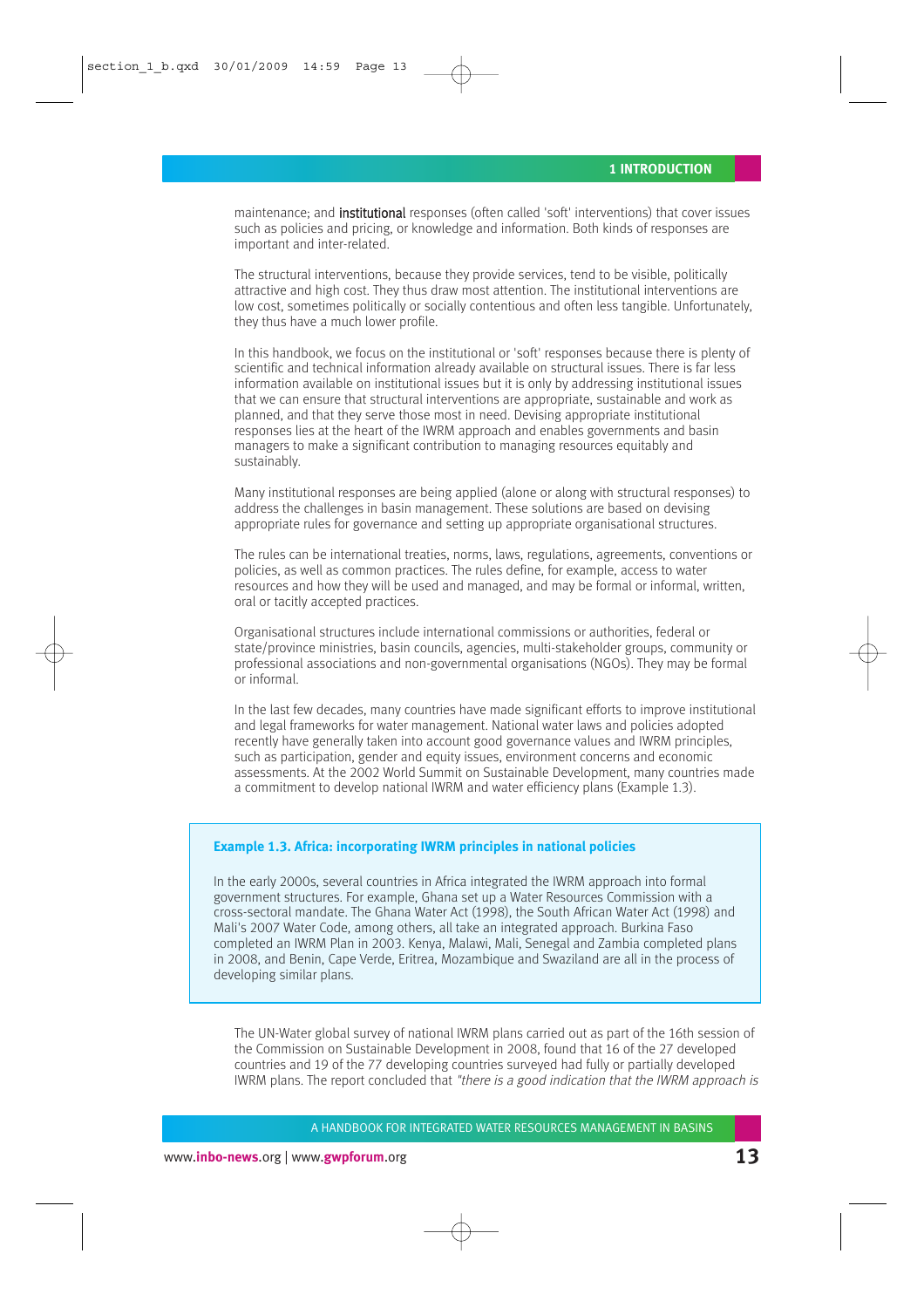maintenance; and **institutional** responses (often called 'soft' interventions) that cover issues such as policies and pricing, or knowledge and information. Both kinds of responses are important and inter-related.

The structural interventions, because they provide services, tend to be visible, politically attractive and high cost. They thus draw most attention. The institutional interventions are low cost, sometimes politically or socially contentious and often less tangible. Unfortunately, they thus have a much lower profile.

In this handbook, we focus on the institutional or 'soft' responses because there is plenty of scientific and technical information already available on structural issues. There is far less information available on institutional issues but it is only by addressing institutional issues that we can ensure that structural interventions are appropriate, sustainable and work as planned, and that they serve those most in need. Devising appropriate institutional responses lies at the heart of the IWRM approach and enables governments and basin managers to make a significant contribution to managing resources equitably and sustainably.

Many institutional responses are being applied (alone or along with structural responses) to address the challenges in basin management. These solutions are based on devising appropriate rules for governance and setting up appropriate organisational structures.

The rules can be international treaties, norms, laws, regulations, agreements, conventions or policies, as well as common practices. The rules define, for example, access to water resources and how they will be used and managed, and may be formal or informal, written, oral or tacitly accepted practices.

Organisational structures include international commissions or authorities, federal or state/province ministries, basin councils, agencies, multi-stakeholder groups, community or professional associations and non-governmental organisations (NGOs). They may be formal or informal.

In the last few decades, many countries have made significant efforts to improve institutional and legal frameworks for water management. National water laws and policies adopted recently have generally taken into account good governance values and IWRM principles, such as participation, gender and equity issues, environment concerns and economic assessments. At the 2002 World Summit on Sustainable Development, many countries made a commitment to develop national IWRM and water efficiency plans (Example 1.3).

**Example 1.3. Africa: incorporating IWRM principles in national policies**

In the early 2000s, several countries in Africa integrated the IWRM approach into formal government structures. For example, Ghana set up a Water Resources Commission with a cross-sectoral mandate. The Ghana Water Act (1998), the South African Water Act (1998) and Mali's 2007 Water Code, among others, all take an integrated approach. Burkina Faso completed an IWRM Plan in 2003. Kenya, Malawi, Mali, Senegal and Zambia completed plans in 2008, and Benin, Cape Verde, Eritrea, Mozambique and Swaziland are all in the process of developing similar plans.

The UN-Water global survey of national IWRM plans carried out as part of the 16th session of the Commission on Sustainable Development in 2008, found that 16 of the 27 developed countries and 19 of the 77 developing countries surveyed had fully or partially developed IWRM plans. The report concluded that *"there is a good indication that the IWRM approach is*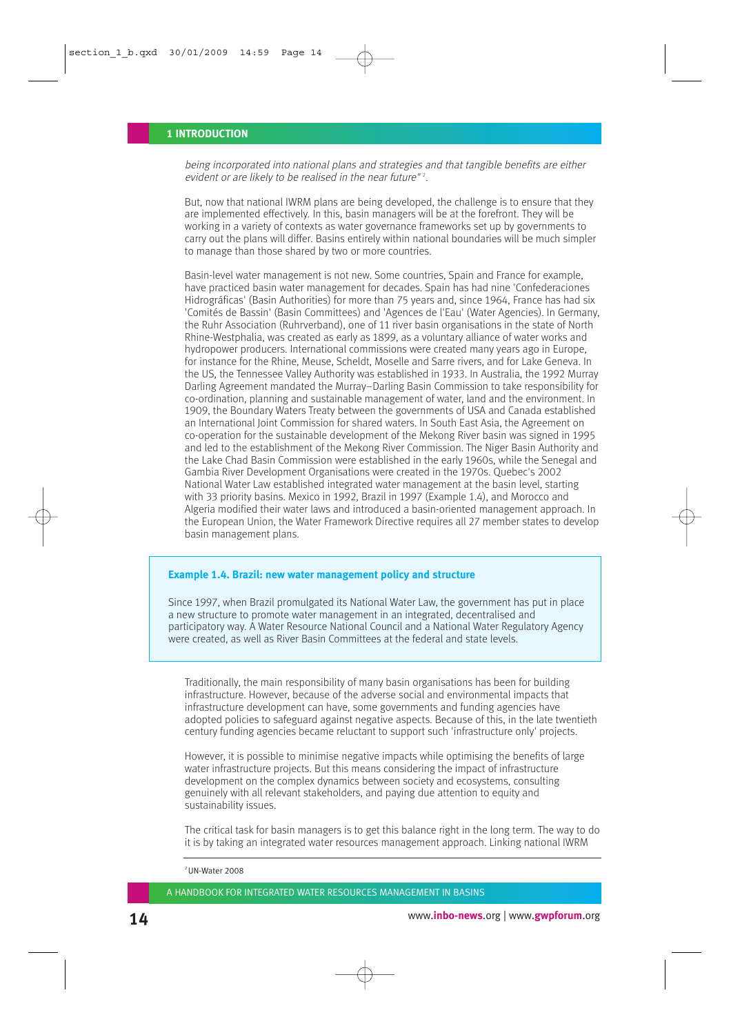*being incorporated into national plans and strategies and that tangible benefits are either evident or are likely to be realised in the near future"* [2].

But, now that national IWRM plans are being developed, the challenge is to ensure that they are implemented effectively. In this, basin managers will be at the forefront. They will be working in a variety of contexts as water governance frameworks set up by governments to carry out the plans will differ. Basins entirely within national boundaries will be much simpler to manage than those shared by two or more countries.

Basin-level water management is not new. Some countries, Spain and France for example, have practiced basin water management for decades. Spain has had nine 'Confederaciones Hidrográficas' (Basin Authorities) for more than 75 years and, since 1964, France has had six 'Comités de Bassin' (Basin Committees) and 'Agences de l'Eau' (Water Agencies). In Germany, the Ruhr Association (Ruhrverband), one of 11 river basin organisations in the state of North Rhine-Westphalia, was created as early as 1899, as a voluntary alliance of water works and hydropower producers. International commissions were created many years ago in Europe, for instance for the Rhine, Meuse, Scheldt, Moselle and Sarre rivers, and for Lake Geneva. In the US, the Tennessee Valley Authority was established in 1933. In Australia, the 1992 Murray Darling Agreement mandated the Murray–Darling Basin Commission to take responsibility for co-ordination, planning and sustainable management of water, land and the environment. In 1909, the Boundary Waters Treaty between the governments of USA and Canada established an International Joint Commission for shared waters. In South East Asia, the Agreement on co-operation for the sustainable development of the Mekong River basin was signed in 1995 and led to the establishment of the Mekong River Commission. The Niger Basin Authority and the Lake Chad Basin Commission were established in the early 1960s, while the Senegal and Gambia River Development Organisations were created in the 1970s. Quebec's 2002 National Water Law established integrated water management at the basin level, starting with 33 priority basins. Mexico in 1992, Brazil in 1997 (Example 1.4), and Morocco and Algeria modified their water laws and introduced a basin-oriented management approach. In the European Union, the Water Framework Directive requires all 27 member states to develop basin management plans.

> **Example 1.4. Brazil: new water management policy and structure**
>
> Since 1997, when Brazil promulgated its National Water Law, the government has put in place a new structure to promote water management in an integrated, decentralised and participatory way. A Water Resource National Council and a National Water Regulatory Agency were created, as well as River Basin Committees at the federal and state levels.

Traditionally, the main responsibility of many basin organisations has been for building infrastructure. However, because of the adverse social and environmental impacts that infrastructure development can have, some governments and funding agencies have adopted policies to safeguard against negative aspects. Because of this, in the late twentieth century funding agencies became reluctant to support such 'infrastructure only' projects.

However, it is possible to minimise negative impacts while optimising the benefits of large water infrastructure projects. But this means considering the impact of infrastructure development on the complex dynamics between society and ecosystems, consulting genuinely with all relevant stakeholders, and paying due attention to equity and sustainability issues.

The critical task for basin managers is to get this balance right in the long term. The way to do it is by taking an integrated water resources management approach. Linking national IWRM

---

[2] UN-Water 2008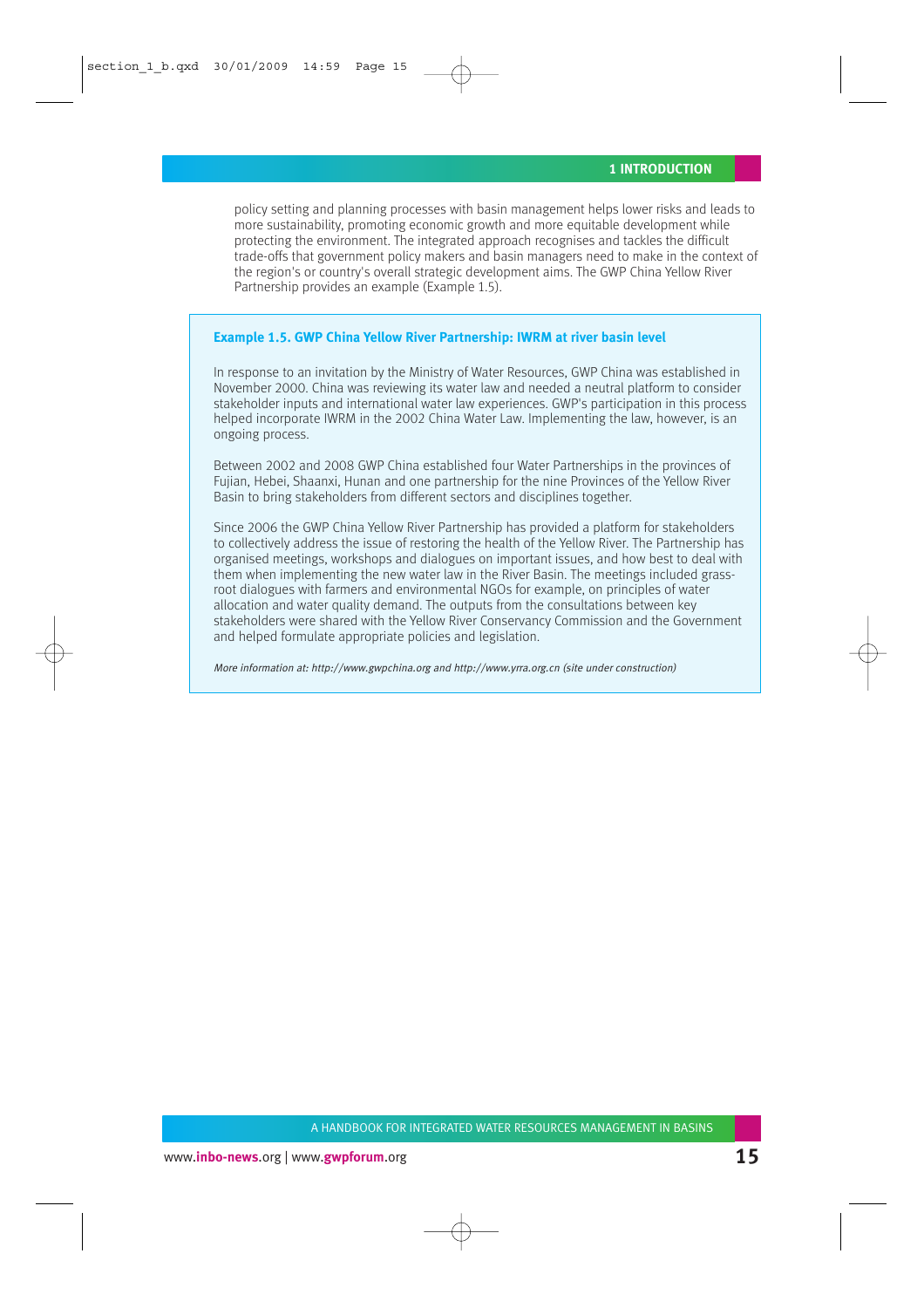policy setting and planning processes with basin management helps lower risks and leads to more sustainability, promoting economic growth and more equitable development while protecting the environment. The integrated approach recognises and tackles the difficult trade-offs that government policy makers and basin managers need to make in the context of the region's or country's overall strategic development aims. The GWP China Yellow River Partnership provides an example (Example 1.5).

### Example 1.5. GWP China Yellow River Partnership: IWRM at river basin level

In response to an invitation by the Ministry of Water Resources, GWP China was established in November 2000. China was reviewing its water law and needed a neutral platform to consider stakeholder inputs and international water law experiences. GWP's participation in this process helped incorporate IWRM in the 2002 China Water Law. Implementing the law, however, is an ongoing process.

Between 2002 and 2008 GWP China established four Water Partnerships in the provinces of Fujian, Hebei, Shaanxi, Hunan and one partnership for the nine Provinces of the Yellow River Basin to bring stakeholders from different sectors and disciplines together.

Since 2006 the GWP China Yellow River Partnership has provided a platform for stakeholders to collectively address the issue of restoring the health of the Yellow River. The Partnership has organised meetings, workshops and dialogues on important issues, and how best to deal with them when implementing the new water law in the River Basin. The meetings included grass-root dialogues with farmers and environmental NGOs for example, on principles of water allocation and water quality demand. The outputs from the consultations between key stakeholders were shared with the Yellow River Conservancy Commission and the Government and helped formulate appropriate policies and legislation.

*More information at: http://www.gwpchina.org and http://www.yrra.org.cn (site under construction)*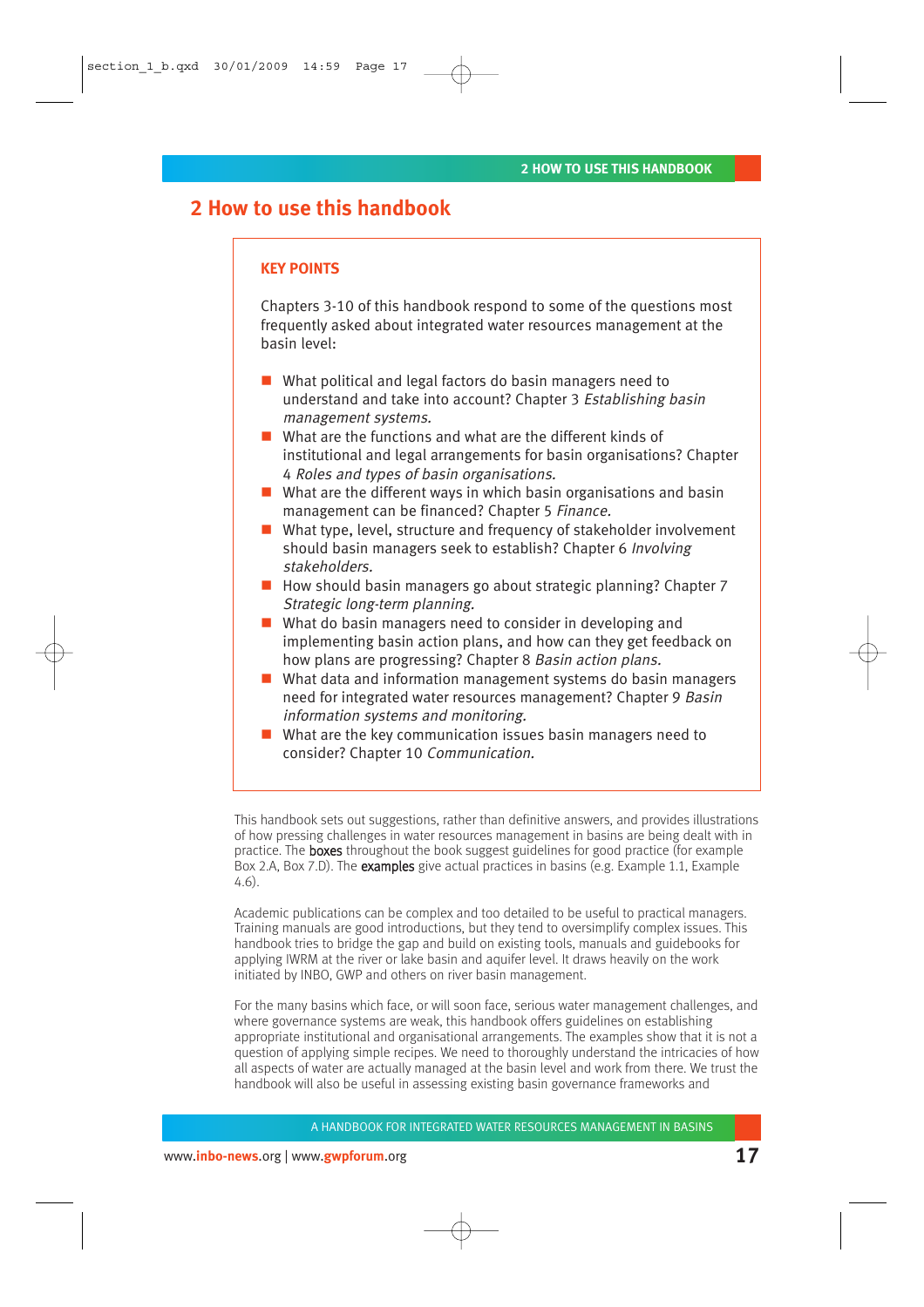# 2 How to use this handbook

**KEY POINTS**

Chapters 3-10 of this handbook respond to some of the questions most frequently asked about integrated water resources management at the basin level:

- What political and legal factors do basin managers need to understand and take into account? Chapter 3 *Establishing basin management systems.*
- What are the functions and what are the different kinds of institutional and legal arrangements for basin organisations? Chapter 4 *Roles and types of basin organisations.*
- What are the different ways in which basin organisations and basin management can be financed? Chapter 5 *Finance.*
- What type, level, structure and frequency of stakeholder involvement should basin managers seek to establish? Chapter 6 *Involving stakeholders.*
- How should basin managers go about strategic planning? Chapter 7 *Strategic long-term planning.*
- What do basin managers need to consider in developing and implementing basin action plans, and how can they get feedback on how plans are progressing? Chapter 8 *Basin action plans.*
- What data and information management systems do basin managers need for integrated water resources management? Chapter 9 *Basin information systems and monitoring.*
- What are the key communication issues basin managers need to consider? Chapter 10 *Communication.*

This handbook sets out suggestions, rather than definitive answers, and provides illustrations of how pressing challenges in water resources management in basins are being dealt with in practice. The **boxes** throughout the book suggest guidelines for good practice (for example Box 2.A, Box 7.D). The **examples** give actual practices in basins (e.g. Example 1.1, Example 4.6).

Academic publications can be complex and too detailed to be useful to practical managers. Training manuals are good introductions, but they tend to oversimplify complex issues. This handbook tries to bridge the gap and build on existing tools, manuals and guidebooks for applying IWRM at the river or lake basin and aquifer level. It draws heavily on the work initiated by INBO, GWP and others on river basin management.

For the many basins which face, or will soon face, serious water management challenges, and where governance systems are weak, this handbook offers guidelines on establishing appropriate institutional and organisational arrangements. The examples show that it is not a question of applying simple recipes. We need to thoroughly understand the intricacies of how all aspects of water are actually managed at the basin level and work from there. We trust the handbook will also be useful in assessing existing basin governance frameworks and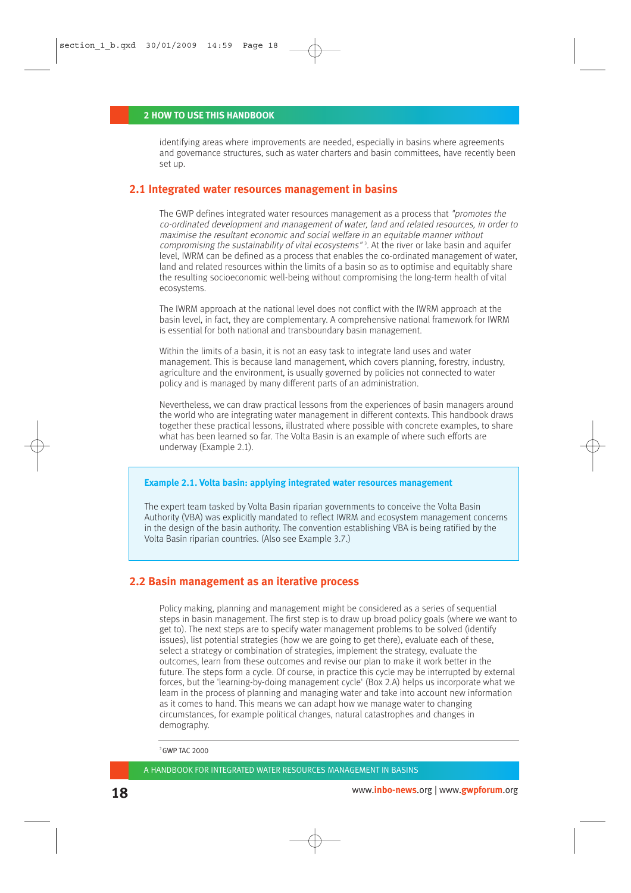identifying areas where improvements are needed, especially in basins where agreements and governance structures, such as water charters and basin committees, have recently been set up.

## 2.1 Integrated water resources management in basins

The GWP defines integrated water resources management as a process that *"promotes the co-ordinated development and management of water, land and related resources, in order to maximise the resultant economic and social welfare in an equitable manner without compromising the sustainability of vital ecosystems"* [3]. At the river or lake basin and aquifer level, IWRM can be defined as a process that enables the co-ordinated management of water, land and related resources within the limits of a basin so as to optimise and equitably share the resulting socioeconomic well-being without compromising the long-term health of vital ecosystems.

The IWRM approach at the national level does not conflict with the IWRM approach at the basin level, in fact, they are complementary. A comprehensive national framework for IWRM is essential for both national and transboundary basin management.

Within the limits of a basin, it is not an easy task to integrate land uses and water management. This is because land management, which covers planning, forestry, industry, agriculture and the environment, is usually governed by policies not connected to water policy and is managed by many different parts of an administration.

Nevertheless, we can draw practical lessons from the experiences of basin managers around the world who are integrating water management in different contexts. This handbook draws together these practical lessons, illustrated where possible with concrete examples, to share what has been learned so far. The Volta Basin is an example of where such efforts are underway (Example 2.1).

> **Example 2.1. Volta basin: applying integrated water resources management**
>
> The expert team tasked by Volta Basin riparian governments to conceive the Volta Basin Authority (VBA) was explicitly mandated to reflect IWRM and ecosystem management concerns in the design of the basin authority. The convention establishing VBA is being ratified by the Volta Basin riparian countries. (Also see Example 3.7.)

## 2.2 Basin management as an iterative process

Policy making, planning and management might be considered as a series of sequential steps in basin management. The first step is to draw up broad policy goals (where we want to get to). The next steps are to specify water management problems to be solved (identify issues), list potential strategies (how we are going to get there), evaluate each of these, select a strategy or combination of strategies, implement the strategy, evaluate the outcomes, learn from these outcomes and revise our plan to make it work better in the future. The steps form a cycle. Of course, in practice this cycle may be interrupted by external forces, but the 'learning-by-doing management cycle' (Box 2.A) helps us incorporate what we learn in the process of planning and managing water and take into account new information as it comes to hand. This means we can adapt how we manage water to changing circumstances, for example political changes, natural catastrophes and changes in demography.

---

[3] GWP TAC 2000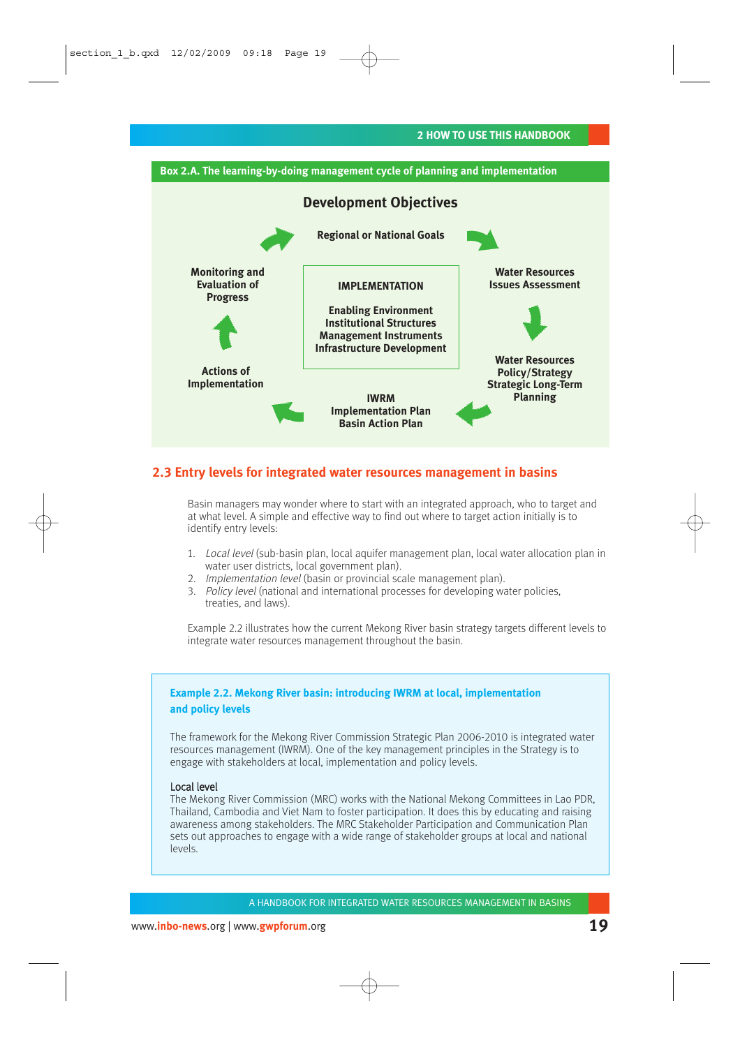**Box 2.A. The learning-by-doing management cycle of planning and implementation**

**Development Objectives**

**Regional or National Goals**

**Water Resources Issues Assessment**

**Water Resources Policy/Strategy Strategic Long-Term Planning**

**IWRM Implementation Plan Basin Action Plan**

**Actions of Implementation**

**Monitoring and Evaluation of Progress**

**IMPLEMENTATION**

**Enabling Environment**
**Institutional Structures**
**Management Instruments**
**Infrastructure Development**

## 2.3 Entry levels for integrated water resources management in basins

Basin managers may wonder where to start with an integrated approach, who to target and at what level. A simple and effective way to find out where to target action initially is to identify entry levels:

1. *Local level* (sub-basin plan, local aquifer management plan, local water allocation plan in water user districts, local government plan).
2. *Implementation level* (basin or provincial scale management plan).
3. *Policy level* (national and international processes for developing water policies, treaties, and laws).

Example 2.2 illustrates how the current Mekong River basin strategy targets different levels to integrate water resources management throughout the basin.

**Example 2.2. Mekong River basin: introducing IWRM at local, implementation and policy levels**

The framework for the Mekong River Commission Strategic Plan 2006-2010 is integrated water resources management (IWRM). One of the key management principles in the Strategy is to engage with stakeholders at local, implementation and policy levels.

Local level
The Mekong River Commission (MRC) works with the National Mekong Committees in Lao PDR, Thailand, Cambodia and Viet Nam to foster participation. It does this by educating and raising awareness among stakeholders. The MRC Stakeholder Participation and Communication Plan sets out approaches to engage with a wide range of stakeholder groups at local and national levels.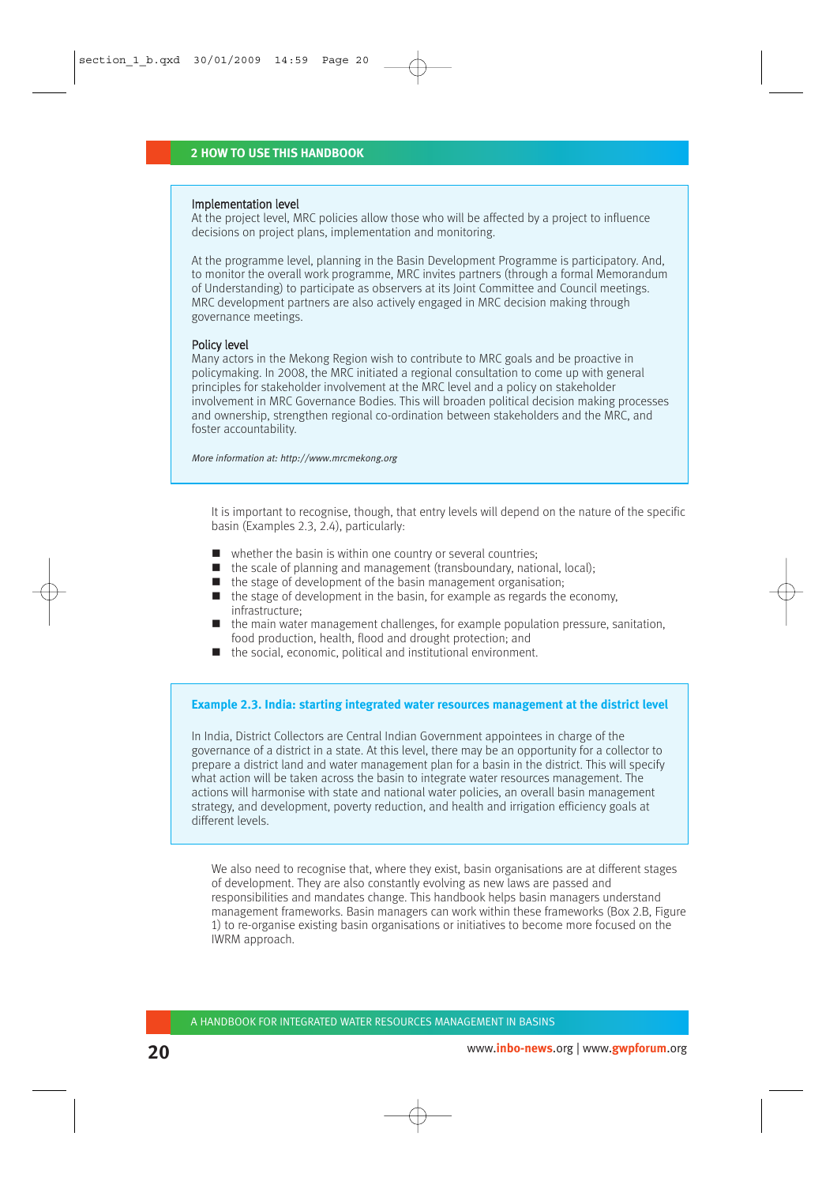### Implementation level

At the project level, MRC policies allow those who will be affected by a project to influence decisions on project plans, implementation and monitoring.

At the programme level, planning in the Basin Development Programme is participatory. And, to monitor the overall work programme, MRC invites partners (through a formal Memorandum of Understanding) to participate as observers at its Joint Committee and Council meetings. MRC development partners are also actively engaged in MRC decision making through governance meetings.

### Policy level

Many actors in the Mekong Region wish to contribute to MRC goals and be proactive in policymaking. In 2008, the MRC initiated a regional consultation to come up with general principles for stakeholder involvement at the MRC level and a policy on stakeholder involvement in MRC Governance Bodies. This will broaden political decision making processes and ownership, strengthen regional co-ordination between stakeholders and the MRC, and foster accountability.

*More information at: http://www.mrcmekong.org*

It is important to recognise, though, that entry levels will depend on the nature of the specific basin (Examples 2.3, 2.4), particularly:

- whether the basin is within one country or several countries;
- the scale of planning and management (transboundary, national, local);
- the stage of development of the basin management organisation;
- the stage of development in the basin, for example as regards the economy, infrastructure;
- the main water management challenges, for example population pressure, sanitation, food production, health, flood and drought protection; and
- the social, economic, political and institutional environment.

**Example 2.3. India: starting integrated water resources management at the district level**

In India, District Collectors are Central Indian Government appointees in charge of the governance of a district in a state. At this level, there may be an opportunity for a collector to prepare a district land and water management plan for a basin in the district. This will specify what action will be taken across the basin to integrate water resources management. The actions will harmonise with state and national water policies, an overall basin management strategy, and development, poverty reduction, and health and irrigation efficiency goals at different levels.

We also need to recognise that, where they exist, basin organisations are at different stages of development. They are also constantly evolving as new laws are passed and responsibilities and mandates change. This handbook helps basin managers understand management frameworks. Basin managers can work within these frameworks (Box 2.B, Figure 1) to re-organise existing basin organisations or initiatives to become more focused on the IWRM approach.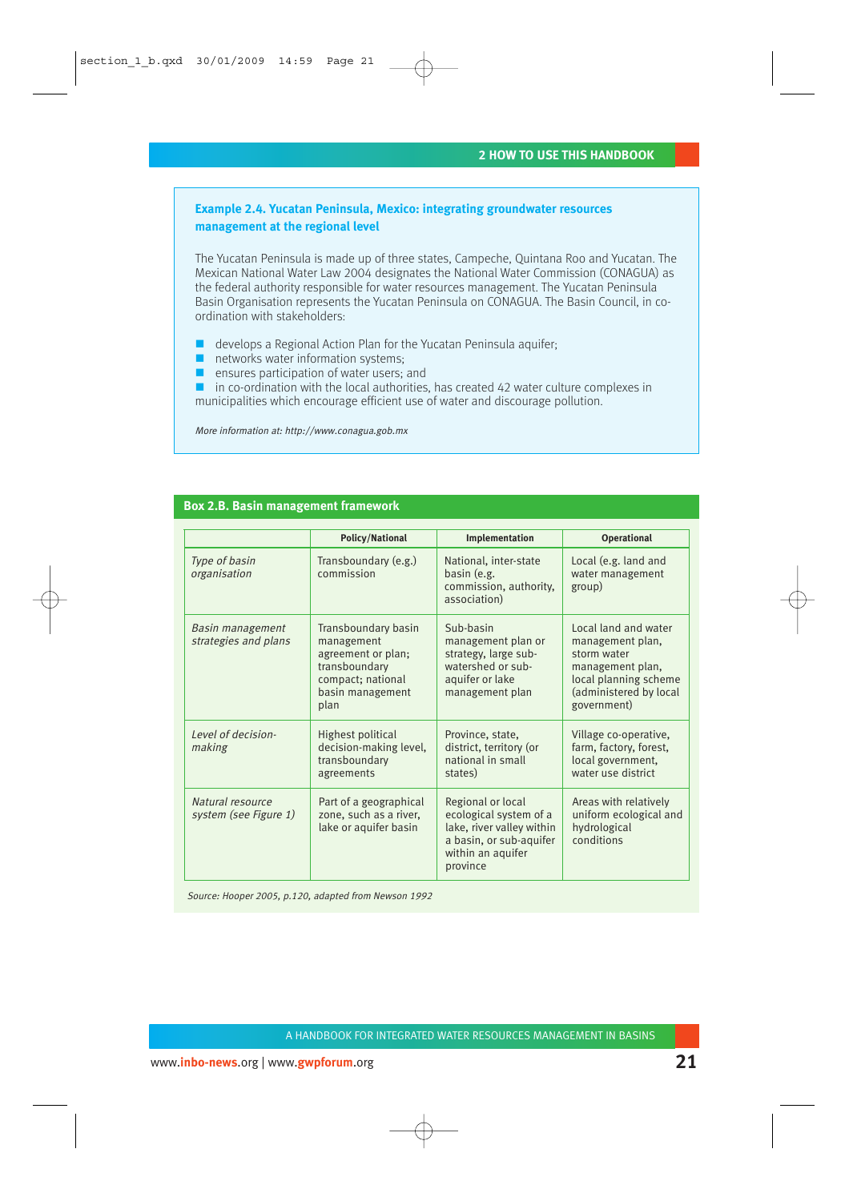### Example 2.4. Yucatan Peninsula, Mexico: integrating groundwater resources management at the regional level

The Yucatan Peninsula is made up of three states, Campeche, Quintana Roo and Yucatan. The Mexican National Water Law 2004 designates the National Water Commission (CONAGUA) as the federal authority responsible for water resources management. The Yucatan Peninsula Basin Organisation represents the Yucatan Peninsula on CONAGUA. The Basin Council, in co-ordination with stakeholders:

- develops a Regional Action Plan for the Yucatan Peninsula aquifer;
- networks water information systems;
- ensures participation of water users; and
- in co-ordination with the local authorities, has created 42 water culture complexes in municipalities which encourage efficient use of water and discourage pollution.

*More information at: http://www.conagua.gob.mx*

### Box 2.B. Basin management framework

| | Policy/National | Implementation | Operational |
|---|---|---|---|
| *Type of basin organisation* | Transboundary (e.g.) commission | National, inter-state basin (e.g. commission, authority, association) | Local (e.g. land and water management group) |
| *Basin management strategies and plans* | Transboundary basin management agreement or plan; transboundary compact; national basin management plan | Sub-basin management plan or strategy, large sub-watershed or sub-aquifer or lake management plan | Local land and water management plan, storm water management plan, local planning scheme (administered by local government) |
| *Level of decision-making* | Highest political decision-making level, transboundary agreements | Province, state, district, territory (or national in small states) | Village co-operative, farm, factory, forest, local government, water use district |
| *Natural resource system (see Figure 1)* | Part of a geographical zone, such as a river, lake or aquifer basin | Regional or local ecological system of a lake, river valley within a basin, or sub-aquifer within an aquifer province | Areas with relatively uniform ecological and hydrological conditions |

*Source: Hooper 2005, p.120, adapted from Newson 1992*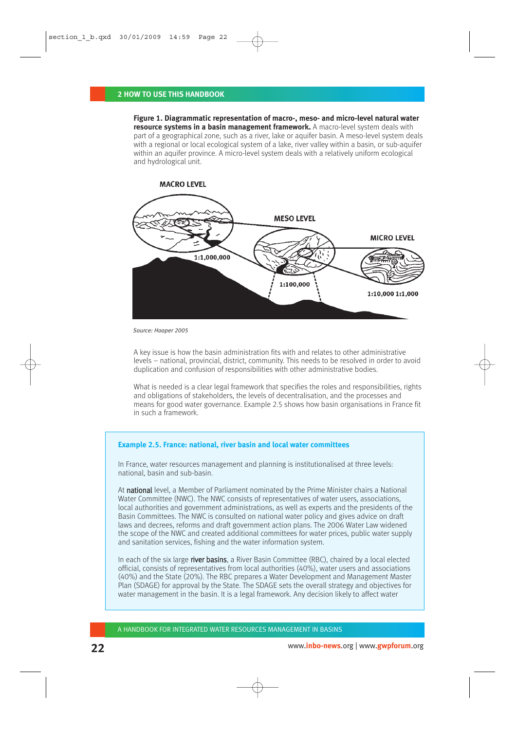**Figure 1. Diagrammatic representation of macro-, meso- and micro-level natural water resource systems in a basin management framework.** A macro-level system deals with part of a geographical zone, such as a river, lake or aquifer basin. A meso-level system deals with a regional or local ecological system of a lake, river valley within a basin, or sub-aquifer within an aquifer province. A micro-level system deals with a relatively uniform ecological and hydrological unit.

*Source: Hooper 2005*

A key issue is how the basin administration fits with and relates to other administrative levels – national, provincial, district, community. This needs to be resolved in order to avoid duplication and confusion of responsibilities with other administrative bodies.

What is needed is a clear legal framework that specifies the roles and responsibilities, rights and obligations of stakeholders, the levels of decentralisation, and the processes and means for good water governance. Example 2.5 shows how basin organisations in France fit in such a framework.

### Example 2.5. France: national, river basin and local water committees

In France, water resources management and planning is institutionalised at three levels: national, basin and sub-basin.

At national level, a Member of Parliament nominated by the Prime Minister chairs a National Water Committee (NWC). The NWC consists of representatives of water users, associations, local authorities and government administrations, as well as experts and the presidents of the Basin Committees. The NWC is consulted on national water policy and gives advice on draft laws and decrees, reforms and draft government action plans. The 2006 Water Law widened the scope of the NWC and created additional committees for water prices, public water supply and sanitation services, fishing and the water information system.

In each of the six large river basins, a River Basin Committee (RBC), chaired by a local elected official, consists of representatives from local authorities (40%), water users and associations (40%) and the State (20%). The RBC prepares a Water Development and Management Master Plan (SDAGE) for approval by the State. The SDAGE sets the overall strategy and objectives for water management in the basin. It is a legal framework. Any decision likely to affect water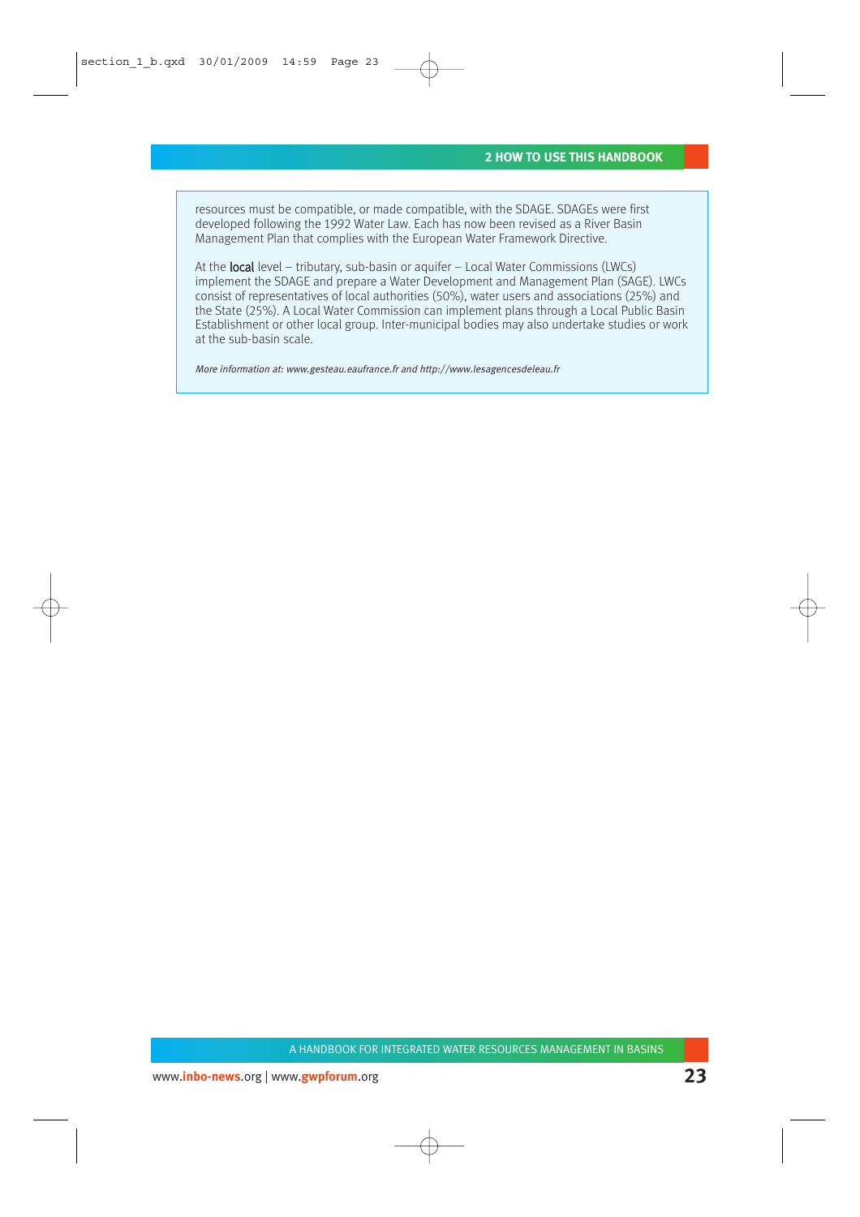resources must be compatible, or made compatible, with the SDAGE. SDAGEs were first developed following the 1992 Water Law. Each has now been revised as a River Basin Management Plan that complies with the European Water Framework Directive.

At the **local** level – tributary, sub-basin or aquifer – Local Water Commissions (LWCs) implement the SDAGE and prepare a Water Development and Management Plan (SAGE). LWCs consist of representatives of local authorities (50%), water users and associations (25%) and the State (25%). A Local Water Commission can implement plans through a Local Public Basin Establishment or other local group. Inter-municipal bodies may also undertake studies or work at the sub-basin scale.

*More information at: www.gesteau.eaufrance.fr and http://www.lesagencesdeleau.fr*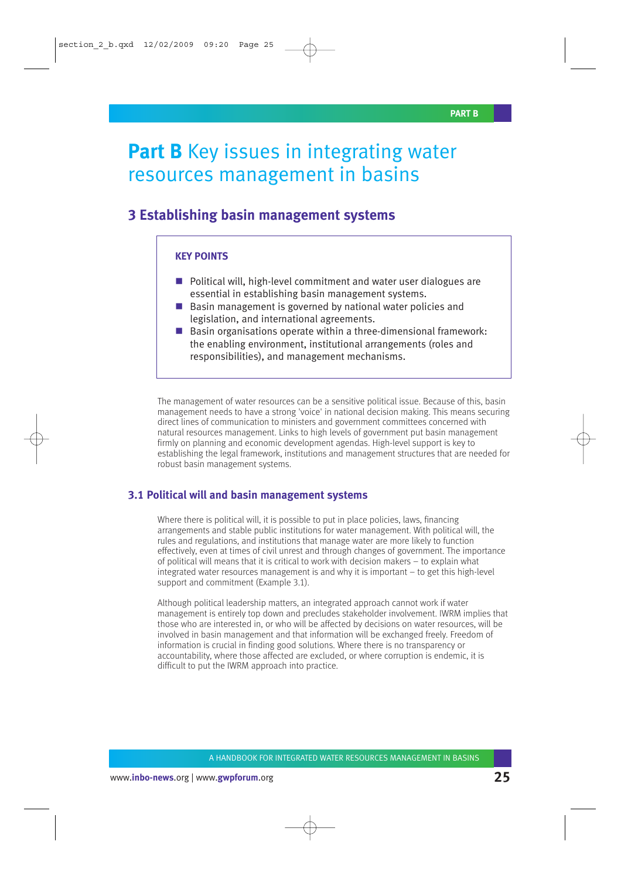# Part B Key issues in integrating water resources management in basins

## 3 Establishing basin management systems

**KEY POINTS**

- Political will, high-level commitment and water user dialogues are essential in establishing basin management systems.
- Basin management is governed by national water policies and legislation, and international agreements.
- Basin organisations operate within a three-dimensional framework: the enabling environment, institutional arrangements (roles and responsibilities), and management mechanisms.

The management of water resources can be a sensitive political issue. Because of this, basin management needs to have a strong 'voice' in national decision making. This means securing direct lines of communication to ministers and government committees concerned with natural resources management. Links to high levels of government put basin management firmly on planning and economic development agendas. High-level support is key to establishing the legal framework, institutions and management structures that are needed for robust basin management systems.

### 3.1 Political will and basin management systems

Where there is political will, it is possible to put in place policies, laws, financing arrangements and stable public institutions for water management. With political will, the rules and regulations, and institutions that manage water are more likely to function effectively, even at times of civil unrest and through changes of government. The importance of political will means that it is critical to work with decision makers – to explain what integrated water resources management is and why it is important – to get this high-level support and commitment (Example 3.1).

Although political leadership matters, an integrated approach cannot work if water management is entirely top down and precludes stakeholder involvement. IWRM implies that those who are interested in, or who will be affected by decisions on water resources, will be involved in basin management and that information will be exchanged freely. Freedom of information is crucial in finding good solutions. Where there is no transparency or accountability, where those affected are excluded, or where corruption is endemic, it is difficult to put the IWRM approach into practice.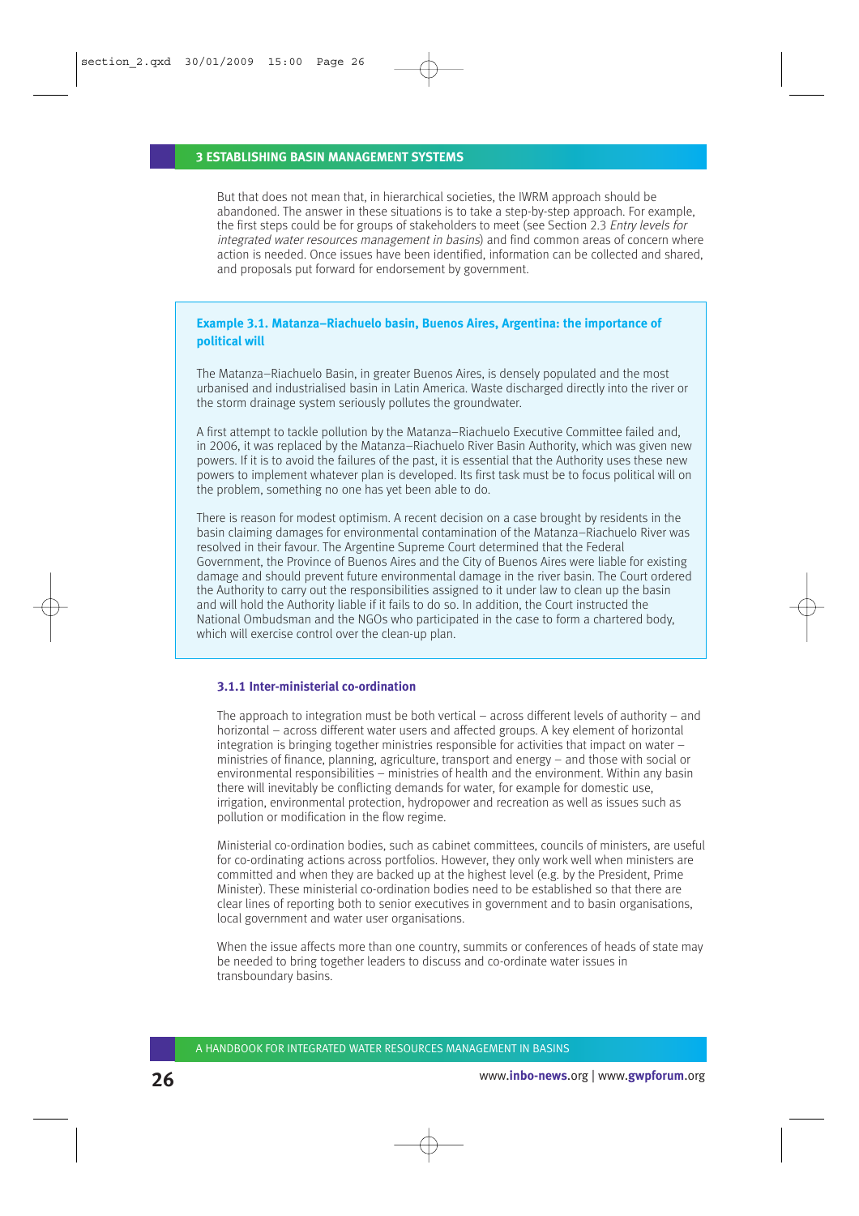But that does not mean that, in hierarchical societies, the IWRM approach should be abandoned. The answer in these situations is to take a step-by-step approach. For example, the first steps could be for groups of stakeholders to meet (see Section 2.3 *Entry levels for integrated water resources management in basins*) and find common areas of concern where action is needed. Once issues have been identified, information can be collected and shared, and proposals put forward for endorsement by government.

**Example 3.1. Matanza–Riachuelo basin, Buenos Aires, Argentina: the importance of political will**

The Matanza–Riachuelo Basin, in greater Buenos Aires, is densely populated and the most urbanised and industrialised basin in Latin America. Waste discharged directly into the river or the storm drainage system seriously pollutes the groundwater.

A first attempt to tackle pollution by the Matanza–Riachuelo Executive Committee failed and, in 2006, it was replaced by the Matanza–Riachuelo River Basin Authority, which was given new powers. If it is to avoid the failures of the past, it is essential that the Authority uses these new powers to implement whatever plan is developed. Its first task must be to focus political will on the problem, something no one has yet been able to do.

There is reason for modest optimism. A recent decision on a case brought by residents in the basin claiming damages for environmental contamination of the Matanza–Riachuelo River was resolved in their favour. The Argentine Supreme Court determined that the Federal Government, the Province of Buenos Aires and the City of Buenos Aires were liable for existing damage and should prevent future environmental damage in the river basin. The Court ordered the Authority to carry out the responsibilities assigned to it under law to clean up the basin and will hold the Authority liable if it fails to do so. In addition, the Court instructed the National Ombudsman and the NGOs who participated in the case to form a chartered body, which will exercise control over the clean-up plan.

### 3.1.1 Inter-ministerial co-ordination

The approach to integration must be both vertical – across different levels of authority – and horizontal – across different water users and affected groups. A key element of horizontal integration is bringing together ministries responsible for activities that impact on water – ministries of finance, planning, agriculture, transport and energy – and those with social or environmental responsibilities – ministries of health and the environment. Within any basin there will inevitably be conflicting demands for water, for example for domestic use, irrigation, environmental protection, hydropower and recreation as well as issues such as pollution or modification in the flow regime.

Ministerial co-ordination bodies, such as cabinet committees, councils of ministers, are useful for co-ordinating actions across portfolios. However, they only work well when ministers are committed and when they are backed up at the highest level (e.g. by the President, Prime Minister). These ministerial co-ordination bodies need to be established so that there are clear lines of reporting both to senior executives in government and to basin organisations, local government and water user organisations.

When the issue affects more than one country, summits or conferences of heads of state may be needed to bring together leaders to discuss and co-ordinate water issues in transboundary basins.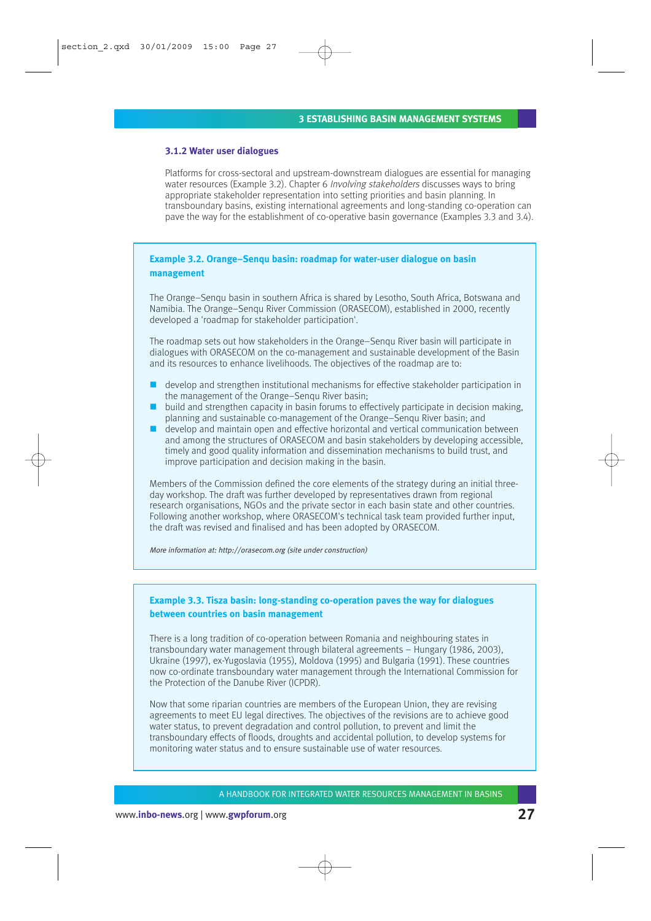### 3.1.2 Water user dialogues

Platforms for cross-sectoral and upstream-downstream dialogues are essential for managing water resources (Example 3.2). Chapter 6 *Involving stakeholders* discusses ways to bring appropriate stakeholder representation into setting priorities and basin planning. In transboundary basins, existing international agreements and long-standing co-operation can pave the way for the establishment of co-operative basin governance (Examples 3.3 and 3.4).

#### Example 3.2. Orange–Senqu basin: roadmap for water-user dialogue on basin management

The Orange–Senqu basin in southern Africa is shared by Lesotho, South Africa, Botswana and Namibia. The Orange–Senqu River Commission (ORASECOM), established in 2000, recently developed a 'roadmap for stakeholder participation'.

The roadmap sets out how stakeholders in the Orange–Senqu River basin will participate in dialogues with ORASECOM on the co-management and sustainable development of the Basin and its resources to enhance livelihoods. The objectives of the roadmap are to:

- develop and strengthen institutional mechanisms for effective stakeholder participation in the management of the Orange–Senqu River basin;
- build and strengthen capacity in basin forums to effectively participate in decision making, planning and sustainable co-management of the Orange–Senqu River basin; and
- develop and maintain open and effective horizontal and vertical communication between and among the structures of ORASECOM and basin stakeholders by developing accessible, timely and good quality information and dissemination mechanisms to build trust, and improve participation and decision making in the basin.

Members of the Commission defined the core elements of the strategy during an initial three-day workshop. The draft was further developed by representatives drawn from regional research organisations, NGOs and the private sector in each basin state and other countries. Following another workshop, where ORASECOM's technical task team provided further input, the draft was revised and finalised and has been adopted by ORASECOM.

*More information at: http://orasecom.org (site under construction)*

#### Example 3.3. Tisza basin: long-standing co-operation paves the way for dialogues between countries on basin management

There is a long tradition of co-operation between Romania and neighbouring states in transboundary water management through bilateral agreements – Hungary (1986, 2003), Ukraine (1997), ex-Yugoslavia (1955), Moldova (1995) and Bulgaria (1991). These countries now co-ordinate transboundary water management through the International Commission for the Protection of the Danube River (ICPDR).

Now that some riparian countries are members of the European Union, they are revising agreements to meet EU legal directives. The objectives of the revisions are to achieve good water status, to prevent degradation and control pollution, to prevent and limit the transboundary effects of floods, droughts and accidental pollution, to develop systems for monitoring water status and to ensure sustainable use of water resources.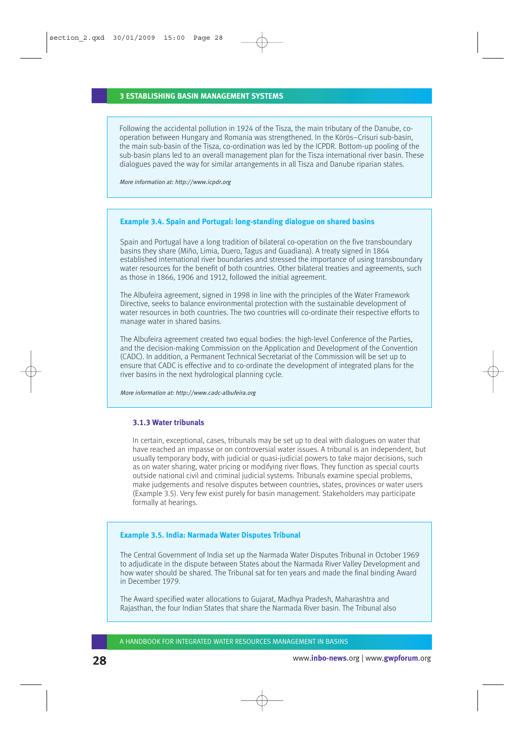Following the accidental pollution in 1924 of the Tisza, the main tributary of the Danube, co-operation between Hungary and Romania was strengthened. In the Körös–Crisuri sub-basin, the main sub-basin of the Tisza, co-ordination was led by the ICPDR. Bottom-up pooling of the sub-basin plans led to an overall management plan for the Tisza international river basin. These dialogues paved the way for similar arrangements in all Tisza and Danube riparian states.

*More information at: http://www.icpdr.org*

**Example 3.4. Spain and Portugal: long-standing dialogue on shared basins**

Spain and Portugal have a long tradition of bilateral co-operation on the five transboundary basins they share (Miño, Limia, Duero, Tagus and Guadiana). A treaty signed in 1864 established international river boundaries and stressed the importance of using transboundary water resources for the benefit of both countries. Other bilateral treaties and agreements, such as those in 1866, 1906 and 1912, followed the initial agreement.

The Albufeira agreement, signed in 1998 in line with the principles of the Water Framework Directive, seeks to balance environmental protection with the sustainable development of water resources in both countries. The two countries will co-ordinate their respective efforts to manage water in shared basins.

The Albufeira agreement created two equal bodies: the high-level Conference of the Parties, and the decision-making Commission on the Application and Development of the Convention (CADC). In addition, a Permanent Technical Secretariat of the Commission will be set up to ensure that CADC is effective and to co-ordinate the development of integrated plans for the river basins in the next hydrological planning cycle.

*More information at: http://www.cadc-albufeira.org*

### 3.1.3 Water tribunals

In certain, exceptional, cases, tribunals may be set up to deal with dialogues on water that have reached an impasse or on controversial water issues. A tribunal is an independent, but usually temporary body, with judicial or quasi-judicial powers to take major decisions, such as on water sharing, water pricing or modifying river flows. They function as special courts outside national civil and criminal judicial systems. Tribunals examine special problems, make judgements and resolve disputes between countries, states, provinces or water users (Example 3.5). Very few exist purely for basin management. Stakeholders may participate formally at hearings.

**Example 3.5. India: Narmada Water Disputes Tribunal**

The Central Government of India set up the Narmada Water Disputes Tribunal in October 1969 to adjudicate in the dispute between States about the Narmada River Valley Development and how water should be shared. The Tribunal sat for ten years and made the final binding Award in December 1979.

The Award specified water allocations to Gujarat, Madhya Pradesh, Maharashtra and Rajasthan, the four Indian States that share the Narmada River basin. The Tribunal also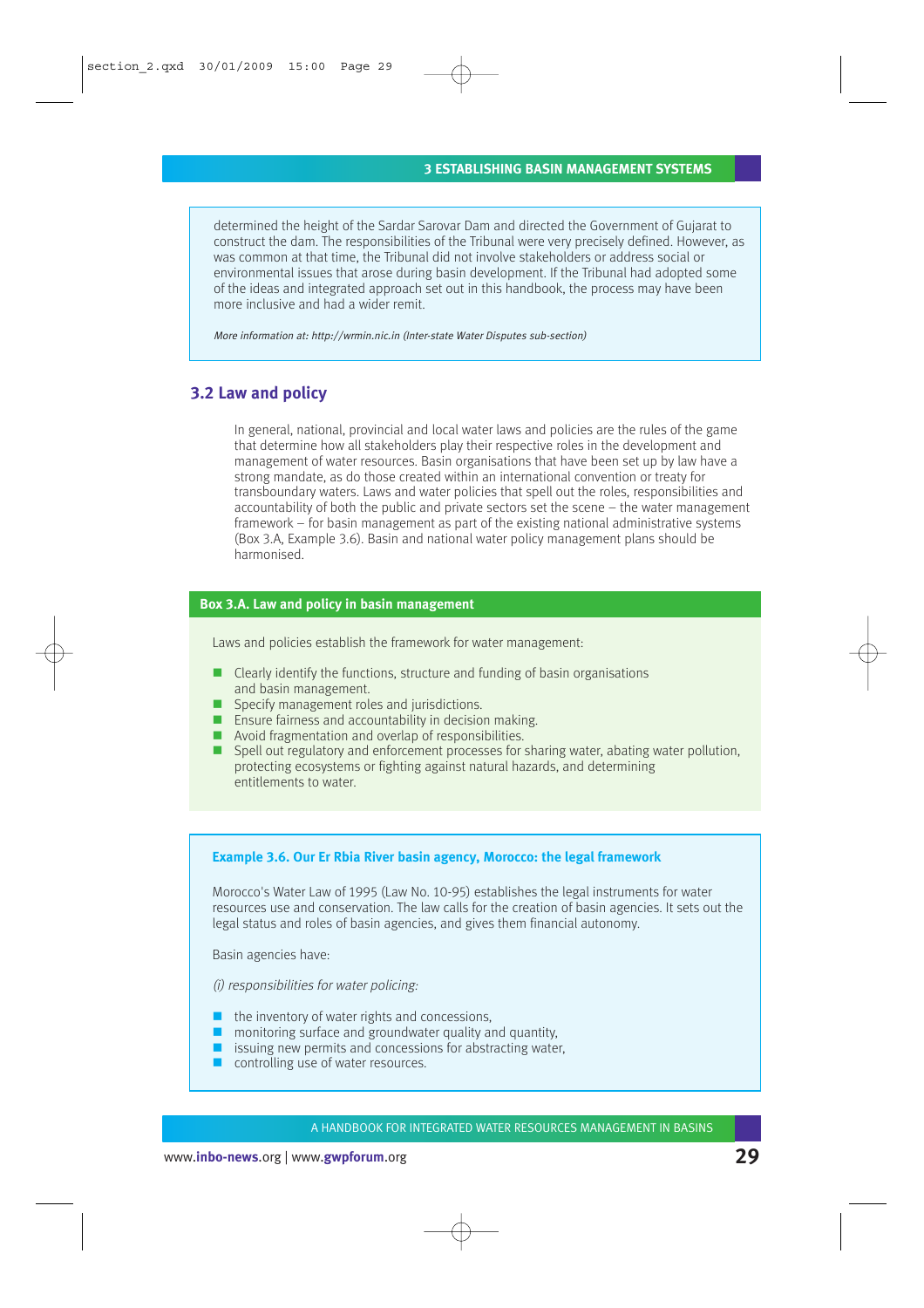determined the height of the Sardar Sarovar Dam and directed the Government of Gujarat to construct the dam. The responsibilities of the Tribunal were very precisely defined. However, as was common at that time, the Tribunal did not involve stakeholders or address social or environmental issues that arose during basin development. If the Tribunal had adopted some of the ideas and integrated approach set out in this handbook, the process may have been more inclusive and had a wider remit.

*More information at: http://wrmin.nic.in (Inter-state Water Disputes sub-section)*

## 3.2 Law and policy

In general, national, provincial and local water laws and policies are the rules of the game that determine how all stakeholders play their respective roles in the development and management of water resources. Basin organisations that have been set up by law have a strong mandate, as do those created within an international convention or treaty for transboundary waters. Laws and water policies that spell out the roles, responsibilities and accountability of both the public and private sectors set the scene – the water management framework – for basin management as part of the existing national administrative systems (Box 3.A, Example 3.6). Basin and national water policy management plans should be harmonised.

### Box 3.A. Law and policy in basin management

Laws and policies establish the framework for water management:

- Clearly identify the functions, structure and funding of basin organisations and basin management.
- Specify management roles and jurisdictions.
- Ensure fairness and accountability in decision making.
- Avoid fragmentation and overlap of responsibilities.
- Spell out regulatory and enforcement processes for sharing water, abating water pollution, protecting ecosystems or fighting against natural hazards, and determining entitlements to water.

### Example 3.6. Our Er Rbia River basin agency, Morocco: the legal framework

Morocco's Water Law of 1995 (Law No. 10-95) establishes the legal instruments for water resources use and conservation. The law calls for the creation of basin agencies. It sets out the legal status and roles of basin agencies, and gives them financial autonomy.

Basin agencies have:

*(i) responsibilities for water policing:*

- the inventory of water rights and concessions,
- monitoring surface and groundwater quality and quantity,
- issuing new permits and concessions for abstracting water,
- controlling use of water resources.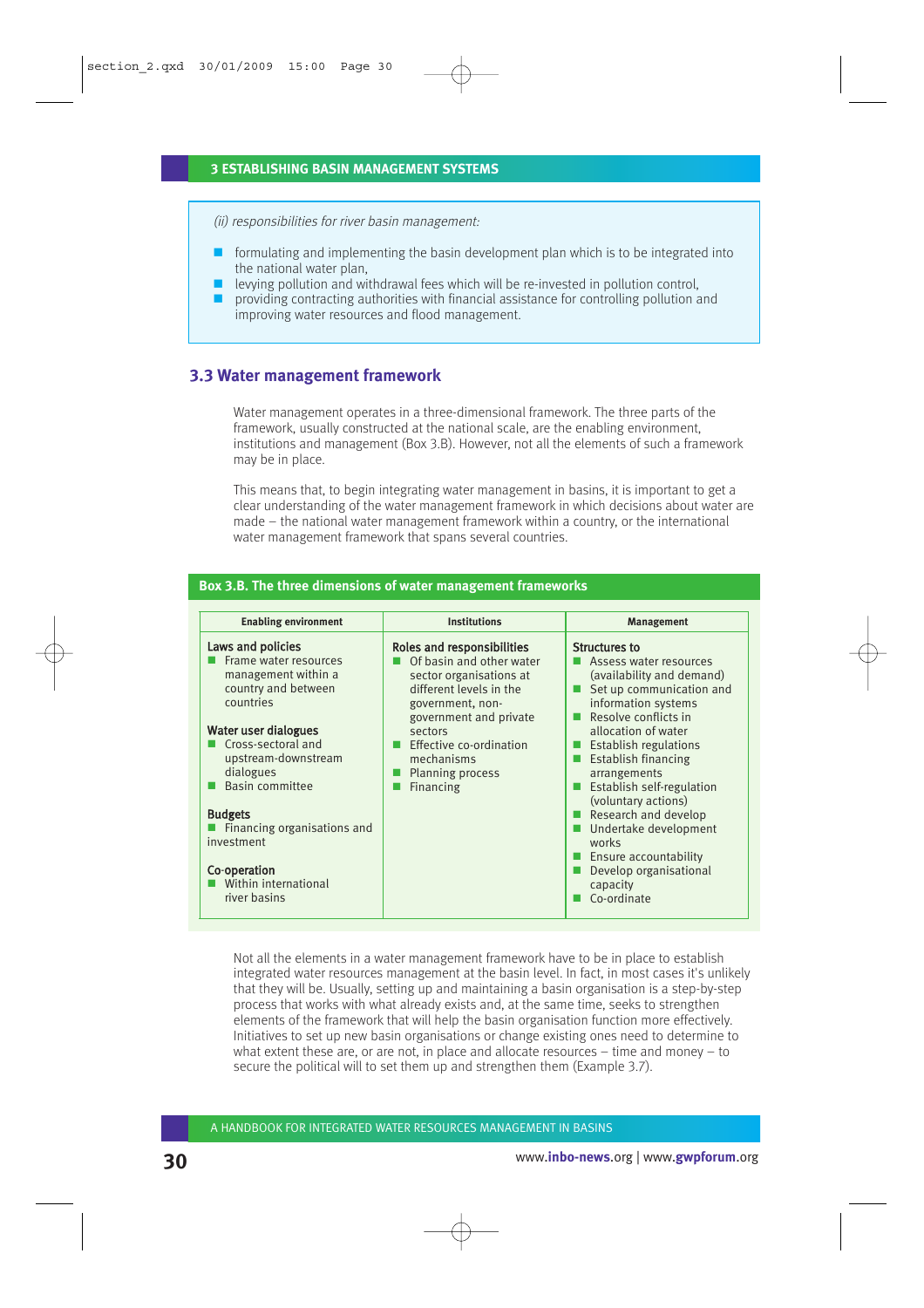*(ii) responsibilities for river basin management:*

- formulating and implementing the basin development plan which is to be integrated into the national water plan,
- levying pollution and withdrawal fees which will be re-invested in pollution control,
- providing contracting authorities with financial assistance for controlling pollution and improving water resources and flood management.

## 3.3 Water management framework

Water management operates in a three-dimensional framework. The three parts of the framework, usually constructed at the national scale, are the enabling environment, institutions and management (Box 3.B). However, not all the elements of such a framework may be in place.

This means that, to begin integrating water management in basins, it is important to get a clear understanding of the water management framework in which decisions about water are made – the national water management framework within a country, or the international water management framework that spans several countries.

**Box 3.B. The three dimensions of water management frameworks**

| Enabling environment | Institutions | Management |
|---|---|---|
| **Laws and policies**<br>■ Frame water resources management within a country and between countries<br><br>**Water user dialogues**<br>■ Cross-sectoral and upstream-downstream dialogues<br>■ Basin committee<br><br>**Budgets**<br>■ Financing organisations and investment<br><br>**Co-operation**<br>■ Within international river basins | **Roles and responsibilities**<br>■ Of basin and other water sector organisations at different levels in the government, non-government and private sectors<br>■ Effective co-ordination mechanisms<br>■ Planning process<br>■ Financing | **Structures to**<br>■ Assess water resources (availability and demand)<br>■ Set up communication and information systems<br>■ Resolve conflicts in allocation of water<br>■ Establish regulations<br>■ Establish financing arrangements<br>■ Establish self-regulation (voluntary actions)<br>■ Research and develop<br>■ Undertake development works<br>■ Ensure accountability<br>■ Develop organisational capacity<br>■ Co-ordinate |

Not all the elements in a water management framework have to be in place to establish integrated water resources management at the basin level. In fact, in most cases it's unlikely that they will be. Usually, setting up and maintaining a basin organisation is a step-by-step process that works with what already exists and, at the same time, seeks to strengthen elements of the framework that will help the basin organisation function more effectively. Initiatives to set up new basin organisations or change existing ones need to determine to what extent these are, or are not, in place and allocate resources – time and money – to secure the political will to set them up and strengthen them (Example 3.7).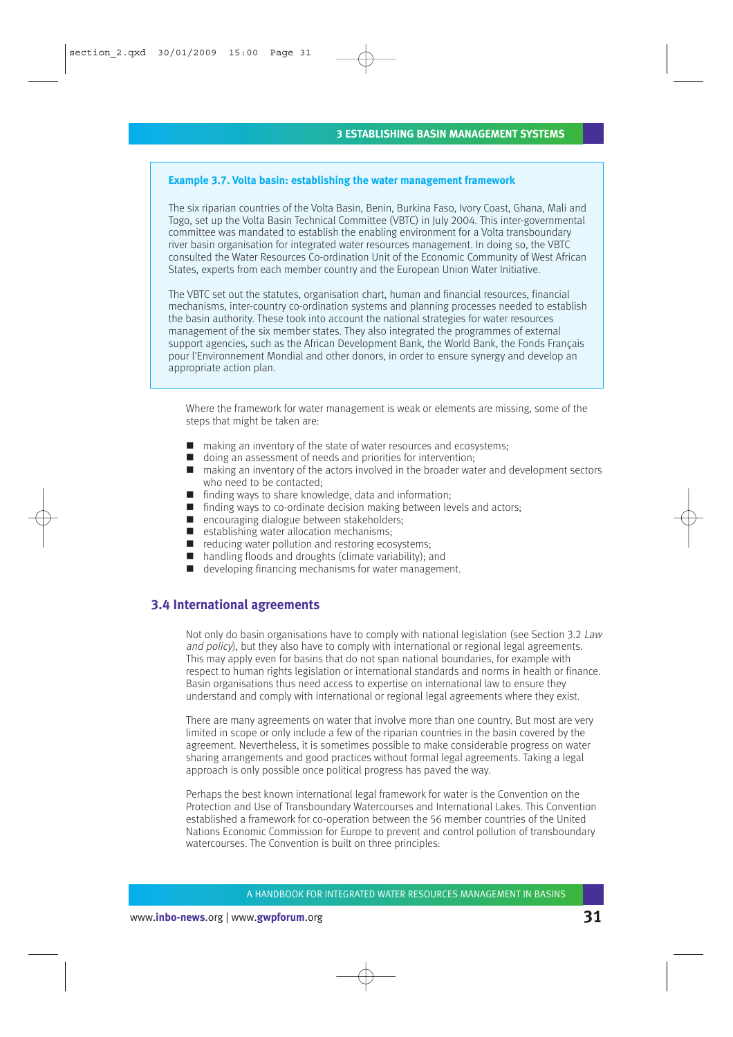**Example 3.7. Volta basin: establishing the water management framework**

The six riparian countries of the Volta Basin, Benin, Burkina Faso, Ivory Coast, Ghana, Mali and Togo, set up the Volta Basin Technical Committee (VBTC) in July 2004. This inter-governmental committee was mandated to establish the enabling environment for a Volta transboundary river basin organisation for integrated water resources management. In doing so, the VBTC consulted the Water Resources Co-ordination Unit of the Economic Community of West African States, experts from each member country and the European Union Water Initiative.

The VBTC set out the statutes, organisation chart, human and financial resources, financial mechanisms, inter-country co-ordination systems and planning processes needed to establish the basin authority. These took into account the national strategies for water resources management of the six member states. They also integrated the programmes of external support agencies, such as the African Development Bank, the World Bank, the Fonds Français pour l'Environnement Mondial and other donors, in order to ensure synergy and develop an appropriate action plan.

Where the framework for water management is weak or elements are missing, some of the steps that might be taken are:

- making an inventory of the state of water resources and ecosystems;
- doing an assessment of needs and priorities for intervention;
- making an inventory of the actors involved in the broader water and development sectors who need to be contacted;
- finding ways to share knowledge, data and information;
- finding ways to co-ordinate decision making between levels and actors;
- encouraging dialogue between stakeholders;
- establishing water allocation mechanisms;
- reducing water pollution and restoring ecosystems;
- handling floods and droughts (climate variability); and
- developing financing mechanisms for water management.

## 3.4 International agreements

Not only do basin organisations have to comply with national legislation (see Section 3.2 *Law and policy*), but they also have to comply with international or regional legal agreements. This may apply even for basins that do not span national boundaries, for example with respect to human rights legislation or international standards and norms in health or finance. Basin organisations thus need access to expertise on international law to ensure they understand and comply with international or regional legal agreements where they exist.

There are many agreements on water that involve more than one country. But most are very limited in scope or only include a few of the riparian countries in the basin covered by the agreement. Nevertheless, it is sometimes possible to make considerable progress on water sharing arrangements and good practices without formal legal agreements. Taking a legal approach is only possible once political progress has paved the way.

Perhaps the best known international legal framework for water is the Convention on the Protection and Use of Transboundary Watercourses and International Lakes. This Convention established a framework for co-operation between the 56 member countries of the United Nations Economic Commission for Europe to prevent and control pollution of transboundary watercourses. The Convention is built on three principles: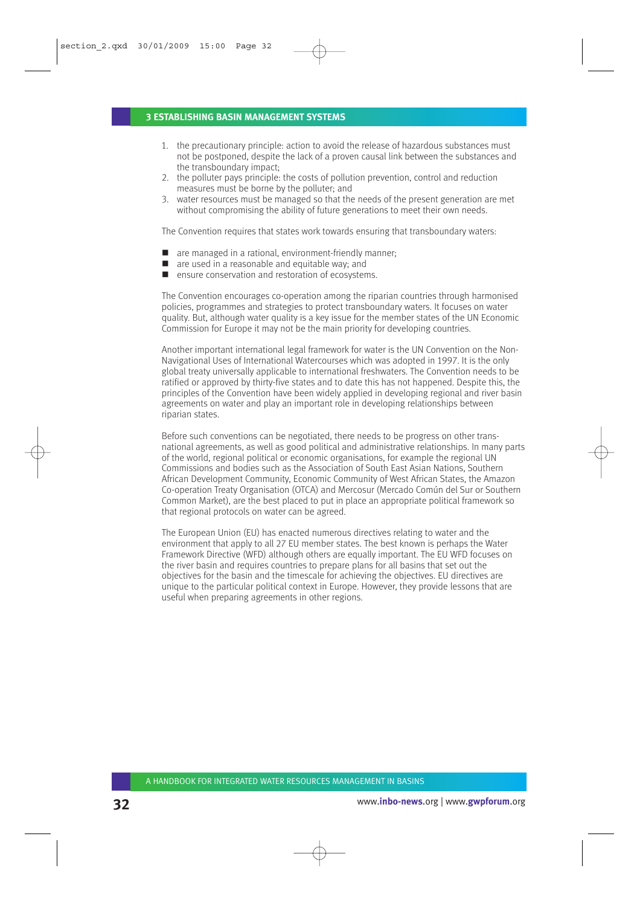1. the precautionary principle: action to avoid the release of hazardous substances must not be postponed, despite the lack of a proven causal link between the substances and the transboundary impact;
2. the polluter pays principle: the costs of pollution prevention, control and reduction measures must be borne by the polluter; and
3. water resources must be managed so that the needs of the present generation are met without compromising the ability of future generations to meet their own needs.

The Convention requires that states work towards ensuring that transboundary waters:

- are managed in a rational, environment-friendly manner;
- are used in a reasonable and equitable way; and
- ensure conservation and restoration of ecosystems.

The Convention encourages co-operation among the riparian countries through harmonised policies, programmes and strategies to protect transboundary waters. It focuses on water quality. But, although water quality is a key issue for the member states of the UN Economic Commission for Europe it may not be the main priority for developing countries.

Another important international legal framework for water is the UN Convention on the Non-Navigational Uses of International Watercourses which was adopted in 1997. It is the only global treaty universally applicable to international freshwaters. The Convention needs to be ratified or approved by thirty-five states and to date this has not happened. Despite this, the principles of the Convention have been widely applied in developing regional and river basin agreements on water and play an important role in developing relationships between riparian states.

Before such conventions can be negotiated, there needs to be progress on other trans-national agreements, as well as good political and administrative relationships. In many parts of the world, regional political or economic organisations, for example the regional UN Commissions and bodies such as the Association of South East Asian Nations, Southern African Development Community, Economic Community of West African States, the Amazon Co-operation Treaty Organisation (OTCA) and Mercosur (Mercado Común del Sur or Southern Common Market), are the best placed to put in place an appropriate political framework so that regional protocols on water can be agreed.

The European Union (EU) has enacted numerous directives relating to water and the environment that apply to all 27 EU member states. The best known is perhaps the Water Framework Directive (WFD) although others are equally important. The EU WFD focuses on the river basin and requires countries to prepare plans for all basins that set out the objectives for the basin and the timescale for achieving the objectives. EU directives are unique to the particular political context in Europe. However, they provide lessons that are useful when preparing agreements in other regions.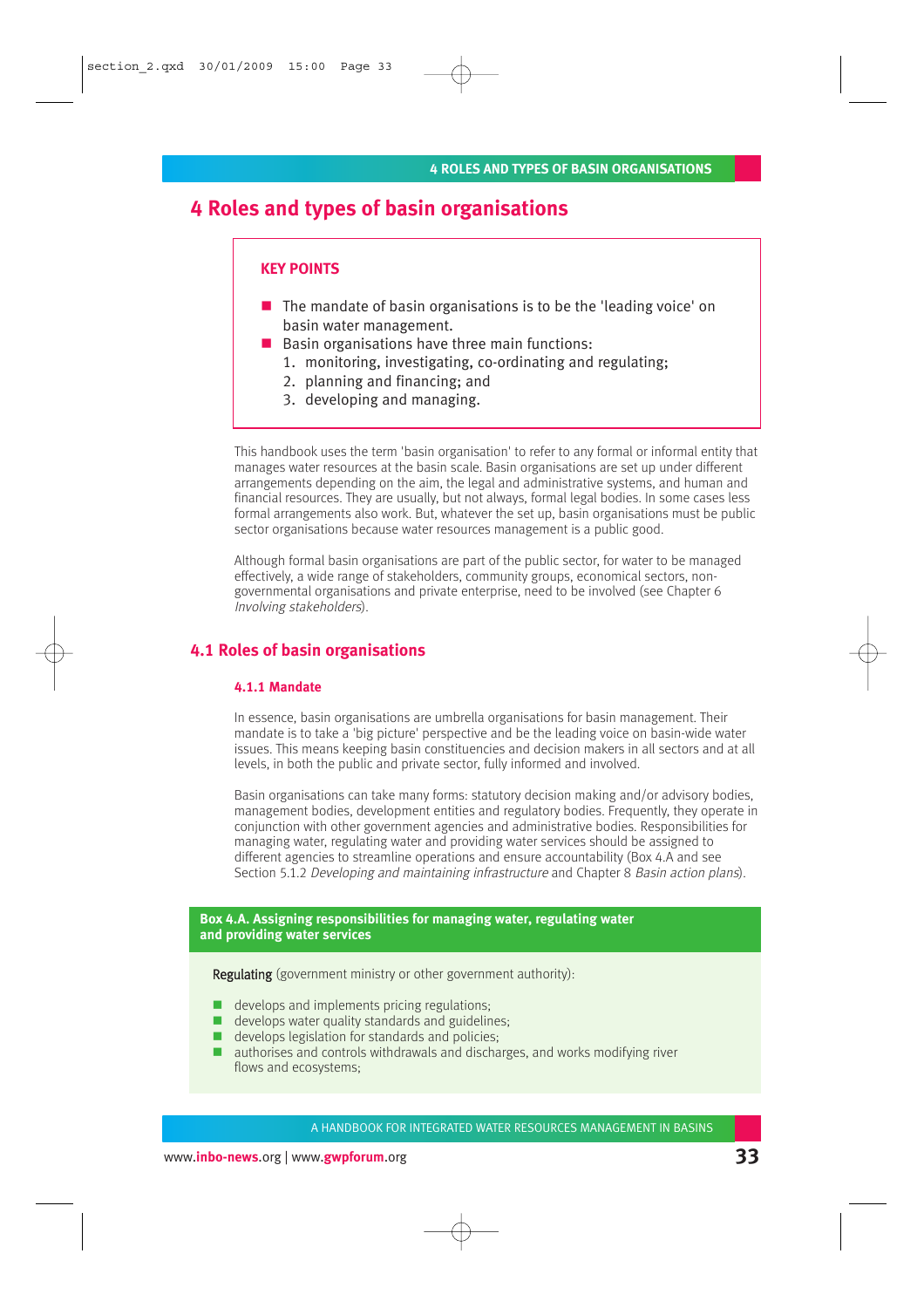# 4 Roles and types of basin organisations

**KEY POINTS**

- The mandate of basin organisations is to be the 'leading voice' on basin water management.
- Basin organisations have three main functions:
  1. monitoring, investigating, co-ordinating and regulating;
  2. planning and financing; and
  3. developing and managing.

This handbook uses the term 'basin organisation' to refer to any formal or informal entity that manages water resources at the basin scale. Basin organisations are set up under different arrangements depending on the aim, the legal and administrative systems, and human and financial resources. They are usually, but not always, formal legal bodies. In some cases less formal arrangements also work. But, whatever the set up, basin organisations must be public sector organisations because water resources management is a public good.

Although formal basin organisations are part of the public sector, for water to be managed effectively, a wide range of stakeholders, community groups, economical sectors, non-governmental organisations and private enterprise, need to be involved (see Chapter 6 *Involving stakeholders*).

## 4.1 Roles of basin organisations

### 4.1.1 Mandate

In essence, basin organisations are umbrella organisations for basin management. Their mandate is to take a 'big picture' perspective and be the leading voice on basin-wide water issues. This means keeping basin constituencies and decision makers in all sectors and at all levels, in both the public and private sector, fully informed and involved.

Basin organisations can take many forms: statutory decision making and/or advisory bodies, management bodies, development entities and regulatory bodies. Frequently, they operate in conjunction with other government agencies and administrative bodies. Responsibilities for managing water, regulating water and providing water services should be assigned to different agencies to streamline operations and ensure accountability (Box 4.A and see Section 5.1.2 *Developing and maintaining infrastructure* and Chapter 8 *Basin action plans*).

**Box 4.A. Assigning responsibilities for managing water, regulating water and providing water services**

Regulating (government ministry or other government authority):

- develops and implements pricing regulations;
- develops water quality standards and guidelines;
- develops legislation for standards and policies;
- authorises and controls withdrawals and discharges, and works modifying river flows and ecosystems;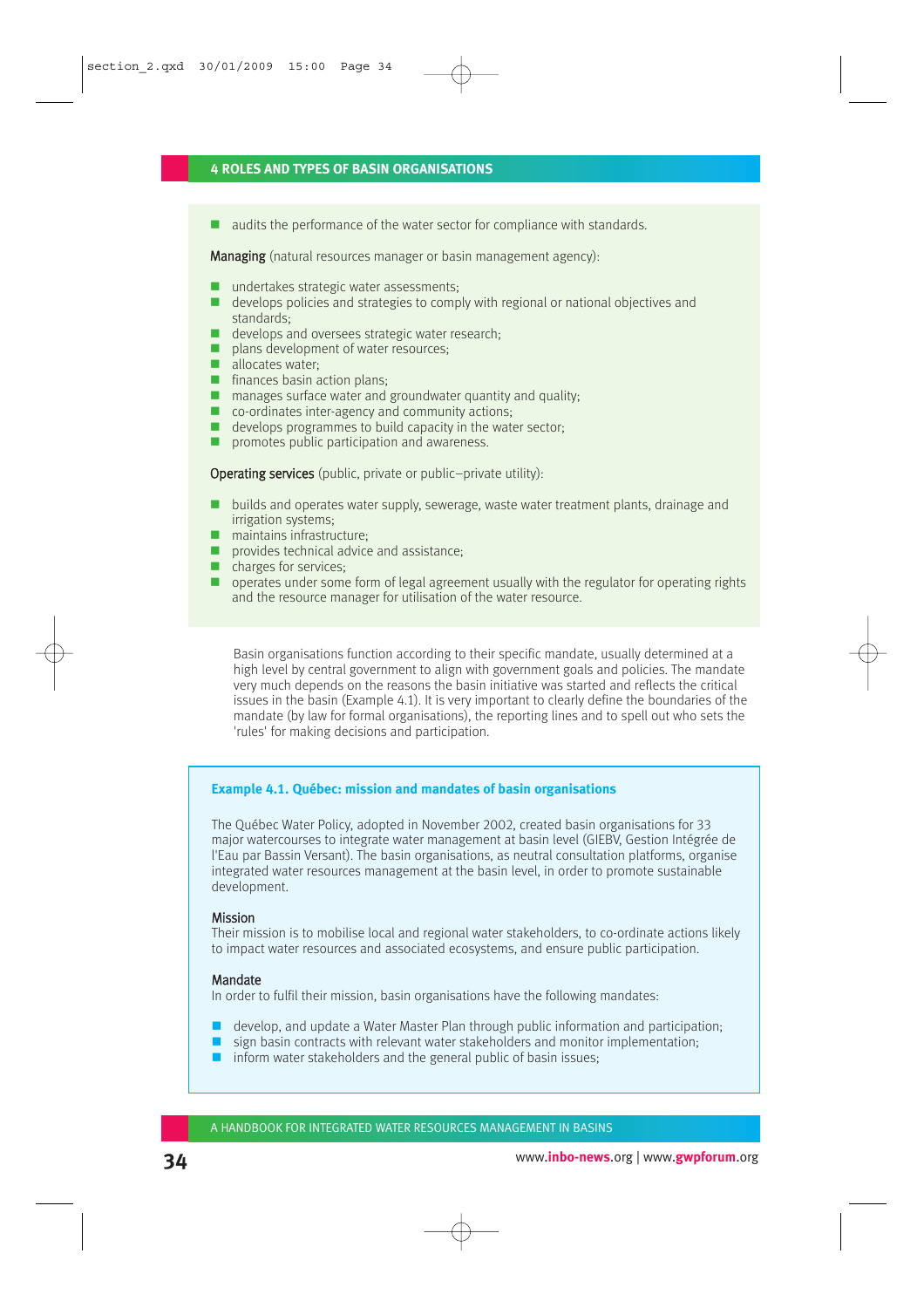- audits the performance of the water sector for compliance with standards.

**Managing** (natural resources manager or basin management agency):

- undertakes strategic water assessments;
- develops policies and strategies to comply with regional or national objectives and standards;
- develops and oversees strategic water research;
- plans development of water resources;
- allocates water;
- finances basin action plans;
- manages surface water and groundwater quantity and quality;
- co-ordinates inter-agency and community actions;
- develops programmes to build capacity in the water sector;
- promotes public participation and awareness.

**Operating services** (public, private or public–private utility):

- builds and operates water supply, sewerage, waste water treatment plants, drainage and irrigation systems;
- maintains infrastructure;
- provides technical advice and assistance;
- charges for services;
- operates under some form of legal agreement usually with the regulator for operating rights and the resource manager for utilisation of the water resource.

Basin organisations function according to their specific mandate, usually determined at a high level by central government to align with government goals and policies. The mandate very much depends on the reasons the basin initiative was started and reflects the critical issues in the basin (Example 4.1). It is very important to clearly define the boundaries of the mandate (by law for formal organisations), the reporting lines and to spell out who sets the 'rules' for making decisions and participation.

### Example 4.1. Québec: mission and mandates of basin organisations

The Québec Water Policy, adopted in November 2002, created basin organisations for 33 major watercourses to integrate water management at basin level (GIEBV, Gestion Intégrée de l'Eau par Bassin Versant). The basin organisations, as neutral consultation platforms, organise integrated water resources management at the basin level, in order to promote sustainable development.

**Mission**
Their mission is to mobilise local and regional water stakeholders, to co-ordinate actions likely to impact water resources and associated ecosystems, and ensure public participation.

**Mandate**
In order to fulfil their mission, basin organisations have the following mandates:

- develop, and update a Water Master Plan through public information and participation;
- sign basin contracts with relevant water stakeholders and monitor implementation;
- inform water stakeholders and the general public of basin issues;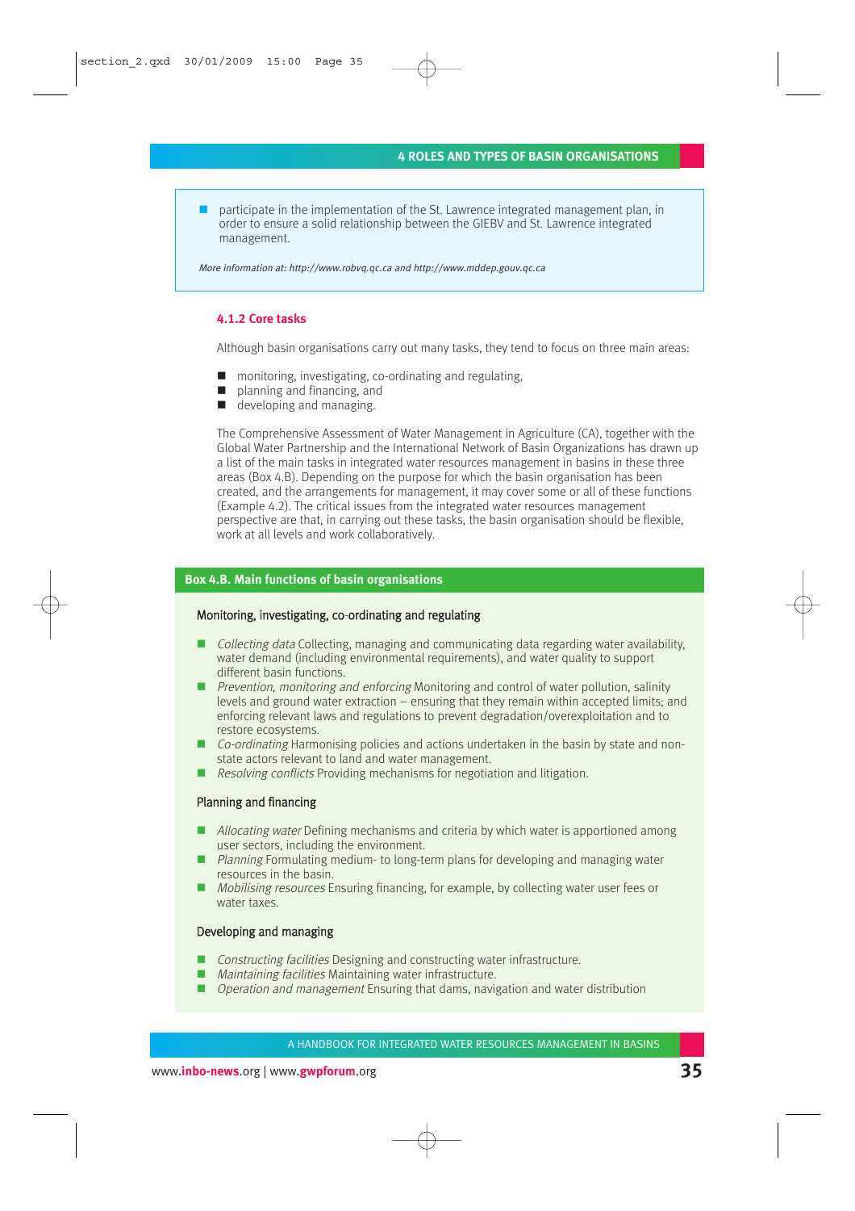- participate in the implementation of the St. Lawrence integrated management plan, in order to ensure a solid relationship between the GIEBV and St. Lawrence integrated management.

*More information at: http://www.robvq.qc.ca and http://www.mddep.gouv.qc.ca*

### 4.1.2 Core tasks

Although basin organisations carry out many tasks, they tend to focus on three main areas:

- monitoring, investigating, co-ordinating and regulating,
- planning and financing, and
- developing and managing.

The Comprehensive Assessment of Water Management in Agriculture (CA), together with the Global Water Partnership and the International Network of Basin Organizations has drawn up a list of the main tasks in integrated water resources management in basins in these three areas (Box 4.B). Depending on the purpose for which the basin organisation has been created, and the arrangements for management, it may cover some or all of these functions (Example 4.2). The critical issues from the integrated water resources management perspective are that, in carrying out these tasks, the basin organisation should be flexible, work at all levels and work collaboratively.

**Box 4.B. Main functions of basin organisations**

**Monitoring, investigating, co-ordinating and regulating**

- *Collecting data* Collecting, managing and communicating data regarding water availability, water demand (including environmental requirements), and water quality to support different basin functions.
- *Prevention, monitoring and enforcing* Monitoring and control of water pollution, salinity levels and ground water extraction – ensuring that they remain within accepted limits; and enforcing relevant laws and regulations to prevent degradation/overexploitation and to restore ecosystems.
- *Co-ordinating* Harmonising policies and actions undertaken in the basin by state and non-state actors relevant to land and water management.
- *Resolving conflicts* Providing mechanisms for negotiation and litigation.

**Planning and financing**

- *Allocating water* Defining mechanisms and criteria by which water is apportioned among user sectors, including the environment.
- *Planning* Formulating medium- to long-term plans for developing and managing water resources in the basin.
- *Mobilising resources* Ensuring financing, for example, by collecting water user fees or water taxes.

**Developing and managing**

- *Constructing facilities* Designing and constructing water infrastructure.
- *Maintaining facilities* Maintaining water infrastructure.
- *Operation and management* Ensuring that dams, navigation and water distribution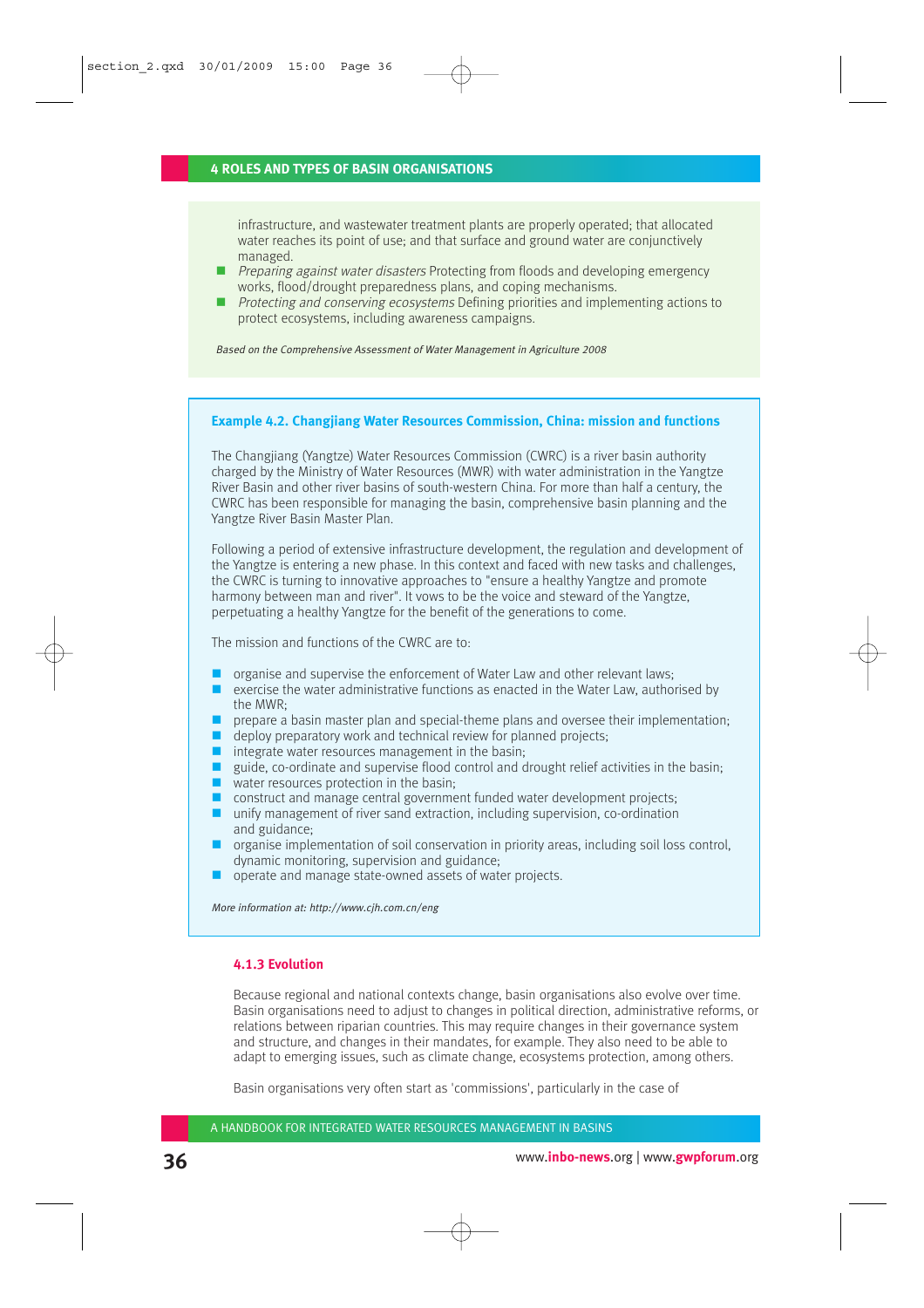infrastructure, and wastewater treatment plants are properly operated; that allocated water reaches its point of use; and that surface and ground water are conjunctively managed.

- *Preparing against water disasters* Protecting from floods and developing emergency works, flood/drought preparedness plans, and coping mechanisms.
- *Protecting and conserving ecosystems* Defining priorities and implementing actions to protect ecosystems, including awareness campaigns.

*Based on the Comprehensive Assessment of Water Management in Agriculture 2008*

**Example 4.2. Changjiang Water Resources Commission, China: mission and functions**

The Changjiang (Yangtze) Water Resources Commission (CWRC) is a river basin authority charged by the Ministry of Water Resources (MWR) with water administration in the Yangtze River Basin and other river basins of south-western China. For more than half a century, the CWRC has been responsible for managing the basin, comprehensive basin planning and the Yangtze River Basin Master Plan.

Following a period of extensive infrastructure development, the regulation and development of the Yangtze is entering a new phase. In this context and faced with new tasks and challenges, the CWRC is turning to innovative approaches to "ensure a healthy Yangtze and promote harmony between man and river". It vows to be the voice and steward of the Yangtze, perpetuating a healthy Yangtze for the benefit of the generations to come.

The mission and functions of the CWRC are to:

- organise and supervise the enforcement of Water Law and other relevant laws;
- exercise the water administrative functions as enacted in the Water Law, authorised by the MWR;
- prepare a basin master plan and special-theme plans and oversee their implementation;
- deploy preparatory work and technical review for planned projects;
- integrate water resources management in the basin;
- guide, co-ordinate and supervise flood control and drought relief activities in the basin;
- water resources protection in the basin;
- construct and manage central government funded water development projects;
- unify management of river sand extraction, including supervision, co-ordination and guidance;
- organise implementation of soil conservation in priority areas, including soil loss control, dynamic monitoring, supervision and guidance;
- operate and manage state-owned assets of water projects.

*More information at: http://www.cjh.com.cn/eng*

### 4.1.3 Evolution

Because regional and national contexts change, basin organisations also evolve over time. Basin organisations need to adjust to changes in political direction, administrative reforms, or relations between riparian countries. This may require changes in their governance system and structure, and changes in their mandates, for example. They also need to be able to adapt to emerging issues, such as climate change, ecosystems protection, among others.

Basin organisations very often start as 'commissions', particularly in the case of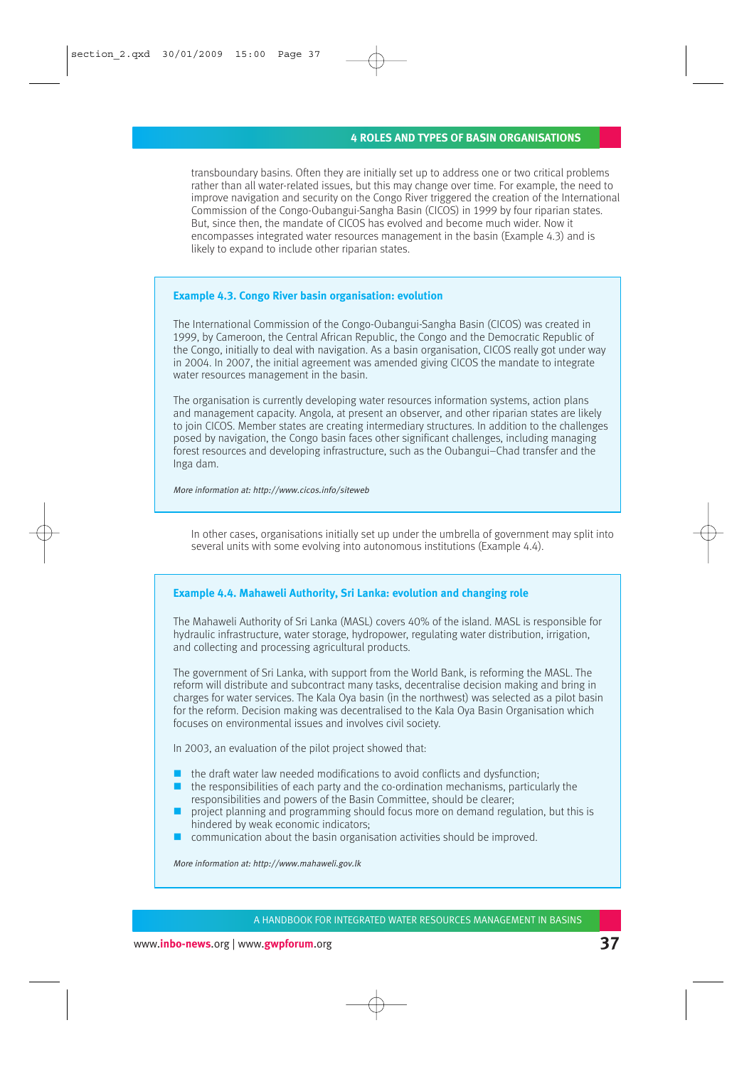transboundary basins. Often they are initially set up to address one or two critical problems rather than all water-related issues, but this may change over time. For example, the need to improve navigation and security on the Congo River triggered the creation of the International Commission of the Congo-Oubangui-Sangha Basin (CICOS) in 1999 by four riparian states. But, since then, the mandate of CICOS has evolved and become much wider. Now it encompasses integrated water resources management in the basin (Example 4.3) and is likely to expand to include other riparian states.

### Example 4.3. Congo River basin organisation: evolution

The International Commission of the Congo-Oubangui-Sangha Basin (CICOS) was created in 1999, by Cameroon, the Central African Republic, the Congo and the Democratic Republic of the Congo, initially to deal with navigation. As a basin organisation, CICOS really got under way in 2004. In 2007, the initial agreement was amended giving CICOS the mandate to integrate water resources management in the basin.

The organisation is currently developing water resources information systems, action plans and management capacity. Angola, at present an observer, and other riparian states are likely to join CICOS. Member states are creating intermediary structures. In addition to the challenges posed by navigation, the Congo basin faces other significant challenges, including managing forest resources and developing infrastructure, such as the Oubangui–Chad transfer and the Inga dam.

*More information at: http://www.cicos.info/siteweb*

In other cases, organisations initially set up under the umbrella of government may split into several units with some evolving into autonomous institutions (Example 4.4).

### Example 4.4. Mahaweli Authority, Sri Lanka: evolution and changing role

The Mahaweli Authority of Sri Lanka (MASL) covers 40% of the island. MASL is responsible for hydraulic infrastructure, water storage, hydropower, regulating water distribution, irrigation, and collecting and processing agricultural products.

The government of Sri Lanka, with support from the World Bank, is reforming the MASL. The reform will distribute and subcontract many tasks, decentralise decision making and bring in charges for water services. The Kala Oya basin (in the northwest) was selected as a pilot basin for the reform. Decision making was decentralised to the Kala Oya Basin Organisation which focuses on environmental issues and involves civil society.

In 2003, an evaluation of the pilot project showed that:

- the draft water law needed modifications to avoid conflicts and dysfunction;
- the responsibilities of each party and the co-ordination mechanisms, particularly the responsibilities and powers of the Basin Committee, should be clearer;
- project planning and programming should focus more on demand regulation, but this is hindered by weak economic indicators;
- communication about the basin organisation activities should be improved.

*More information at: http://www.mahaweli.gov.lk*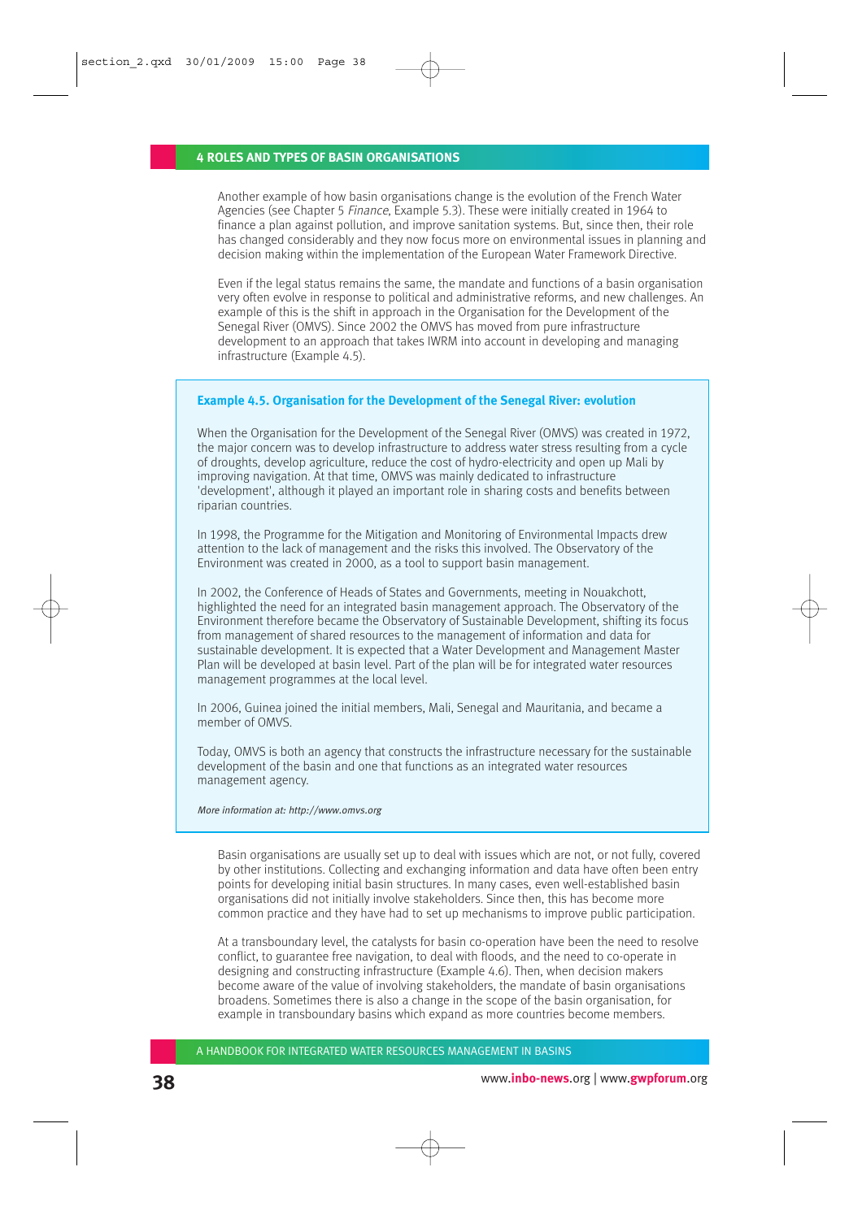Another example of how basin organisations change is the evolution of the French Water Agencies (see Chapter 5 *Finance*, Example 5.3). These were initially created in 1964 to finance a plan against pollution, and improve sanitation systems. But, since then, their role has changed considerably and they now focus more on environmental issues in planning and decision making within the implementation of the European Water Framework Directive.

Even if the legal status remains the same, the mandate and functions of a basin organisation very often evolve in response to political and administrative reforms, and new challenges. An example of this is the shift in approach in the Organisation for the Development of the Senegal River (OMVS). Since 2002 the OMVS has moved from pure infrastructure development to an approach that takes IWRM into account in developing and managing infrastructure (Example 4.5).

### Example 4.5. Organisation for the Development of the Senegal River: evolution

When the Organisation for the Development of the Senegal River (OMVS) was created in 1972, the major concern was to develop infrastructure to address water stress resulting from a cycle of droughts, develop agriculture, reduce the cost of hydro-electricity and open up Mali by improving navigation. At that time, OMVS was mainly dedicated to infrastructure 'development', although it played an important role in sharing costs and benefits between riparian countries.

In 1998, the Programme for the Mitigation and Monitoring of Environmental Impacts drew attention to the lack of management and the risks this involved. The Observatory of the Environment was created in 2000, as a tool to support basin management.

In 2002, the Conference of Heads of States and Governments, meeting in Nouakchott, highlighted the need for an integrated basin management approach. The Observatory of the Environment therefore became the Observatory of Sustainable Development, shifting its focus from management of shared resources to the management of information and data for sustainable development. It is expected that a Water Development and Management Master Plan will be developed at basin level. Part of the plan will be for integrated water resources management programmes at the local level.

In 2006, Guinea joined the initial members, Mali, Senegal and Mauritania, and became a member of OMVS.

Today, OMVS is both an agency that constructs the infrastructure necessary for the sustainable development of the basin and one that functions as an integrated water resources management agency.

*More information at: http://www.omvs.org*

Basin organisations are usually set up to deal with issues which are not, or not fully, covered by other institutions. Collecting and exchanging information and data have often been entry points for developing initial basin structures. In many cases, even well-established basin organisations did not initially involve stakeholders. Since then, this has become more common practice and they have had to set up mechanisms to improve public participation.

At a transboundary level, the catalysts for basin co-operation have been the need to resolve conflict, to guarantee free navigation, to deal with floods, and the need to co-operate in designing and constructing infrastructure (Example 4.6). Then, when decision makers become aware of the value of involving stakeholders, the mandate of basin organisations broadens. Sometimes there is also a change in the scope of the basin organisation, for example in transboundary basins which expand as more countries become members.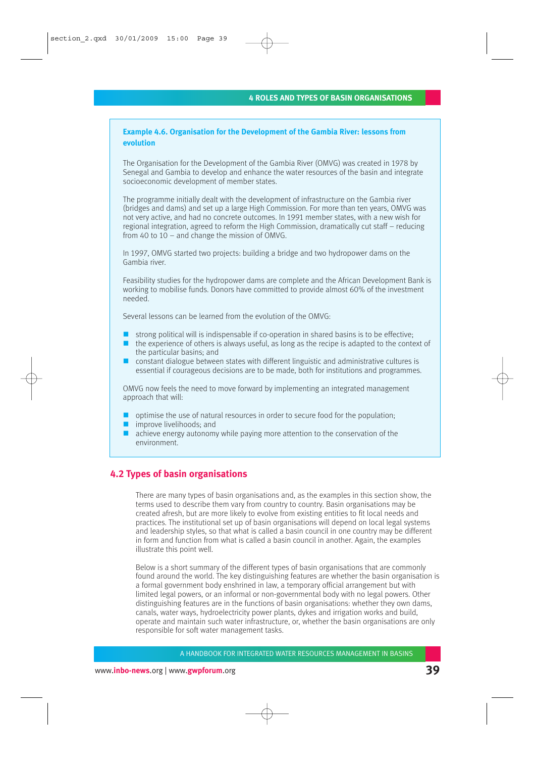**Example 4.6. Organisation for the Development of the Gambia River: lessons from evolution**

The Organisation for the Development of the Gambia River (OMVG) was created in 1978 by Senegal and Gambia to develop and enhance the water resources of the basin and integrate socioeconomic development of member states.

The programme initially dealt with the development of infrastructure on the Gambia river (bridges and dams) and set up a large High Commission. For more than ten years, OMVG was not very active, and had no concrete outcomes. In 1991 member states, with a new wish for regional integration, agreed to reform the High Commission, dramatically cut staff – reducing from 40 to 10 – and change the mission of OMVG.

In 1997, OMVG started two projects: building a bridge and two hydropower dams on the Gambia river.

Feasibility studies for the hydropower dams are complete and the African Development Bank is working to mobilise funds. Donors have committed to provide almost 60% of the investment needed.

Several lessons can be learned from the evolution of the OMVG:

- strong political will is indispensable if co-operation in shared basins is to be effective;
- the experience of others is always useful, as long as the recipe is adapted to the context of the particular basins; and
- constant dialogue between states with different linguistic and administrative cultures is essential if courageous decisions are to be made, both for institutions and programmes.

OMVG now feels the need to move forward by implementing an integrated management approach that will:

- optimise the use of natural resources in order to secure food for the population;
- improve livelihoods; and
- achieve energy autonomy while paying more attention to the conservation of the environment.

## 4.2 Types of basin organisations

There are many types of basin organisations and, as the examples in this section show, the terms used to describe them vary from country to country. Basin organisations may be created afresh, but are more likely to evolve from existing entities to fit local needs and practices. The institutional set up of basin organisations will depend on local legal systems and leadership styles, so that what is called a basin council in one country may be different in form and function from what is called a basin council in another. Again, the examples illustrate this point well.

Below is a short summary of the different types of basin organisations that are commonly found around the world. The key distinguishing features are whether the basin organisation is a formal government body enshrined in law, a temporary official arrangement but with limited legal powers, or an informal or non-governmental body with no legal powers. Other distinguishing features are in the functions of basin organisations: whether they own dams, canals, water ways, hydroelectricity power plants, dykes and irrigation works and build, operate and maintain such water infrastructure, or, whether the basin organisations are only responsible for soft water management tasks.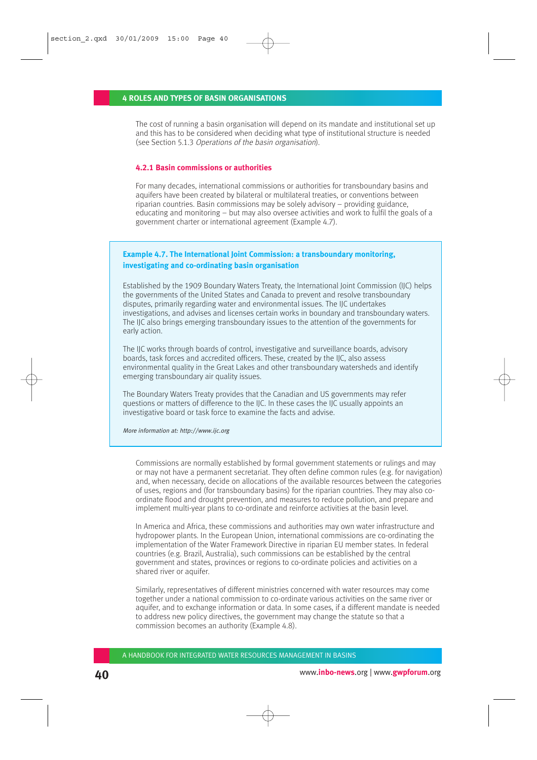The cost of running a basin organisation will depend on its mandate and institutional set up and this has to be considered when deciding what type of institutional structure is needed (see Section 5.1.3 *Operations of the basin organisation*).

### 4.2.1 Basin commissions or authorities

For many decades, international commissions or authorities for transboundary basins and aquifers have been created by bilateral or multilateral treaties, or conventions between riparian countries. Basin commissions may be solely advisory – providing guidance, educating and monitoring – but may also oversee activities and work to fulfil the goals of a government charter or international agreement (Example 4.7).

> **Example 4.7. The International Joint Commission: a transboundary monitoring, investigating and co-ordinating basin organisation**
>
> Established by the 1909 Boundary Waters Treaty, the International Joint Commission (IJC) helps the governments of the United States and Canada to prevent and resolve transboundary disputes, primarily regarding water and environmental issues. The IJC undertakes investigations, and advises and licenses certain works in boundary and transboundary waters. The IJC also brings emerging transboundary issues to the attention of the governments for early action.
>
> The IJC works through boards of control, investigative and surveillance boards, advisory boards, task forces and accredited officers. These, created by the IJC, also assess environmental quality in the Great Lakes and other transboundary watersheds and identify emerging transboundary air quality issues.
>
> The Boundary Waters Treaty provides that the Canadian and US governments may refer questions or matters of difference to the IJC. In these cases the IJC usually appoints an investigative board or task force to examine the facts and advise.
>
> *More information at: http://www.ijc.org*

Commissions are normally established by formal government statements or rulings and may or may not have a permanent secretariat. They often define common rules (e.g. for navigation) and, when necessary, decide on allocations of the available resources between the categories of uses, regions and (for transboundary basins) for the riparian countries. They may also co-ordinate flood and drought prevention, and measures to reduce pollution, and prepare and implement multi-year plans to co-ordinate and reinforce activities at the basin level.

In America and Africa, these commissions and authorities may own water infrastructure and hydropower plants. In the European Union, international commissions are co-ordinating the implementation of the Water Framework Directive in riparian EU member states. In federal countries (e.g. Brazil, Australia), such commissions can be established by the central government and states, provinces or regions to co-ordinate policies and activities on a shared river or aquifer.

Similarly, representatives of different ministries concerned with water resources may come together under a national commission to co-ordinate various activities on the same river or aquifer, and to exchange information or data. In some cases, if a different mandate is needed to address new policy directives, the government may change the statute so that a commission becomes an authority (Example 4.8).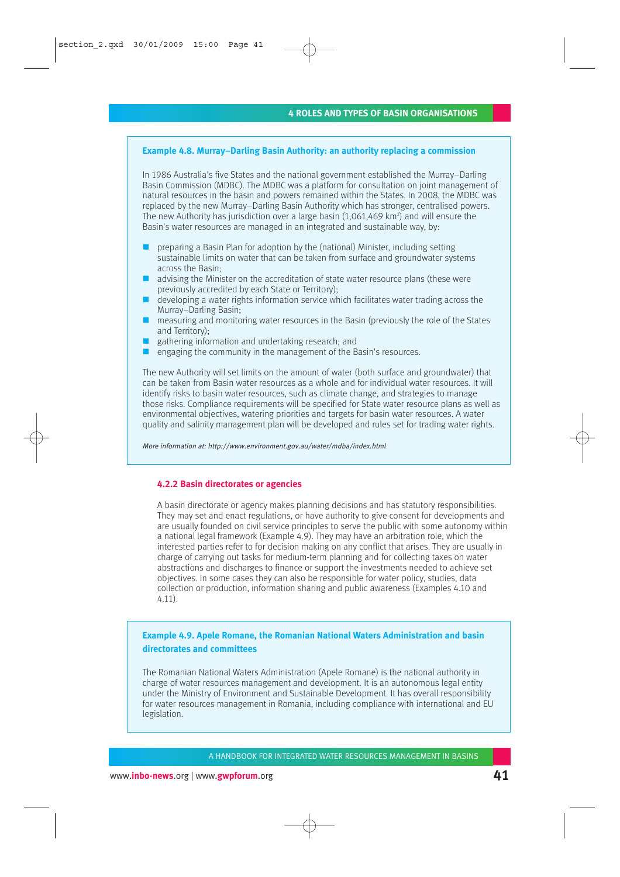**Example 4.8. Murray–Darling Basin Authority: an authority replacing a commission**

In 1986 Australia's five States and the national government established the Murray–Darling Basin Commission (MDBC). The MDBC was a platform for consultation on joint management of natural resources in the basin and powers remained within the States. In 2008, the MDBC was replaced by the new Murray–Darling Basin Authority which has stronger, centralised powers. The new Authority has jurisdiction over a large basin (1,061,469 km$^2$) and will ensure the Basin's water resources are managed in an integrated and sustainable way, by:

- preparing a Basin Plan for adoption by the (national) Minister, including setting sustainable limits on water that can be taken from surface and groundwater systems across the Basin;
- advising the Minister on the accreditation of state water resource plans (these were previously accredited by each State or Territory);
- developing a water rights information service which facilitates water trading across the Murray–Darling Basin;
- measuring and monitoring water resources in the Basin (previously the role of the States and Territory);
- gathering information and undertaking research; and
- engaging the community in the management of the Basin's resources.

The new Authority will set limits on the amount of water (both surface and groundwater) that can be taken from Basin water resources as a whole and for individual water resources. It will identify risks to basin water resources, such as climate change, and strategies to manage those risks. Compliance requirements will be specified for State water resource plans as well as environmental objectives, watering priorities and targets for basin water resources. A water quality and salinity management plan will be developed and rules set for trading water rights.

*More information at: http://www.environment.gov.au/water/mdba/index.html*

### 4.2.2 Basin directorates or agencies

A basin directorate or agency makes planning decisions and has statutory responsibilities. They may set and enact regulations, or have authority to give consent for developments and are usually founded on civil service principles to serve the public with some autonomy within a national legal framework (Example 4.9). They may have an arbitration role, which the interested parties refer to for decision making on any conflict that arises. They are usually in charge of carrying out tasks for medium-term planning and for collecting taxes on water abstractions and discharges to finance or support the investments needed to achieve set objectives. In some cases they can also be responsible for water policy, studies, data collection or production, information sharing and public awareness (Examples 4.10 and 4.11).

**Example 4.9. Apele Romane, the Romanian National Waters Administration and basin directorates and committees**

The Romanian National Waters Administration (Apele Romane) is the national authority in charge of water resources management and development. It is an autonomous legal entity under the Ministry of Environment and Sustainable Development. It has overall responsibility for water resources management in Romania, including compliance with international and EU legislation.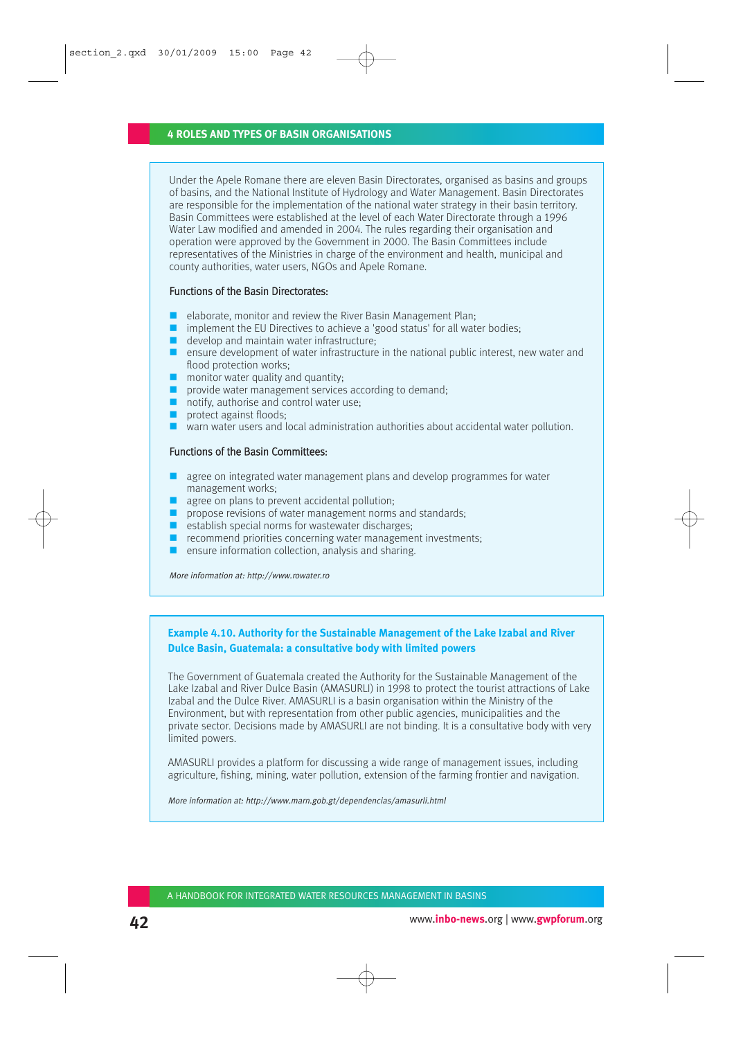Under the Apele Romane there are eleven Basin Directorates, organised as basins and groups of basins, and the National Institute of Hydrology and Water Management. Basin Directorates are responsible for the implementation of the national water strategy in their basin territory. Basin Committees were established at the level of each Water Directorate through a 1996 Water Law modified and amended in 2004. The rules regarding their organisation and operation were approved by the Government in 2000. The Basin Committees include representatives of the Ministries in charge of the environment and health, municipal and county authorities, water users, NGOs and Apele Romane.

Functions of the Basin Directorates:

- elaborate, monitor and review the River Basin Management Plan;
- implement the EU Directives to achieve a 'good status' for all water bodies;
- develop and maintain water infrastructure;
- ensure development of water infrastructure in the national public interest, new water and flood protection works;
- monitor water quality and quantity;
- provide water management services according to demand;
- notify, authorise and control water use;
- protect against floods;
- warn water users and local administration authorities about accidental water pollution.

Functions of the Basin Committees:

- agree on integrated water management plans and develop programmes for water management works;
- agree on plans to prevent accidental pollution;
- propose revisions of water management norms and standards;
- establish special norms for wastewater discharges;
- recommend priorities concerning water management investments;
- ensure information collection, analysis and sharing.

*More information at: http://www.rowater.ro*

### Example 4.10. Authority for the Sustainable Management of the Lake Izabal and River Dulce Basin, Guatemala: a consultative body with limited powers

The Government of Guatemala created the Authority for the Sustainable Management of the Lake Izabal and the Dulce River Basin (AMASURLI) in 1998 to protect the tourist attractions of Lake Izabal and the Dulce River. AMASURLI is a basin organisation within the Ministry of the Environment, but with representation from other public agencies, municipalities and the private sector. Decisions made by AMASURLI are not binding. It is a consultative body with very limited powers.

AMASURLI provides a platform for discussing a wide range of management issues, including agriculture, fishing, mining, water pollution, extension of the farming frontier and navigation.

*More information at: http://www.marn.gob.gt/dependencias/amasurli.html*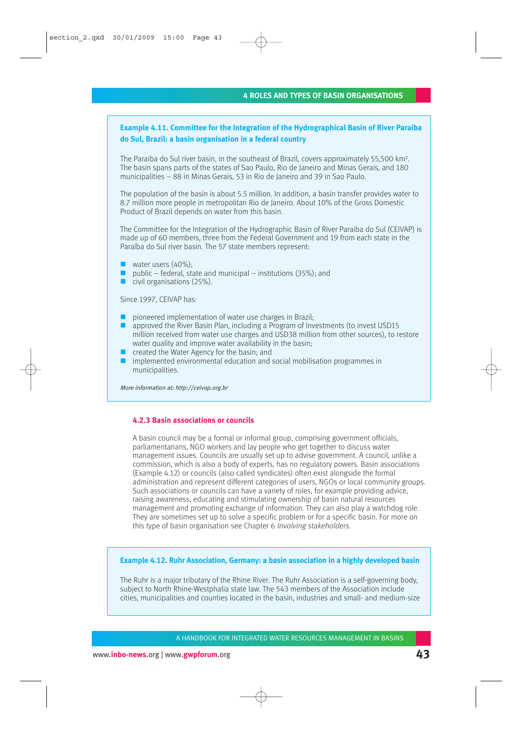**Example 4.11. Committee for the Integration of the Hydrographical Basin of River Paraiba do Sul, Brazil: a basin organisation in a federal country**

The Paraiba do Sul river basin, in the southeast of Brazil, covers approximately 55,500 km². The basin spans parts of the states of Sao Paulo, Rio de Janeiro and Minas Gerais, and 180 municipalities – 88 in Minas Gerais, 53 in Rio de Janeiro and 39 in Sao Paulo.

The population of the basin is about 5.5 million. In addition, a basin transfer provides water to 8.7 million more people in metropolitan Rio de Janeiro. About 10% of the Gross Domestic Product of Brazil depends on water from this basin.

The Committee for the Integration of the Hydrographic Basin of River Paraiba do Sul (CEIVAP) is made up of 60 members, three from the Federal Government and 19 from each state in the Paraíba do Sul river basin. The 57 state members represent:

- water users (40%);
- public – federal, state and municipal – institutions (35%); and
- civil organisations (25%).

Since 1997, CEIVAP has:

- pioneered implementation of water use charges in Brazil;
- approved the River Basin Plan, including a Program of Investments (to invest USD15 million received from water use charges and USD38 million from other sources), to restore water quality and improve water availability in the basin;
- created the Water Agency for the basin; and
- implemented environmental education and social mobilisation programmes in municipalities.

*More information at: http://ceivap.org.br*

### 4.2.3 Basin associations or councils

A basin council may be a formal or informal group, comprising government officials, parliamentarians, NGO workers and lay people who get together to discuss water management issues. Councils are usually set up to advise government. A council, unlike a commission, which is also a body of experts, has no regulatory powers. Basin associations (Example 4.12) or councils (also called syndicates) often exist alongside the formal administration and represent different categories of users, NGOs or local community groups. Such associations or councils can have a variety of roles, for example providing advice, raising awareness, educating and stimulating ownership of basin natural resources management and promoting exchange of information. They can also play a watchdog role. They are sometimes set up to solve a specific problem or for a specific basin. For more on this type of basin organisation see Chapter 6 *Involving stakeholders*.

**Example 4.12. Ruhr Association, Germany: a basin association in a highly developed basin**

The Ruhr is a major tributary of the Rhine River. The Ruhr Association is a self-governing body, subject to North Rhine-Westphalia state law. The 543 members of the Association include cities, municipalities and counties located in the basin, industries and small- and medium-size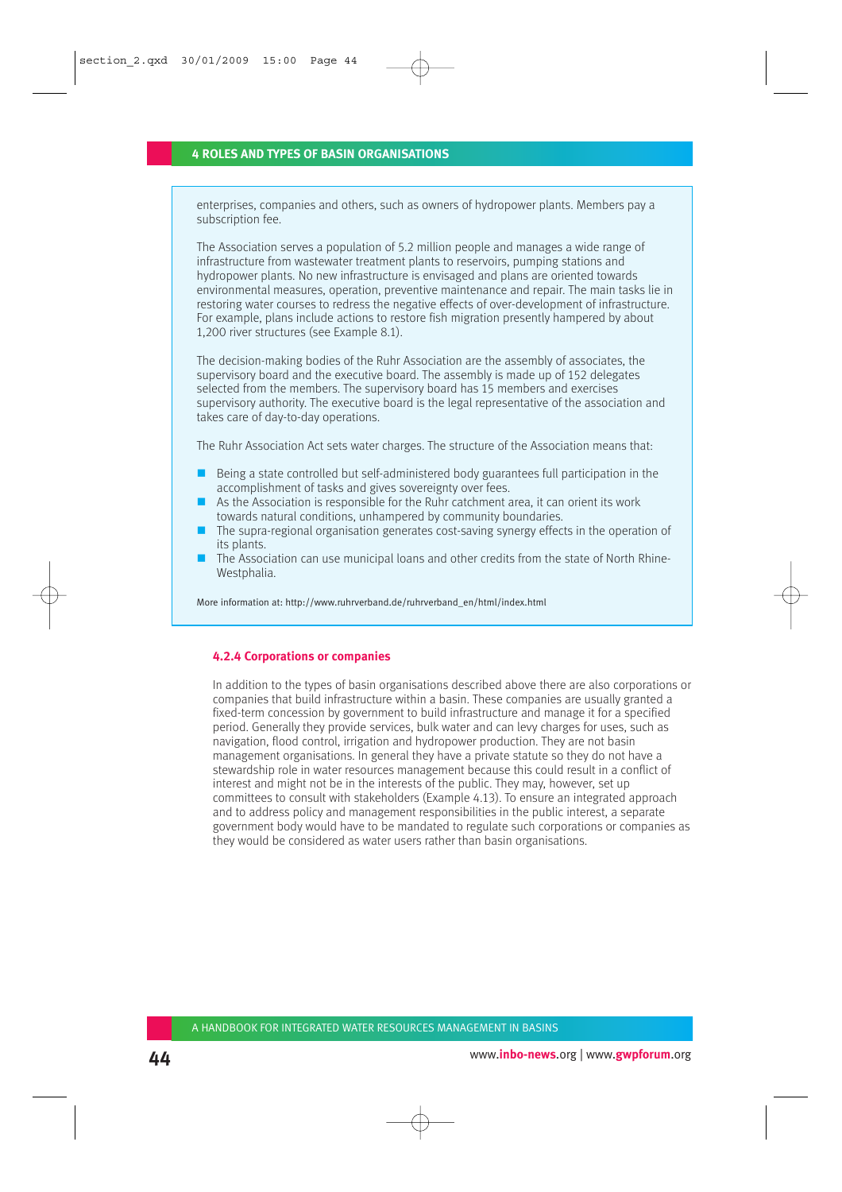enterprises, companies and others, such as owners of hydropower plants. Members pay a subscription fee.

The Association serves a population of 5.2 million people and manages a wide range of infrastructure from wastewater treatment plants to reservoirs, pumping stations and hydropower plants. No new infrastructure is envisaged and plans are oriented towards environmental measures, operation, preventive maintenance and repair. The main tasks lie in restoring water courses to redress the negative effects of over-development of infrastructure. For example, plans include actions to restore fish migration presently hampered by about 1,200 river structures (see Example 8.1).

The decision-making bodies of the Ruhr Association are the assembly of associates, the supervisory board and the executive board. The assembly is made up of 152 delegates selected from the members. The supervisory board has 15 members and exercises supervisory authority. The executive board is the legal representative of the association and takes care of day-to-day operations.

The Ruhr Association Act sets water charges. The structure of the Association means that:

- Being a state controlled but self-administered body guarantees full participation in the accomplishment of tasks and gives sovereignty over fees.
- As the Association is responsible for the Ruhr catchment area, it can orient its work towards natural conditions, unhampered by community boundaries.
- The supra-regional organisation generates cost-saving synergy effects in the operation of its plants.
- The Association can use municipal loans and other credits from the state of North Rhine-Westphalia.

More information at: http://www.ruhrverband.de/ruhrverband_en/html/index.html

### 4.2.4 Corporations or companies

In addition to the types of basin organisations described above there are also corporations or companies that build infrastructure within a basin. These companies are usually granted a fixed-term concession by government to build infrastructure and manage it for a specified period. Generally they provide services, bulk water and can levy charges for uses, such as navigation, flood control, irrigation and hydropower production. They are not basin management organisations. In general they have a private statute so they do not have a stewardship role in water resources management because this could result in a conflict of interest and might not be in the interests of the public. They may, however, set up committees to consult with stakeholders (Example 4.13). To ensure an integrated approach and to address policy and management responsibilities in the public interest, a separate government body would have to be mandated to regulate such corporations or companies as they would be considered as water users rather than basin organisations.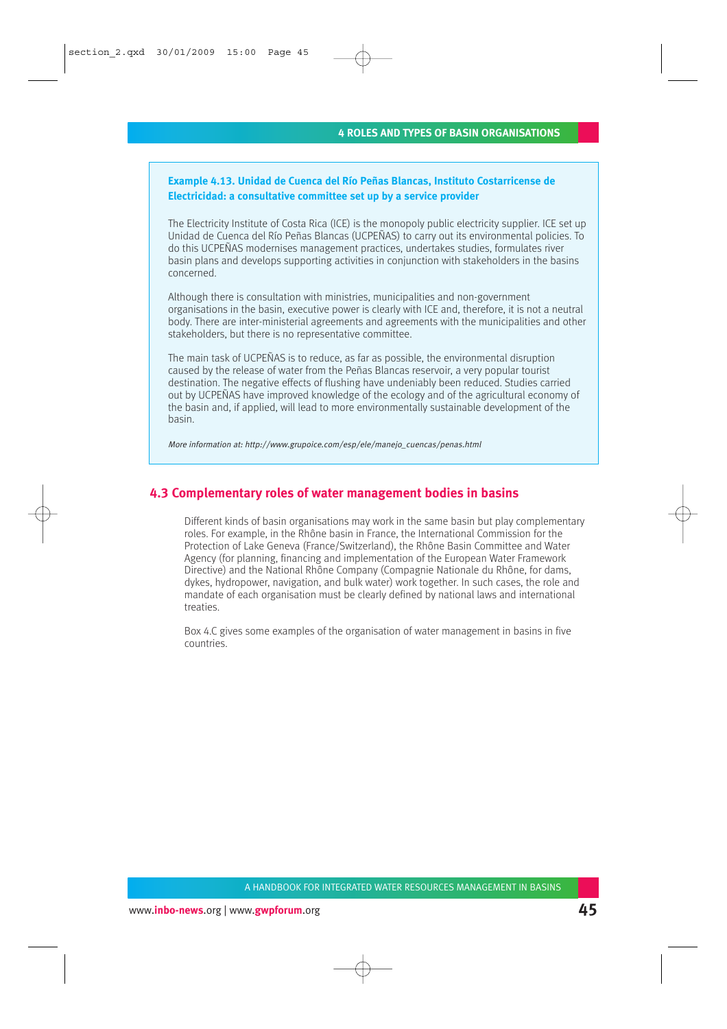**Example 4.13. Unidad de Cuenca del Río Peñas Blancas, Instituto Costarricense de Electricidad: a consultative committee set up by a service provider**

The Electricity Institute of Costa Rica (ICE) is the monopoly public electricity supplier. ICE set up Unidad de Cuenca del Río Peñas Blancas (UCPEÑAS) to carry out its environmental policies. To do this UCPEÑAS modernises management practices, undertakes studies, formulates river basin plans and develops supporting activities in conjunction with stakeholders in the basins concerned.

Although there is consultation with ministries, municipalities and non-government organisations in the basin, executive power is clearly with ICE and, therefore, it is not a neutral body. There are inter-ministerial agreements and agreements with the municipalities and other stakeholders, but there is no representative committee.

The main task of UCPEÑAS is to reduce, as far as possible, the environmental disruption caused by the release of water from the Peñas Blancas reservoir, a very popular tourist destination. The negative effects of flushing have undeniably been reduced. Studies carried out by UCPEÑAS have improved knowledge of the ecology and of the agricultural economy of the basin and, if applied, will lead to more environmentally sustainable development of the basin.

*More information at: http://www.grupoice.com/esp/ele/manejo_cuencas/penas.html*

## 4.3 Complementary roles of water management bodies in basins

Different kinds of basin organisations may work in the same basin but play complementary roles. For example, in the Rhône basin in France, the International Commission for the Protection of Lake Geneva (France/Switzerland), the Rhône Basin Committee and Water Agency (for planning, financing and implementation of the European Water Framework Directive) and the National Rhône Company (Compagnie Nationale du Rhône, for dams, dykes, hydropower, navigation, and bulk water) work together. In such cases, the role and mandate of each organisation must be clearly defined by national laws and international treaties.

Box 4.C gives some examples of the organisation of water management in basins in five countries.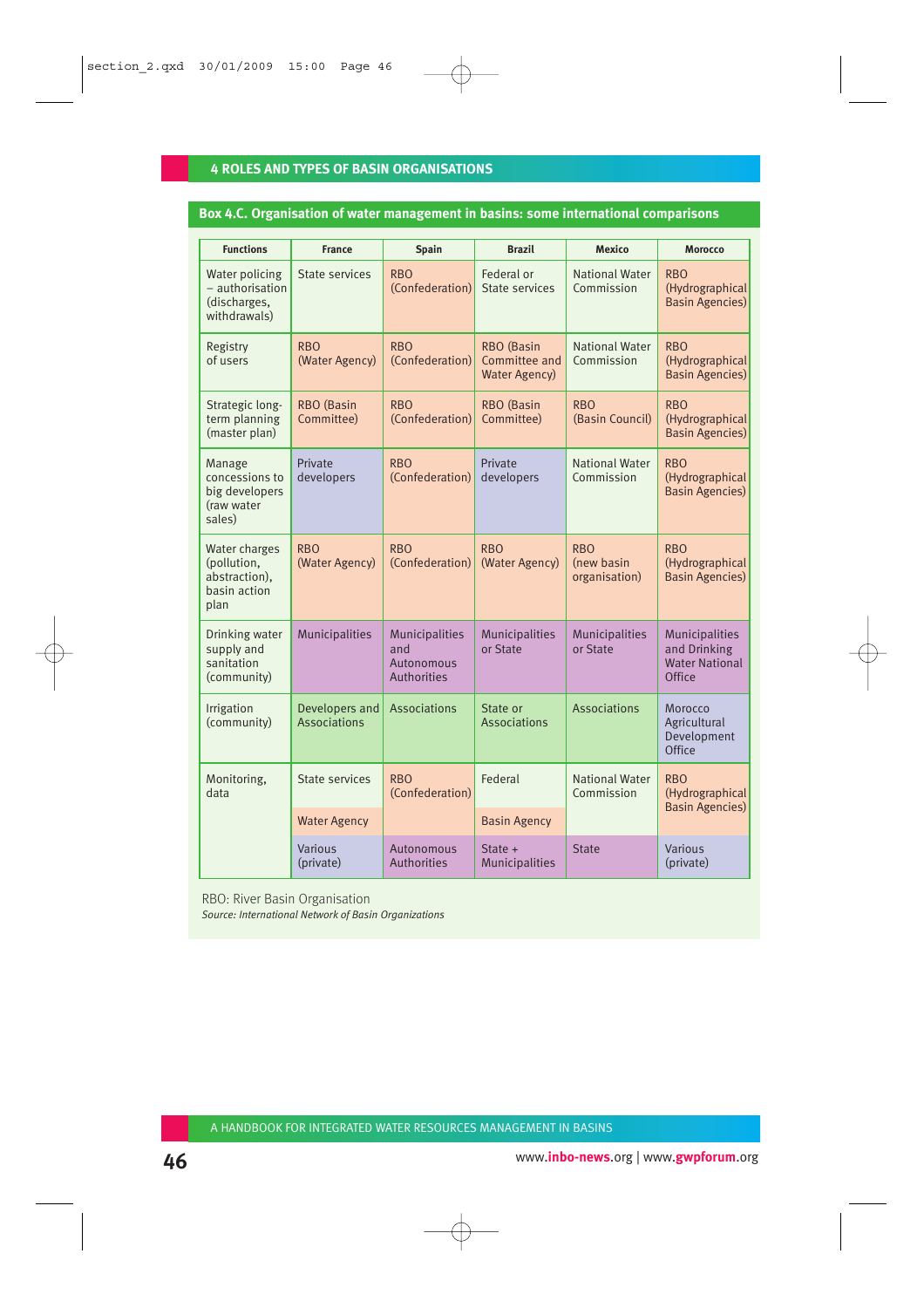## Box 4.C. Organisation of water management in basins: some international comparisons

| Functions | France | Spain | Brazil | Mexico | Morocco |
|---|---|---|---|---|---|
| Water policing – authorisation (discharges, withdrawals) | State services | RBO (Confederation) | Federal or State services | National Water Commission | RBO (Hydrographical Basin Agencies) |
| Registry of users | RBO (Water Agency) | RBO (Confederation) | RBO (Basin Committee and Water Agency) | National Water Commission | RBO (Hydrographical Basin Agencies) |
| Strategic long-term planning (master plan) | RBO (Basin Committee) | RBO (Confederation) | RBO (Basin Committee) | RBO (Basin Council) | RBO (Hydrographical Basin Agencies) |
| Manage concessions to big developers (raw water sales) | Private developers | RBO (Confederation) | Private developers | National Water Commission | RBO (Hydrographical Basin Agencies) |
| Water charges (pollution, abstraction), basin action plan | RBO (Water Agency) | RBO (Confederation) | RBO (Water Agency) | RBO (new basin organisation) | RBO (Hydrographical Basin Agencies) |
| Drinking water supply and sanitation (community) | Municipalities | Municipalities and Autonomous Authorities | Municipalities or State | Municipalities or State | Municipalities and Drinking Water National Office |
| Irrigation (community) | Developers and Associations | Associations | State or Associations | Associations | Morocco Agricultural Development Office |
| Monitoring, data | State services | RBO (Confederation) | Federal | National Water Commission | RBO (Hydrographical Basin Agencies) |
| | Water Agency | | Basin Agency | | |
| | Various (private) | Autonomous Authorities | State + Municipalities | State | Various (private) |

RBO: River Basin Organisation

*Source: International Network of Basin Organizations*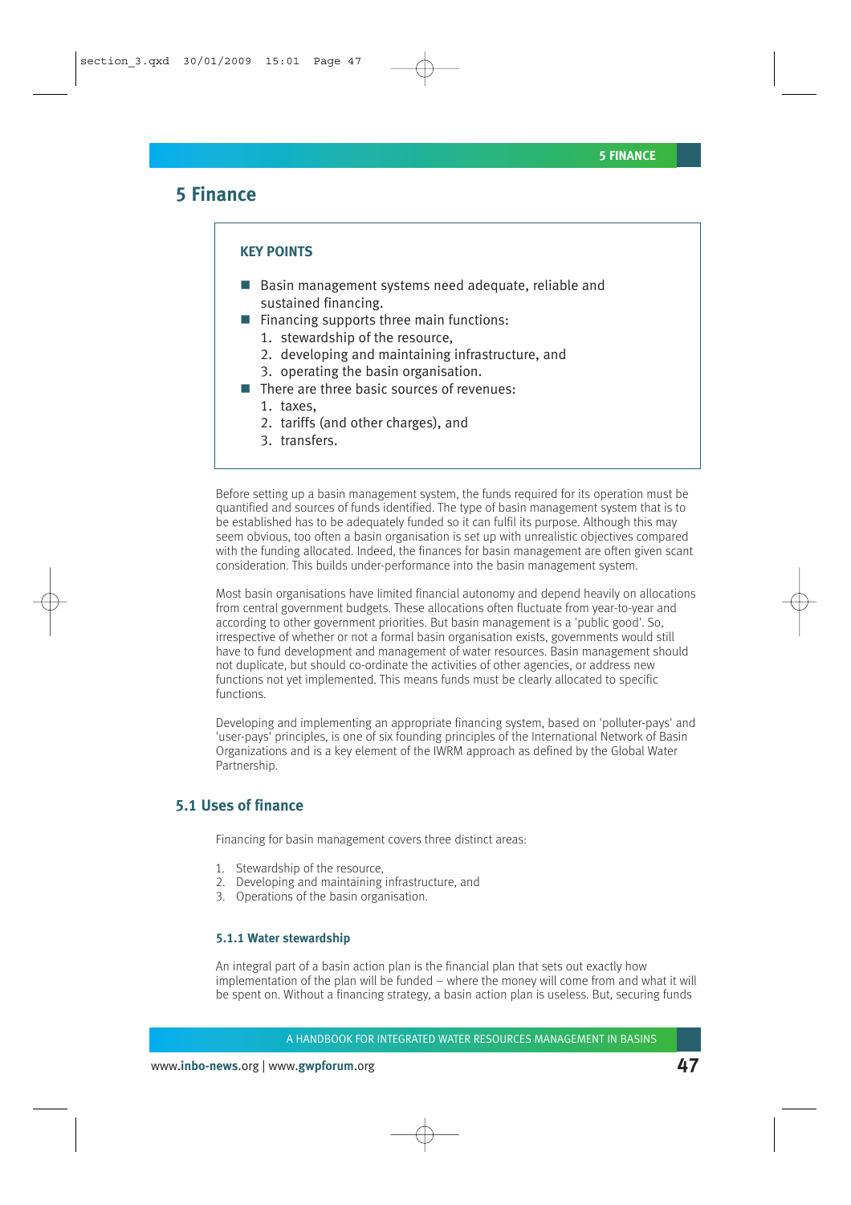# 5 Finance

**KEY POINTS**

- Basin management systems need adequate, reliable and sustained financing.
- Financing supports three main functions:
  1. stewardship of the resource,
  2. developing and maintaining infrastructure, and
  3. operating the basin organisation.
- There are three basic sources of revenues:
  1. taxes,
  2. tariffs (and other charges), and
  3. transfers.

Before setting up a basin management system, the funds required for its operation must be quantified and sources of funds identified. The type of basin management system that is to be established has to be adequately funded so it can fulfil its purpose. Although this may seem obvious, too often a basin organisation is set up with unrealistic objectives compared with the funding allocated. Indeed, the finances for basin management are often given scant consideration. This builds under-performance into the basin management system.

Most basin organisations have limited financial autonomy and depend heavily on allocations from central government budgets. These allocations often fluctuate from year-to-year and according to other government priorities. But basin management is a 'public good'. So, irrespective of whether or not a formal basin organisation exists, governments would still have to fund development and management of water resources. Basin management should not duplicate, but should co-ordinate the activities of other agencies, or address new functions not yet implemented. This means funds must be clearly allocated to specific functions.

Developing and implementing an appropriate financing system, based on 'polluter-pays' and 'user-pays' principles, is one of six founding principles of the International Network of Basin Organizations and is a key element of the IWRM approach as defined by the Global Water Partnership.

## 5.1 Uses of finance

Financing for basin management covers three distinct areas:

1. Stewardship of the resource,
2. Developing and maintaining infrastructure, and
3. Operations of the basin organisation.

### 5.1.1 Water stewardship

An integral part of a basin action plan is the financial plan that sets out exactly how implementation of the plan will be funded – where the money will come from and what it will be spent on. Without a financing strategy, a basin action plan is useless. But, securing funds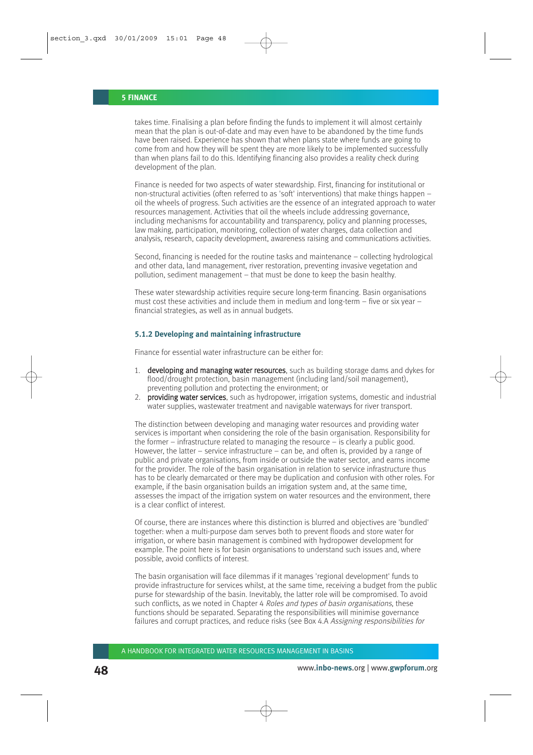takes time. Finalising a plan before finding the funds to implement it will almost certainly mean that the plan is out-of-date and may even have to be abandoned by the time funds have been raised. Experience has shown that when plans state where funds are going to come from and how they will be spent they are more likely to be implemented successfully than when plans fail to do this. Identifying financing also provides a reality check during development of the plan.

Finance is needed for two aspects of water stewardship. First, financing for institutional or non-structural activities (often referred to as 'soft' interventions) that make things happen – oil the wheels of progress. Such activities are the essence of an integrated approach to water resources management. Activities that oil the wheels include addressing governance, including mechanisms for accountability and transparency, policy and planning processes, law making, participation, monitoring, collection of water charges, data collection and analysis, research, capacity development, awareness raising and communications activities.

Second, financing is needed for the routine tasks and maintenance – collecting hydrological and other data, land management, river restoration, preventing invasive vegetation and pollution, sediment management – that must be done to keep the basin healthy.

These water stewardship activities require secure long-term financing. Basin organisations must cost these activities and include them in medium and long-term – five or six year – financial strategies, as well as in annual budgets.

### 5.1.2 Developing and maintaining infrastructure

Finance for essential water infrastructure can be either for:

1. **developing and managing water resources**, such as building storage dams and dykes for flood/drought protection, basin management (including land/soil management), preventing pollution and protecting the environment; or
2. **providing water services**, such as hydropower, irrigation systems, domestic and industrial water supplies, wastewater treatment and navigable waterways for river transport.

The distinction between developing and managing water resources and providing water services is important when considering the role of the basin organisation. Responsibility for the former – infrastructure related to managing the resource – is clearly a public good. However, the latter – service infrastructure – can be, and often is, provided by a range of public and private organisations, from inside or outside the water sector, and earns income for the provider. The role of the basin organisation in relation to service infrastructure thus has to be clearly demarcated or there may be duplication and confusion with other roles. For example, if the basin organisation builds an irrigation system and, at the same time, assesses the impact of the irrigation system on water resources and the environment, there is a clear conflict of interest.

Of course, there are instances where this distinction is blurred and objectives are 'bundled' together: when a multi-purpose dam serves both to prevent floods and store water for irrigation, or where basin management is combined with hydropower development for example. The point here is for basin organisations to understand such issues and, where possible, avoid conflicts of interest.

The basin organisation will face dilemmas if it manages 'regional development' funds to provide infrastructure for services whilst, at the same time, receiving a budget from the public purse for stewardship of the basin. Inevitably, the latter role will be compromised. To avoid such conflicts, as we noted in Chapter 4 *Roles and types of basin organisations*, these functions should be separated. Separating the responsibilities will minimise governance failures and corrupt practices, and reduce risks (see Box 4.A *Assigning responsibilities for*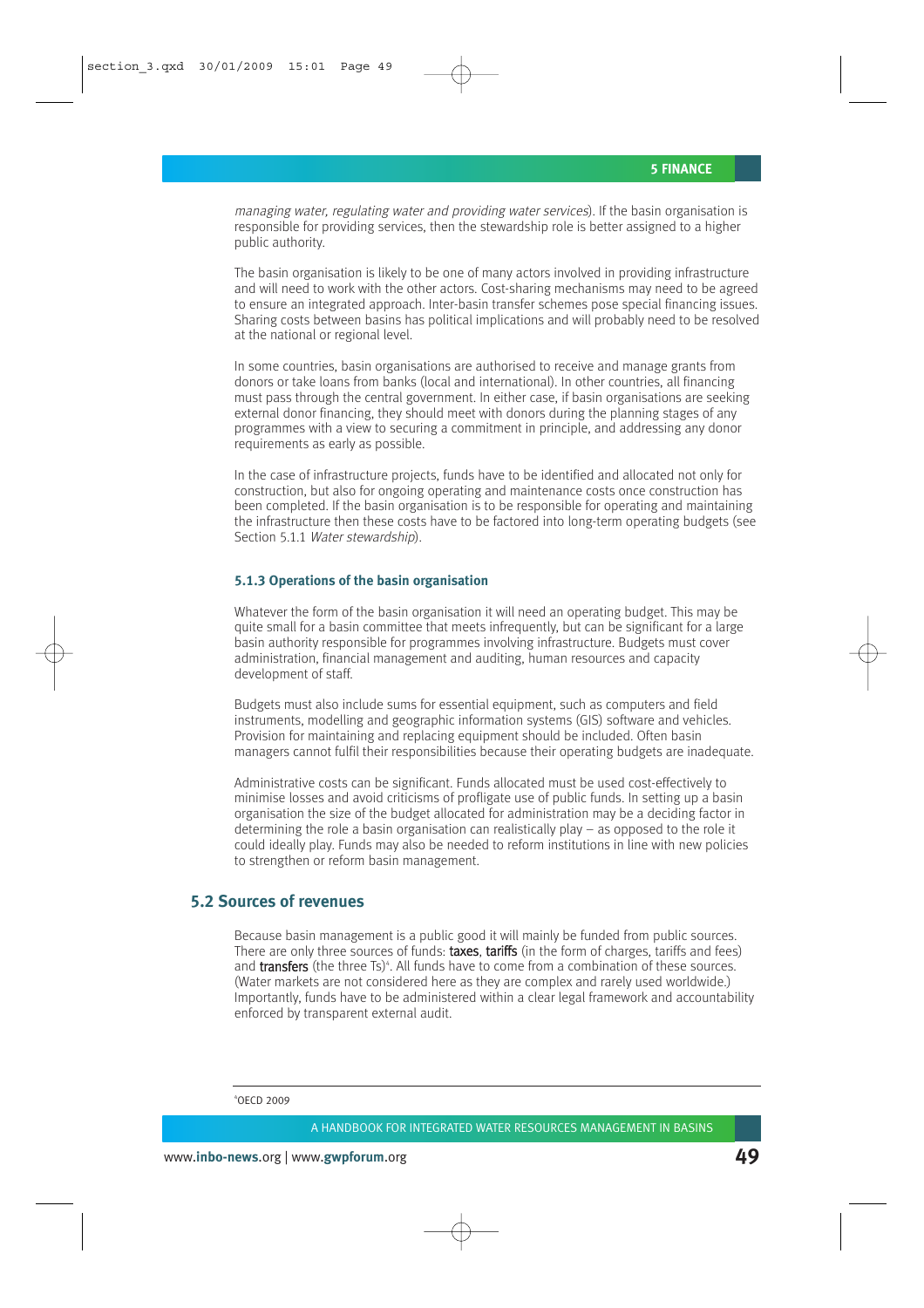*managing water, regulating water and providing water services*). If the basin organisation is responsible for providing services, then the stewardship role is better assigned to a higher public authority.

The basin organisation is likely to be one of many actors involved in providing infrastructure and will need to work with the other actors. Cost-sharing mechanisms may need to be agreed to ensure an integrated approach. Inter-basin transfer schemes pose special financing issues. Sharing costs between basins has political implications and will probably need to be resolved at the national or regional level.

In some countries, basin organisations are authorised to receive and manage grants from donors or take loans from banks (local and international). In other countries, all financing must pass through the central government. In either case, if basin organisations are seeking external donor financing, they should meet with donors during the planning stages of any programmes with a view to securing a commitment in principle, and addressing any donor requirements as early as possible.

In the case of infrastructure projects, funds have to be identified and allocated not only for construction, but also for ongoing operating and maintenance costs once construction has been completed. If the basin organisation is to be responsible for operating and maintaining the infrastructure then these costs have to be factored into long-term operating budgets (see Section 5.1.1 *Water stewardship*).

### 5.1.3 Operations of the basin organisation

Whatever the form of the basin organisation it will need an operating budget. This may be quite small for a basin committee that meets infrequently, but can be significant for a large basin authority responsible for programmes involving infrastructure. Budgets must cover administration, financial management and auditing, human resources and capacity development of staff.

Budgets must also include sums for essential equipment, such as computers and field instruments, modelling and geographic information systems (GIS) software and vehicles. Provision for maintaining and replacing equipment should be included. Often basin managers cannot fulfil their responsibilities because their operating budgets are inadequate.

Administrative costs can be significant. Funds allocated must be used cost-effectively to minimise losses and avoid criticisms of profligate use of public funds. In setting up a basin organisation the size of the budget allocated for administration may be a deciding factor in determining the role a basin organisation can realistically play – as opposed to the role it could ideally play. Funds may also be needed to reform institutions in line with new policies to strengthen or reform basin management.

## 5.2 Sources of revenues

Because basin management is a public good it will mainly be funded from public sources. There are only three sources of funds: **taxes**, **tariffs** (in the form of charges, tariffs and fees) and **transfers** (the three Ts)[4]. All funds have to come from a combination of these sources. (Water markets are not considered here as they are complex and rarely used worldwide.) Importantly, funds have to be administered within a clear legal framework and accountability enforced by transparent external audit.

---

[4] OECD 2009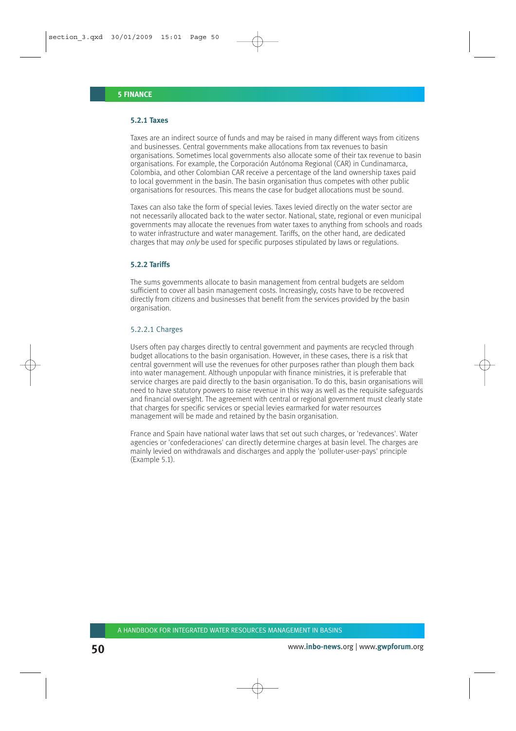### 5.2.1 Taxes

Taxes are an indirect source of funds and may be raised in many different ways from citizens and businesses. Central governments make allocations from tax revenues to basin organisations. Sometimes local governments also allocate some of their tax revenue to basin organisations. For example, the Corporación Autónoma Regional (CAR) in Cundinamarca, Colombia, and other Colombian CAR receive a percentage of the land ownership taxes paid to local government in the basin. The basin organisation thus competes with other public organisations for resources. This means the case for budget allocations must be sound.

Taxes can also take the form of special levies. Taxes levied directly on the water sector are not necessarily allocated back to the water sector. National, state, regional or even municipal governments may allocate the revenues from water taxes to anything from schools and roads to water infrastructure and water management. Tariffs, on the other hand, are dedicated charges that may *only* be used for specific purposes stipulated by laws or regulations.

### 5.2.2 Tariffs

The sums governments allocate to basin management from central budgets are seldom sufficient to cover all basin management costs. Increasingly, costs have to be recovered directly from citizens and businesses that benefit from the services provided by the basin organisation.

#### 5.2.2.1 Charges

Users often pay charges directly to central government and payments are recycled through budget allocations to the basin organisation. However, in these cases, there is a risk that central government will use the revenues for other purposes rather than plough them back into water management. Although unpopular with finance ministries, it is preferable that service charges are paid directly to the basin organisation. To do this, basin organisations will need to have statutory powers to raise revenue in this way as well as the requisite safeguards and financial oversight. The agreement with central or regional government must clearly state that charges for specific services or special levies earmarked for water resources management will be made and retained by the basin organisation.

France and Spain have national water laws that set out such charges, or 'redevances'. Water agencies or 'confederaciones' can directly determine charges at basin level. The charges are mainly levied on withdrawals and discharges and apply the 'polluter-user-pays' principle (Example 5.1).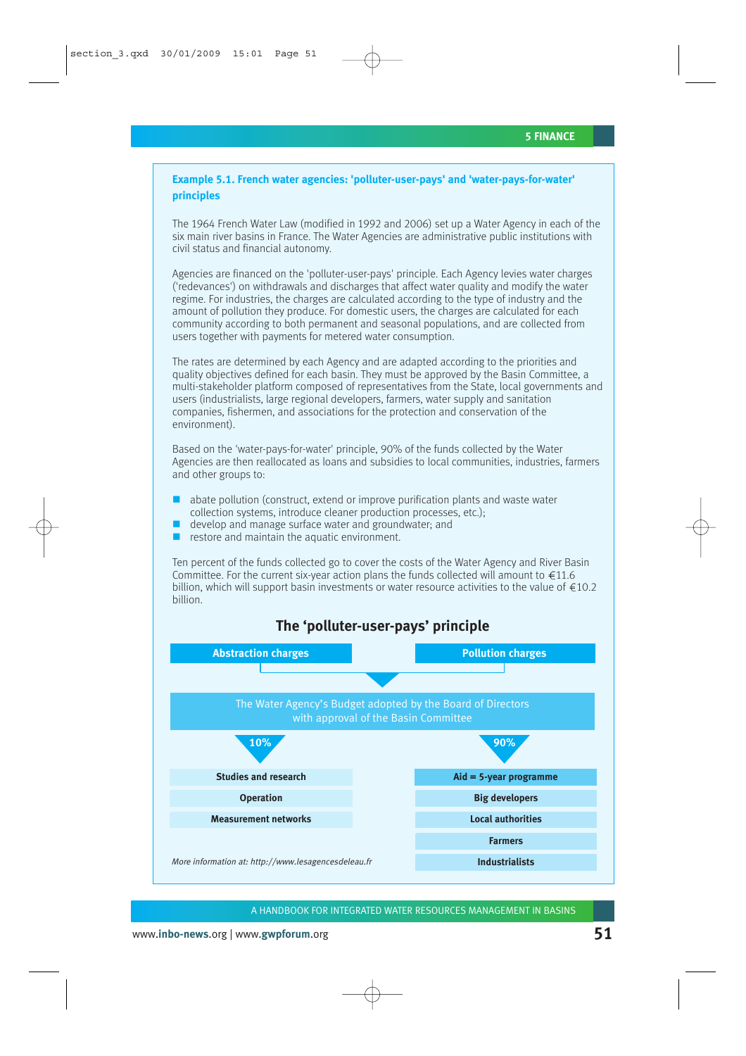### Example 5.1. French water agencies: 'polluter-user-pays' and 'water-pays-for-water' principles

The 1964 French Water Law (modified in 1992 and 2006) set up a Water Agency in each of the six main river basins in France. The Water Agencies are administrative public institutions with civil status and financial autonomy.

Agencies are financed on the 'polluter-user-pays' principle. Each Agency levies water charges ('redevances') on withdrawals and discharges that affect water quality and modify the water regime. For industries, the charges are calculated according to the type of industry and the amount of pollution they produce. For domestic users, the charges are calculated for each community according to both permanent and seasonal populations, and are collected from users together with payments for metered water consumption.

The rates are determined by each Agency and are adapted according to the priorities and quality objectives defined for each basin. They must be approved by the Basin Committee, a multi-stakeholder platform composed of representatives from the State, local governments and users (industrialists, large regional developers, farmers, water supply and sanitation companies, fishermen, and associations for the protection and conservation of the environment).

Based on the 'water-pays-for-water' principle, 90% of the funds collected by the Water Agencies are then reallocated as loans and subsidies to local communities, industries, farmers and other groups to:

- abate pollution (construct, extend or improve purification plants and waste water collection systems, introduce cleaner production processes, etc.);
- develop and manage surface water and groundwater; and
- restore and maintain the aquatic environment.

Ten percent of the funds collected go to cover the costs of the Water Agency and River Basin Committee. For the current six-year action plans the funds collected will amount to €11.6 billion, which will support basin investments or water resource activities to the value of €10.2 billion.

#### The 'polluter-user-pays' principle

**Abstraction charges** | **Pollution charges**

The Water Agency's Budget adopted by the Board of Directors with approval of the Basin Committee

| 10% | 90% |
|---|---|
| **Studies and research** | **Aid = 5-year programme** |
| **Operation** | **Big developers** |
| **Measurement networks** | **Local authorities** |
| | **Farmers** |
| | **Industrialists** |

*More information at: http://www.lesagencesdeleau.fr*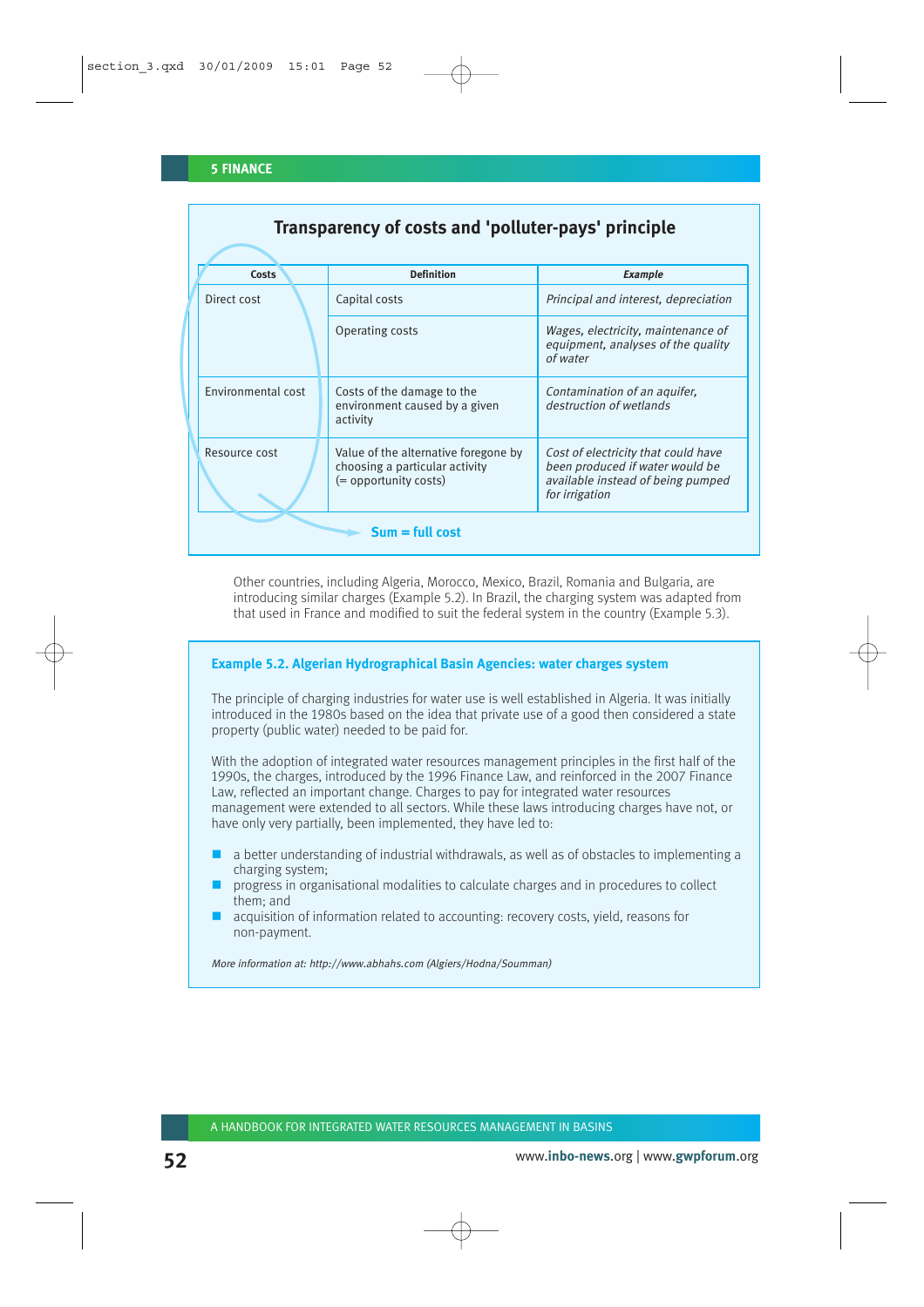### Transparency of costs and 'polluter-pays' principle

| Costs | Definition | *Example* |
|---|---|---|
| Direct cost | Capital costs | *Principal and interest, depreciation* |
| | Operating costs | *Wages, electricity, maintenance of equipment, analyses of the quality of water* |
| Environmental cost | Costs of the damage to the environment caused by a given activity | *Contamination of an aquifer, destruction of wetlands* |
| Resource cost | Value of the alternative foregone by choosing a particular activity (= opportunity costs) | *Cost of electricity that could have been produced if water would be available instead of being pumped for irrigation* |

**Sum = full cost**

Other countries, including Algeria, Morocco, Mexico, Brazil, Romania and Bulgaria, are introducing similar charges (Example 5.2). In Brazil, the charging system was adapted from that used in France and modified to suit the federal system in the country (Example 5.3).

#### Example 5.2. Algerian Hydrographical Basin Agencies: water charges system

The principle of charging industries for water use is well established in Algeria. It was initially introduced in the 1980s based on the idea that private use of a good then considered a state property (public water) needed to be paid for.

With the adoption of integrated water resources management principles in the first half of the 1990s, the charges, introduced by the 1996 Finance Law, and reinforced in the 2007 Finance Law, reflected an important change. Charges to pay for integrated water resources management were extended to all sectors. While these laws introducing charges have not, or have only very partially, been implemented, they have led to:

- a better understanding of industrial withdrawals, as well as of obstacles to implementing a charging system;
- progress in organisational modalities to calculate charges and in procedures to collect them; and
- acquisition of information related to accounting: recovery costs, yield, reasons for non-payment.

*More information at: http://www.abhahs.com (Algiers/Hodna/Soumman)*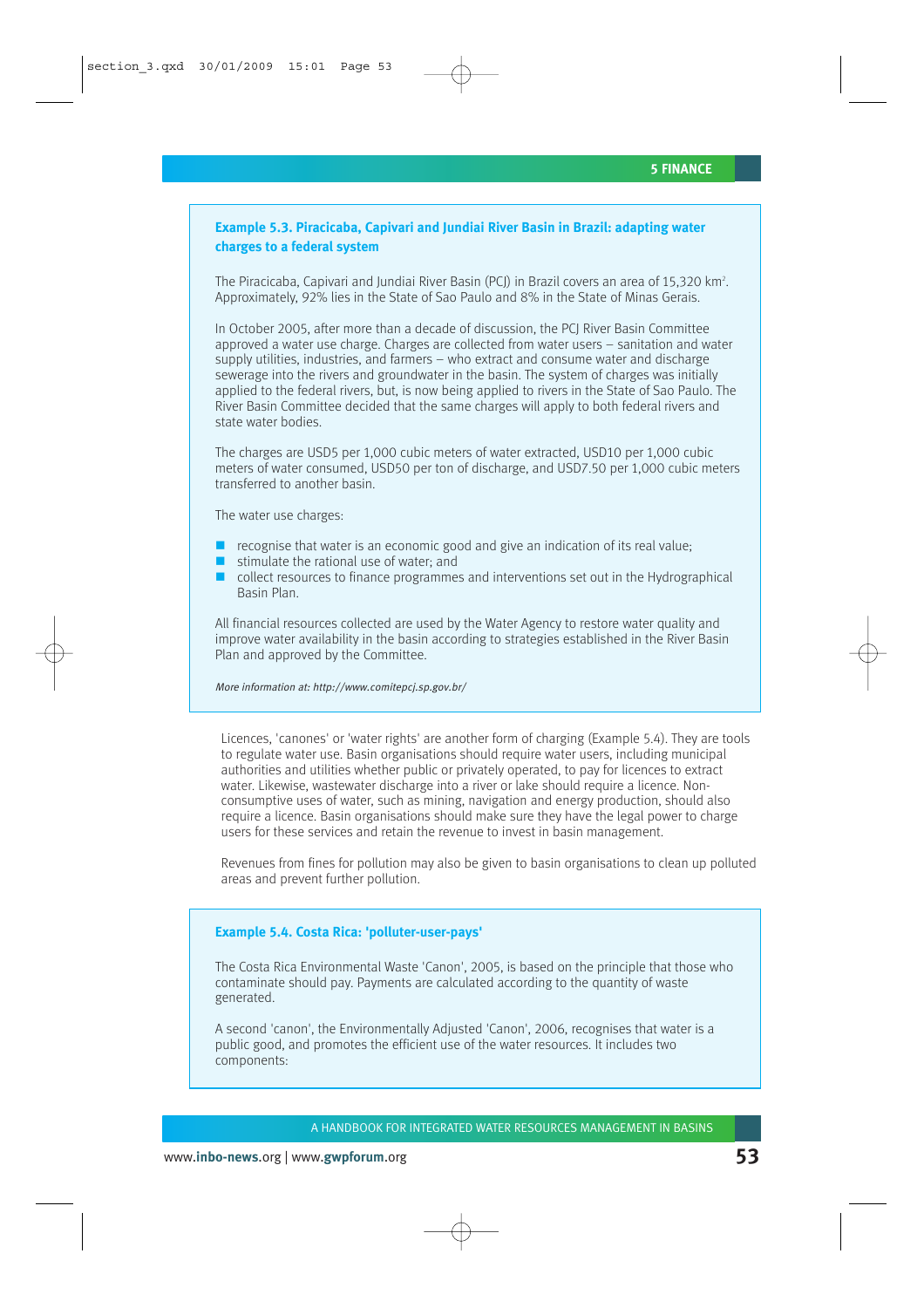### Example 5.3. Piracicaba, Capivari and Jundiai River Basin in Brazil: adapting water charges to a federal system

The Piracicaba, Capivari and Jundiai River Basin (PCJ) in Brazil covers an area of 15,320 km². Approximately, 92% lies in the State of Sao Paulo and 8% in the State of Minas Gerais.

In October 2005, after more than a decade of discussion, the PCJ River Basin Committee approved a water use charge. Charges are collected from water users – sanitation and water supply utilities, industries, and farmers – who extract and consume water and discharge sewerage into the rivers and groundwater in the basin. The system of charges was initially applied to the federal rivers, but, is now being applied to rivers in the State of Sao Paulo. The River Basin Committee decided that the same charges will apply to both federal rivers and state water bodies.

The charges are USD5 per 1,000 cubic meters of water extracted, USD10 per 1,000 cubic meters of water consumed, USD50 per ton of discharge, and USD7.50 per 1,000 cubic meters transferred to another basin.

The water use charges:

- recognise that water is an economic good and give an indication of its real value;
- stimulate the rational use of water; and
- collect resources to finance programmes and interventions set out in the Hydrographical Basin Plan.

All financial resources collected are used by the Water Agency to restore water quality and improve water availability in the basin according to strategies established in the River Basin Plan and approved by the Committee.

*More information at: http://www.comitepcj.sp.gov.br/*

Licences, 'canones' or 'water rights' are another form of charging (Example 5.4). They are tools to regulate water use. Basin organisations should require water users, including municipal authorities and utilities whether public or privately operated, to pay for licences to extract water. Likewise, wastewater discharge into a river or lake should require a licence. Non-consumptive uses of water, such as mining, navigation and energy production, should also require a licence. Basin organisations should make sure they have the legal power to charge users for these services and retain the revenue to invest in basin management.

Revenues from fines for pollution may also be given to basin organisations to clean up polluted areas and prevent further pollution.

### Example 5.4. Costa Rica: 'polluter-user-pays'

The Costa Rica Environmental Waste 'Canon', 2005, is based on the principle that those who contaminate should pay. Payments are calculated according to the quantity of waste generated.

A second 'canon', the Environmentally Adjusted 'Canon', 2006, recognises that water is a public good, and promotes the efficient use of the water resources. It includes two components: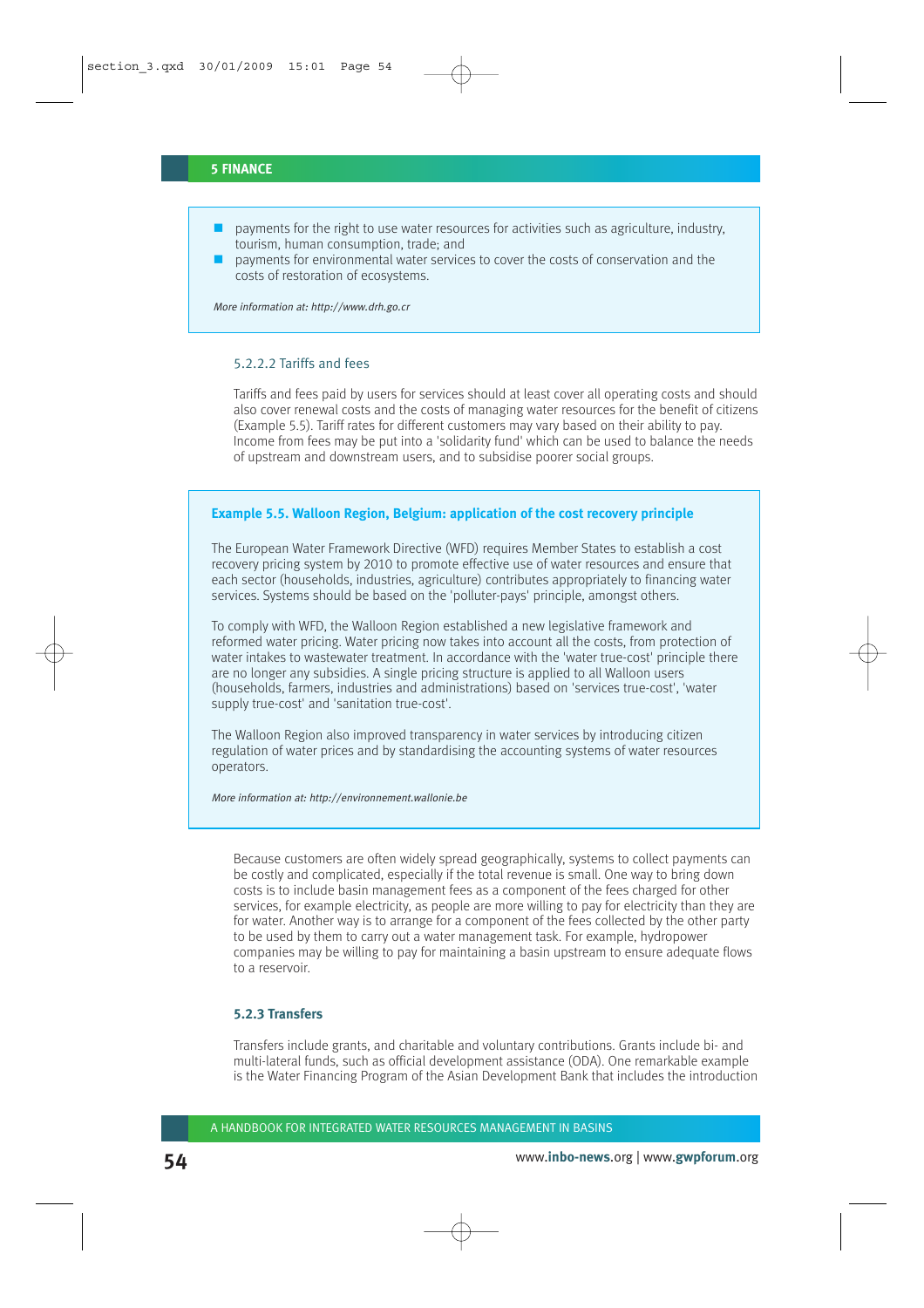- payments for the right to use water resources for activities such as agriculture, industry, tourism, human consumption, trade; and
- payments for environmental water services to cover the costs of conservation and the costs of restoration of ecosystems.

*More information at: http://www.drh.go.cr*

#### 5.2.2.2 Tariffs and fees

Tariffs and fees paid by users for services should at least cover all operating costs and should also cover renewal costs and the costs of managing water resources for the benefit of citizens (Example 5.5). Tariff rates for different customers may vary based on their ability to pay. Income from fees may be put into a 'solidarity fund' which can be used to balance the needs of upstream and downstream users, and to subsidise poorer social groups.

**Example 5.5. Walloon Region, Belgium: application of the cost recovery principle**

The European Water Framework Directive (WFD) requires Member States to establish a cost recovery pricing system by 2010 to promote effective use of water resources and ensure that each sector (households, industries, agriculture) contributes appropriately to financing water services. Systems should be based on the 'polluter-pays' principle, amongst others.

To comply with WFD, the Walloon Region established a new legislative framework and reformed water pricing. Water pricing now takes into account all the costs, from protection of water intakes to wastewater treatment. In accordance with the 'water true-cost' principle there are no longer any subsidies. A single pricing structure is applied to all Walloon users (households, farmers, industries and administrations) based on 'services true-cost', 'water supply true-cost' and 'sanitation true-cost'.

The Walloon Region also improved transparency in water services by introducing citizen regulation of water prices and by standardising the accounting systems of water resources operators.

*More information at: http://environnement.wallonie.be*

Because customers are often widely spread geographically, systems to collect payments can be costly and complicated, especially if the total revenue is small. One way to bring down costs is to include basin management fees as a component of the fees charged for other services, for example electricity, as people are more willing to pay for electricity than they are for water. Another way is to arrange for a component of the fees collected by the other party to be used by them to carry out a water management task. For example, hydropower companies may be willing to pay for maintaining a basin upstream to ensure adequate flows to a reservoir.

### 5.2.3 Transfers

Transfers include grants, and charitable and voluntary contributions. Grants include bi- and multi-lateral funds, such as official development assistance (ODA). One remarkable example is the Water Financing Program of the Asian Development Bank that includes the introduction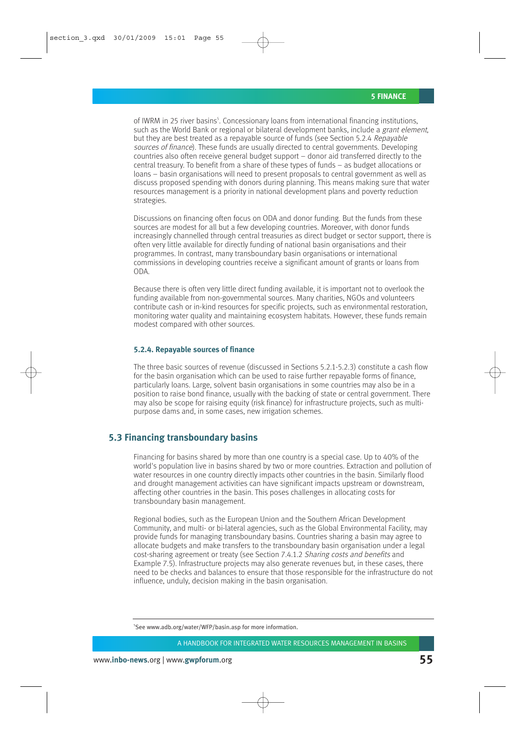of IWRM in 25 river basins[5]. Concessionary loans from international financing institutions, such as the World Bank or regional or bilateral development banks, include a *grant element*, but they are best treated as a repayable source of funds (see Section 5.2.4 *Repayable sources of finance*). These funds are usually directed to central governments. Developing countries also often receive general budget support – donor aid transferred directly to the central treasury. To benefit from a share of these types of funds – as budget allocations or loans – basin organisations will need to present proposals to central government as well as discuss proposed spending with donors during planning. This means making sure that water resources management is a priority in national development plans and poverty reduction strategies.

Discussions on financing often focus on ODA and donor funding. But the funds from these sources are modest for all but a few developing countries. Moreover, with donor funds increasingly channelled through central treasuries as direct budget or sector support, there is often very little available for directly funding of national basin organisations and their programmes. In contrast, many transboundary basin organisations or international commissions in developing countries receive a significant amount of grants or loans from ODA.

Because there is often very little direct funding available, it is important not to overlook the funding available from non-governmental sources. Many charities, NGOs and volunteers contribute cash or in-kind resources for specific projects, such as environmental restoration, monitoring water quality and maintaining ecosystem habitats. However, these funds remain modest compared with other sources.

#### 5.2.4. Repayable sources of finance

The three basic sources of revenue (discussed in Sections 5.2.1-5.2.3) constitute a cash flow for the basin organisation which can be used to raise further repayable forms of finance, particularly loans. Large, solvent basin organisations in some countries may also be in a position to raise bond finance, usually with the backing of state or central government. There may also be scope for raising equity (risk finance) for infrastructure projects, such as multi-purpose dams and, in some cases, new irrigation schemes.

## 5.3 Financing transboundary basins

Financing for basins shared by more than one country is a special case. Up to 40% of the world's population live in basins shared by two or more countries. Extraction and pollution of water resources in one country directly impacts other countries in the basin. Similarly flood and drought management activities can have significant impacts upstream or downstream, affecting other countries in the basin. This poses challenges in allocating costs for transboundary basin management.

Regional bodies, such as the European Union and the Southern African Development Community, and multi- or bi-lateral agencies, such as the Global Environmental Facility, may provide funds for managing transboundary basins. Countries sharing a basin may agree to allocate budgets and make transfers to the transboundary basin organisation under a legal cost-sharing agreement or treaty (see Section 7.4.1.2 *Sharing costs and benefits* and Example 7.5). Infrastructure projects may also generate revenues but, in these cases, there need to be checks and balances to ensure that those responsible for the infrastructure do not influence, unduly, decision making in the basin organisation.

---

[5] See www.adb.org/water/WFP/basin.asp for more information.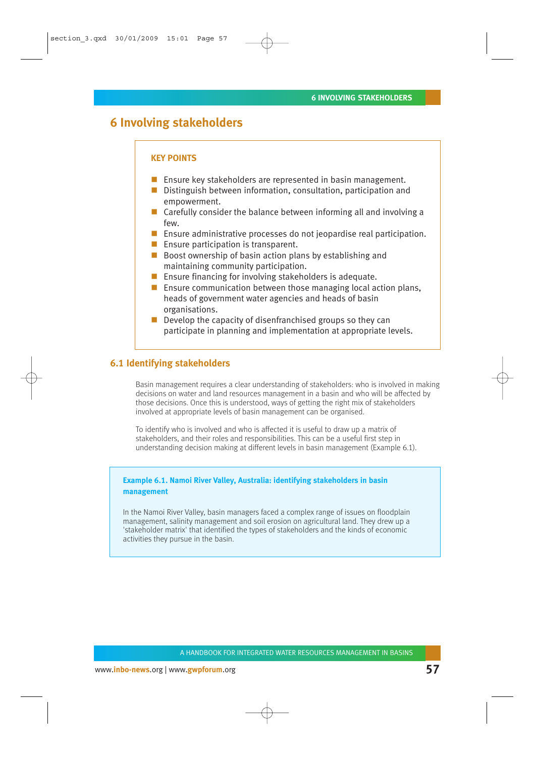# 6 Involving stakeholders

**KEY POINTS**

- Ensure key stakeholders are represented in basin management.
- Distinguish between information, consultation, participation and empowerment.
- Carefully consider the balance between informing all and involving a few.
- Ensure administrative processes do not jeopardise real participation.
- Ensure participation is transparent.
- Boost ownership of basin action plans by establishing and maintaining community participation.
- Ensure financing for involving stakeholders is adequate.
- Ensure communication between those managing local action plans, heads of government water agencies and heads of basin organisations.
- Develop the capacity of disenfranchised groups so they can participate in planning and implementation at appropriate levels.

## 6.1 Identifying stakeholders

Basin management requires a clear understanding of stakeholders: who is involved in making decisions on water and land resources management in a basin and who will be affected by those decisions. Once this is understood, ways of getting the right mix of stakeholders involved at appropriate levels of basin management can be organised.

To identify who is involved and who is affected it is useful to draw up a matrix of stakeholders, and their roles and responsibilities. This can be a useful first step in understanding decision making at different levels in basin management (Example 6.1).

**Example 6.1. Namoi River Valley, Australia: identifying stakeholders in basin management**

In the Namoi River Valley, basin managers faced a complex range of issues on floodplain management, salinity management and soil erosion on agricultural land. They drew up a 'stakeholder matrix' that identified the types of stakeholders and the kinds of economic activities they pursue in the basin.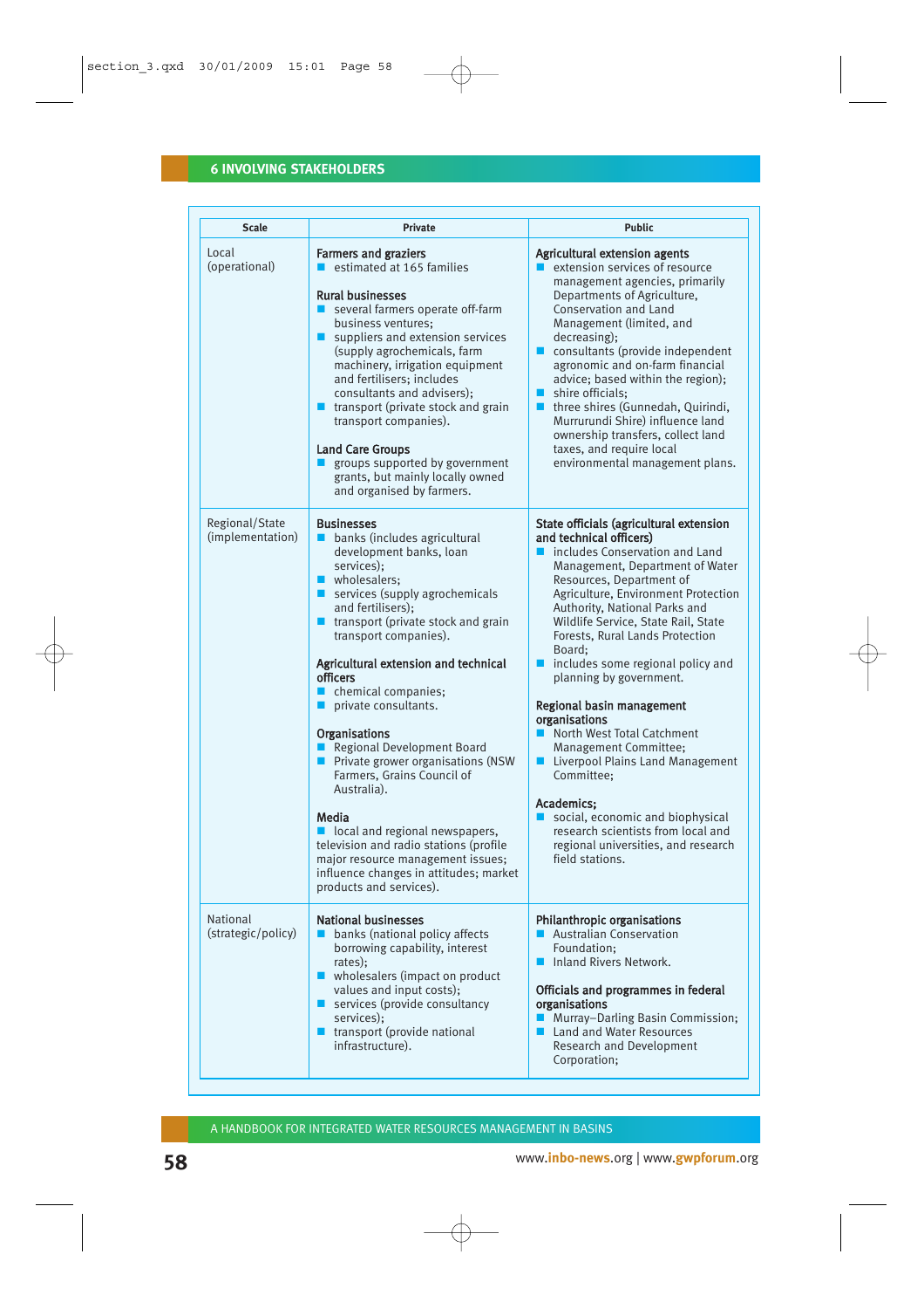| Scale | Private | Public |
|---|---|---|
| Local (operational) | **Farmers and graziers**<br>■ estimated at 165 families<br><br>**Rural businesses**<br>■ several farmers operate off-farm business ventures;<br>■ suppliers and extension services (supply agrochemicals, farm machinery, irrigation equipment and fertilisers; includes consultants and advisers);<br>■ transport (private stock and grain transport companies).<br><br>**Land Care Groups**<br>■ groups supported by government grants, but mainly locally owned and organised by farmers. | **Agricultural extension agents**<br>■ extension services of resource management agencies, primarily Departments of Agriculture, Conservation and Land Management (limited, and decreasing);<br>■ consultants (provide independent agronomic and on-farm financial advice; based within the region);<br>■ shire officials;<br>■ three shires (Gunnedah, Quirindi, Murrurundi Shire) influence land ownership transfers, collect land taxes, and require local environmental management plans. |
| Regional/State (implementation) | **Businesses**<br>■ banks (includes agricultural development banks, loan services);<br>■ wholesalers;<br>■ services (supply agrochemicals and fertilisers);<br>■ transport (private stock and grain transport companies).<br><br>**Agricultural extension and technical officers**<br>■ chemical companies;<br>■ private consultants.<br><br>**Organisations**<br>■ Regional Development Board<br>■ Private grower organisations (NSW Farmers, Grains Council of Australia).<br><br>**Media**<br>■ local and regional newspapers, television and radio stations (profile major resource management issues; influence changes in attitudes; market products and services). | **State officials (agricultural extension and technical officers)**<br>■ includes Conservation and Land Management, Department of Water Resources, Department of Agriculture, Environment Protection Authority, National Parks and Wildlife Service, State Rail, State Forests, Rural Lands Protection Board;<br>■ includes some regional policy and planning by government.<br><br>**Regional basin management organisations**<br>■ North West Total Catchment Management Committee;<br>■ Liverpool Plains Land Management Committee;<br><br>**Academics;**<br>■ social, economic and biophysical research scientists from local and regional universities, and research field stations. |
| National (strategic/policy) | **National businesses**<br>■ banks (national policy affects borrowing capability, interest rates);<br>■ wholesalers (impact on product values and input costs);<br>■ services (provide consultancy services);<br>■ transport (provide national infrastructure). | **Philanthropic organisations**<br>■ Australian Conservation Foundation;<br>■ Inland Rivers Network.<br><br>**Officials and programmes in federal organisations**<br>■ Murray–Darling Basin Commission;<br>■ Land and Water Resources Research and Development Corporation; |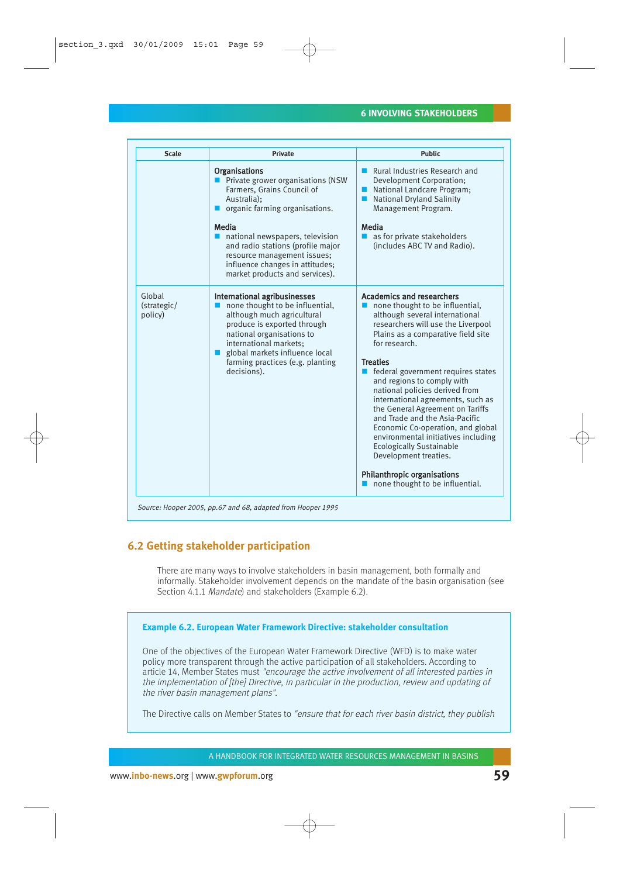| Scale | Private | Public |
|---|---|---|
| | **Organisations**<br>■ Private grower organisations (NSW Farmers, Grains Council of Australia);<br>■ organic farming organisations.<br><br>**Media**<br>■ national newspapers, television and radio stations (profile major resource management issues; influence changes in attitudes; market products and services). | ■ Rural Industries Research and Development Corporation;<br>■ National Landcare Program;<br>■ National Dryland Salinity Management Program.<br><br>**Media**<br>■ as for private stakeholders (includes ABC TV and Radio). |
| Global (strategic/ policy) | **International agribusinesses**<br>■ none thought to be influential, although much agricultural produce is exported through national organisations to international markets;<br>■ global markets influence local farming practices (e.g. planting decisions). | **Academics and researchers**<br>■ none thought to be influential, although several international researchers will use the Liverpool Plains as a comparative field site for research.<br><br>**Treaties**<br>■ federal government requires states and regions to comply with national policies derived from international agreements, such as the General Agreement on Tariffs and Trade and the Asia-Pacific Economic Co-operation, and global environmental initiatives including Ecologically Sustainable Development treaties.<br><br>**Philanthropic organisations**<br>■ none thought to be influential. |

*Source: Hooper 2005, pp.67 and 68, adapted from Hooper 1995*

## 6.2 Getting stakeholder participation

There are many ways to involve stakeholders in basin management, both formally and informally. Stakeholder involvement depends on the mandate of the basin organisation (see Section 4.1.1 *Mandate*) and stakeholders (Example 6.2).

**Example 6.2. European Water Framework Directive: stakeholder consultation**

One of the objectives of the European Water Framework Directive (WFD) is to make water policy more transparent through the active participation of all stakeholders. According to article 14, Member States must *"encourage the active involvement of all interested parties in the implementation of [the] Directive, in particular in the production, review and updating of the river basin management plans".*

The Directive calls on Member States to *"ensure that for each river basin district, they publish*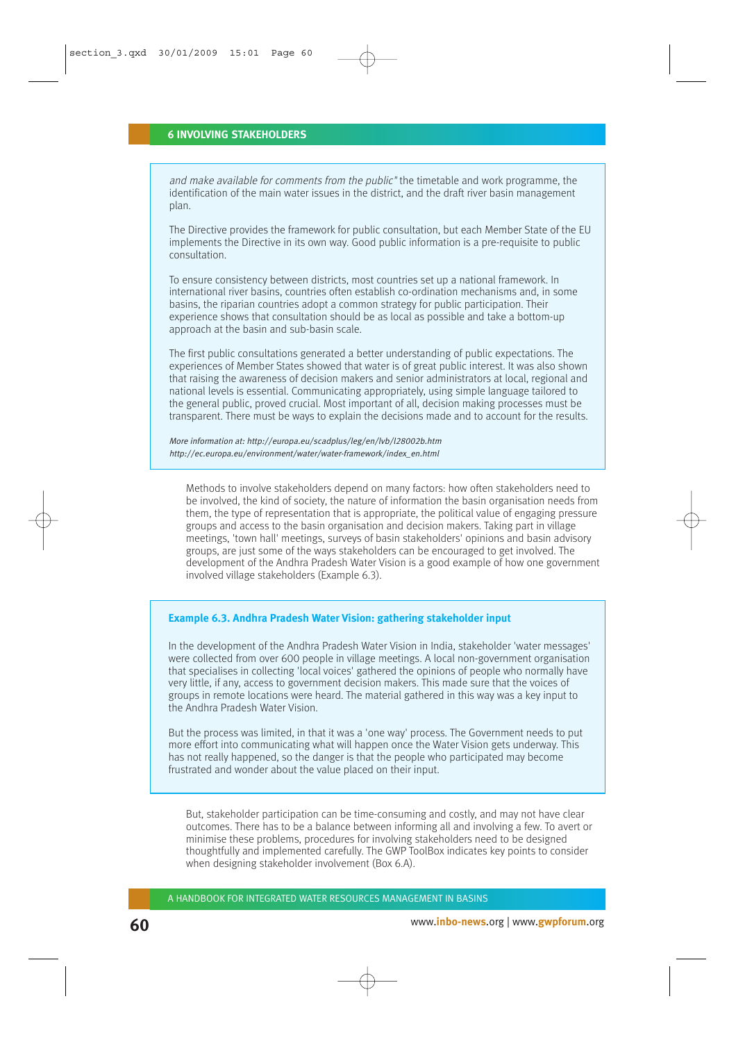*and make available for comments from the public"* the timetable and work programme, the identification of the main water issues in the district, and the draft river basin management plan.

The Directive provides the framework for public consultation, but each Member State of the EU implements the Directive in its own way. Good public information is a pre-requisite to public consultation.

To ensure consistency between districts, most countries set up a national framework. In international river basins, countries often establish co-ordination mechanisms and, in some basins, the riparian countries adopt a common strategy for public participation. Their experience shows that consultation should be as local as possible and take a bottom-up approach at the basin and sub-basin scale.

The first public consultations generated a better understanding of public expectations. The experiences of Member States showed that water is of great public interest. It was also shown that raising the awareness of decision makers and senior administrators at local, regional and national levels is essential. Communicating appropriately, using simple language tailored to the general public, proved crucial. Most important of all, decision making processes must be transparent. There must be ways to explain the decisions made and to account for the results.

*More information at: http://europa.eu/scadplus/leg/en/lvb/l28002b.htm*
*http://ec.europa.eu/environment/water/water-framework/index_en.html*

Methods to involve stakeholders depend on many factors: how often stakeholders need to be involved, the kind of society, the nature of information the basin organisation needs from them, the type of representation that is appropriate, the political value of engaging pressure groups and access to the basin organisation and decision makers. Taking part in village meetings, 'town hall' meetings, surveys of basin stakeholders' opinions and basin advisory groups, are just some of the ways stakeholders can be encouraged to get involved. The development of the Andhra Pradesh Water Vision is a good example of how one government involved village stakeholders (Example 6.3).

### Example 6.3. Andhra Pradesh Water Vision: gathering stakeholder input

In the development of the Andhra Pradesh Water Vision in India, stakeholder 'water messages' were collected from over 600 people in village meetings. A local non-government organisation that specialises in collecting 'local voices' gathered the opinions of people who normally have very little, if any, access to government decision makers. This made sure that the voices of groups in remote locations were heard. The material gathered in this way was a key input to the Andhra Pradesh Water Vision.

But the process was limited, in that it was a 'one way' process. The Government needs to put more effort into communicating what will happen once the Water Vision gets underway. This has not really happened, so the danger is that the people who participated may become frustrated and wonder about the value placed on their input.

But, stakeholder participation can be time-consuming and costly, and may not have clear outcomes. There has to be a balance between informing all and involving a few. To avert or minimise these problems, procedures for involving stakeholders need to be designed thoughtfully and implemented carefully. The GWP ToolBox indicates key points to consider when designing stakeholder involvement (Box 6.A).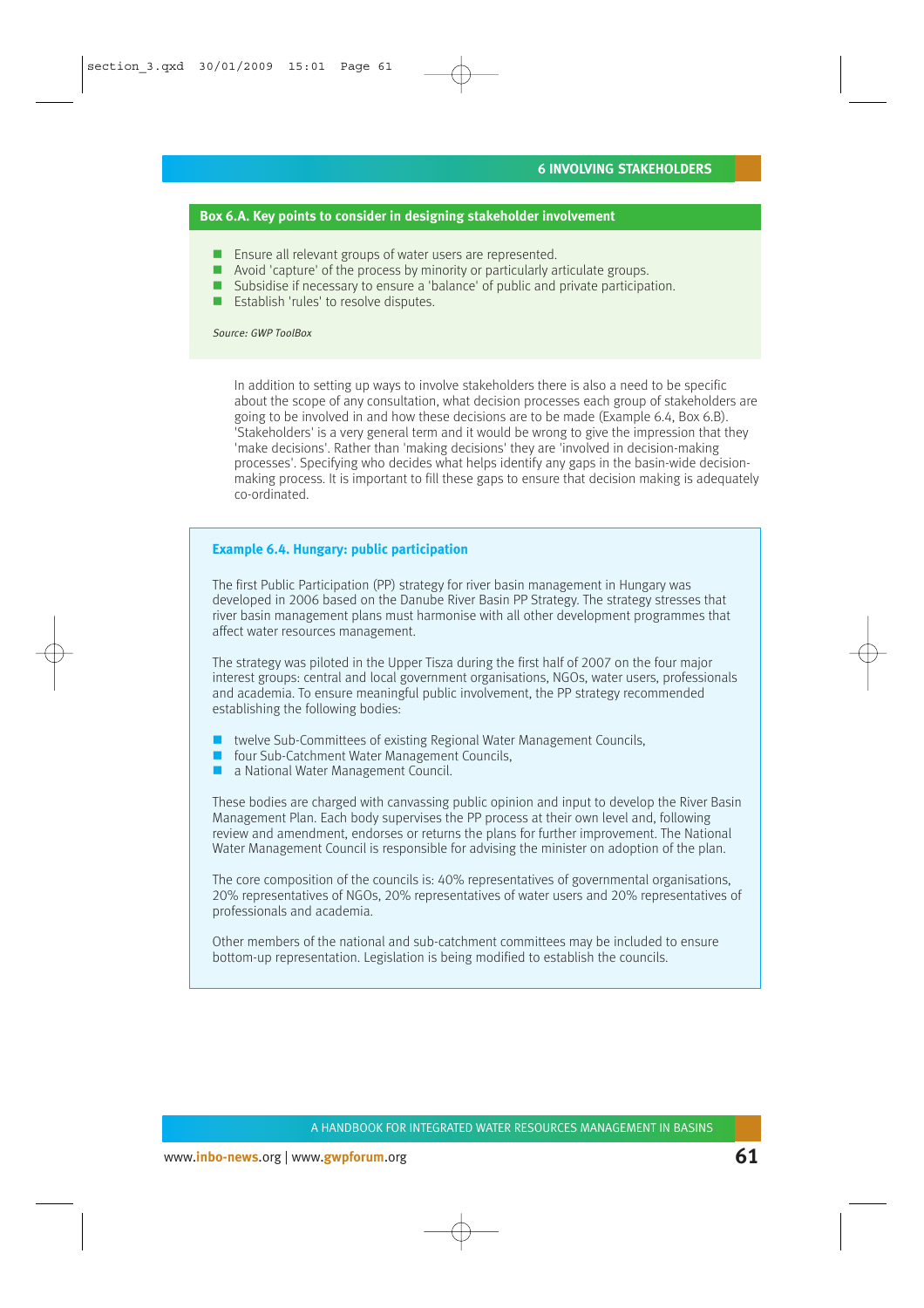### Box 6.A. Key points to consider in designing stakeholder involvement

- Ensure all relevant groups of water users are represented.
- Avoid 'capture' of the process by minority or particularly articulate groups.
- Subsidise if necessary to ensure a 'balance' of public and private participation.
- Establish 'rules' to resolve disputes.

*Source: GWP ToolBox*

In addition to setting up ways to involve stakeholders there is also a need to be specific about the scope of any consultation, what decision processes each group of stakeholders are going to be involved in and how these decisions are to be made (Example 6.4, Box 6.B). 'Stakeholders' is a very general term and it would be wrong to give the impression that they 'make decisions'. Rather than 'making decisions' they are 'involved in decision-making processes'. Specifying who decides what helps identify any gaps in the basin-wide decision-making process. It is important to fill these gaps to ensure that decision making is adequately co-ordinated.

### Example 6.4. Hungary: public participation

The first Public Participation (PP) strategy for river basin management in Hungary was developed in 2006 based on the Danube River Basin PP Strategy. The strategy stresses that river basin management plans must harmonise with all other development programmes that affect water resources management.

The strategy was piloted in the Upper Tisza during the first half of 2007 on the four major interest groups: central and local government organisations, NGOs, water users, professionals and academia. To ensure meaningful public involvement, the PP strategy recommended establishing the following bodies:

- twelve Sub-Committees of existing Regional Water Management Councils,
- four Sub-Catchment Water Management Councils,
- a National Water Management Council.

These bodies are charged with canvassing public opinion and input to develop the River Basin Management Plan. Each body supervises the PP process at their own level and, following review and amendment, endorses or returns the plans for further improvement. The National Water Management Council is responsible for advising the minister on adoption of the plan.

The core composition of the councils is: 40% representatives of governmental organisations, 20% representatives of NGOs, 20% representatives of water users and 20% representatives of professionals and academia.

Other members of the national and sub-catchment committees may be included to ensure bottom-up representation. Legislation is being modified to establish the councils.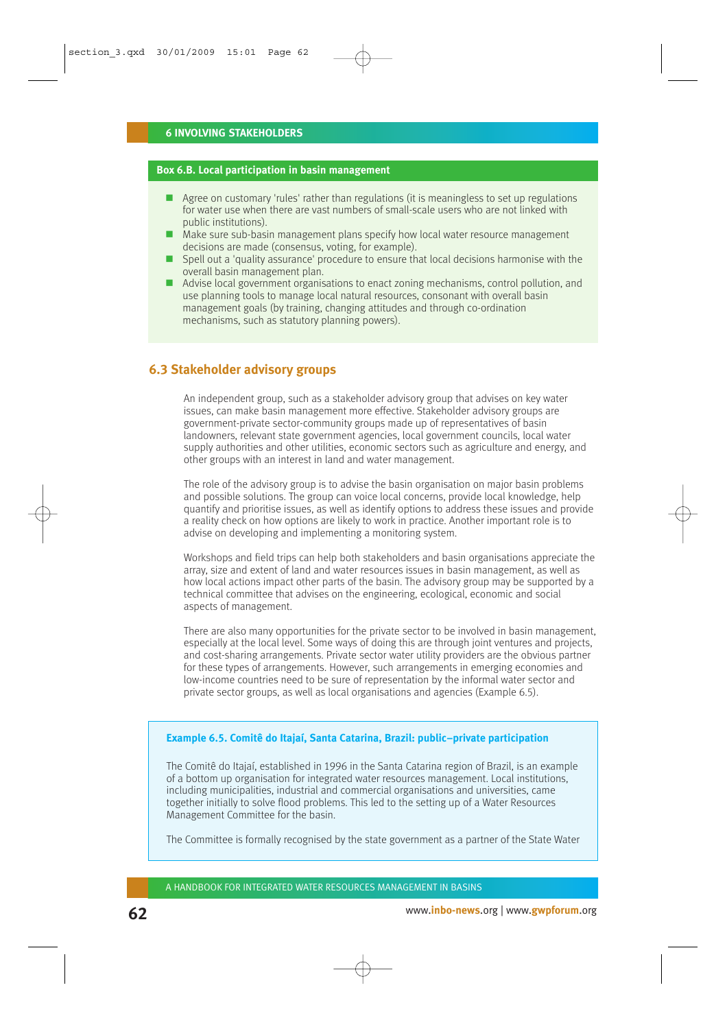**Box 6.B. Local participation in basin management**

- Agree on customary 'rules' rather than regulations (it is meaningless to set up regulations for water use when there are vast numbers of small-scale users who are not linked with public institutions).
- Make sure sub-basin management plans specify how local water resource management decisions are made (consensus, voting, for example).
- Spell out a 'quality assurance' procedure to ensure that local decisions harmonise with the overall basin management plan.
- Advise local government organisations to enact zoning mechanisms, control pollution, and use planning tools to manage local natural resources, consonant with overall basin management goals (by training, changing attitudes and through co-ordination mechanisms, such as statutory planning powers).

## 6.3 Stakeholder advisory groups

An independent group, such as a stakeholder advisory group that advises on key water issues, can make basin management more effective. Stakeholder advisory groups are government-private sector-community groups made up of representatives of basin landowners, relevant state government agencies, local government councils, local water supply authorities and other utilities, economic sectors such as agriculture and energy, and other groups with an interest in land and water management.

The role of the advisory group is to advise the basin organisation on major basin problems and possible solutions. The group can voice local concerns, provide local knowledge, help quantify and prioritise issues, as well as identify options to address these issues and provide a reality check on how options are likely to work in practice. Another important role is to advise on developing and implementing a monitoring system.

Workshops and field trips can help both stakeholders and basin organisations appreciate the array, size and extent of land and water resources issues in basin management, as well as how local actions impact other parts of the basin. The advisory group may be supported by a technical committee that advises on the engineering, ecological, economic and social aspects of management.

There are also many opportunities for the private sector to be involved in basin management, especially at the local level. Some ways of doing this are through joint ventures and projects, and cost-sharing arrangements. Private sector water utility providers are the obvious partner for these types of arrangements. However, such arrangements in emerging economies and low-income countries need to be sure of representation by the informal water sector and private sector groups, as well as local organisations and agencies (Example 6.5).

**Example 6.5. Comitê do Itajaí, Santa Catarina, Brazil: public–private participation**

The Comitê do Itajaí, established in 1996 in the Santa Catarina region of Brazil, is an example of a bottom up organisation for integrated water resources management. Local institutions, including municipalities, industrial and commercial organisations and universities, came together initially to solve flood problems. This led to the setting up of a Water Resources Management Committee for the basin.

The Committee is formally recognised by the state government as a partner of the State Water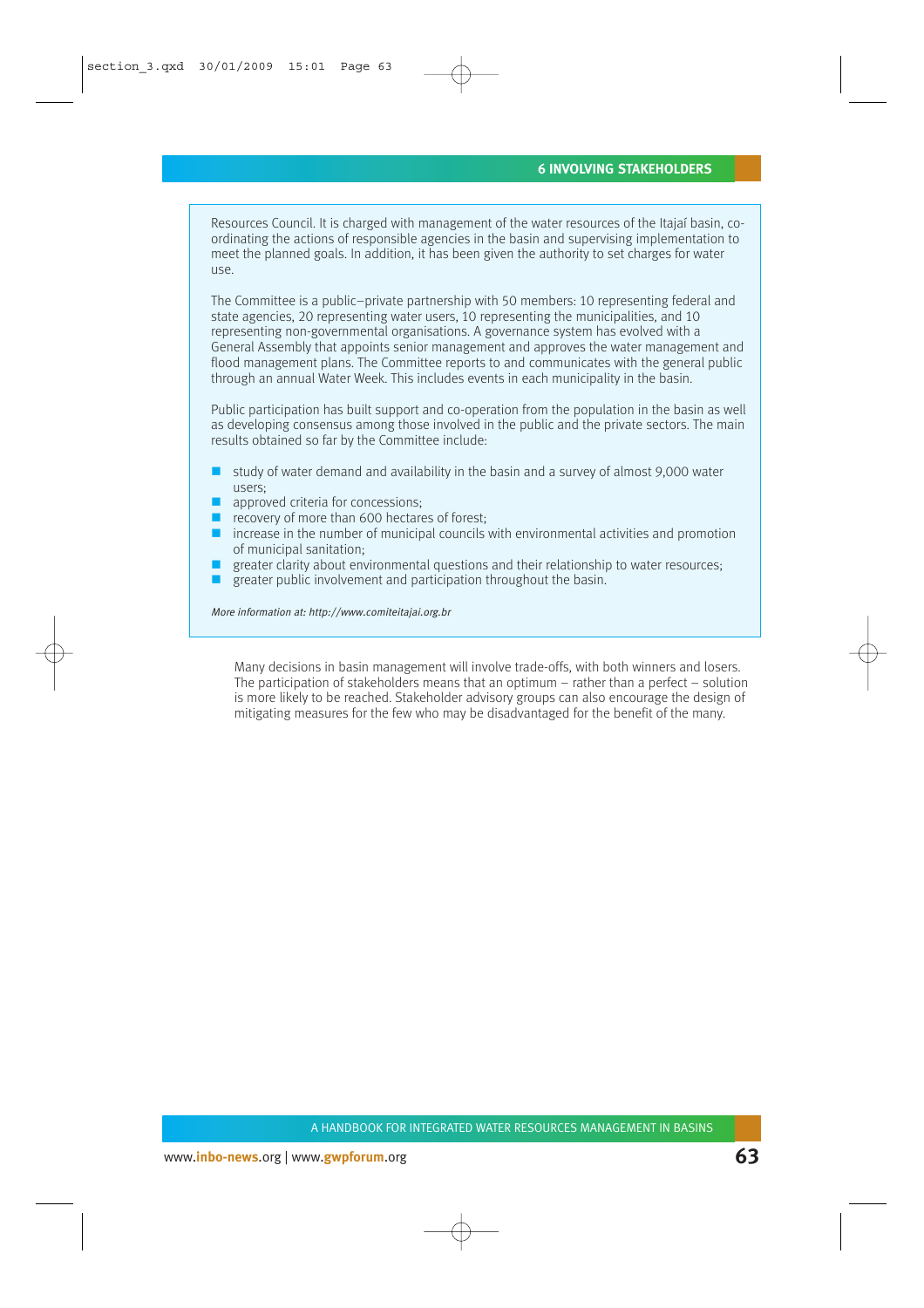Resources Council. It is charged with management of the water resources of the Itajaí basin, co-ordinating the actions of responsible agencies in the basin and supervising implementation to meet the planned goals. In addition, it has been given the authority to set charges for water use.

The Committee is a public–private partnership with 50 members: 10 representing federal and state agencies, 20 representing water users, 10 representing the municipalities, and 10 representing non-governmental organisations. A governance system has evolved with a General Assembly that appoints senior management and approves the water management and flood management plans. The Committee reports to and communicates with the general public through an annual Water Week. This includes events in each municipality in the basin.

Public participation has built support and co-operation from the population in the basin as well as developing consensus among those involved in the public and the private sectors. The main results obtained so far by the Committee include:

- study of water demand and availability in the basin and a survey of almost 9,000 water users;
- approved criteria for concessions;
- recovery of more than 600 hectares of forest;
- increase in the number of municipal councils with environmental activities and promotion of municipal sanitation;
- greater clarity about environmental questions and their relationship to water resources;
- greater public involvement and participation throughout the basin.

*More information at: http://www.comiteitajai.org.br*

Many decisions in basin management will involve trade-offs, with both winners and losers. The participation of stakeholders means that an optimum – rather than a perfect – solution is more likely to be reached. Stakeholder advisory groups can also encourage the design of mitigating measures for the few who may be disadvantaged for the benefit of the many.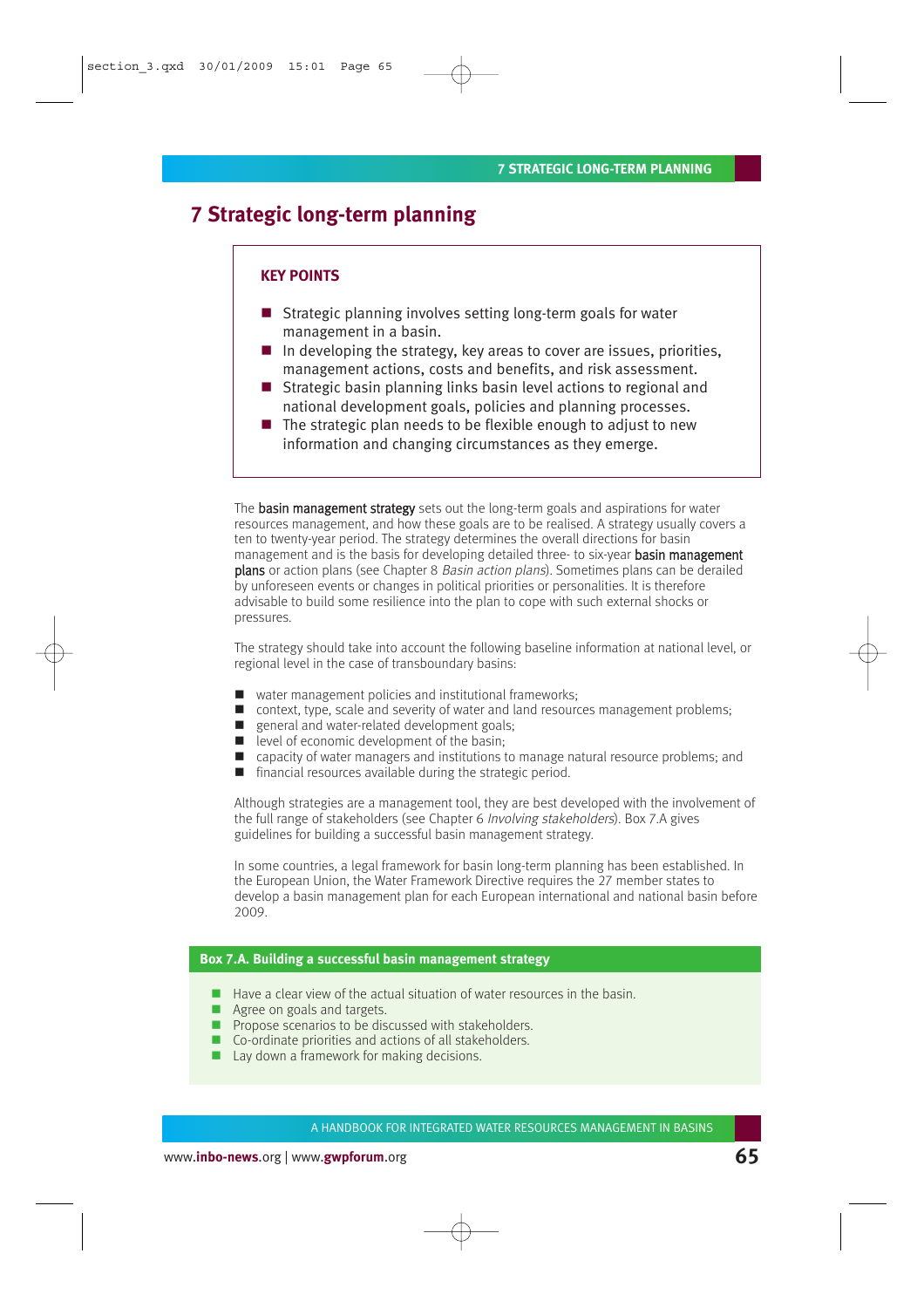# 7 Strategic long-term planning

**KEY POINTS**

- Strategic planning involves setting long-term goals for water management in a basin.
- In developing the strategy, key areas to cover are issues, priorities, management actions, costs and benefits, and risk assessment.
- Strategic basin planning links basin level actions to regional and national development goals, policies and planning processes.
- The strategic plan needs to be flexible enough to adjust to new information and changing circumstances as they emerge.

The **basin management strategy** sets out the long-term goals and aspirations for water resources management, and how these goals are to be realised. A strategy usually covers a ten to twenty-year period. The strategy determines the overall directions for basin management and is the basis for developing detailed three- to six-year **basin management plans** or action plans (see Chapter 8 *Basin action plans*). Sometimes plans can be derailed by unforeseen events or changes in political priorities or personalities. It is therefore advisable to build some resilience into the plan to cope with such external shocks or pressures.

The strategy should take into account the following baseline information at national level, or regional level in the case of transboundary basins:

- water management policies and institutional frameworks;
- context, type, scale and severity of water and land resources management problems;
- general and water-related development goals;
- level of economic development of the basin;
- capacity of water managers and institutions to manage natural resource problems; and
- financial resources available during the strategic period.

Although strategies are a management tool, they are best developed with the involvement of the full range of stakeholders (see Chapter 6 *Involving stakeholders*). Box 7.A gives guidelines for building a successful basin management strategy.

In some countries, a legal framework for basin long-term planning has been established. In the European Union, the Water Framework Directive requires the 27 member states to develop a basin management plan for each European international and national basin before 2009.

**Box 7.A. Building a successful basin management strategy**

- Have a clear view of the actual situation of water resources in the basin.
- Agree on goals and targets.
- Propose scenarios to be discussed with stakeholders.
- Co-ordinate priorities and actions of all stakeholders.
- Lay down a framework for making decisions.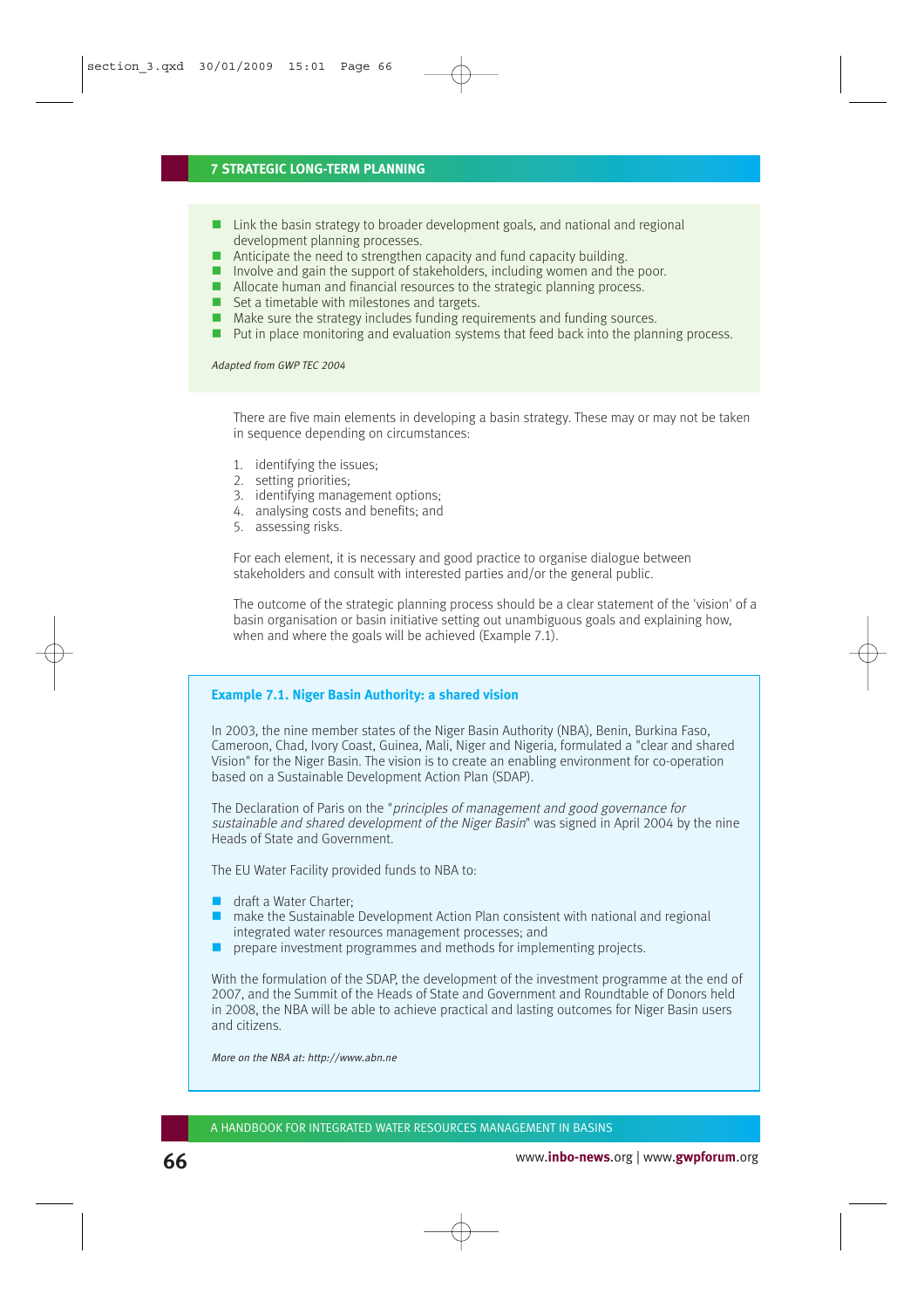- Link the basin strategy to broader development goals, and national and regional development planning processes.
- Anticipate the need to strengthen capacity and fund capacity building.
- Involve and gain the support of stakeholders, including women and the poor.
- Allocate human and financial resources to the strategic planning process.
- Set a timetable with milestones and targets.
- Make sure the strategy includes funding requirements and funding sources.
- Put in place monitoring and evaluation systems that feed back into the planning process.

*Adapted from GWP TEC 2004*

There are five main elements in developing a basin strategy. These may or may not be taken in sequence depending on circumstances:

1. identifying the issues;
2. setting priorities;
3. identifying management options;
4. analysing costs and benefits; and
5. assessing risks.

For each element, it is necessary and good practice to organise dialogue between stakeholders and consult with interested parties and/or the general public.

The outcome of the strategic planning process should be a clear statement of the 'vision' of a basin organisation or basin initiative setting out unambiguous goals and explaining how, when and where the goals will be achieved (Example 7.1).

### Example 7.1. Niger Basin Authority: a shared vision

In 2003, the nine member states of the Niger Basin Authority (NBA), Benin, Burkina Faso, Cameroon, Chad, Ivory Coast, Guinea, Mali, Niger and Nigeria, formulated a "clear and shared Vision" for the Niger Basin. The vision is to create an enabling environment for co-operation based on a Sustainable Development Action Plan (SDAP).

The Declaration of Paris on the "*principles of management and good governance for sustainable and shared development of the Niger Basin*" was signed in April 2004 by the nine Heads of State and Government.

The EU Water Facility provided funds to NBA to:

- draft a Water Charter;
- make the Sustainable Development Action Plan consistent with national and regional integrated water resources management processes; and
- prepare investment programmes and methods for implementing projects.

With the formulation of the SDAP, the development of the investment programme at the end of 2007, and the Summit of the Heads of State and Government and Roundtable of Donors held in 2008, the NBA will be able to achieve practical and lasting outcomes for Niger Basin users and citizens.

*More on the NBA at: http://www.abn.ne*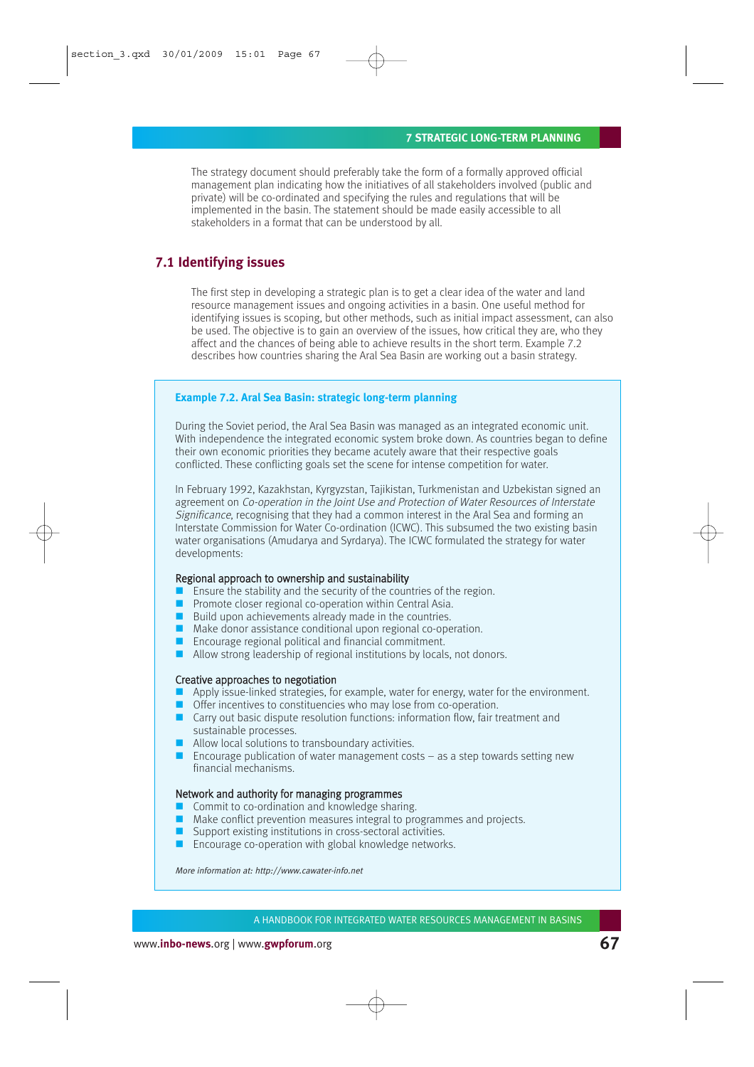The strategy document should preferably take the form of a formally approved official management plan indicating how the initiatives of all stakeholders involved (public and private) will be co-ordinated and specifying the rules and regulations that will be implemented in the basin. The statement should be made easily accessible to all stakeholders in a format that can be understood by all.

## 7.1 Identifying issues

The first step in developing a strategic plan is to get a clear idea of the water and land resource management issues and ongoing activities in a basin. One useful method for identifying issues is scoping, but other methods, such as initial impact assessment, can also be used. The objective is to gain an overview of the issues, how critical they are, who they affect and the chances of being able to achieve results in the short term. Example 7.2 describes how countries sharing the Aral Sea Basin are working out a basin strategy.

### Example 7.2. Aral Sea Basin: strategic long-term planning

During the Soviet period, the Aral Sea Basin was managed as an integrated economic unit. With independence the integrated economic system broke down. As countries began to define their own economic priorities they became acutely aware that their respective goals conflicted. These conflicting goals set the scene for intense competition for water.

In February 1992, Kazakhstan, Kyrgyzstan, Tajikistan, Turkmenistan and Uzbekistan signed an agreement on *Co-operation in the Joint Use and Protection of Water Resources of Interstate Significance*, recognising that they had a common interest in the Aral Sea and forming an Interstate Commission for Water Co-ordination (ICWC). This subsumed the two existing basin water organisations (Amudarya and Syrdarya). The ICWC formulated the strategy for water developments:

Regional approach to ownership and sustainability

- Ensure the stability and the security of the countries of the region.
- Promote closer regional co-operation within Central Asia.
- Build upon achievements already made in the countries.
- Make donor assistance conditional upon regional co-operation.
- Encourage regional political and financial commitment.
- Allow strong leadership of regional institutions by locals, not donors.

Creative approaches to negotiation

- Apply issue-linked strategies, for example, water for energy, water for the environment.
- Offer incentives to constituencies who may lose from co-operation.
- Carry out basic dispute resolution functions: information flow, fair treatment and sustainable processes.
- Allow local solutions to transboundary activities.
- Encourage publication of water management costs – as a step towards setting new financial mechanisms.

Network and authority for managing programmes

- Commit to co-ordination and knowledge sharing.
- Make conflict prevention measures integral to programmes and projects.
- Support existing institutions in cross-sectoral activities.
- Encourage co-operation with global knowledge networks.

*More information at: http://www.cawater-info.net*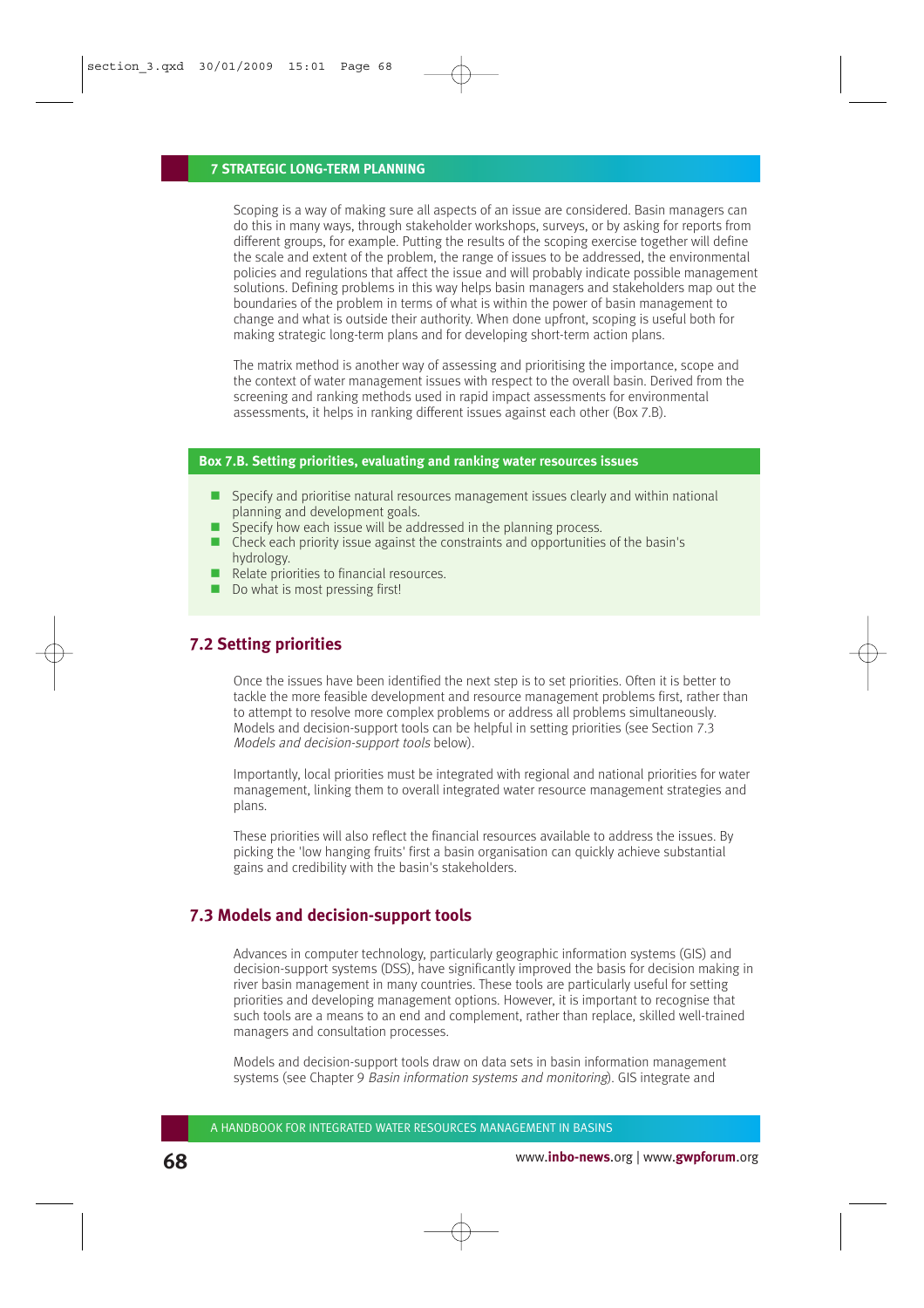Scoping is a way of making sure all aspects of an issue are considered. Basin managers can do this in many ways, through stakeholder workshops, surveys, or by asking for reports from different groups, for example. Putting the results of the scoping exercise together will define the scale and extent of the problem, the range of issues to be addressed, the environmental policies and regulations that affect the issue and will probably indicate possible management solutions. Defining problems in this way helps basin managers and stakeholders map out the boundaries of the problem in terms of what is within the power of basin management to change and what is outside their authority. When done upfront, scoping is useful both for making strategic long-term plans and for developing short-term action plans.

The matrix method is another way of assessing and prioritising the importance, scope and the context of water management issues with respect to the overall basin. Derived from the screening and ranking methods used in rapid impact assessments for environmental assessments, it helps in ranking different issues against each other (Box 7.B).

**Box 7.B. Setting priorities, evaluating and ranking water resources issues**

- Specify and prioritise natural resources management issues clearly and within national planning and development goals.
- Specify how each issue will be addressed in the planning process.
- Check each priority issue against the constraints and opportunities of the basin's hydrology.
- Relate priorities to financial resources.
- Do what is most pressing first!

## 7.2 Setting priorities

Once the issues have been identified the next step is to set priorities. Often it is better to tackle the more feasible development and resource management problems first, rather than to attempt to resolve more complex problems or address all problems simultaneously. Models and decision-support tools can be helpful in setting priorities (see Section 7.3 *Models and decision-support tools* below).

Importantly, local priorities must be integrated with regional and national priorities for water management, linking them to overall integrated water resource management strategies and plans.

These priorities will also reflect the financial resources available to address the issues. By picking the 'low hanging fruits' first a basin organisation can quickly achieve substantial gains and credibility with the basin's stakeholders.

## 7.3 Models and decision-support tools

Advances in computer technology, particularly geographic information systems (GIS) and decision-support systems (DSS), have significantly improved the basis for decision making in river basin management in many countries. These tools are particularly useful for setting priorities and developing management options. However, it is important to recognise that such tools are a means to an end and complement, rather than replace, skilled well-trained managers and consultation processes.

Models and decision-support tools draw on data sets in basin information management systems (see Chapter 9 *Basin information systems and monitoring*). GIS integrate and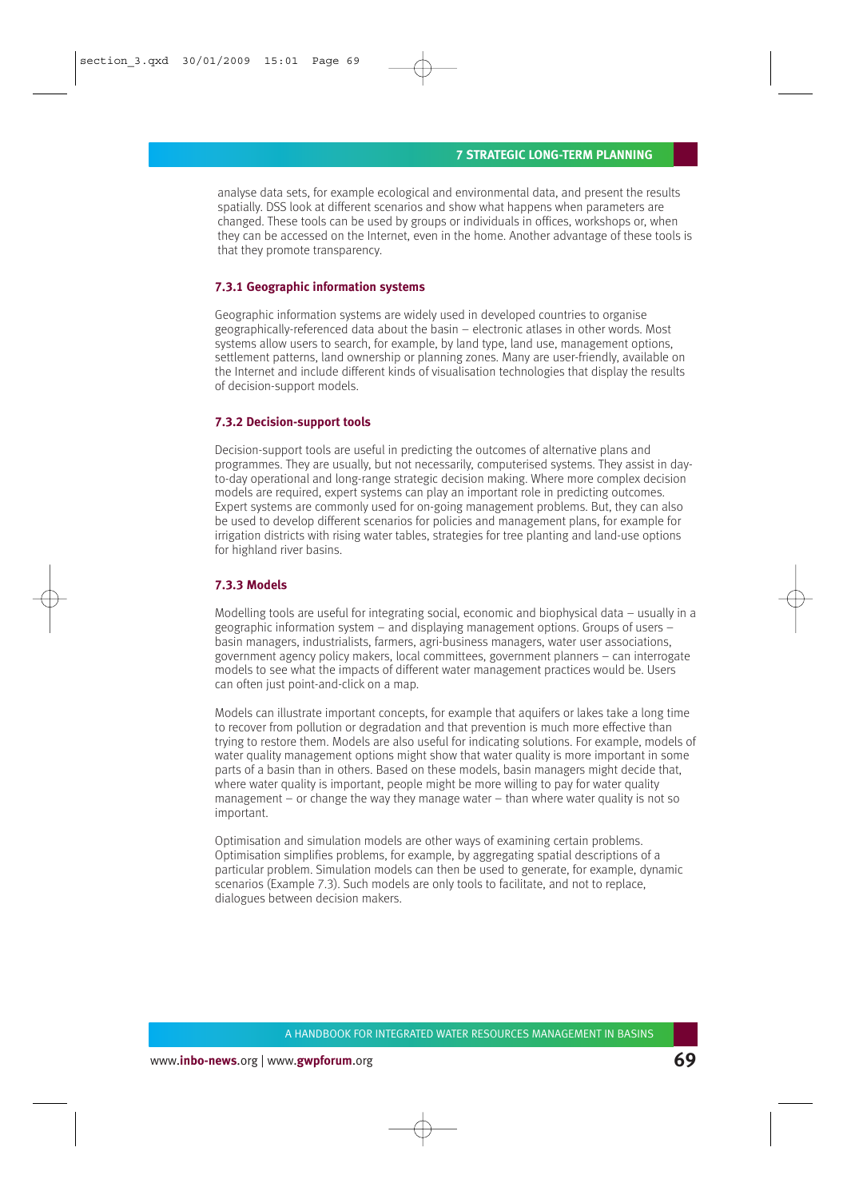analyse data sets, for example ecological and environmental data, and present the results spatially. DSS look at different scenarios and show what happens when parameters are changed. These tools can be used by groups or individuals in offices, workshops or, when they can be accessed on the Internet, even in the home. Another advantage of these tools is that they promote transparency.

### 7.3.1 Geographic information systems

Geographic information systems are widely used in developed countries to organise geographically-referenced data about the basin – electronic atlases in other words. Most systems allow users to search, for example, by land type, land use, management options, settlement patterns, land ownership or planning zones. Many are user-friendly, available on the Internet and include different kinds of visualisation technologies that display the results of decision-support models.

### 7.3.2 Decision-support tools

Decision-support tools are useful in predicting the outcomes of alternative plans and programmes. They are usually, but not necessarily, computerised systems. They assist in day-to-day operational and long-range strategic decision making. Where more complex decision models are required, expert systems can play an important role in predicting outcomes. Expert systems are commonly used for on-going management problems. But, they can also be used to develop different scenarios for policies and management plans, for example for irrigation districts with rising water tables, strategies for tree planting and land-use options for highland river basins.

### 7.3.3 Models

Modelling tools are useful for integrating social, economic and biophysical data – usually in a geographic information system – and displaying management options. Groups of users – basin managers, industrialists, farmers, agri-business managers, water user associations, government agency policy makers, local committees, government planners – can interrogate models to see what the impacts of different water management practices would be. Users can often just point-and-click on a map.

Models can illustrate important concepts, for example that aquifers or lakes take a long time to recover from pollution or degradation and that prevention is much more effective than trying to restore them. Models are also useful for indicating solutions. For example, models of water quality management options might show that water quality is more important in some parts of a basin than in others. Based on these models, basin managers might decide that, where water quality is important, people might be more willing to pay for water quality management – or change the way they manage water – than where water quality is not so important.

Optimisation and simulation models are other ways of examining certain problems. Optimisation simplifies problems, for example, by aggregating spatial descriptions of a particular problem. Simulation models can then be used to generate, for example, dynamic scenarios (Example 7.3). Such models are only tools to facilitate, and not to replace, dialogues between decision makers.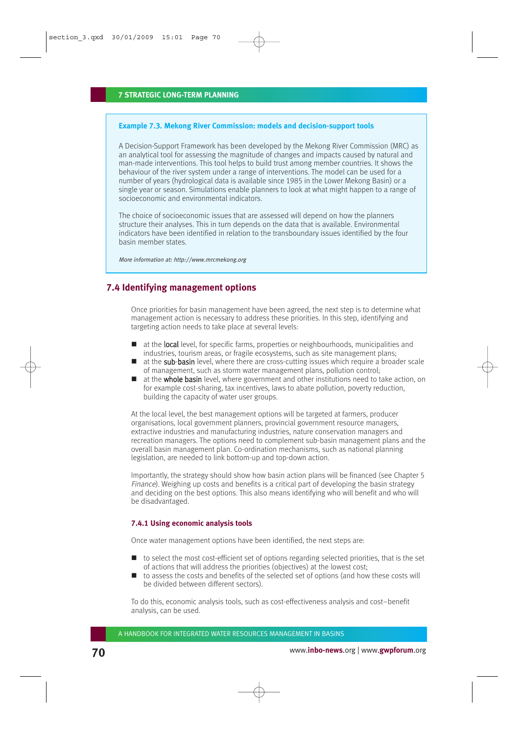**Example 7.3. Mekong River Commission: models and decision-support tools**

A Decision-Support Framework has been developed by the Mekong River Commission (MRC) as an analytical tool for assessing the magnitude of changes and impacts caused by natural and man-made interventions. This tool helps to build trust among member countries. It shows the behaviour of the river system under a range of interventions. The model can be used for a number of years (hydrological data is available since 1985 in the Lower Mekong Basin) or a single year or season. Simulations enable planners to look at what might happen to a range of socioeconomic and environmental indicators.

The choice of socioeconomic issues that are assessed will depend on how the planners structure their analyses. This in turn depends on the data that is available. Environmental indicators have been identified in relation to the transboundary issues identified by the four basin member states.

*More information at: http://www.mrcmekong.org*

## 7.4 Identifying management options

Once priorities for basin management have been agreed, the next step is to determine what management action is necessary to address these priorities. In this step, identifying and targeting action needs to take place at several levels:

- at the local level, for specific farms, properties or neighbourhoods, municipalities and industries, tourism areas, or fragile ecosystems, such as site management plans;
- at the sub-basin level, where there are cross-cutting issues which require a broader scale of management, such as storm water management plans, pollution control;
- at the whole basin level, where government and other institutions need to take action, on for example cost-sharing, tax incentives, laws to abate pollution, poverty reduction, building the capacity of water user groups.

At the local level, the best management options will be targeted at farmers, producer organisations, local government planners, provincial government resource managers, extractive industries and manufacturing industries, nature conservation managers and recreation managers. The options need to complement sub-basin management plans and the overall basin management plan. Co-ordination mechanisms, such as national planning legislation, are needed to link bottom-up and top-down action.

Importantly, the strategy should show how basin action plans will be financed (see Chapter 5 *Finance*). Weighing up costs and benefits is a critical part of developing the basin strategy and deciding on the best options. This also means identifying who will benefit and who will be disadvantaged.

### 7.4.1 Using economic analysis tools

Once water management options have been identified, the next steps are:

- to select the most cost-efficient set of options regarding selected priorities, that is the set of actions that will address the priorities (objectives) at the lowest cost;
- to assess the costs and benefits of the selected set of options (and how these costs will be divided between different sectors).

To do this, economic analysis tools, such as cost-effectiveness analysis and cost–benefit analysis, can be used.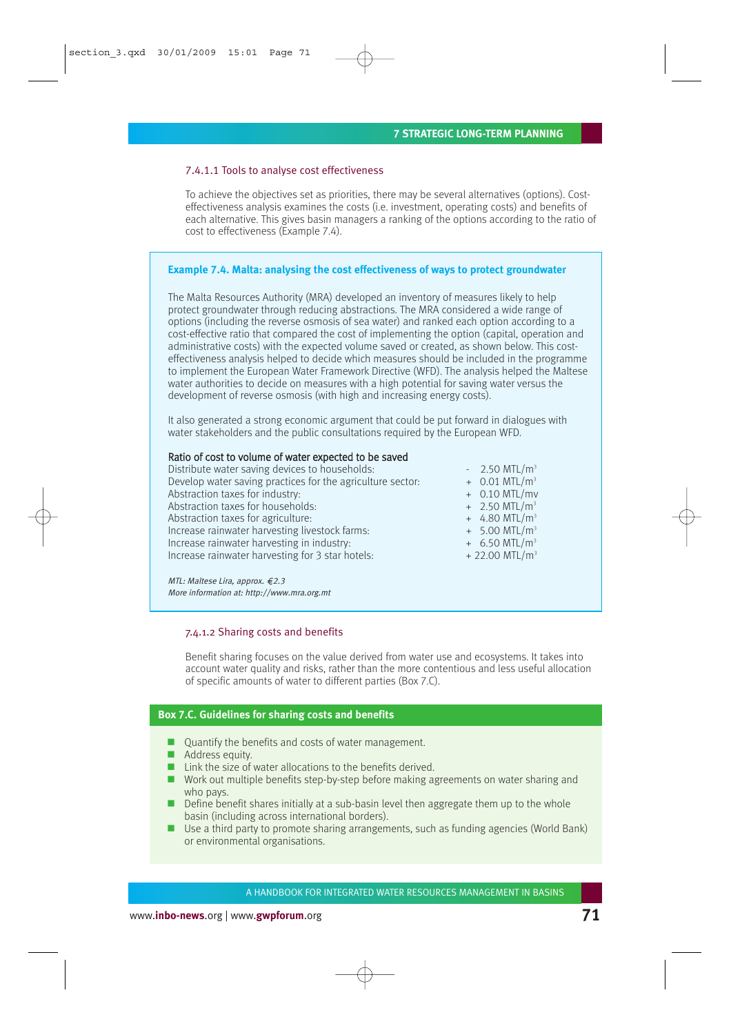#### 7.4.1.1 Tools to analyse cost effectiveness

To achieve the objectives set as priorities, there may be several alternatives (options). Cost-effectiveness analysis examines the costs (i.e. investment, operating costs) and benefits of each alternative. This gives basin managers a ranking of the options according to the ratio of cost to effectiveness (Example 7.4).

> **Example 7.4. Malta: analysing the cost effectiveness of ways to protect groundwater**
>
> The Malta Resources Authority (MRA) developed an inventory of measures likely to help protect groundwater through reducing abstractions. The MRA considered a wide range of options (including the reverse osmosis of sea water) and ranked each option according to a cost-effective ratio that compared the cost of implementing the option (capital, operation and administrative costs) with the expected volume saved or created, as shown below. This cost-effectiveness analysis helped to decide which measures should be included in the programme to implement the European Water Framework Directive (WFD). The analysis helped the Maltese water authorities to decide on measures with a high potential for saving water versus the development of reverse osmosis (with high and increasing energy costs).
>
> It also generated a strong economic argument that could be put forward in dialogues with water stakeholders and the public consultations required by the European WFD.
>
> | Ratio of cost to volume of water expected to be saved | |
> |---|---|
> | Distribute water saving devices to households: | - 2.50 MTL/m$^3$ |
> | Develop water saving practices for the agriculture sector: | + 0.01 MTL/m$^3$ |
> | Abstraction taxes for industry: | + 0.10 MTL/mv |
> | Abstraction taxes for households: | + 2.50 MTL/m$^3$ |
> | Abstraction taxes for agriculture: | + 4.80 MTL/m$^3$ |
> | Increase rainwater harvesting livestock farms: | + 5.00 MTL/m$^3$ |
> | Increase rainwater harvesting in industry: | + 6.50 MTL/m$^3$ |
> | Increase rainwater harvesting for 3 star hotels: | + 22.00 MTL/m$^3$ |
>
> *MTL: Maltese Lira, approx. €2.3*
> *More information at: http://www.mra.org.mt*

#### 7.4.1.2 Sharing costs and benefits

Benefit sharing focuses on the value derived from water use and ecosystems. It takes into account water quality and risks, rather than the more contentious and less useful allocation of specific amounts of water to different parties (Box 7.C).

> **Box 7.C. Guidelines for sharing costs and benefits**
>
> - Quantify the benefits and costs of water management.
> - Address equity.
> - Link the size of water allocations to the benefits derived.
> - Work out multiple benefits step-by-step before making agreements on water sharing and who pays.
> - Define benefit shares initially at a sub-basin level then aggregate them up to the whole basin (including across international borders).
> - Use a third party to promote sharing arrangements, such as funding agencies (World Bank) or environmental organisations.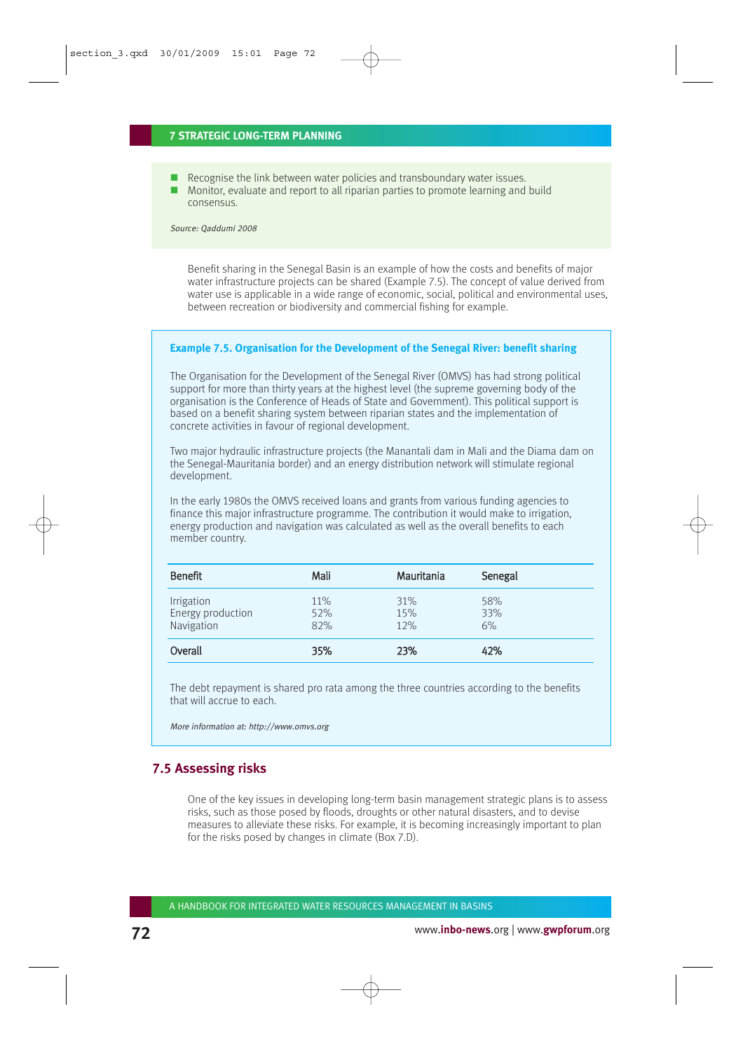- Recognise the link between water policies and transboundary water issues.
- Monitor, evaluate and report to all riparian parties to promote learning and build consensus.

*Source: Qaddumi 2008*

Benefit sharing in the Senegal Basin is an example of how the costs and benefits of major water infrastructure projects can be shared (Example 7.5). The concept of value derived from water use is applicable in a wide range of economic, social, political and environmental uses, between recreation or biodiversity and commercial fishing for example.

### Example 7.5. Organisation for the Development of the Senegal River: benefit sharing

The Organisation for the Development of the Senegal River (OMVS) has had strong political support for more than thirty years at the highest level (the supreme governing body of the organisation is the Conference of Heads of State and Government). This political support is based on a benefit sharing system between riparian states and the implementation of concrete activities in favour of regional development.

Two major hydraulic infrastructure projects (the Manantali dam in Mali and the Diama dam on the Senegal-Mauritania border) and an energy distribution network will stimulate regional development.

In the early 1980s the OMVS received loans and grants from various funding agencies to finance this major infrastructure programme. The contribution it would make to irrigation, energy production and navigation was calculated as well as the overall benefits to each member country.

| Benefit | Mali | Mauritania | Senegal |
|---|---|---|---|
| Irrigation | 11% | 31% | 58% |
| Energy production | 52% | 15% | 33% |
| Navigation | 82% | 12% | 6% |
| **Overall** | **35%** | **23%** | **42%** |

The debt repayment is shared pro rata among the three countries according to the benefits that will accrue to each.

*More information at: http://www.omvs.org*

## 7.5 Assessing risks

One of the key issues in developing long-term basin management strategic plans is to assess risks, such as those posed by floods, droughts or other natural disasters, and to devise measures to alleviate these risks. For example, it is becoming increasingly important to plan for the risks posed by changes in climate (Box 7.D).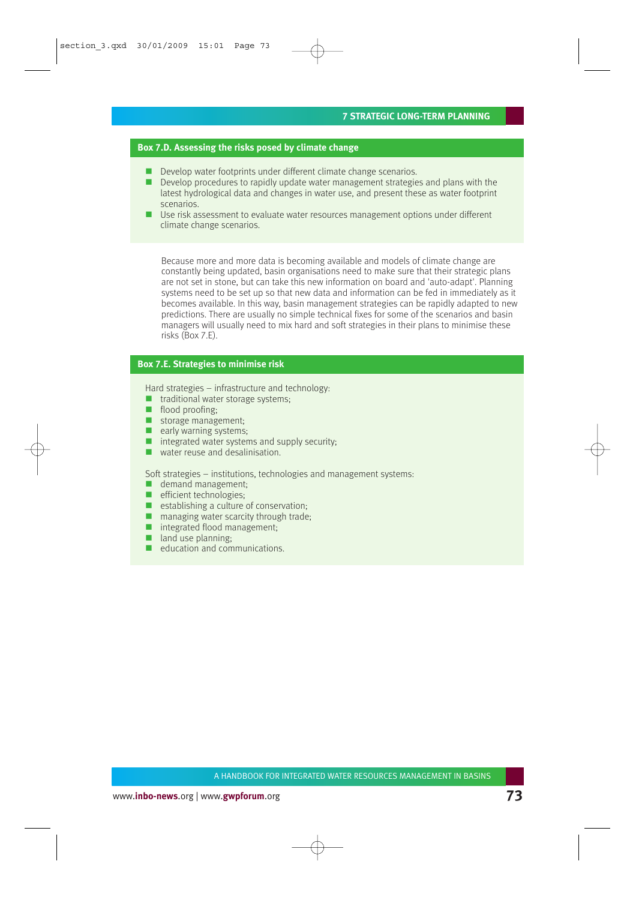### Box 7.D. Assessing the risks posed by climate change

- Develop water footprints under different climate change scenarios.
- Develop procedures to rapidly update water management strategies and plans with the latest hydrological data and changes in water use, and present these as water footprint scenarios.
- Use risk assessment to evaluate water resources management options under different climate change scenarios.

Because more and more data is becoming available and models of climate change are constantly being updated, basin organisations need to make sure that their strategic plans are not set in stone, but can take this new information on board and 'auto-adapt'. Planning systems need to be set up so that new data and information can be fed in immediately as it becomes available. In this way, basin management strategies can be rapidly adapted to new predictions. There are usually no simple technical fixes for some of the scenarios and basin managers will usually need to mix hard and soft strategies in their plans to minimise these risks (Box 7.E).

### Box 7.E. Strategies to minimise risk

Hard strategies – infrastructure and technology:

- traditional water storage systems;
- flood proofing;
- storage management;
- early warning systems;
- integrated water systems and supply security;
- water reuse and desalinisation.

Soft strategies – institutions, technologies and management systems:

- demand management;
- efficient technologies;
- establishing a culture of conservation;
- managing water scarcity through trade;
- integrated flood management;
- land use planning;
- education and communications.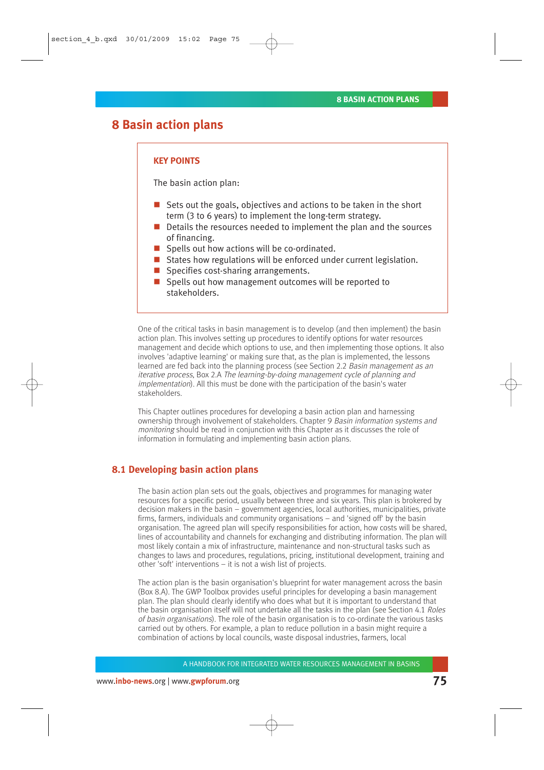# 8 Basin action plans

**KEY POINTS**

The basin action plan:

- Sets out the goals, objectives and actions to be taken in the short term (3 to 6 years) to implement the long-term strategy.
- Details the resources needed to implement the plan and the sources of financing.
- Spells out how actions will be co-ordinated.
- States how regulations will be enforced under current legislation.
- Specifies cost-sharing arrangements.
- Spells out how management outcomes will be reported to stakeholders.

One of the critical tasks in basin management is to develop (and then implement) the basin action plan. This involves setting up procedures to identify options for water resources management and decide which options to use, and then implementing those options. It also involves 'adaptive learning' or making sure that, as the plan is implemented, the lessons learned are fed back into the planning process (see Section 2.2 *Basin management as an iterative process*, Box 2.A *The learning-by-doing management cycle of planning and implementation*). All this must be done with the participation of the basin's water stakeholders.

This Chapter outlines procedures for developing a basin action plan and harnessing ownership through involvement of stakeholders. Chapter 9 *Basin information systems and monitoring* should be read in conjunction with this Chapter as it discusses the role of information in formulating and implementing basin action plans.

## 8.1 Developing basin action plans

The basin action plan sets out the goals, objectives and programmes for managing water resources for a specific period, usually between three and six years. This plan is brokered by decision makers in the basin – government agencies, local authorities, municipalities, private firms, farmers, individuals and community organisations – and 'signed off' by the basin organisation. The agreed plan will specify responsibilities for action, how costs will be shared, lines of accountability and channels for exchanging and distributing information. The plan will most likely contain a mix of infrastructure, maintenance and non-structural tasks such as changes to laws and procedures, regulations, pricing, institutional development, training and other 'soft' interventions – it is not a wish list of projects.

The action plan is the basin organisation's blueprint for water management across the basin (Box 8.A). The GWP Toolbox provides useful principles for developing a basin management plan. The plan should clearly identify who does what but it is important to understand that the basin organisation itself will not undertake all the tasks in the plan (see Section 4.1 *Roles of basin organisations*). The role of the basin organisation is to co-ordinate the various tasks carried out by others. For example, a plan to reduce pollution in a basin might require a combination of actions by local councils, waste disposal industries, farmers, local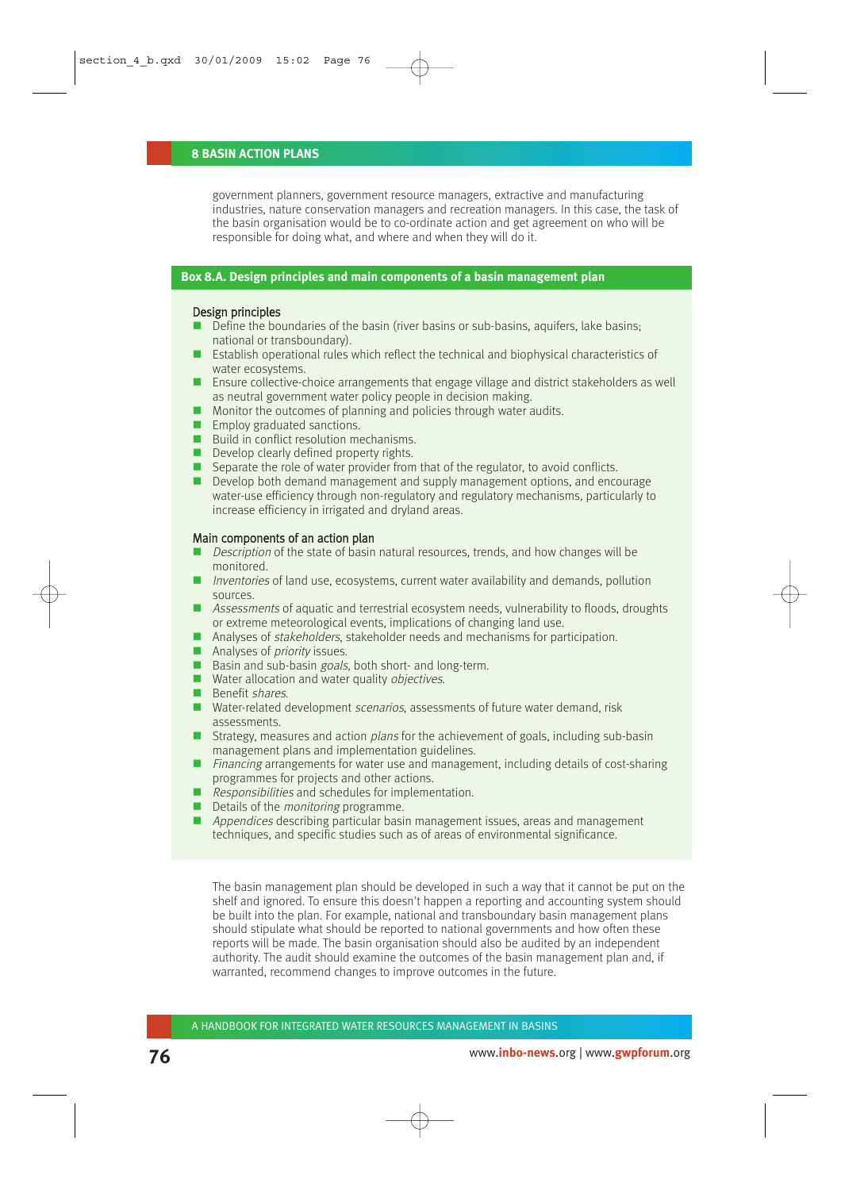government planners, government resource managers, extractive and manufacturing industries, nature conservation managers and recreation managers. In this case, the task of the basin organisation would be to co-ordinate action and get agreement on who will be responsible for doing what, and where and when they will do it.

### Box 8.A. Design principles and main components of a basin management plan

#### Design principles

- Define the boundaries of the basin (river basins or sub-basins, aquifers, lake basins; national or transboundary).
- Establish operational rules which reflect the technical and biophysical characteristics of water ecosystems.
- Ensure collective-choice arrangements that engage village and district stakeholders as well as neutral government water policy people in decision making.
- Monitor the outcomes of planning and policies through water audits.
- Employ graduated sanctions.
- Build in conflict resolution mechanisms.
- Develop clearly defined property rights.
- Separate the role of water provider from that of the regulator, to avoid conflicts.
- Develop both demand management and supply management options, and encourage water-use efficiency through non-regulatory and regulatory mechanisms, particularly to increase efficiency in irrigated and dryland areas.

#### Main components of an action plan

- *Description* of the state of basin natural resources, trends, and how changes will be monitored.
- *Inventories* of land use, ecosystems, current water availability and demands, pollution sources.
- *Assessments* of aquatic and terrestrial ecosystem needs, vulnerability to floods, droughts or extreme meteorological events, implications of changing land use.
- Analyses of *stakeholders*, stakeholder needs and mechanisms for participation.
- Analyses of *priority* issues.
- Basin and sub-basin *goals*, both short- and long-term.
- Water allocation and water quality *objectives*.
- Benefit *shares*.
- Water-related development *scenarios*, assessments of future water demand, risk assessments.
- Strategy, measures and action *plans* for the achievement of goals, including sub-basin management plans and implementation guidelines.
- *Financing* arrangements for water use and management, including details of cost-sharing programmes for projects and other actions.
- *Responsibilities* and schedules for implementation.
- Details of the *monitoring* programme.
- *Appendices* describing particular basin management issues, areas and management techniques, and specific studies such as of areas of environmental significance.

The basin management plan should be developed in such a way that it cannot be put on the shelf and ignored. To ensure this doesn't happen a reporting and accounting system should be built into the plan. For example, national and transboundary basin management plans should stipulate what should be reported to national governments and how often these reports will be made. The basin organisation should also be audited by an independent authority. The audit should examine the outcomes of the basin management plan and, if warranted, recommend changes to improve outcomes in the future.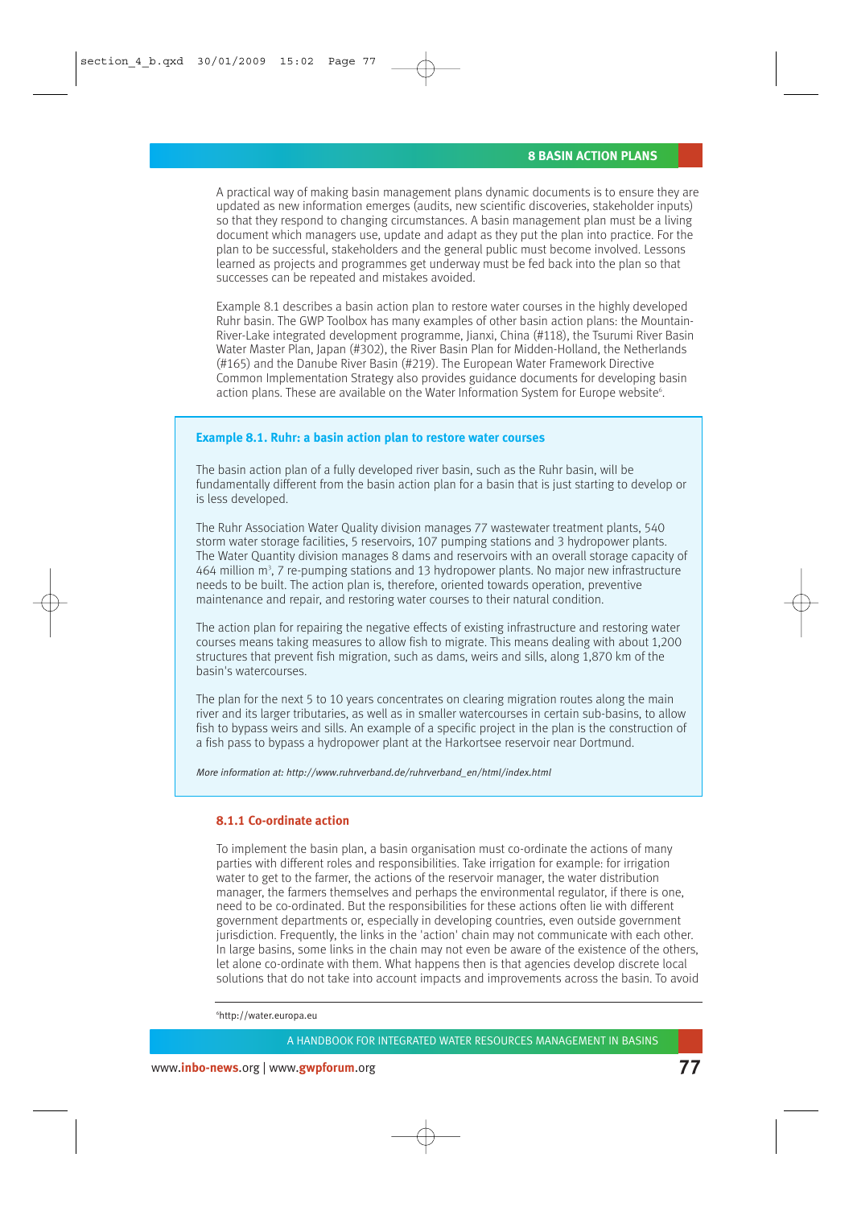A practical way of making basin management plans dynamic documents is to ensure they are updated as new information emerges (audits, new scientific discoveries, stakeholder inputs) so that they respond to changing circumstances. A basin management plan must be a living document which managers use, update and adapt as they put the plan into practice. For the plan to be successful, stakeholders and the general public must become involved. Lessons learned as projects and programmes get underway must be fed back into the plan so that successes can be repeated and mistakes avoided.

Example 8.1 describes a basin action plan to restore water courses in the highly developed Ruhr basin. The GWP Toolbox has many examples of other basin action plans: the Mountain-River-Lake integrated development programme, Jianxi, China (#118), the Tsurumi River Basin Water Master Plan, Japan (#302), the River Basin Plan for Midden-Holland, the Netherlands (#165) and the Danube River Basin (#219). The European Water Framework Directive Common Implementation Strategy also provides guidance documents for developing basin action plans. These are available on the Water Information System for Europe website[6].

**Example 8.1. Ruhr: a basin action plan to restore water courses**

The basin action plan of a fully developed river basin, such as the Ruhr basin, will be fundamentally different from the basin action plan for a basin that is just starting to develop or is less developed.

The Ruhr Association Water Quality division manages 77 wastewater treatment plants, 540 storm water storage facilities, 5 reservoirs, 107 pumping stations and 3 hydropower plants. The Water Quantity division manages 8 dams and reservoirs with an overall storage capacity of 464 million $m^3$, 7 re-pumping stations and 13 hydropower plants. No major new infrastructure needs to be built. The action plan is, therefore, oriented towards operation, preventive maintenance and repair, and restoring water courses to their natural condition.

The action plan for repairing the negative effects of existing infrastructure and restoring water courses means taking measures to allow fish to migrate. This means dealing with about 1,200 structures that prevent fish migration, such as dams, weirs and sills, along 1,870 km of the basin's watercourses.

The plan for the next 5 to 10 years concentrates on clearing migration routes along the main river and its larger tributaries, as well as in smaller watercourses in certain sub-basins, to allow fish to bypass weirs and sills. An example of a specific project in the plan is the construction of a fish pass to bypass a hydropower plant at the Harkortsee reservoir near Dortmund.

*More information at: http://www.ruhrverband.de/ruhrverband_en/html/index.html*

### 8.1.1 Co-ordinate action

To implement the basin plan, a basin organisation must co-ordinate the actions of many parties with different roles and responsibilities. Take irrigation for example: for irrigation water to get to the farmer, the actions of the reservoir manager, the water distribution manager, the farmers themselves and perhaps the environmental regulator, if there is one, need to be co-ordinated. But the responsibilities for these actions often lie with different government departments or, especially in developing countries, even outside government jurisdiction. Frequently, the links in the 'action' chain may not communicate with each other. In large basins, some links in the chain may not even be aware of the existence of the others, let alone co-ordinate with them. What happens then is that agencies develop discrete local solutions that do not take into account impacts and improvements across the basin. To avoid

[6] http://water.europa.eu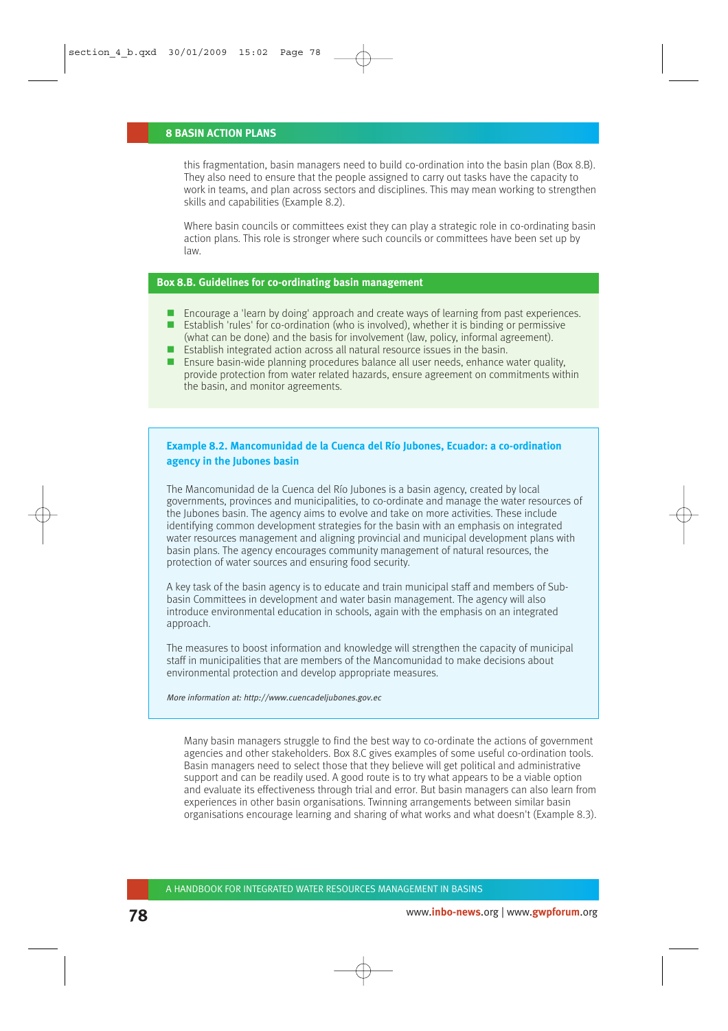this fragmentation, basin managers need to build co-ordination into the basin plan (Box 8.B). They also need to ensure that the people assigned to carry out tasks have the capacity to work in teams, and plan across sectors and disciplines. This may mean working to strengthen skills and capabilities (Example 8.2).

Where basin councils or committees exist they can play a strategic role in co-ordinating basin action plans. This role is stronger where such councils or committees have been set up by law.

### Box 8.B. Guidelines for co-ordinating basin management

- Encourage a 'learn by doing' approach and create ways of learning from past experiences.
- Establish 'rules' for co-ordination (who is involved), whether it is binding or permissive (what can be done) and the basis for involvement (law, policy, informal agreement).
- Establish integrated action across all natural resource issues in the basin.
- Ensure basin-wide planning procedures balance all user needs, enhance water quality, provide protection from water related hazards, ensure agreement on commitments within the basin, and monitor agreements.

### Example 8.2. Mancomunidad de la Cuenca del Río Jubones, Ecuador: a co-ordination agency in the Jubones basin

The Mancomunidad de la Cuenca del Río Jubones is a basin agency, created by local governments, provinces and municipalities, to co-ordinate and manage the water resources of the Jubones basin. The agency aims to evolve and take on more activities. These include identifying common development strategies for the basin with an emphasis on integrated water resources management and aligning provincial and municipal development plans with basin plans. The agency encourages community management of natural resources, the protection of water sources and ensuring food security.

A key task of the basin agency is to educate and train municipal staff and members of Sub-basin Committees in development and water basin management. The agency will also introduce environmental education in schools, again with the emphasis on an integrated approach.

The measures to boost information and knowledge will strengthen the capacity of municipal staff in municipalities that are members of the Mancomunidad to make decisions about environmental protection and develop appropriate measures.

*More information at: http://www.cuencadeljubones.gov.ec*

Many basin managers struggle to find the best way to co-ordinate the actions of government agencies and other stakeholders. Box 8.C gives examples of some useful co-ordination tools. Basin managers need to select those that they believe will get political and administrative support and can be readily used. A good route is to try what appears to be a viable option and evaluate its effectiveness through trial and error. But basin managers can also learn from experiences in other basin organisations. Twinning arrangements between similar basin organisations encourage learning and sharing of what works and what doesn't (Example 8.3).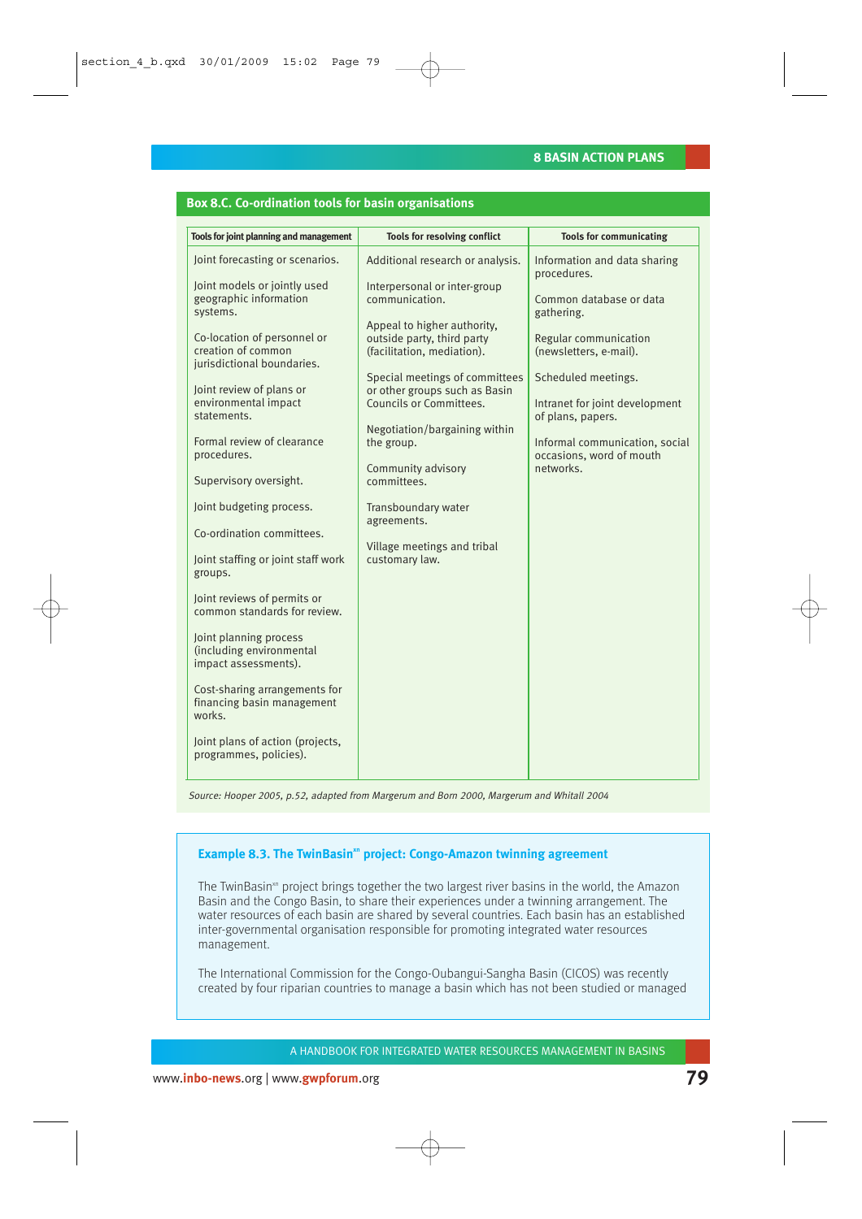## Box 8.C. Co-ordination tools for basin organisations

| Tools for joint planning and management | Tools for resolving conflict | Tools for communicating |
|---|---|---|
| Joint forecasting or scenarios. | Additional research or analysis. | Information and data sharing procedures. |
| Joint models or jointly used geographic information systems. | Interpersonal or inter-group communication. | Common database or data gathering. |
| Co-location of personnel or creation of common jurisdictional boundaries. | Appeal to higher authority, outside party, third party (facilitation, mediation). | Regular communication (newsletters, e-mail). |
| Joint review of plans or environmental impact statements. | Special meetings of committees or other groups such as Basin Councils or Committees. | Scheduled meetings. |
| Formal review of clearance procedures. | Negotiation/bargaining within the group. | Intranet for joint development of plans, papers. |
| Supervisory oversight. | Community advisory committees. | Informal communication, social occasions, word of mouth networks. |
| Joint budgeting process. | Transboundary water agreements. | |
| Co-ordination committees. | Village meetings and tribal customary law. | |
| Joint staffing or joint staff work groups. | | |
| Joint reviews of permits or common standards for review. | | |
| Joint planning process (including environmental impact assessments). | | |
| Cost-sharing arrangements for financing basin management works. | | |
| Joint plans of action (projects, programmes, policies). | | |

*Source: Hooper 2005, p.52, adapted from Margerum and Born 2000, Margerum and Whitall 2004*

### Example 8.3. The TwinBasin[xn] project: Congo-Amazon twinning agreement

The TwinBasin[xn] project brings together the two largest river basins in the world, the Amazon Basin and the Congo Basin, to share their experiences under a twinning arrangement. The water resources of each basin are shared by several countries. Each basin has an established inter-governmental organisation responsible for promoting integrated water resources management.

The International Commission for the Congo-Oubangui-Sangha Basin (CICOS) was recently created by four riparian countries to manage a basin which has not been studied or managed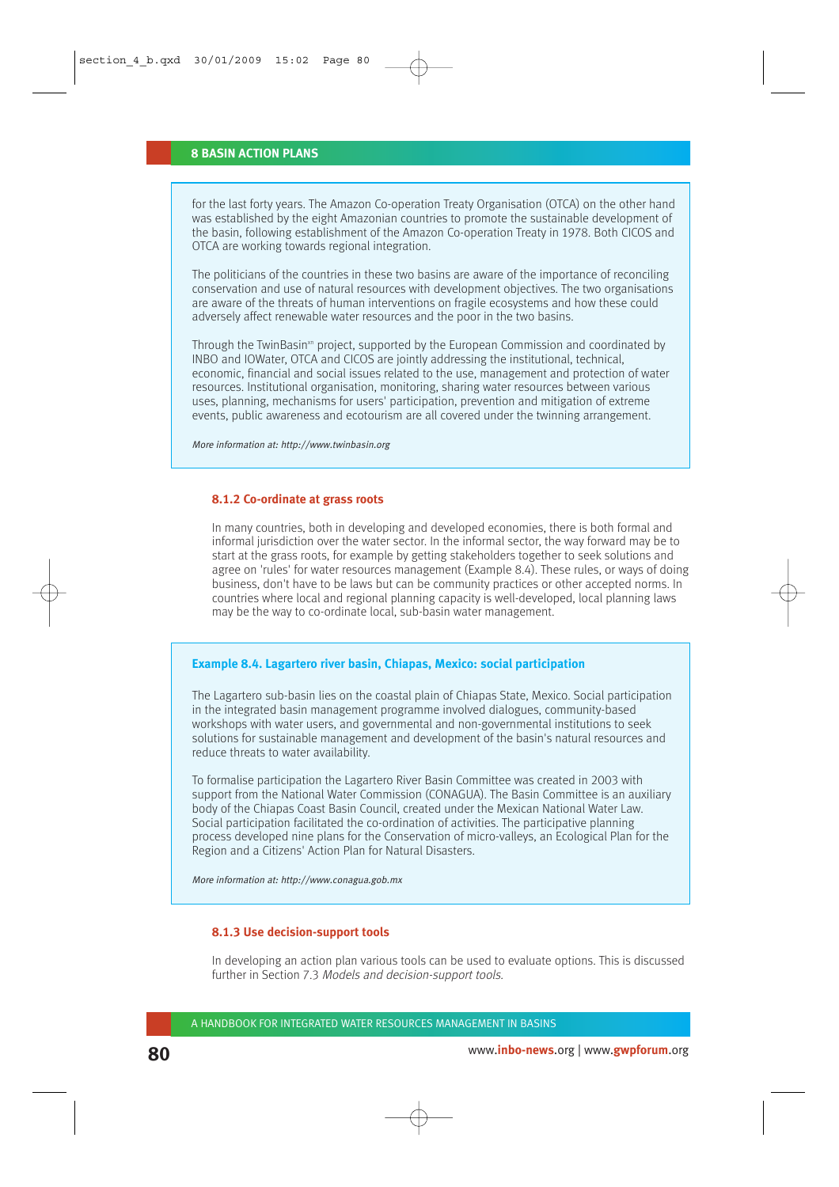for the last forty years. The Amazon Co-operation Treaty Organisation (OTCA) on the other hand was established by the eight Amazonian countries to promote the sustainable development of the basin, following establishment of the Amazon Co-operation Treaty in 1978. Both CICOS and OTCA are working towards regional integration.

The politicians of the countries in these two basins are aware of the importance of reconciling conservation and use of natural resources with development objectives. The two organisations are aware of the threats of human interventions on fragile ecosystems and how these could adversely affect renewable water resources and the poor in the two basins.

Through the TwinBasin[xn] project, supported by the European Commission and coordinated by INBO and IOWater, OTCA and CICOS are jointly addressing the institutional, technical, economic, financial and social issues related to the use, management and protection of water resources. Institutional organisation, monitoring, sharing water resources between various uses, planning, mechanisms for users' participation, prevention and mitigation of extreme events, public awareness and ecotourism are all covered under the twinning arrangement.

*More information at: http://www.twinbasin.org*

### 8.1.2 Co-ordinate at grass roots

In many countries, both in developing and developed economies, there is both formal and informal jurisdiction over the water sector. In the informal sector, the way forward may be to start at the grass roots, for example by getting stakeholders together to seek solutions and agree on 'rules' for water resources management (Example 8.4). These rules, or ways of doing business, don't have to be laws but can be community practices or other accepted norms. In countries where local and regional planning capacity is well-developed, local planning laws may be the way to co-ordinate local, sub-basin water management.

**Example 8.4. Lagartero river basin, Chiapas, Mexico: social participation**

The Lagartero sub-basin lies on the coastal plain of Chiapas State, Mexico. Social participation in the integrated basin management programme involved dialogues, community-based workshops with water users, and governmental and non-governmental institutions to seek solutions for sustainable management and development of the basin's natural resources and reduce threats to water availability.

To formalise participation the Lagartero River Basin Committee was created in 2003 with support from the National Water Commission (CONAGUA). The Basin Committee is an auxiliary body of the Chiapas Coast Basin Council, created under the Mexican National Water Law. Social participation facilitated the co-ordination of activities. The participative planning process developed nine plans for the Conservation of micro-valleys, an Ecological Plan for the Region and a Citizens' Action Plan for Natural Disasters.

*More information at: http://www.conagua.gob.mx*

### 8.1.3 Use decision-support tools

In developing an action plan various tools can be used to evaluate options. This is discussed further in Section 7.3 *Models and decision-support tools.*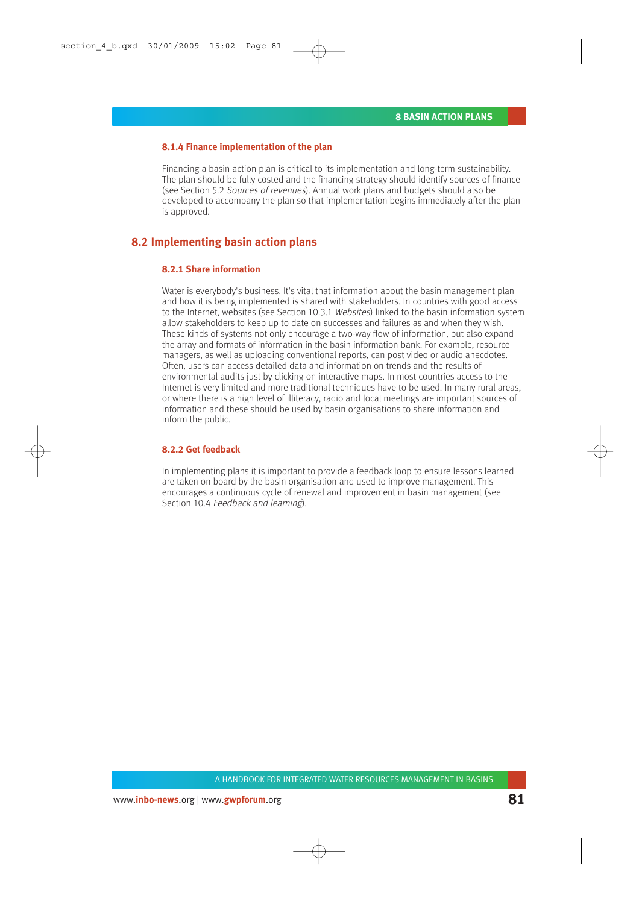#### 8.1.4 Finance implementation of the plan

Financing a basin action plan is critical to its implementation and long-term sustainability. The plan should be fully costed and the financing strategy should identify sources of finance (see Section 5.2 *Sources of revenues*). Annual work plans and budgets should also be developed to accompany the plan so that implementation begins immediately after the plan is approved.

## 8.2 Implementing basin action plans

#### 8.2.1 Share information

Water is everybody's business. It's vital that information about the basin management plan and how it is being implemented is shared with stakeholders. In countries with good access to the Internet, websites (see Section 10.3.1 *Websites*) linked to the basin information system allow stakeholders to keep up to date on successes and failures as and when they wish. These kinds of systems not only encourage a two-way flow of information, but also expand the array and formats of information in the basin information bank. For example, resource managers, as well as uploading conventional reports, can post video or audio anecdotes. Often, users can access detailed data and information on trends and the results of environmental audits just by clicking on interactive maps. In most countries access to the Internet is very limited and more traditional techniques have to be used. In many rural areas, or where there is a high level of illiteracy, radio and local meetings are important sources of information and these should be used by basin organisations to share information and inform the public.

#### 8.2.2 Get feedback

In implementing plans it is important to provide a feedback loop to ensure lessons learned are taken on board by the basin organisation and used to improve management. This encourages a continuous cycle of renewal and improvement in basin management (see Section 10.4 *Feedback and learning*).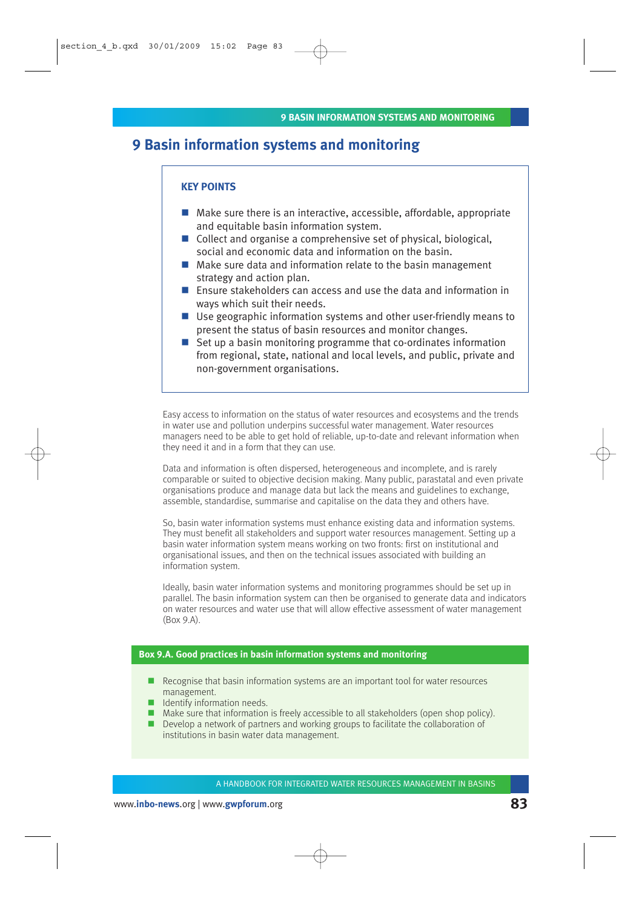# 9 Basin information systems and monitoring

**KEY POINTS**

- Make sure there is an interactive, accessible, affordable, appropriate and equitable basin information system.
- Collect and organise a comprehensive set of physical, biological, social and economic data and information on the basin.
- Make sure data and information relate to the basin management strategy and action plan.
- Ensure stakeholders can access and use the data and information in ways which suit their needs.
- Use geographic information systems and other user-friendly means to present the status of basin resources and monitor changes.
- Set up a basin monitoring programme that co-ordinates information from regional, state, national and local levels, and public, private and non-government organisations.

Easy access to information on the status of water resources and ecosystems and the trends in water use and pollution underpins successful water management. Water resources managers need to be able to get hold of reliable, up-to-date and relevant information when they need it and in a form that they can use.

Data and information is often dispersed, heterogeneous and incomplete, and is rarely comparable or suited to objective decision making. Many public, parastatal and even private organisations produce and manage data but lack the means and guidelines to exchange, assemble, standardise, summarise and capitalise on the data they and others have.

So, basin water information systems must enhance existing data and information systems. They must benefit all stakeholders and support water resources management. Setting up a basin water information system means working on two fronts: first on institutional and organisational issues, and then on the technical issues associated with building an information system.

Ideally, basin water information systems and monitoring programmes should be set up in parallel. The basin information system can then be organised to generate data and indicators on water resources and water use that will allow effective assessment of water management (Box 9.A).

**Box 9.A. Good practices in basin information systems and monitoring**

- Recognise that basin information systems are an important tool for water resources management.
- Identify information needs.
- Make sure that information is freely accessible to all stakeholders (open shop policy).
- Develop a network of partners and working groups to facilitate the collaboration of institutions in basin water data management.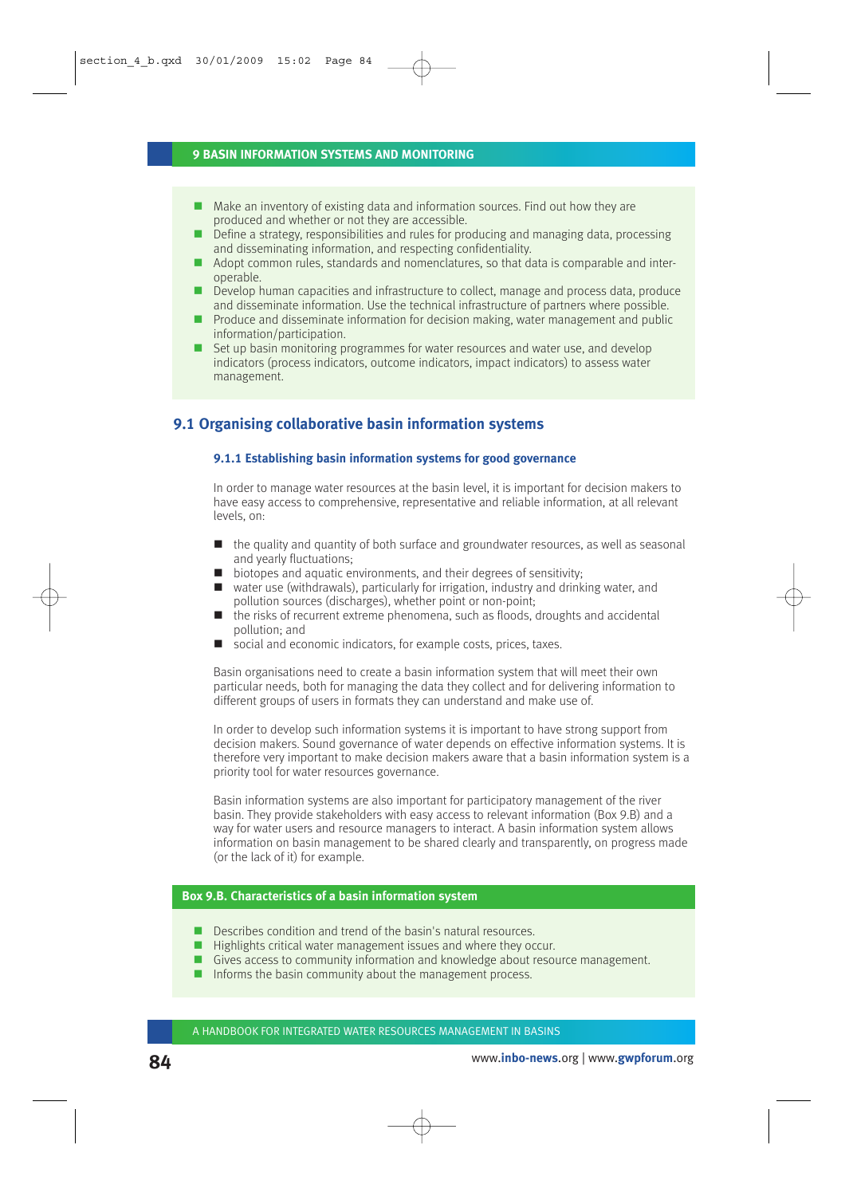- Make an inventory of existing data and information sources. Find out how they are produced and whether or not they are accessible.
- Define a strategy, responsibilities and rules for producing and managing data, processing and disseminating information, and respecting confidentiality.
- Adopt common rules, standards and nomenclatures, so that data is comparable and inter-operable.
- Develop human capacities and infrastructure to collect, manage and process data, produce and disseminate information. Use the technical infrastructure of partners where possible.
- Produce and disseminate information for decision making, water management and public information/participation.
- Set up basin monitoring programmes for water resources and water use, and develop indicators (process indicators, outcome indicators, impact indicators) to assess water management.

## 9.1 Organising collaborative basin information systems

### 9.1.1 Establishing basin information systems for good governance

In order to manage water resources at the basin level, it is important for decision makers to have easy access to comprehensive, representative and reliable information, at all relevant levels, on:

- the quality and quantity of both surface and groundwater resources, as well as seasonal and yearly fluctuations;
- biotopes and aquatic environments, and their degrees of sensitivity;
- water use (withdrawals), particularly for irrigation, industry and drinking water, and pollution sources (discharges), whether point or non-point;
- the risks of recurrent extreme phenomena, such as floods, droughts and accidental pollution; and
- social and economic indicators, for example costs, prices, taxes.

Basin organisations need to create a basin information system that will meet their own particular needs, both for managing the data they collect and for delivering information to different groups of users in formats they can understand and make use of.

In order to develop such information systems it is important to have strong support from decision makers. Sound governance of water depends on effective information systems. It is therefore very important to make decision makers aware that a basin information system is a priority tool for water resources governance.

Basin information systems are also important for participatory management of the river basin. They provide stakeholders with easy access to relevant information (Box 9.B) and a way for water users and resource managers to interact. A basin information system allows information on basin management to be shared clearly and transparently, on progress made (or the lack of it) for example.

**Box 9.B. Characteristics of a basin information system**

- Describes condition and trend of the basin's natural resources.
- Highlights critical water management issues and where they occur.
- Gives access to community information and knowledge about resource management.
- Informs the basin community about the management process.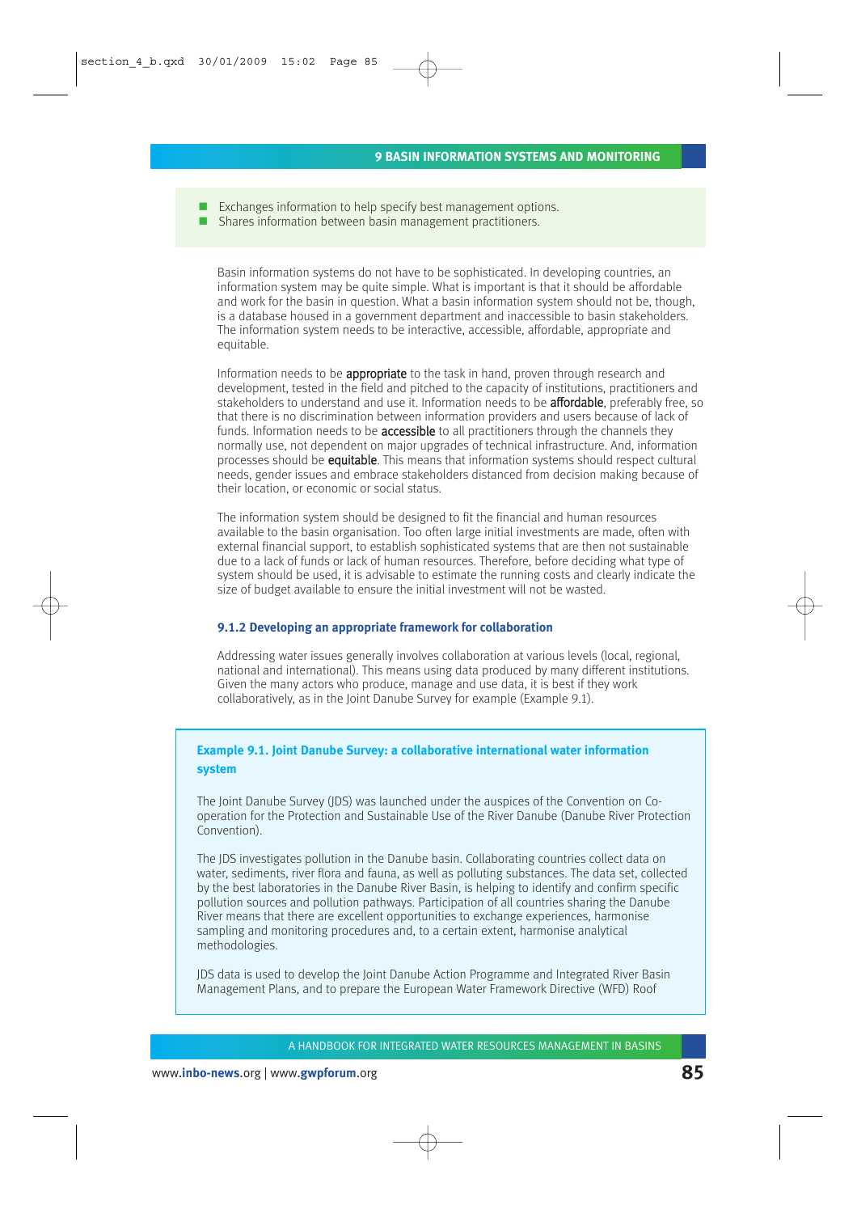- Exchanges information to help specify best management options.
- Shares information between basin management practitioners.

Basin information systems do not have to be sophisticated. In developing countries, an information system may be quite simple. What is important is that it should be affordable and work for the basin in question. What a basin information system should not be, though, is a database housed in a government department and inaccessible to basin stakeholders. The information system needs to be interactive, accessible, affordable, appropriate and equitable.

Information needs to be **appropriate** to the task in hand, proven through research and development, tested in the field and pitched to the capacity of institutions, practitioners and stakeholders to understand and use it. Information needs to be **affordable**, preferably free, so that there is no discrimination between information providers and users because of lack of funds. Information needs to be **accessible** to all practitioners through the channels they normally use, not dependent on major upgrades of technical infrastructure. And, information processes should be **equitable**. This means that information systems should respect cultural needs, gender issues and embrace stakeholders distanced from decision making because of their location, or economic or social status.

The information system should be designed to fit the financial and human resources available to the basin organisation. Too often large initial investments are made, often with external financial support, to establish sophisticated systems that are then not sustainable due to a lack of funds or lack of human resources. Therefore, before deciding what type of system should be used, it is advisable to estimate the running costs and clearly indicate the size of budget available to ensure the initial investment will not be wasted.

### 9.1.2 Developing an appropriate framework for collaboration

Addressing water issues generally involves collaboration at various levels (local, regional, national and international). This means using data produced by many different institutions. Given the many actors who produce, manage and use data, it is best if they work collaboratively, as in the Joint Danube Survey for example (Example 9.1).

#### Example 9.1. Joint Danube Survey: a collaborative international water information system

The Joint Danube Survey (JDS) was launched under the auspices of the Convention on Co-operation for the Protection and Sustainable Use of the River Danube (Danube River Protection Convention).

The JDS investigates pollution in the Danube basin. Collaborating countries collect data on water, sediments, river flora and fauna, as well as polluting substances. The data set, collected by the best laboratories in the Danube River Basin, is helping to identify and confirm specific pollution sources and pollution pathways. Participation of all countries sharing the Danube River means that there are excellent opportunities to exchange experiences, harmonise sampling and monitoring procedures and, to a certain extent, harmonise analytical methodologies.

JDS data is used to develop the Joint Danube Action Programme and Integrated River Basin Management Plans, and to prepare the European Water Framework Directive (WFD) Roof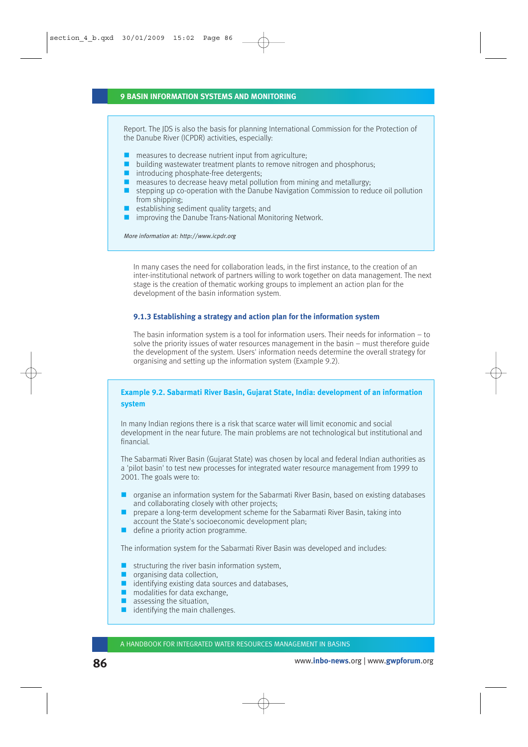Report. The JDS is also the basis for planning International Commission for the Protection of the Danube River (ICPDR) activities, especially:

- measures to decrease nutrient input from agriculture;
- building wastewater treatment plants to remove nitrogen and phosphorus;
- introducing phosphate-free detergents;
- measures to decrease heavy metal pollution from mining and metallurgy;
- stepping up co-operation with the Danube Navigation Commission to reduce oil pollution from shipping;
- establishing sediment quality targets; and
- improving the Danube Trans-National Monitoring Network.

*More information at: http://www.icpdr.org*

In many cases the need for collaboration leads, in the first instance, to the creation of an inter-institutional network of partners willing to work together on data management. The next stage is the creation of thematic working groups to implement an action plan for the development of the basin information system.

### 9.1.3 Establishing a strategy and action plan for the information system

The basin information system is a tool for information users. Their needs for information – to solve the priority issues of water resources management in the basin – must therefore guide the development of the system. Users' information needs determine the overall strategy for organising and setting up the information system (Example 9.2).

**Example 9.2. Sabarmati River Basin, Gujarat State, India: development of an information system**

In many Indian regions there is a risk that scarce water will limit economic and social development in the near future. The main problems are not technological but institutional and financial.

The Sabarmati River Basin (Gujarat State) was chosen by local and federal Indian authorities as a 'pilot basin' to test new processes for integrated water resource management from 1999 to 2001. The goals were to:

- organise an information system for the Sabarmati River Basin, based on existing databases and collaborating closely with other projects;
- prepare a long-term development scheme for the Sabarmati River Basin, taking into account the State's socioeconomic development plan;
- define a priority action programme.

The information system for the Sabarmati River Basin was developed and includes:

- structuring the river basin information system,
- organising data collection,
- identifying existing data sources and databases,
- modalities for data exchange,
- assessing the situation,
- identifying the main challenges.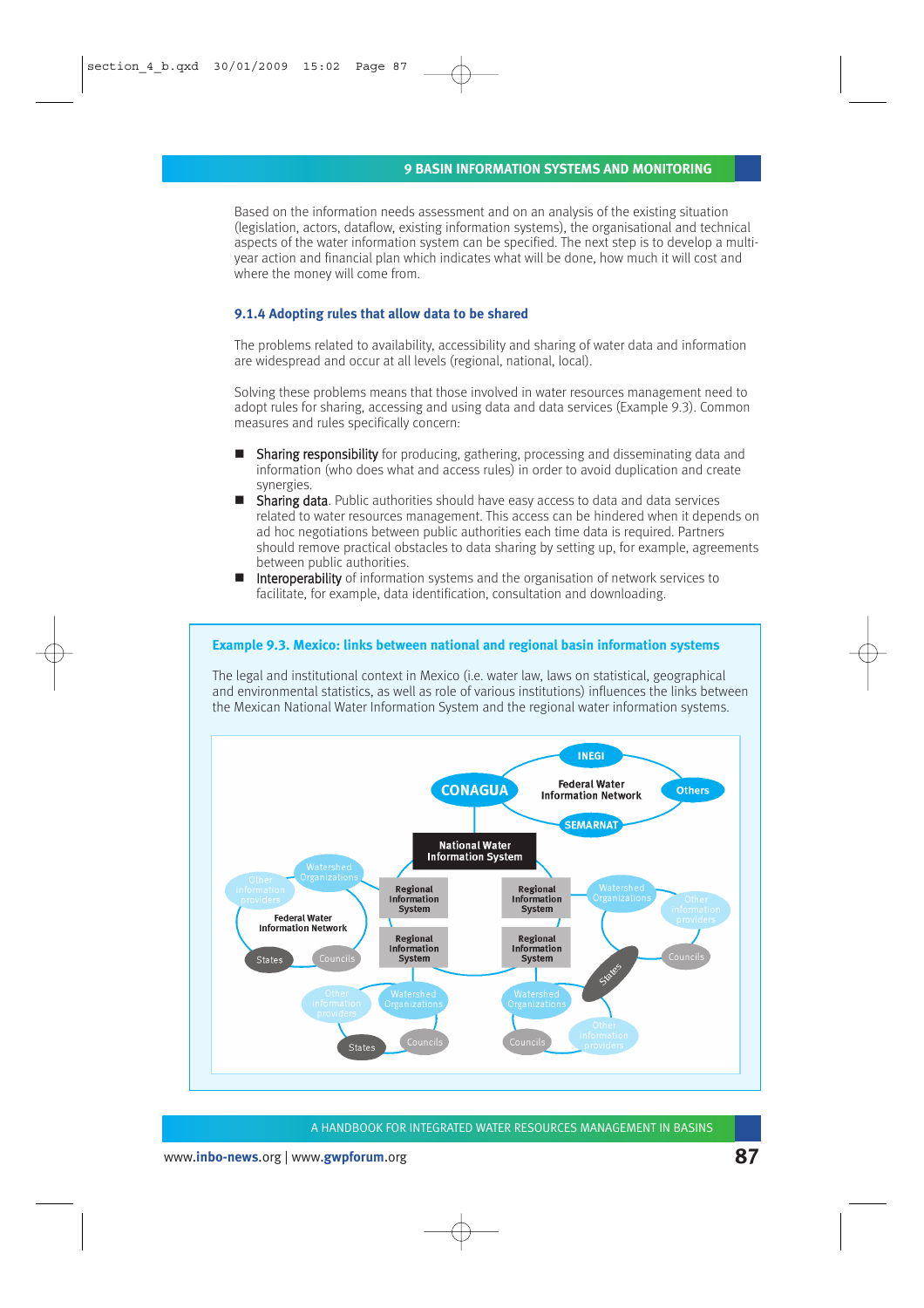Based on the information needs assessment and on an analysis of the existing situation (legislation, actors, dataflow, existing information systems), the organisational and technical aspects of the water information system can be specified. The next step is to develop a multi-year action and financial plan which indicates what will be done, how much it will cost and where the money will come from.

### 9.1.4 Adopting rules that allow data to be shared

The problems related to availability, accessibility and sharing of water data and information are widespread and occur at all levels (regional, national, local).

Solving these problems means that those involved in water resources management need to adopt rules for sharing, accessing and using data and data services (Example 9.3). Common measures and rules specifically concern:

- Sharing responsibility for producing, gathering, processing and disseminating data and information (who does what and access rules) in order to avoid duplication and create synergies.
- Sharing data. Public authorities should have easy access to data and data services related to water resources management. This access can be hindered when it depends on ad hoc negotiations between public authorities each time data is required. Partners should remove practical obstacles to data sharing by setting up, for example, agreements between public authorities.
- Interoperability of information systems and the organisation of network services to facilitate, for example, data identification, consultation and downloading.

#### Example 9.3. Mexico: links between national and regional basin information systems

The legal and institutional context in Mexico (i.e. water law, laws on statistical, geographical and environmental statistics, as well as role of various institutions) influences the links between the Mexican National Water Information System and the regional water information systems.

CONAGUA | INEGI | Federal Water Information Network | Others | SEMARNAT | National Water Information System | Regional Information System | Regional Information System | Regional Information System | Regional Information System | Watershed Organizations | Other information providers | Federal Water Information Network | States | Councils | Watershed Organizations | Other information providers | Councils | States | Other information providers | Watershed Organizations | States | Councils | Watershed Organizations | Councils | Other information providers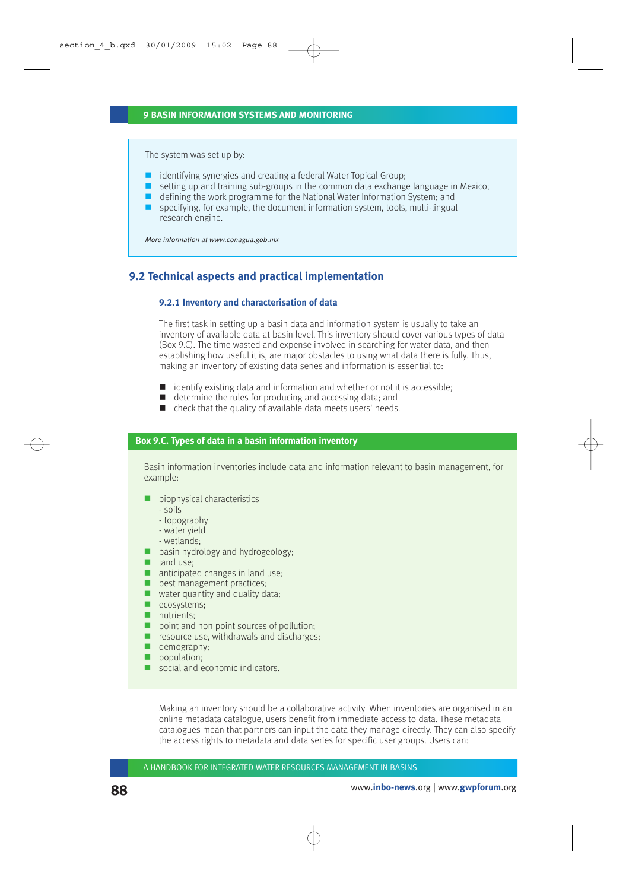The system was set up by:

- identifying synergies and creating a federal Water Topical Group;
- setting up and training sub-groups in the common data exchange language in Mexico;
- defining the work programme for the National Water Information System; and
- specifying, for example, the document information system, tools, multi-lingual research engine.

*More information at www.conagua.gob.mx*

## 9.2 Technical aspects and practical implementation

### 9.2.1 Inventory and characterisation of data

The first task in setting up a basin data and information system is usually to take an inventory of available data at basin level. This inventory should cover various types of data (Box 9.C). The time wasted and expense involved in searching for water data, and then establishing how useful it is, are major obstacles to using what data there is fully. Thus, making an inventory of existing data series and information is essential to:

- identify existing data and information and whether or not it is accessible;
- determine the rules for producing and accessing data; and
- check that the quality of available data meets users' needs.

**Box 9.C. Types of data in a basin information inventory**

Basin information inventories include data and information relevant to basin management, for example:

- biophysical characteristics
  - soils
  - topography
  - water yield
  - wetlands;
- basin hydrology and hydrogeology;
- land use;
- anticipated changes in land use;
- best management practices;
- water quantity and quality data;
- ecosystems;
- nutrients;
- point and non point sources of pollution;
- resource use, withdrawals and discharges;
- demography;
- population;
- social and economic indicators.

Making an inventory should be a collaborative activity. When inventories are organised in an online metadata catalogue, users benefit from immediate access to data. These metadata catalogues mean that partners can input the data they manage directly. They can also specify the access rights to metadata and data series for specific user groups. Users can: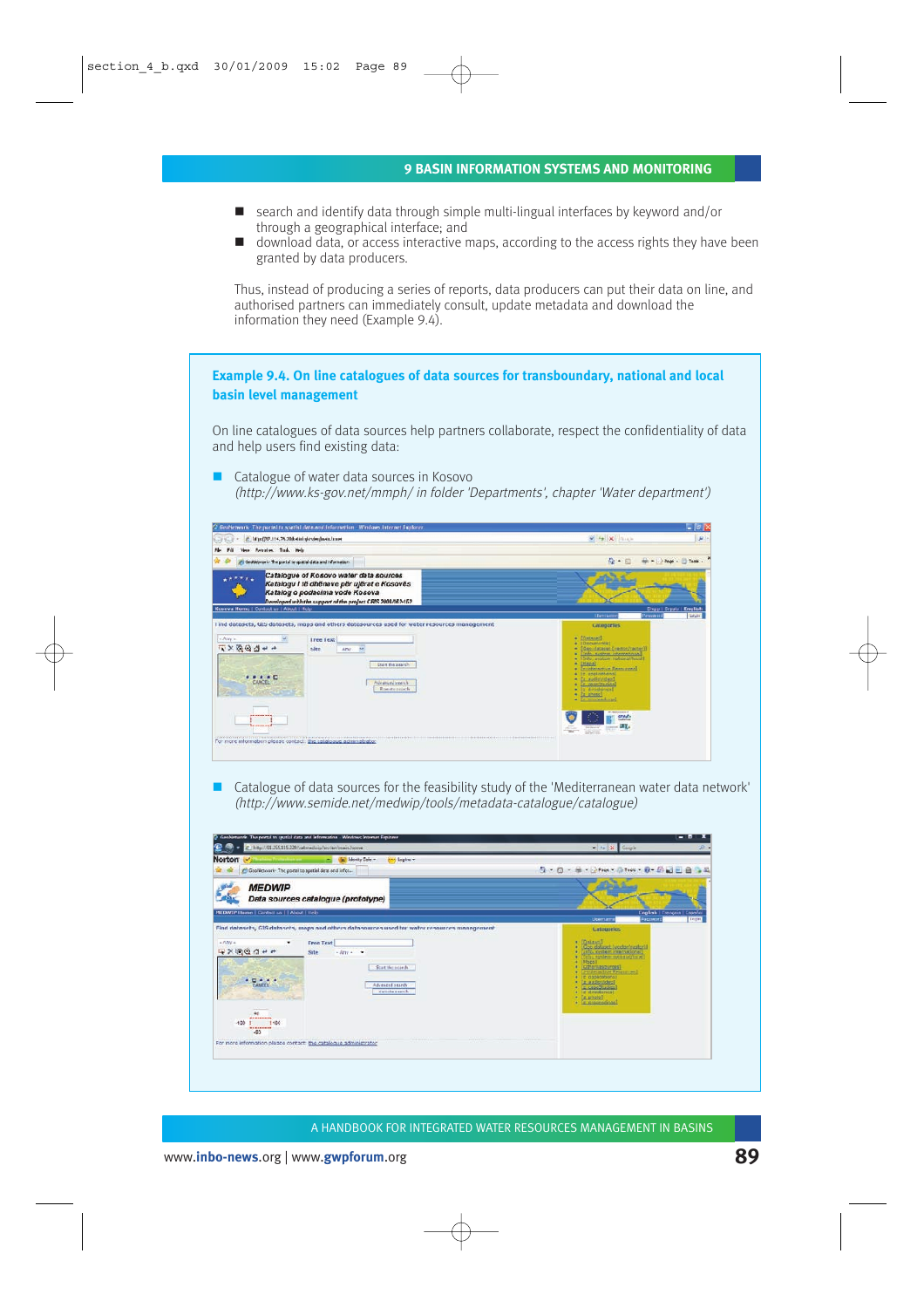- search and identify data through simple multi-lingual interfaces by keyword and/or through a geographical interface; and
- download data, or access interactive maps, according to the access rights they have been granted by data producers.

Thus, instead of producing a series of reports, data producers can put their data on line, and authorised partners can immediately consult, update metadata and download the information they need (Example 9.4).

### Example 9.4. On line catalogues of data sources for transboundary, national and local basin level management

On line catalogues of data sources help partners collaborate, respect the confidentiality of data and help users find existing data:

- Catalogue of water data sources in Kosovo
  *(http://www.ks-gov.net/mmph/ in folder 'Departments', chapter 'Water department')*

- Catalogue of data sources for the feasibility study of the 'Mediterranean water data network'
  *(http://www.semide.net/medwip/tools/metadata-catalogue/catalogue)*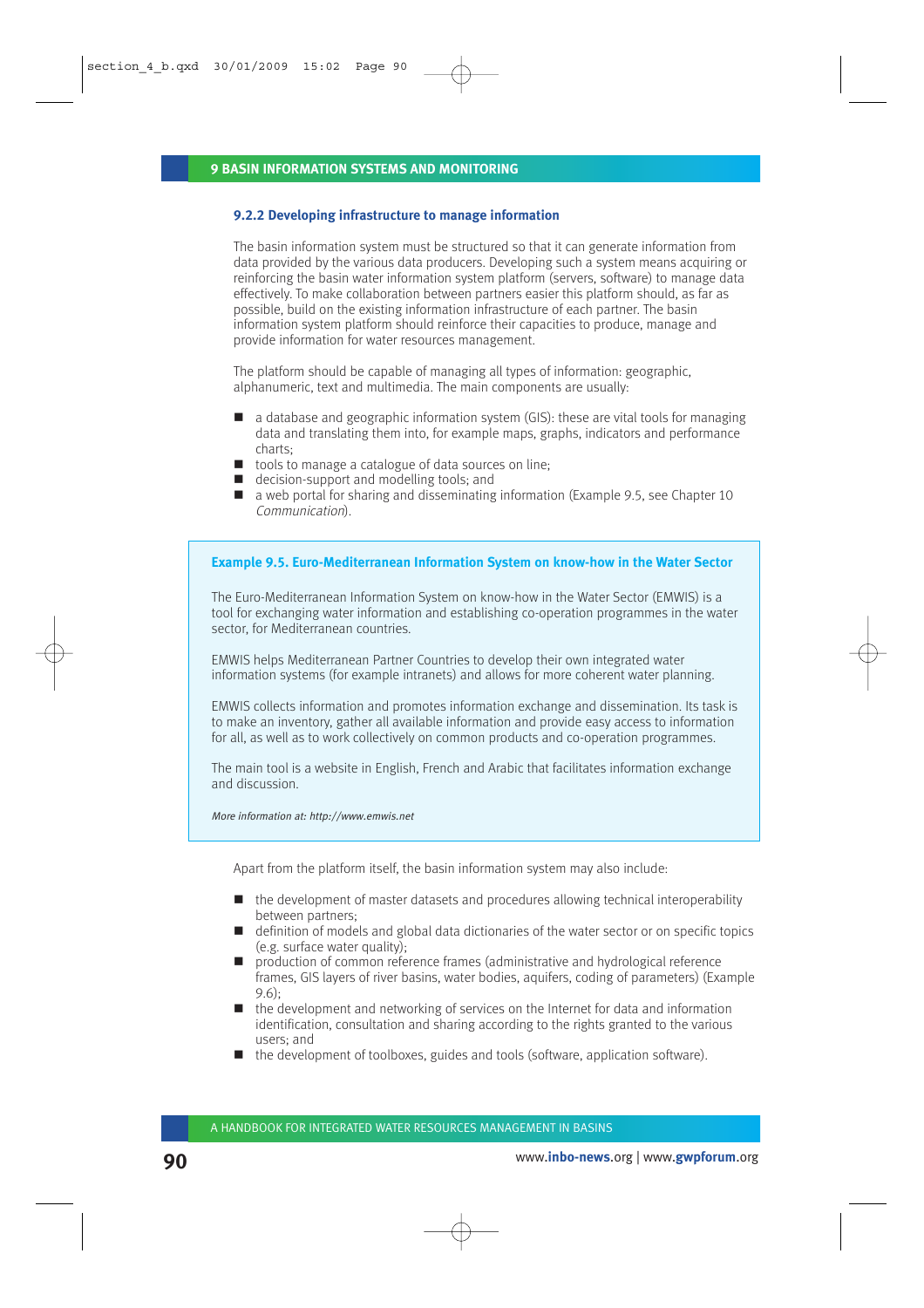### 9.2.2 Developing infrastructure to manage information

The basin information system must be structured so that it can generate information from data provided by the various data producers. Developing such a system means acquiring or reinforcing the basin water information system platform (servers, software) to manage data effectively. To make collaboration between partners easier this platform should, as far as possible, build on the existing information infrastructure of each partner. The basin information system platform should reinforce their capacities to produce, manage and provide information for water resources management.

The platform should be capable of managing all types of information: geographic, alphanumeric, text and multimedia. The main components are usually:

- a database and geographic information system (GIS): these are vital tools for managing data and translating them into, for example maps, graphs, indicators and performance charts;
- tools to manage a catalogue of data sources on line;
- decision-support and modelling tools; and
- a web portal for sharing and disseminating information (Example 9.5, see Chapter 10 *Communication*).

**Example 9.5. Euro-Mediterranean Information System on know-how in the Water Sector**

The Euro-Mediterranean Information System on know-how in the Water Sector (EMWIS) is a tool for exchanging water information and establishing co-operation programmes in the water sector, for Mediterranean countries.

EMWIS helps Mediterranean Partner Countries to develop their own integrated water information systems (for example intranets) and allows for more coherent water planning.

EMWIS collects information and promotes information exchange and dissemination. Its task is to make an inventory, gather all available information and provide easy access to information for all, as well as to work collectively on common products and co-operation programmes.

The main tool is a website in English, French and Arabic that facilitates information exchange and discussion.

*More information at: http://www.emwis.net*

Apart from the platform itself, the basin information system may also include:

- the development of master datasets and procedures allowing technical interoperability between partners;
- definition of models and global data dictionaries of the water sector or on specific topics (e.g. surface water quality);
- production of common reference frames (administrative and hydrological reference frames, GIS layers of river basins, water bodies, aquifers, coding of parameters) (Example 9.6);
- the development and networking of services on the Internet for data and information identification, consultation and sharing according to the rights granted to the various users; and
- the development of toolboxes, guides and tools (software, application software).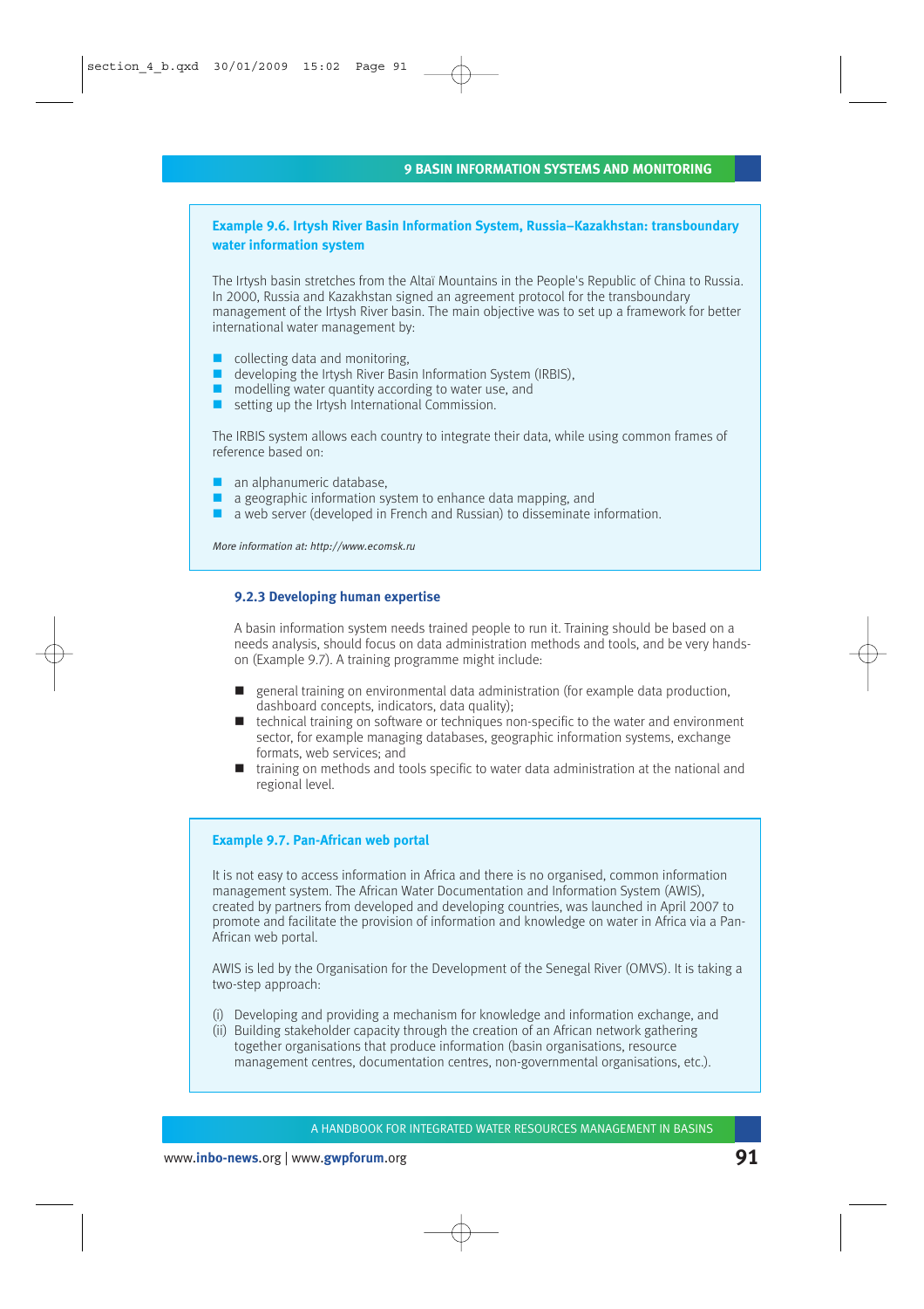**Example 9.6. Irtysh River Basin Information System, Russia–Kazakhstan: transboundary water information system**

The Irtysh basin stretches from the Altaï Mountains in the People's Republic of China to Russia. In 2000, Russia and Kazakhstan signed an agreement protocol for the transboundary management of the Irtysh River basin. The main objective was to set up a framework for better international water management by:

- collecting data and monitoring,
- developing the Irtysh River Basin Information System (IRBIS),
- modelling water quantity according to water use, and
- setting up the Irtysh International Commission.

The IRBIS system allows each country to integrate their data, while using common frames of reference based on:

- an alphanumeric database,
- a geographic information system to enhance data mapping, and
- a web server (developed in French and Russian) to disseminate information.

*More information at: http://www.ecomsk.ru*

### 9.2.3 Developing human expertise

A basin information system needs trained people to run it. Training should be based on a needs analysis, should focus on data administration methods and tools, and be very hands-on (Example 9.7). A training programme might include:

- general training on environmental data administration (for example data production, dashboard concepts, indicators, data quality);
- technical training on software or techniques non-specific to the water and environment sector, for example managing databases, geographic information systems, exchange formats, web services; and
- training on methods and tools specific to water data administration at the national and regional level.

**Example 9.7. Pan-African web portal**

It is not easy to access information in Africa and there is no organised, common information management system. The African Water Documentation and Information System (AWIS), created by partners from developed and developing countries, was launched in April 2007 to promote and facilitate the provision of information and knowledge on water in Africa via a Pan-African web portal.

AWIS is led by the Organisation for the Development of the Senegal River (OMVS). It is taking a two-step approach:

(i) Developing and providing a mechanism for knowledge and information exchange, and
(ii) Building stakeholder capacity through the creation of an African network gathering together organisations that produce information (basin organisations, resource management centres, documentation centres, non-governmental organisations, etc.).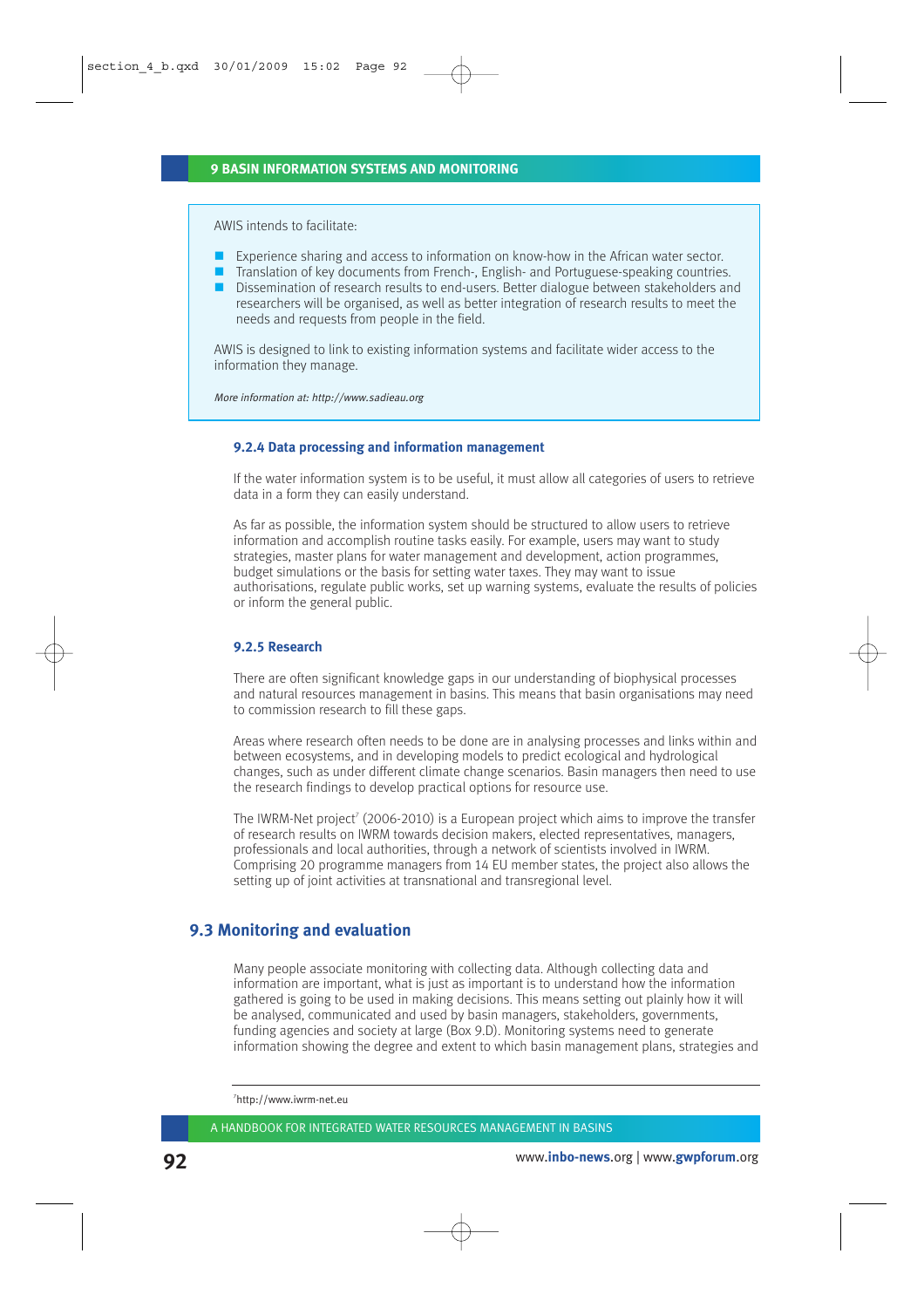AWIS intends to facilitate:

- Experience sharing and access to information on know-how in the African water sector.
- Translation of key documents from French-, English- and Portuguese-speaking countries.
- Dissemination of research results to end-users. Better dialogue between stakeholders and researchers will be organised, as well as better integration of research results to meet the needs and requests from people in the field.

AWIS is designed to link to existing information systems and facilitate wider access to the information they manage.

*More information at: http://www.sadieau.org*

### 9.2.4 Data processing and information management

If the water information system is to be useful, it must allow all categories of users to retrieve data in a form they can easily understand.

As far as possible, the information system should be structured to allow users to retrieve information and accomplish routine tasks easily. For example, users may want to study strategies, master plans for water management and development, action programmes, budget simulations or the basis for setting water taxes. They may want to issue authorisations, regulate public works, set up warning systems, evaluate the results of policies or inform the general public.

### 9.2.5 Research

There are often significant knowledge gaps in our understanding of biophysical processes and natural resources management in basins. This means that basin organisations may need to commission research to fill these gaps.

Areas where research often needs to be done are in analysing processes and links within and between ecosystems, and in developing models to predict ecological and hydrological changes, such as under different climate change scenarios. Basin managers then need to use the research findings to develop practical options for resource use.

The IWRM-Net project[7] (2006-2010) is a European project which aims to improve the transfer of research results on IWRM towards decision makers, elected representatives, managers, professionals and local authorities, through a network of scientists involved in IWRM. Comprising 20 programme managers from 14 EU member states, the project also allows the setting up of joint activities at transnational and transregional level.

## 9.3 Monitoring and evaluation

Many people associate monitoring with collecting data. Although collecting data and information are important, what is just as important is to understand how the information gathered is going to be used in making decisions. This means setting out plainly how it will be analysed, communicated and used by basin managers, stakeholders, governments, funding agencies and society at large (Box 9.D). Monitoring systems need to generate information showing the degree and extent to which basin management plans, strategies and

[7] http://www.iwrm-net.eu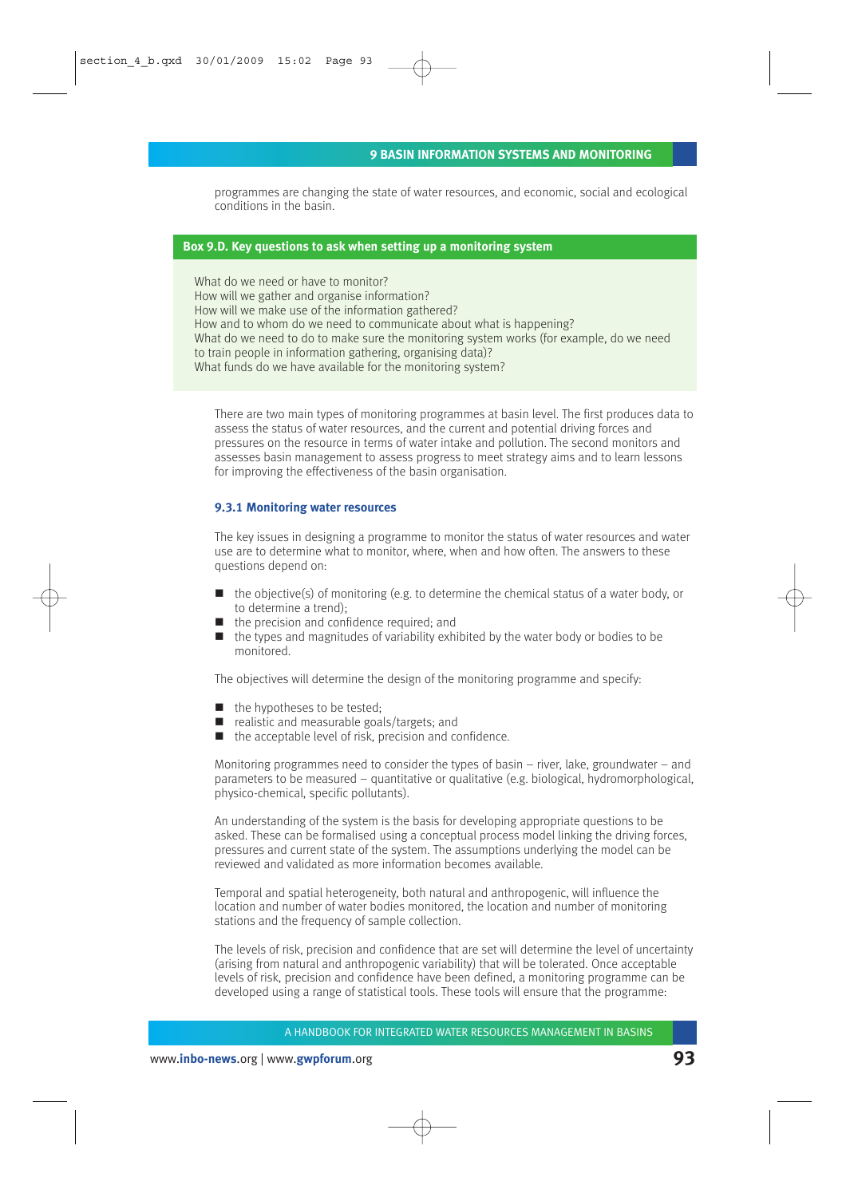programmes are changing the state of water resources, and economic, social and ecological conditions in the basin.

**Box 9.D. Key questions to ask when setting up a monitoring system**

What do we need or have to monitor?
How will we gather and organise information?
How will we make use of the information gathered?
How and to whom do we need to communicate about what is happening?
What do we need to do to make sure the monitoring system works (for example, do we need to train people in information gathering, organising data)?
What funds do we have available for the monitoring system?

There are two main types of monitoring programmes at basin level. The first produces data to assess the status of water resources, and the current and potential driving forces and pressures on the resource in terms of water intake and pollution. The second monitors and assesses basin management to assess progress to meet strategy aims and to learn lessons for improving the effectiveness of the basin organisation.

### 9.3.1 Monitoring water resources

The key issues in designing a programme to monitor the status of water resources and water use are to determine what to monitor, where, when and how often. The answers to these questions depend on:

- the objective(s) of monitoring (e.g. to determine the chemical status of a water body, or to determine a trend);
- the precision and confidence required; and
- the types and magnitudes of variability exhibited by the water body or bodies to be monitored.

The objectives will determine the design of the monitoring programme and specify:

- the hypotheses to be tested;
- realistic and measurable goals/targets; and
- the acceptable level of risk, precision and confidence.

Monitoring programmes need to consider the types of basin – river, lake, groundwater – and parameters to be measured – quantitative or qualitative (e.g. biological, hydromorphological, physico-chemical, specific pollutants).

An understanding of the system is the basis for developing appropriate questions to be asked. These can be formalised using a conceptual process model linking the driving forces, pressures and current state of the system. The assumptions underlying the model can be reviewed and validated as more information becomes available.

Temporal and spatial heterogeneity, both natural and anthropogenic, will influence the location and number of water bodies monitored, the location and number of monitoring stations and the frequency of sample collection.

The levels of risk, precision and confidence that are set will determine the level of uncertainty (arising from natural and anthropogenic variability) that will be tolerated. Once acceptable levels of risk, precision and confidence have been defined, a monitoring programme can be developed using a range of statistical tools. These tools will ensure that the programme: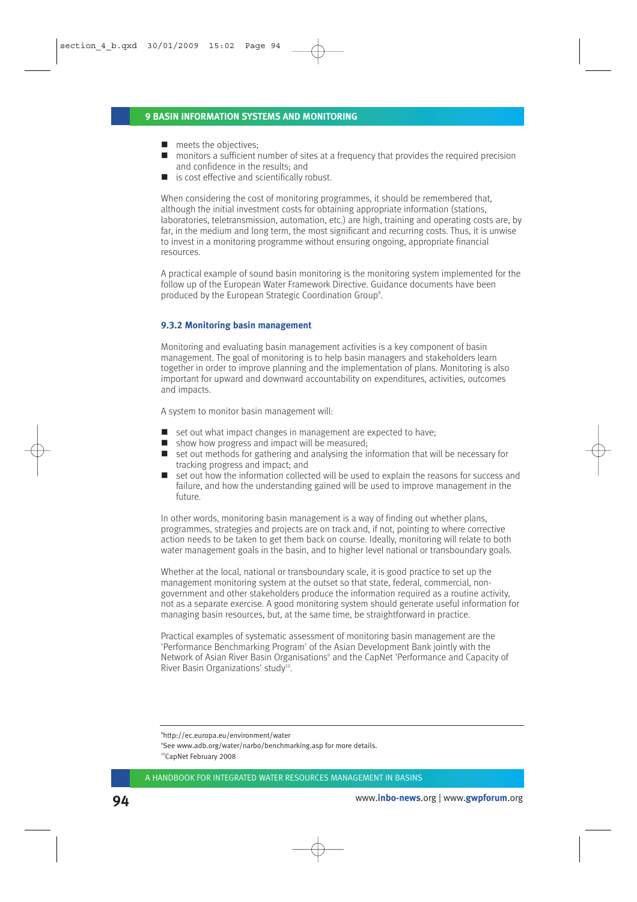- meets the objectives;
- monitors a sufficient number of sites at a frequency that provides the required precision and confidence in the results; and
- is cost effective and scientifically robust.

When considering the cost of monitoring programmes, it should be remembered that, although the initial investment costs for obtaining appropriate information (stations, laboratories, teletransmission, automation, etc.) are high, training and operating costs are, by far, in the medium and long term, the most significant and recurring costs. Thus, it is unwise to invest in a monitoring programme without ensuring ongoing, appropriate financial resources.

A practical example of sound basin monitoring is the monitoring system implemented for the follow up of the European Water Framework Directive. Guidance documents have been produced by the European Strategic Coordination Group[8].

### 9.3.2 Monitoring basin management

Monitoring and evaluating basin management activities is a key component of basin management. The goal of monitoring is to help basin managers and stakeholders learn together in order to improve planning and the implementation of plans. Monitoring is also important for upward and downward accountability on expenditures, activities, outcomes and impacts.

A system to monitor basin management will:

- set out what impact changes in management are expected to have;
- show how progress and impact will be measured;
- set out methods for gathering and analysing the information that will be necessary for tracking progress and impact; and
- set out how the information collected will be used to explain the reasons for success and failure, and how the understanding gained will be used to improve management in the future.

In other words, monitoring basin management is a way of finding out whether plans, programmes, strategies and projects are on track and, if not, pointing to where corrective action needs to be taken to get them back on course. Ideally, monitoring will relate to both water management goals in the basin, and to higher level national or transboundary goals.

Whether at the local, national or transboundary scale, it is good practice to set up the management monitoring system at the outset so that state, federal, commercial, non-government and other stakeholders produce the information required as a routine activity, not as a separate exercise. A good monitoring system should generate useful information for managing basin resources, but, at the same time, be straightforward in practice.

Practical examples of systematic assessment of monitoring basin management are the 'Performance Benchmarking Program' of the Asian Development Bank jointly with the Network of Asian River Basin Organisations[9] and the CapNet 'Performance and Capacity of River Basin Organizations' study[10].

---

[8]http://ec.europa.eu/environment/water

[9]See www.adb.org/water/narbo/benchmarking.asp for more details.

[10]CapNet February 2008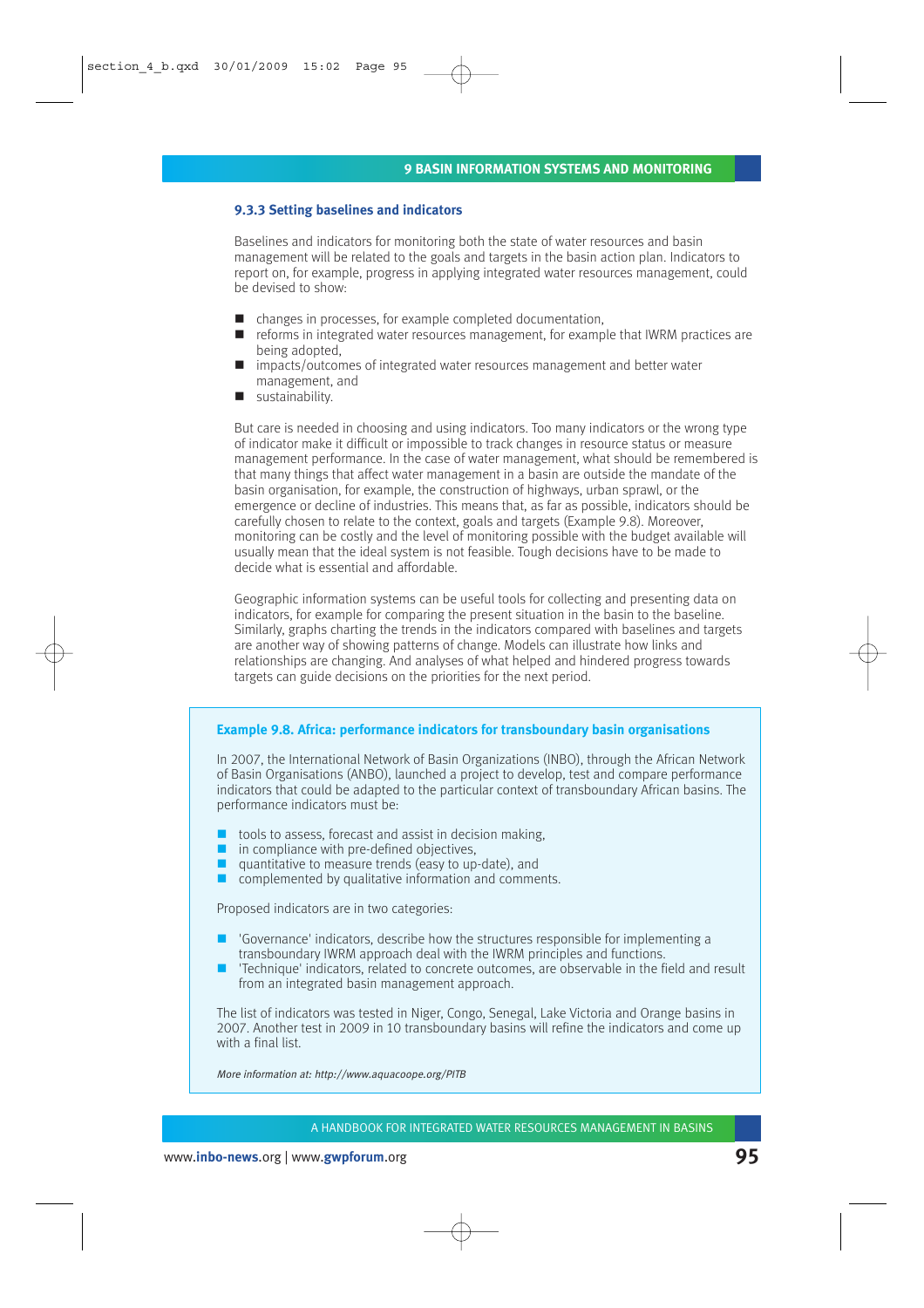### 9.3.3 Setting baselines and indicators

Baselines and indicators for monitoring both the state of water resources and basin management will be related to the goals and targets in the basin action plan. Indicators to report on, for example, progress in applying integrated water resources management, could be devised to show:

- changes in processes, for example completed documentation,
- reforms in integrated water resources management, for example that IWRM practices are being adopted,
- impacts/outcomes of integrated water resources management and better water management, and
- sustainability.

But care is needed in choosing and using indicators. Too many indicators or the wrong type of indicator make it difficult or impossible to track changes in resource status or measure management performance. In the case of water management, what should be remembered is that many things that affect water management in a basin are outside the mandate of the basin organisation, for example, the construction of highways, urban sprawl, or the emergence or decline of industries. This means that, as far as possible, indicators should be carefully chosen to relate to the context, goals and targets (Example 9.8). Moreover, monitoring can be costly and the level of monitoring possible with the budget available will usually mean that the ideal system is not feasible. Tough decisions have to be made to decide what is essential and affordable.

Geographic information systems can be useful tools for collecting and presenting data on indicators, for example for comparing the present situation in the basin to the baseline. Similarly, graphs charting the trends in the indicators compared with baselines and targets are another way of showing patterns of change. Models can illustrate how links and relationships are changing. And analyses of what helped and hindered progress towards targets can guide decisions on the priorities for the next period.

#### Example 9.8. Africa: performance indicators for transboundary basin organisations

In 2007, the International Network of Basin Organizations (INBO), through the African Network of Basin Organisations (ANBO), launched a project to develop, test and compare performance indicators that could be adapted to the particular context of transboundary African basins. The performance indicators must be:

- tools to assess, forecast and assist in decision making,
- in compliance with pre-defined objectives,
- quantitative to measure trends (easy to up-date), and
- complemented by qualitative information and comments.

Proposed indicators are in two categories:

- 'Governance' indicators, describe how the structures responsible for implementing a transboundary IWRM approach deal with the IWRM principles and functions.
- 'Technique' indicators, related to concrete outcomes, are observable in the field and result from an integrated basin management approach.

The list of indicators was tested in Niger, Congo, Senegal, Lake Victoria and Orange basins in 2007. Another test in 2009 in 10 transboundary basins will refine the indicators and come up with a final list.

*More information at: http://www.aquacoope.org/PITB*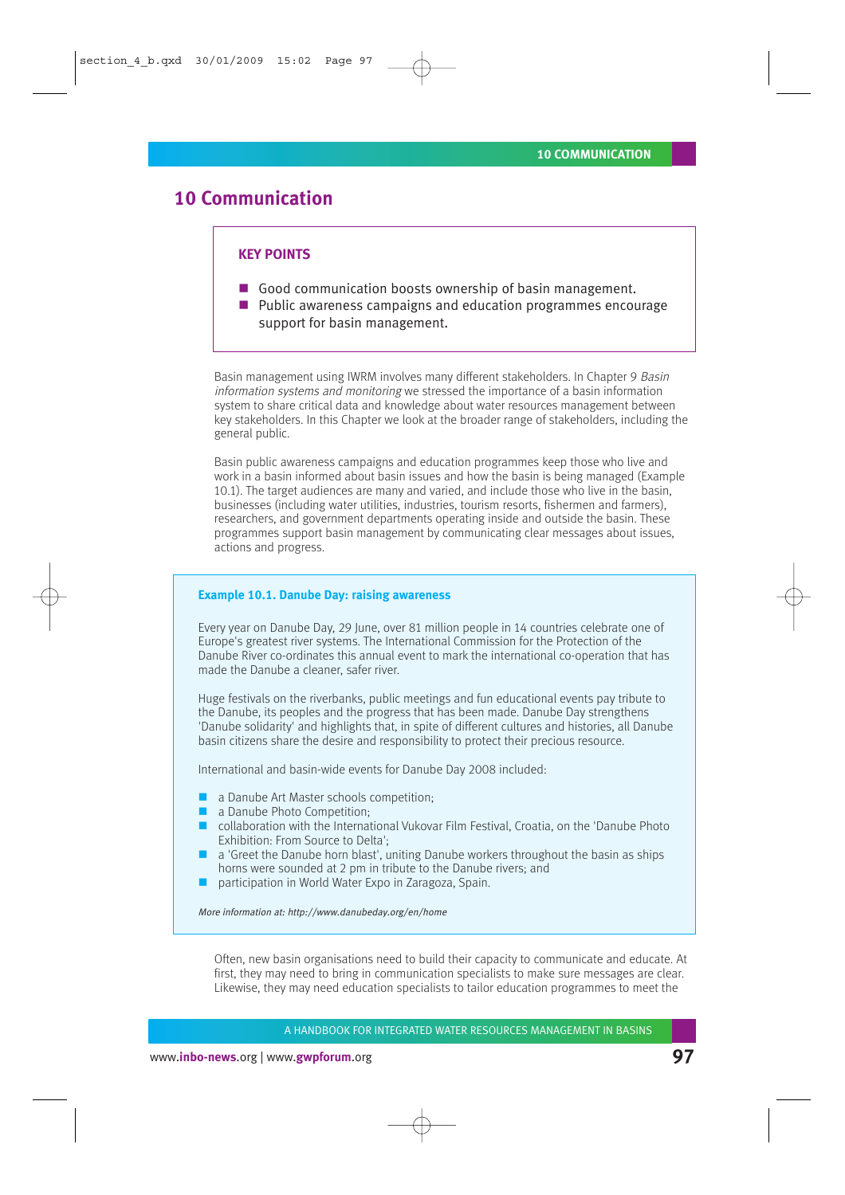# 10 Communication

### KEY POINTS

- Good communication boosts ownership of basin management.
- Public awareness campaigns and education programmes encourage support for basin management.

Basin management using IWRM involves many different stakeholders. In Chapter 9 *Basin information systems and monitoring* we stressed the importance of a basin information system to share critical data and knowledge about water resources management between key stakeholders. In this Chapter we look at the broader range of stakeholders, including the general public.

Basin public awareness campaigns and education programmes keep those who live and work in a basin informed about basin issues and how the basin is being managed (Example 10.1). The target audiences are many and varied, and include those who live in the basin, businesses (including water utilities, industries, tourism resorts, fishermen and farmers), researchers, and government departments operating inside and outside the basin. These programmes support basin management by communicating clear messages about issues, actions and progress.

> **Example 10.1. Danube Day: raising awareness**
>
> Every year on Danube Day, 29 June, over 81 million people in 14 countries celebrate one of Europe's greatest river systems. The International Commission for the Protection of the Danube River co-ordinates this annual event to mark the international co-operation that has made the Danube a cleaner, safer river.
>
> Huge festivals on the riverbanks, public meetings and fun educational events pay tribute to the Danube, its peoples and the progress that has been made. Danube Day strengthens 'Danube solidarity' and highlights that, in spite of different cultures and histories, all Danube basin citizens share the desire and responsibility to protect their precious resource.
>
> International and basin-wide events for Danube Day 2008 included:
>
> - a Danube Art Master schools competition;
> - a Danube Photo Competition;
> - collaboration with the International Vukovar Film Festival, Croatia, on the 'Danube Photo Exhibition: From Source to Delta';
> - a 'Greet the Danube horn blast', uniting Danube workers throughout the basin as ships horns were sounded at 2 pm in tribute to the Danube rivers; and
> - participation in World Water Expo in Zaragoza, Spain.
>
> *More information at: http://www.danubeday.org/en/home*

Often, new basin organisations need to build their capacity to communicate and educate. At first, they may need to bring in communication specialists to make sure messages are clear. Likewise, they may need education specialists to tailor education programmes to meet the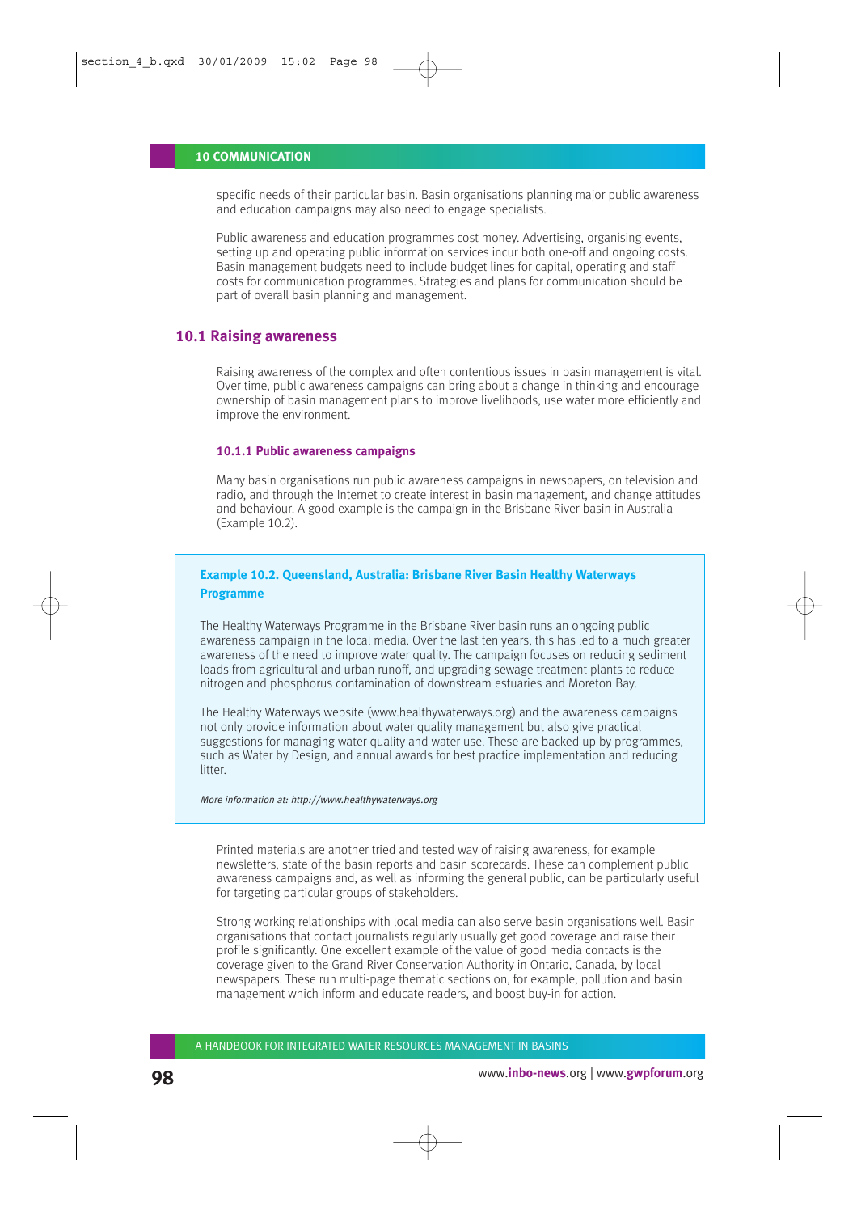specific needs of their particular basin. Basin organisations planning major public awareness and education campaigns may also need to engage specialists.

Public awareness and education programmes cost money. Advertising, organising events, setting up and operating public information services incur both one-off and ongoing costs. Basin management budgets need to include budget lines for capital, operating and staff costs for communication programmes. Strategies and plans for communication should be part of overall basin planning and management.

## 10.1 Raising awareness

Raising awareness of the complex and often contentious issues in basin management is vital. Over time, public awareness campaigns can bring about a change in thinking and encourage ownership of basin management plans to improve livelihoods, use water more efficiently and improve the environment.

### 10.1.1 Public awareness campaigns

Many basin organisations run public awareness campaigns in newspapers, on television and radio, and through the Internet to create interest in basin management, and change attitudes and behaviour. A good example is the campaign in the Brisbane River basin in Australia (Example 10.2).

> **Example 10.2. Queensland, Australia: Brisbane River Basin Healthy Waterways Programme**
>
> The Healthy Waterways Programme in the Brisbane River basin runs an ongoing public awareness campaign in the local media. Over the last ten years, this has led to a much greater awareness of the need to improve water quality. The campaign focuses on reducing sediment loads from agricultural and urban runoff, and upgrading sewage treatment plants to reduce nitrogen and phosphorus contamination of downstream estuaries and Moreton Bay.
>
> The Healthy Waterways website (www.healthywaterways.org) and the awareness campaigns not only provide information about water quality management but also give practical suggestions for managing water quality and water use. These are backed up by programmes, such as Water by Design, and annual awards for best practice implementation and reducing litter.
>
> *More information at: http://www.healthywaterways.org*

Printed materials are another tried and tested way of raising awareness, for example newsletters, state of the basin reports and basin scorecards. These can complement public awareness campaigns and, as well as informing the general public, can be particularly useful for targeting particular groups of stakeholders.

Strong working relationships with local media can also serve basin organisations well. Basin organisations that contact journalists regularly usually get good coverage and raise their profile significantly. One excellent example of the value of good media contacts is the coverage given to the Grand River Conservation Authority in Ontario, Canada, by local newspapers. These run multi-page thematic sections on, for example, pollution and basin management which inform and educate readers, and boost buy-in for action.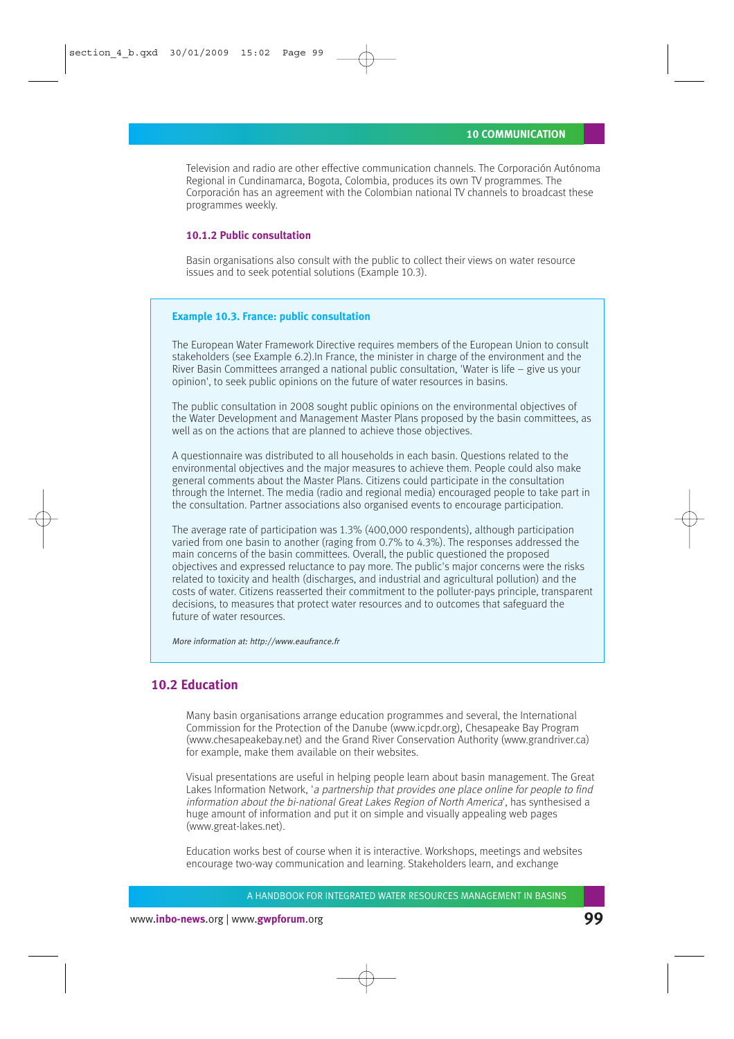Television and radio are other effective communication channels. The Corporación Autónoma Regional in Cundinamarca, Bogota, Colombia, produces its own TV programmes. The Corporación has an agreement with the Colombian national TV channels to broadcast these programmes weekly.

### 10.1.2 Public consultation

Basin organisations also consult with the public to collect their views on water resource issues and to seek potential solutions (Example 10.3).

> **Example 10.3. France: public consultation**
>
> The European Water Framework Directive requires members of the European Union to consult stakeholders (see Example 6.2).In France, the minister in charge of the environment and the River Basin Committees arranged a national public consultation, 'Water is life – give us your opinion', to seek public opinions on the future of water resources in basins.
>
> The public consultation in 2008 sought public opinions on the environmental objectives of the Water Development and Management Master Plans proposed by the basin committees, as well as on the actions that are planned to achieve those objectives.
>
> A questionnaire was distributed to all households in each basin. Questions related to the environmental objectives and the major measures to achieve them. People could also make general comments about the Master Plans. Citizens could participate in the consultation through the Internet. The media (radio and regional media) encouraged people to take part in the consultation. Partner associations also organised events to encourage participation.
>
> The average rate of participation was 1.3% (400,000 respondents), although participation varied from one basin to another (raging from 0.7% to 4.3%). The responses addressed the main concerns of the basin committees. Overall, the public questioned the proposed objectives and expressed reluctance to pay more. The public's major concerns were the risks related to toxicity and health (discharges, and industrial and agricultural pollution) and the costs of water. Citizens reasserted their commitment to the polluter-pays principle, transparent decisions, to measures that protect water resources and to outcomes that safeguard the future of water resources.
>
> *More information at: http://www.eaufrance.fr*

## 10.2 Education

Many basin organisations arrange education programmes and several, the International Commission for the Protection of the Danube (www.icpdr.org), Chesapeake Bay Program (www.chesapeakebay.net) and the Grand River Conservation Authority (www.grandriver.ca) for example, make them available on their websites.

Visual presentations are useful in helping people learn about basin management. The Great Lakes Information Network, '*a partnership that provides one place online for people to find information about the bi-national Great Lakes Region of North America*', has synthesised a huge amount of information and put it on simple and visually appealing web pages (www.great-lakes.net).

Education works best of course when it is interactive. Workshops, meetings and websites encourage two-way communication and learning. Stakeholders learn, and exchange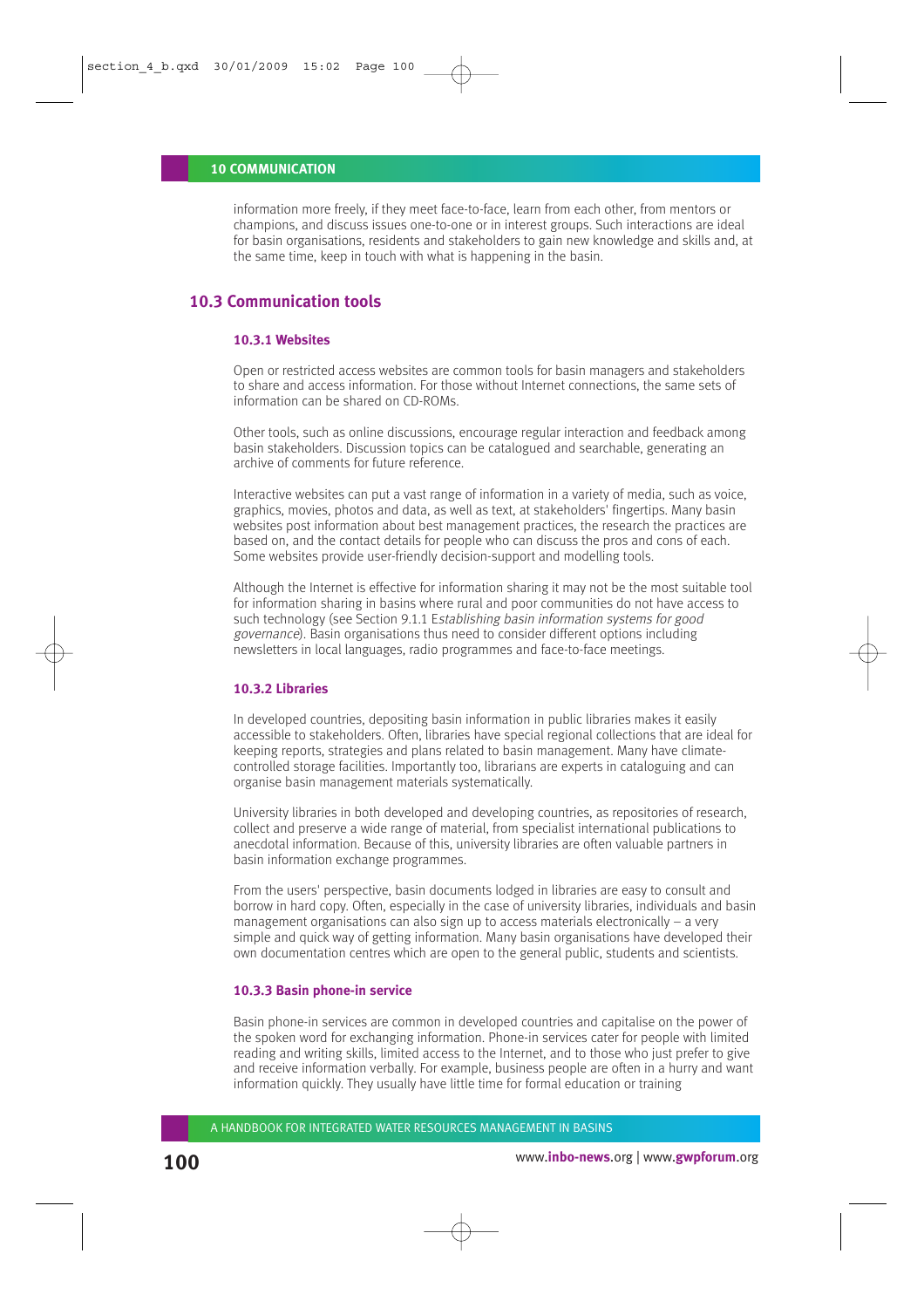information more freely, if they meet face-to-face, learn from each other, from mentors or champions, and discuss issues one-to-one or in interest groups. Such interactions are ideal for basin organisations, residents and stakeholders to gain new knowledge and skills and, at the same time, keep in touch with what is happening in the basin.

## 10.3 Communication tools

### 10.3.1 Websites

Open or restricted access websites are common tools for basin managers and stakeholders to share and access information. For those without Internet connections, the same sets of information can be shared on CD-ROMs.

Other tools, such as online discussions, encourage regular interaction and feedback among basin stakeholders. Discussion topics can be catalogued and searchable, generating an archive of comments for future reference.

Interactive websites can put a vast range of information in a variety of media, such as voice, graphics, movies, photos and data, as well as text, at stakeholders' fingertips. Many basin websites post information about best management practices, the research the practices are based on, and the contact details for people who can discuss the pros and cons of each. Some websites provide user-friendly decision-support and modelling tools.

Although the Internet is effective for information sharing it may not be the most suitable tool for information sharing in basins where rural and poor communities do not have access to such technology (see Section 9.1.1 E*stablishing basin information systems for good governance*). Basin organisations thus need to consider different options including newsletters in local languages, radio programmes and face-to-face meetings.

### 10.3.2 Libraries

In developed countries, depositing basin information in public libraries makes it easily accessible to stakeholders. Often, libraries have special regional collections that are ideal for keeping reports, strategies and plans related to basin management. Many have climate-controlled storage facilities. Importantly too, librarians are experts in cataloguing and can organise basin management materials systematically.

University libraries in both developed and developing countries, as repositories of research, collect and preserve a wide range of material, from specialist international publications to anecdotal information. Because of this, university libraries are often valuable partners in basin information exchange programmes.

From the users' perspective, basin documents lodged in libraries are easy to consult and borrow in hard copy. Often, especially in the case of university libraries, individuals and basin management organisations can also sign up to access materials electronically – a very simple and quick way of getting information. Many basin organisations have developed their own documentation centres which are open to the general public, students and scientists.

### 10.3.3 Basin phone-in service

Basin phone-in services are common in developed countries and capitalise on the power of the spoken word for exchanging information. Phone-in services cater for people with limited reading and writing skills, limited access to the Internet, and to those who just prefer to give and receive information verbally. For example, business people are often in a hurry and want information quickly. They usually have little time for formal education or training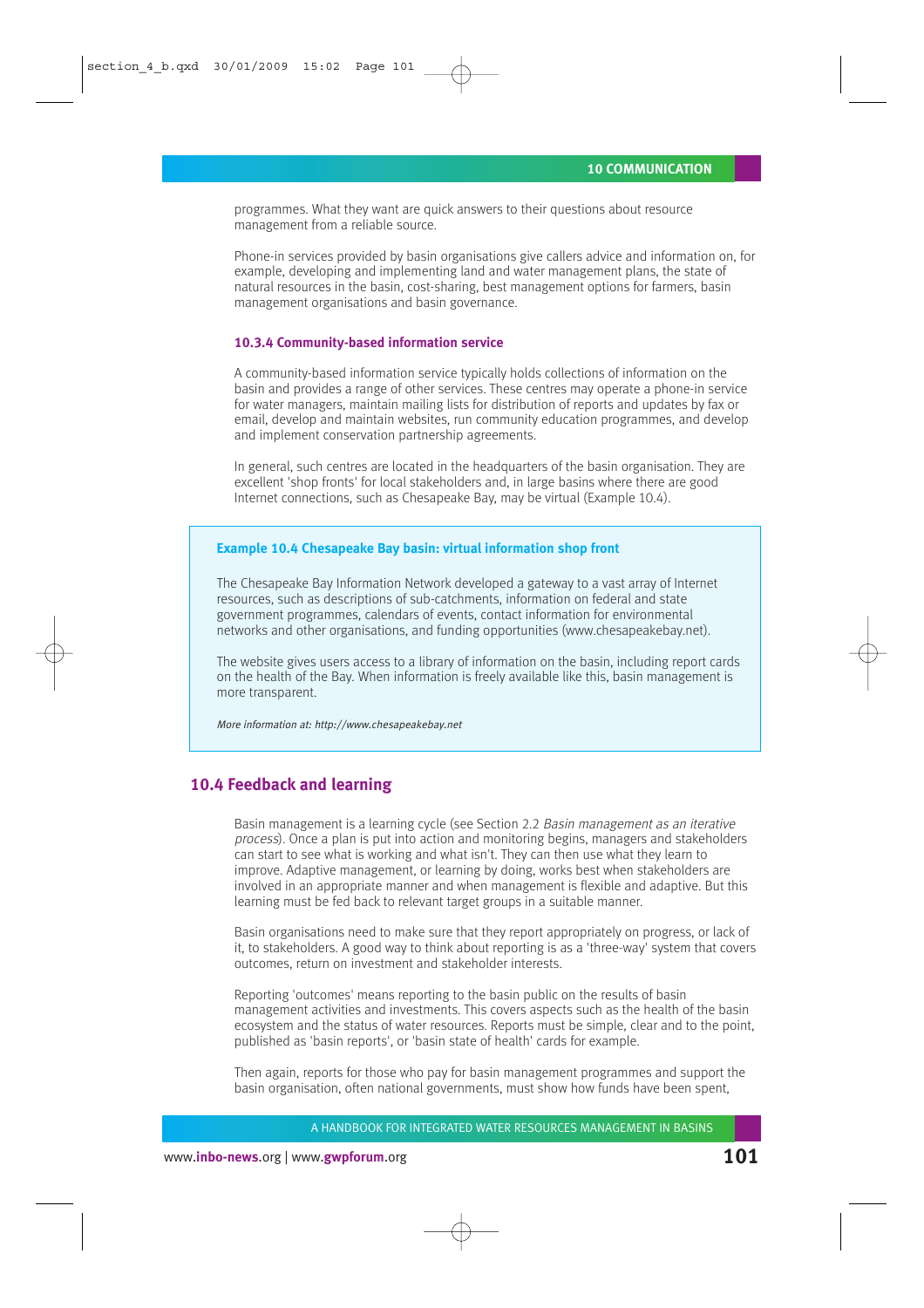programmes. What they want are quick answers to their questions about resource management from a reliable source.

Phone-in services provided by basin organisations give callers advice and information on, for example, developing and implementing land and water management plans, the state of natural resources in the basin, cost-sharing, best management options for farmers, basin management organisations and basin governance.

### 10.3.4 Community-based information service

A community-based information service typically holds collections of information on the basin and provides a range of other services. These centres may operate a phone-in service for water managers, maintain mailing lists for distribution of reports and updates by fax or email, develop and maintain websites, run community education programmes, and develop and implement conservation partnership agreements.

In general, such centres are located in the headquarters of the basin organisation. They are excellent 'shop fronts' for local stakeholders and, in large basins where there are good Internet connections, such as Chesapeake Bay, may be virtual (Example 10.4).

**Example 10.4 Chesapeake Bay basin: virtual information shop front**

The Chesapeake Bay Information Network developed a gateway to a vast array of Internet resources, such as descriptions of sub-catchments, information on federal and state government programmes, calendars of events, contact information for environmental networks and other organisations, and funding opportunities (www.chesapeakebay.net).

The website gives users access to a library of information on the basin, including report cards on the health of the Bay. When information is freely available like this, basin management is more transparent.

*More information at: http://www.chesapeakebay.net*

## 10.4 Feedback and learning

Basin management is a learning cycle (see Section 2.2 *Basin management as an iterative process*). Once a plan is put into action and monitoring begins, managers and stakeholders can start to see what is working and what isn't. They can then use what they learn to improve. Adaptive management, or learning by doing, works best when stakeholders are involved in an appropriate manner and when management is flexible and adaptive. But this learning must be fed back to relevant target groups in a suitable manner.

Basin organisations need to make sure that they report appropriately on progress, or lack of it, to stakeholders. A good way to think about reporting is as a 'three-way' system that covers outcomes, return on investment and stakeholder interests.

Reporting 'outcomes' means reporting to the basin public on the results of basin management activities and investments. This covers aspects such as the health of the basin ecosystem and the status of water resources. Reports must be simple, clear and to the point, published as 'basin reports', or 'basin state of health' cards for example.

Then again, reports for those who pay for basin management programmes and support the basin organisation, often national governments, must show how funds have been spent,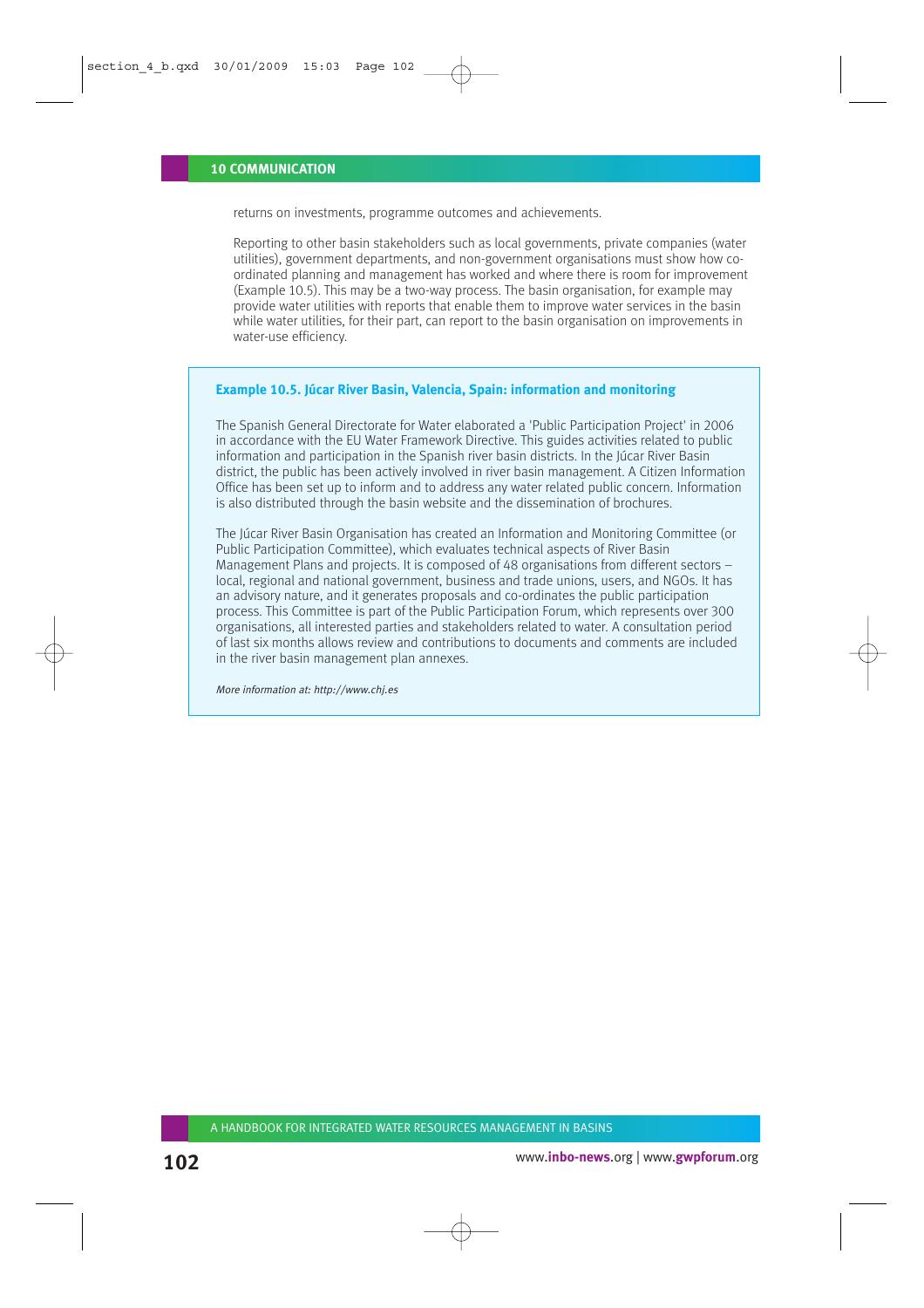returns on investments, programme outcomes and achievements.

Reporting to other basin stakeholders such as local governments, private companies (water utilities), government departments, and non-government organisations must show how co-ordinated planning and management has worked and where there is room for improvement (Example 10.5). This may be a two-way process. The basin organisation, for example may provide water utilities with reports that enable them to improve water services in the basin while water utilities, for their part, can report to the basin organisation on improvements in water-use efficiency.

> **Example 10.5. Júcar River Basin, Valencia, Spain: information and monitoring**
>
> The Spanish General Directorate for Water elaborated a 'Public Participation Project' in 2006 in accordance with the EU Water Framework Directive. This guides activities related to public information and participation in the Spanish river basin districts. In the Júcar River Basin district, the public has been actively involved in river basin management. A Citizen Information Office has been set up to inform and to address any water related public concern. Information is also distributed through the basin website and the dissemination of brochures.
>
> The Júcar River Basin Organisation has created an Information and Monitoring Committee (or Public Participation Committee), which evaluates technical aspects of River Basin Management Plans and projects. It is composed of 48 organisations from different sectors – local, regional and national government, business and trade unions, users, and NGOs. It has an advisory nature, and it generates proposals and co-ordinates the public participation process. This Committee is part of the Public Participation Forum, which represents over 300 organisations, all interested parties and stakeholders related to water. A consultation period of last six months allows review and contributions to documents and comments are included in the river basin management plan annexes.
>
> *More information at: http://www.chj.es*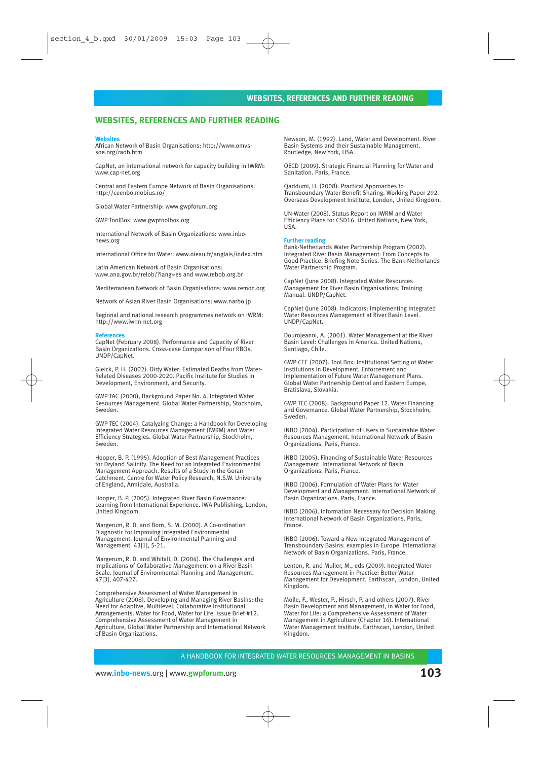## WEBSITES, REFERENCES AND FURTHER READING

### Websites

African Network of Basin Organisations: http://www.omvs-soe.org/raob.htm

CapNet, an international network for capacity building in IWRM: www.cap-net.org

Central and Eastern Europe Network of Basin Organisations: http://ceenbo.mobius.ro/

Global Water Partnership: www.gwpforum.org

GWP ToolBox: www.gwptoolbox.org

International Network of Basin Organizations: www.inbo-news.org

International Office for Water: www.oieau.fr/anglais/index.htm

Latin American Network of Basin Organisations: www.ana.gov.br/relob/?lang=es and www.rebob.org.br

Mediterranean Network of Basin Organisations: www.remoc.org

Network of Asian River Basin Organisations: www.narbo.jp

Regional and national research programmes network on IWRM: http://www.iwrm-net.org

### References

CapNet (February 2008). Performance and Capacity of River Basin Organizations. Cross-case Comparison of Four RBOs. UNDP/CapNet.

Gleick, P. H. (2002). Dirty Water: Estimated Deaths from Water-Related Diseases 2000-2020. Pacific Institute for Studies in Development, Environment, and Security.

GWP TAC (2000), Background Paper No. 4. Integrated Water Resources Management. Global Water Partnership, Stockholm, Sweden.

GWP TEC (2004). Catalyzing Change: a Handbook for Developing Integrated Water Resources Management (IWRM) and Water Efficiency Strategies. Global Water Partnership, Stockholm, Sweden.

Hooper, B. P. (1995). Adoption of Best Management Practices for Dryland Salinity. The Need for an Integrated Environmental Management Approach. Results of a Study in the Goran Catchment. Centre for Water Policy Research, N.S.W. University of England, Armidale, Australia.

Hooper, B. P. (2005). Integrated River Basin Governance: Learning from International Experience. IWA Publishing, London, United Kingdom.

Margerum, R. D. and Born, S. M. (2000). A Co-ordination Diagnostic for Improving Integrated Environmental Management. Journal of Environmental Planning and Management. 43[1], 5-21.

Margerum, R. D. and Whitall, D. (2004). The Challenges and Implications of Collaborative Management on a River Basin Scale. Journal of Environmental Planning and Management. 47[3], 407-427.

Comprehensive Assessment of Water Management in Agriculture (2008). Developing and Managing River Basins: the Need for Adaptive, Multilevel, Collaborative Institutional Arrangements. Water for Food, Water for Life. Issue Brief #12. Comprehensive Assessment of Water Management in Agriculture, Global Water Partnership and International Network of Basin Organizations.

Newson, M. (1992). Land, Water and Development. River Basin Systems and their Sustainable Management. Routledge, New York, USA.

OECD (2009). Strategic Financial Planning for Water and Sanitation. Paris, France.

Qaddumi, H. (2008). Practical Approaches to Transboundary Water Benefit Sharing. Working Paper 292. Overseas Development Institute, London, United Kingdom.

UN-Water (2008). Status Report on IWRM and Water Efficiency Plans for CSD16. United Nations, New York, USA.

### Further reading

Bank-Netherlands Water Partnership Program (2002). Integrated River Basin Management: From Concepts to Good Practice. Briefing Note Series. The Bank-Netherlands Water Partnership Program.

CapNet (June 2008). Integrated Water Resources Management for River Basin Organisations: Training Manual. UNDP/CapNet.

CapNet (June 2008). Indicators: Implementing Integrated Water Resources Management at River Basin Level. UNDP/CapNet.

Dourojeanni, A. (2001). Water Management at the River Basin Level: Challenges in America. United Nations, Santiago, Chile.

GWP CEE (2007). Tool Box: Institutional Setting of Water Institutions in Development, Enforcement and Implementation of Future Water Management Plans. Global Water Partnership Central and Eastern Europe, Bratislava, Slovakia.

GWP TEC (2008). Background Paper 12. Water Financing and Governance. Global Water Partnership, Stockholm, Sweden.

INBO (2004). Participation of Users in Sustainable Water Resources Management. International Network of Basin Organizations. Paris, France.

INBO (2005). Financing of Sustainable Water Resources Management. International Network of Basin Organizations. Paris, France.

INBO (2006). Formulation of Water Plans for Water Development and Management. International Network of Basin Organizations. Paris, France.

INBO (2006). Information Necessary for Decision Making. International Network of Basin Organizations. Paris, France.

INBO (2006). Toward a New Integrated Management of Transboundary Basins: examples in Europe. International Network of Basin Organizations. Paris, France.

Lenton, R. and Muller, M., eds (2009). Integrated Water Resources Management in Practice: Better Water Management for Development. Earthscan, London, United Kingdom.

Molle, F., Wester, P., Hirsch, P. and others (2007). River Basin Development and Management, in Water for Food, Water for Life: a Comprehensive Assessment of Water Management in Agriculture (Chapter 16). International Water Management Institute. Earthscan, London, United Kingdom.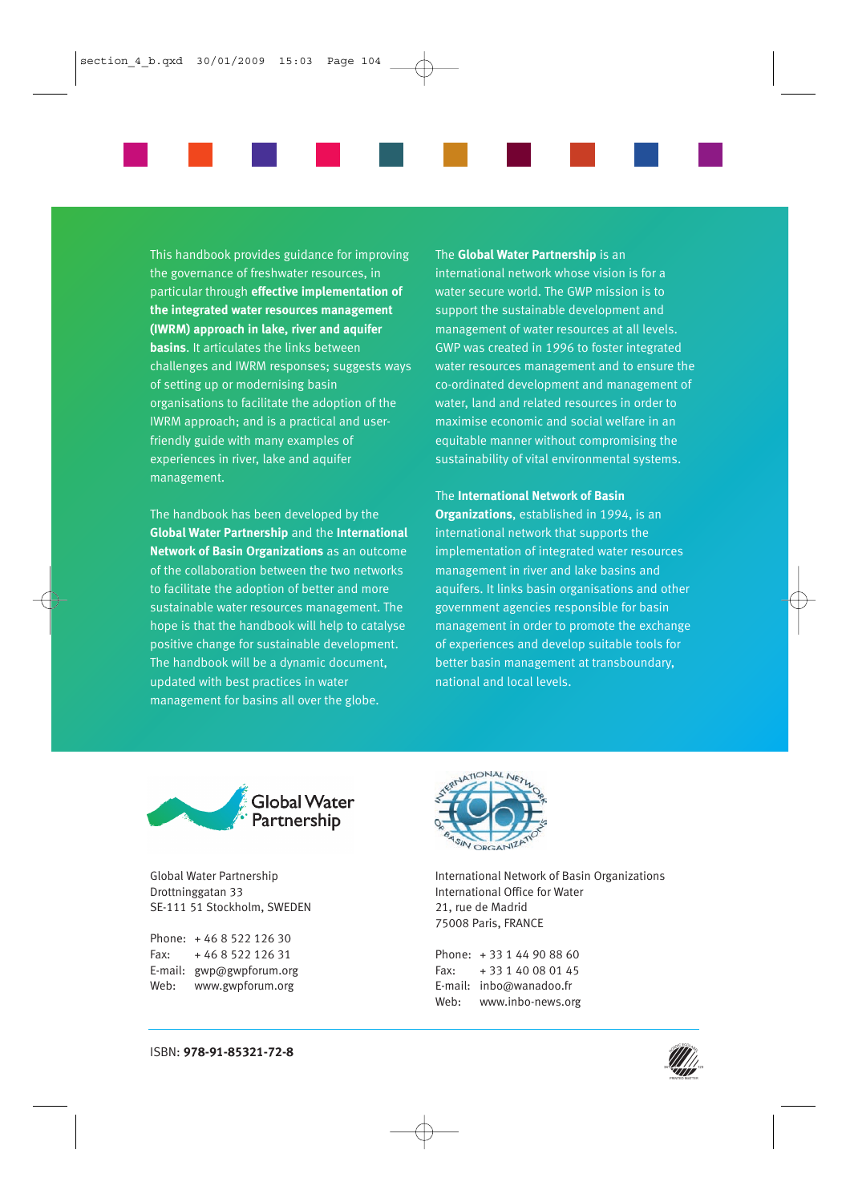This handbook provides guidance for improving the governance of freshwater resources, in particular through **effective implementation of the integrated water resources management (IWRM) approach in lake, river and aquifer basins**. It articulates the links between challenges and IWRM responses; suggests ways of setting up or modernising basin organisations to facilitate the adoption of the IWRM approach; and is a practical and user-friendly guide with many examples of experiences in river, lake and aquifer management.

The handbook has been developed by the **Global Water Partnership** and the **International Network of Basin Organizations** as an outcome of the collaboration between the two networks to facilitate the adoption of better and more sustainable water resources management. The hope is that the handbook will help to catalyse positive change for sustainable development. The handbook will be a dynamic document, updated with best practices in water management for basins all over the globe.

The **Global Water Partnership** is an international network whose vision is for a water secure world. The GWP mission is to support the sustainable development and management of water resources at all levels. GWP was created in 1996 to foster integrated water resources management and to ensure the co-ordinated development and management of water, land and related resources in order to maximise economic and social welfare in an equitable manner without compromising the sustainability of vital environmental systems.

The **International Network of Basin Organizations**, established in 1994, is an international network that supports the implementation of integrated water resources management in river and lake basins and aquifers. It links basin organisations and other government agencies responsible for basin management in order to promote the exchange of experiences and develop suitable tools for better basin management at transboundary, national and local levels.

Global Water Partnership

Global Water Partnership
Drottninggatan 33
SE-111 51 Stockholm, SWEDEN

Phone: + 46 8 522 126 30
Fax: + 46 8 522 126 31
E-mail: gwp@gwpforum.org
Web: www.gwpforum.org

International Network of Basin Organizations

International Network of Basin Organizations
International Office for Water
21, rue de Madrid
75008 Paris, FRANCE

Phone: + 33 1 44 90 88 60
Fax: + 33 1 40 08 01 45
E-mail: inbo@wanadoo.fr
Web: www.inbo-news.org

ISBN: **978-91-85321-72-8**